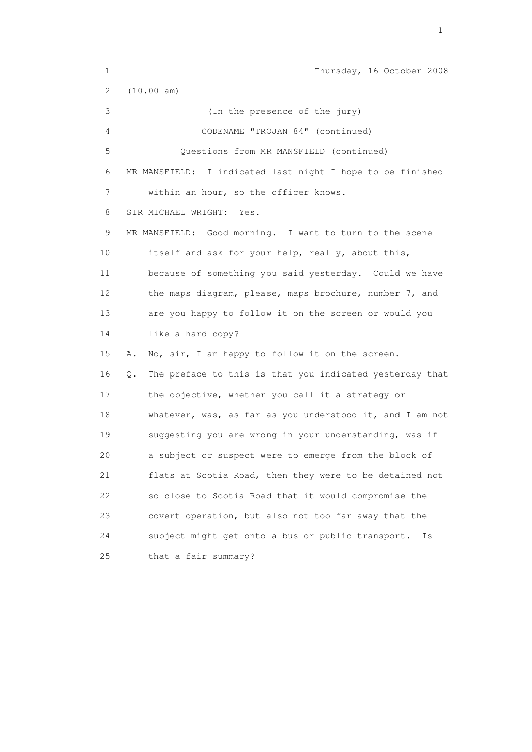Thursday, 16 October 2008

(10.00 am)

(In the presence of the jury)

CODENAME "TROJAN 84" (continued)

Questions from MR MANSFIELD (continued)

MR MANSFIELD: I indicated last night I hope to be finished within an hour, so the officer knows.

SIR MICHAEL WRIGHT: Yes.

MR MANSFIELD: Good morning. I want to turn to the scene itself and ask for your help, really, about this, because of something you said yesterday. Could we have the maps diagram, please, maps brochure, number 7, and are you happy to follow it on the screen or would you like a hard copy?

A. No, sir, I am happy to follow it on the screen.

Q. The preface to this is that you indicated yesterday that the objective, whether you call it a strategy or whatever, was, as far as you understood it, and I am not suggesting you are wrong in your understanding, was if a subject or suspect were to emerge from the block of flats at Scotia Road, then they were to be detained not so close to Scotia Road that it would compromise the covert operation, but also not too far away that the subject might get onto a bus or public transport. Is that a fair summary?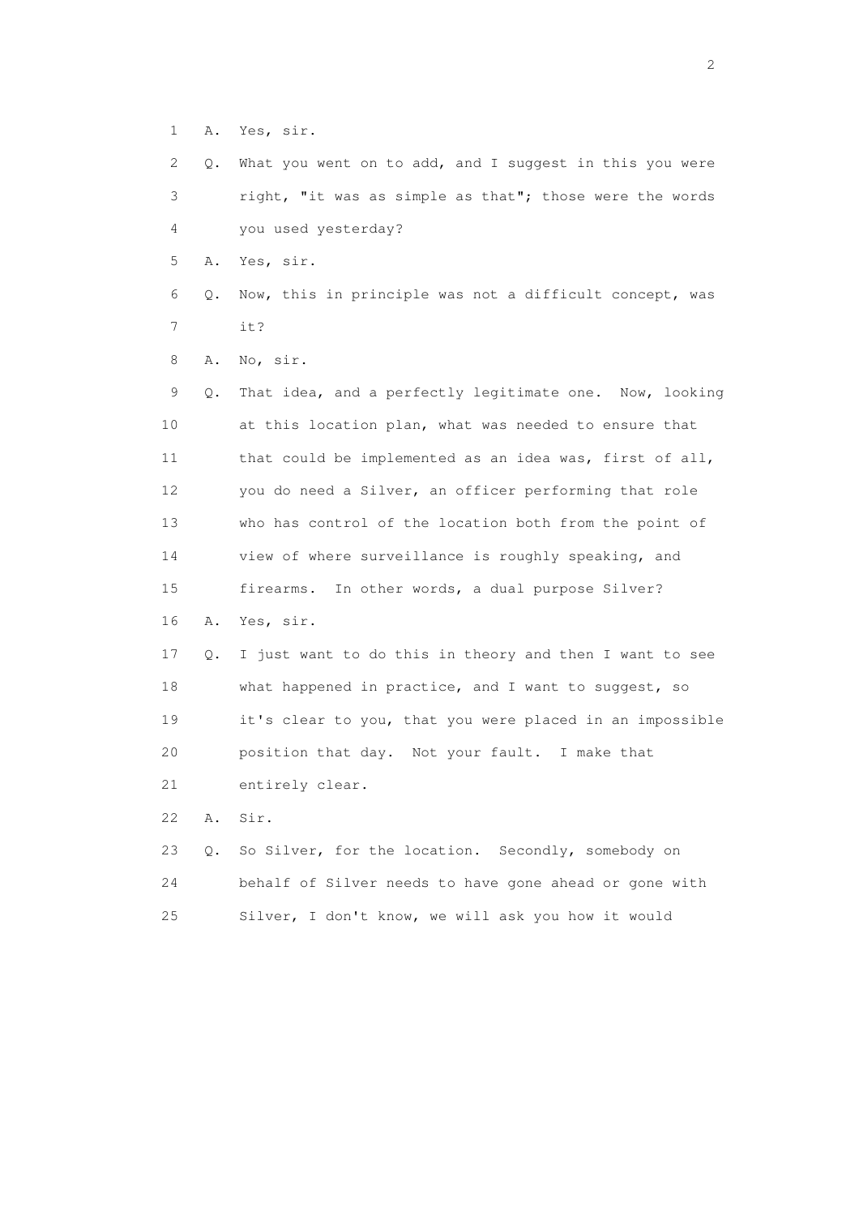1 A. Yes, sir.

2 Q. What you went on to add, and I suggest in this you were
3 right, "it was as simple as that"; those were the words
4 you used yesterday?

5 A. Yes, sir.

6 Q. Now, this in principle was not a difficult concept, was
7 it?

8 A. No, sir.

9 Q. That idea, and a perfectly legitimate one. Now, looking
10 at this location plan, what was needed to ensure that
11 that could be implemented as an idea was, first of all,
12 you do need a Silver, an officer performing that role
13 who has control of the location both from the point of
14 view of where surveillance is roughly speaking, and
15 firearms. In other words, a dual purpose Silver?

16 A. Yes, sir.

17 Q. I just want to do this in theory and then I want to see
18 what happened in practice, and I want to suggest, so
19 it's clear to you, that you were placed in an impossible
20 position that day. Not your fault. I make that
21 entirely clear.

22 A. Sir.

23 Q. So Silver, for the location. Secondly, somebody on
24 behalf of Silver needs to have gone ahead or gone with
25 Silver, I don't know, we will ask you how it would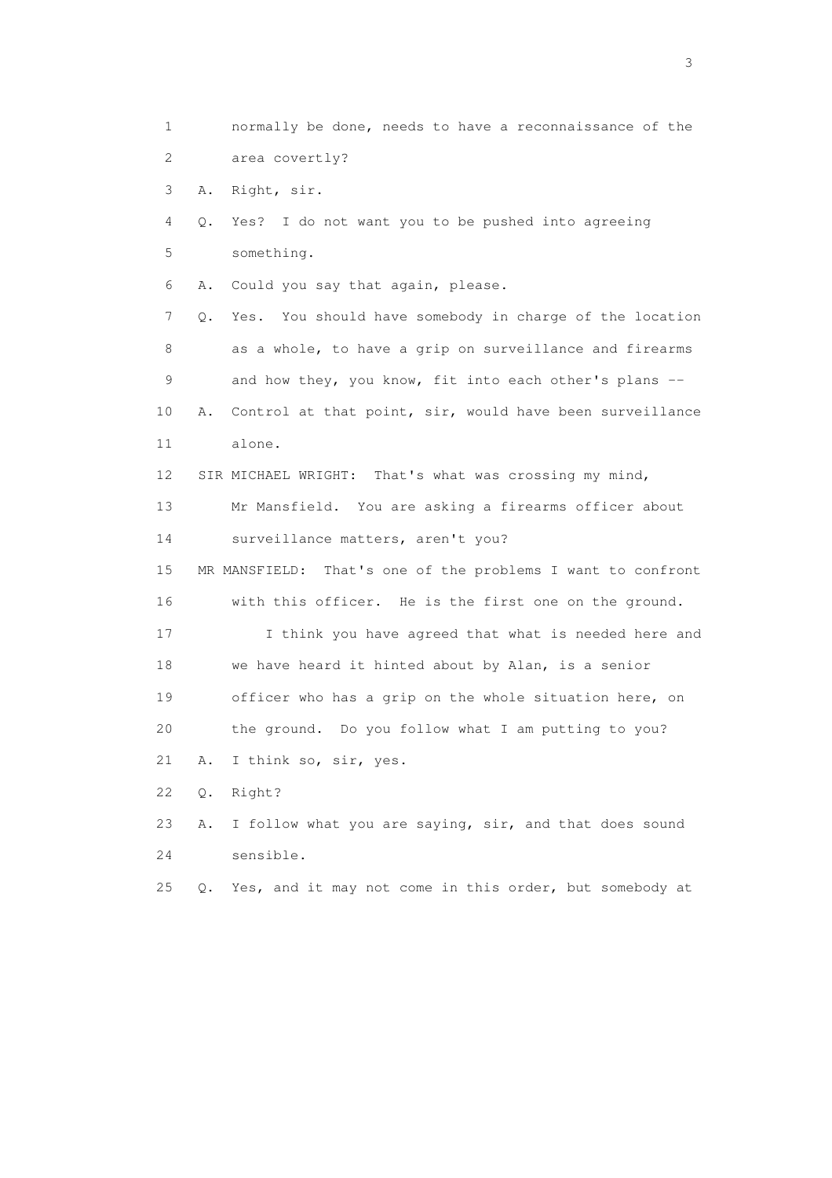1 normally be done, needs to have a reconnaissance of the
2 area covertly?

3 A. Right, sir.

4 Q. Yes? I do not want you to be pushed into agreeing
5 something.

6 A. Could you say that again, please.

7 Q. Yes. You should have somebody in charge of the location
8 as a whole, to have a grip on surveillance and firearms
9 and how they, you know, fit into each other's plans --

10 A. Control at that point, sir, would have been surveillance
11 alone.

12 SIR MICHAEL WRIGHT: That's what was crossing my mind,
13 Mr Mansfield. You are asking a firearms officer about
14 surveillance matters, aren't you?

15 MR MANSFIELD: That's one of the problems I want to confront
16 with this officer. He is the first one on the ground.

17 I think you have agreed that what is needed here and
18 we have heard it hinted about by Alan, is a senior
19 officer who has a grip on the whole situation here, on
20 the ground. Do you follow what I am putting to you?

21 A. I think so, sir, yes.

22 Q. Right?

23 A. I follow what you are saying, sir, and that does sound
24 sensible.

25 Q. Yes, and it may not come in this order, but somebody at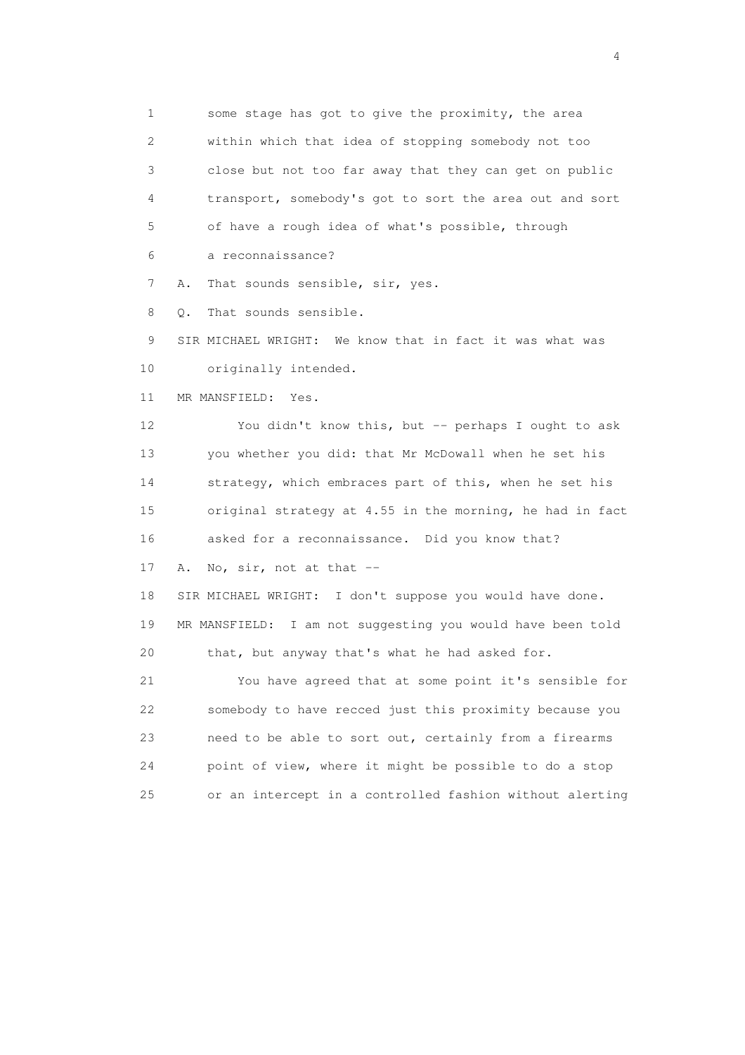1 some stage has got to give the proximity, the area
2 within which that idea of stopping somebody not too
3 close but not too far away that they can get on public
4 transport, somebody's got to sort the area out and sort
5 of have a rough idea of what's possible, through
6 a reconnaissance?

7 A. That sounds sensible, sir, yes.

8 Q. That sounds sensible.

9 SIR MICHAEL WRIGHT: We know that in fact it was what was
10 originally intended.

11 MR MANSFIELD: Yes.

12 You didn't know this, but -- perhaps I ought to ask
13 you whether you did: that Mr McDowall when he set his
14 strategy, which embraces part of this, when he set his
15 original strategy at 4.55 in the morning, he had in fact
16 asked for a reconnaissance. Did you know that?

17 A. No, sir, not at that --

18 SIR MICHAEL WRIGHT: I don't suppose you would have done.

19 MR MANSFIELD: I am not suggesting you would have been told
20 that, but anyway that's what he had asked for.

21 You have agreed that at some point it's sensible for
22 somebody to have recced just this proximity because you
23 need to be able to sort out, certainly from a firearms
24 point of view, where it might be possible to do a stop
25 or an intercept in a controlled fashion without alerting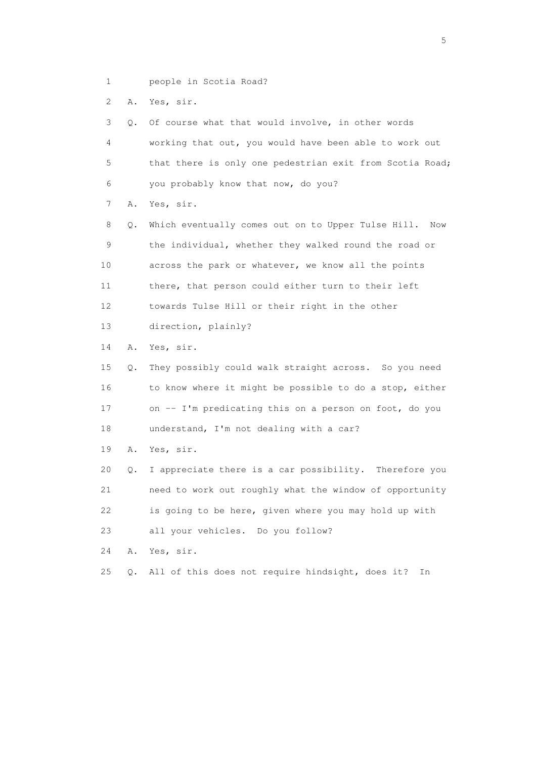1 people in Scotia Road?

2 A. Yes, sir.

3 Q. Of course what that would involve, in other words

4 working that out, you would have been able to work out

5 that there is only one pedestrian exit from Scotia Road;

6 you probably know that now, do you?

7 A. Yes, sir.

8 Q. Which eventually comes out on to Upper Tulse Hill. Now

9 the individual, whether they walked round the road or

10 across the park or whatever, we know all the points

11 there, that person could either turn to their left

12 towards Tulse Hill or their right in the other

13 direction, plainly?

14 A. Yes, sir.

15 Q. They possibly could walk straight across. So you need

16 to know where it might be possible to do a stop, either

17 on -- I'm predicating this on a person on foot, do you

18 understand, I'm not dealing with a car?

19 A. Yes, sir.

20 Q. I appreciate there is a car possibility. Therefore you

21 need to work out roughly what the window of opportunity

22 is going to be here, given where you may hold up with

23 all your vehicles. Do you follow?

24 A. Yes, sir.

25 Q. All of this does not require hindsight, does it? In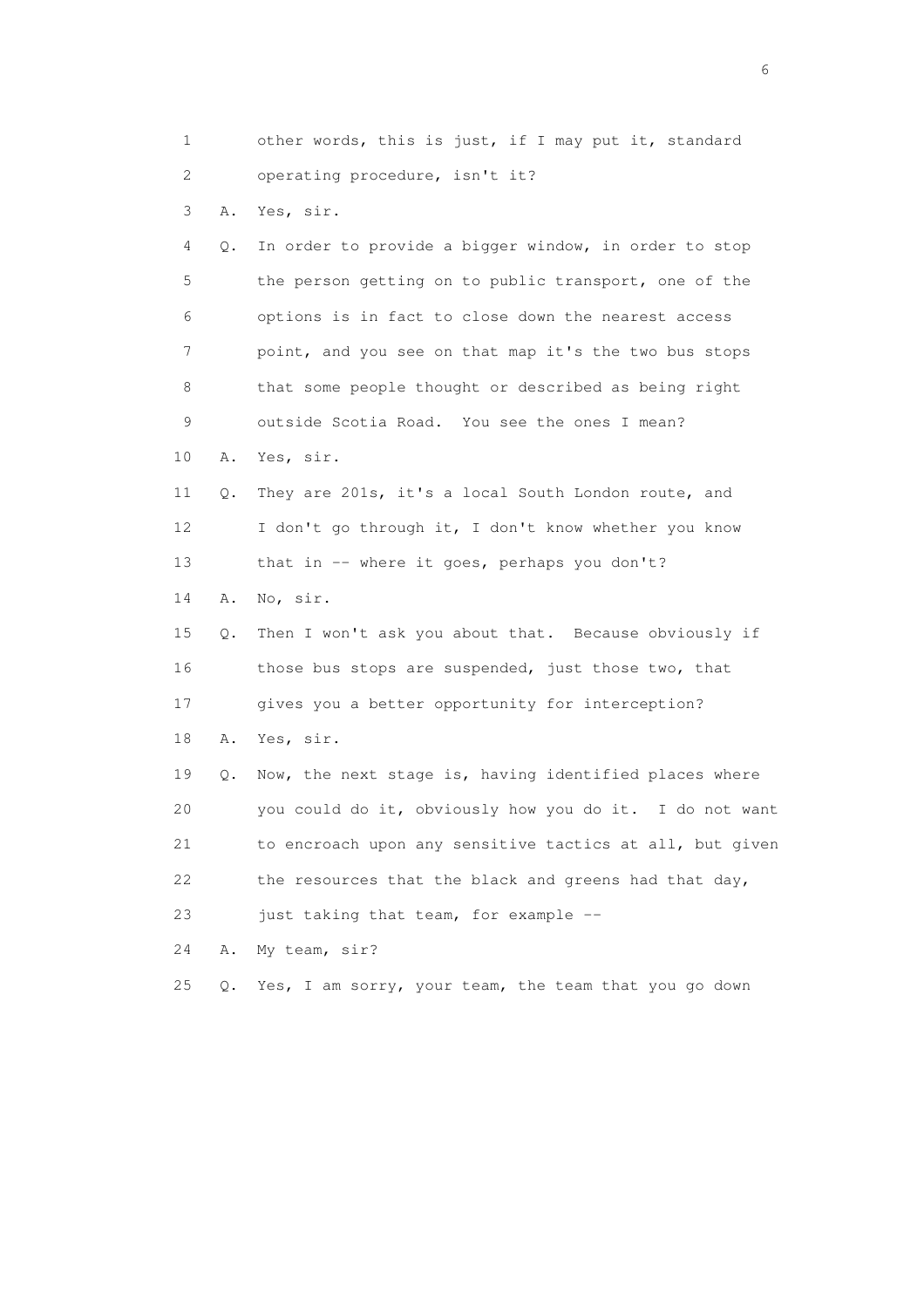1 other words, this is just, if I may put it, standard
2 operating procedure, isn't it?
3 A. Yes, sir.
4 Q. In order to provide a bigger window, in order to stop
5 the person getting on to public transport, one of the
6 options is in fact to close down the nearest access
7 point, and you see on that map it's the two bus stops
8 that some people thought or described as being right
9 outside Scotia Road. You see the ones I mean?
10 A. Yes, sir.
11 Q. They are 201s, it's a local South London route, and
12 I don't go through it, I don't know whether you know
13 that in -- where it goes, perhaps you don't?
14 A. No, sir.
15 Q. Then I won't ask you about that. Because obviously if
16 those bus stops are suspended, just those two, that
17 gives you a better opportunity for interception?
18 A. Yes, sir.
19 Q. Now, the next stage is, having identified places where
20 you could do it, obviously how you do it. I do not want
21 to encroach upon any sensitive tactics at all, but given
22 the resources that the black and greens had that day,
23 just taking that team, for example --
24 A. My team, sir?
25 Q. Yes, I am sorry, your team, the team that you go down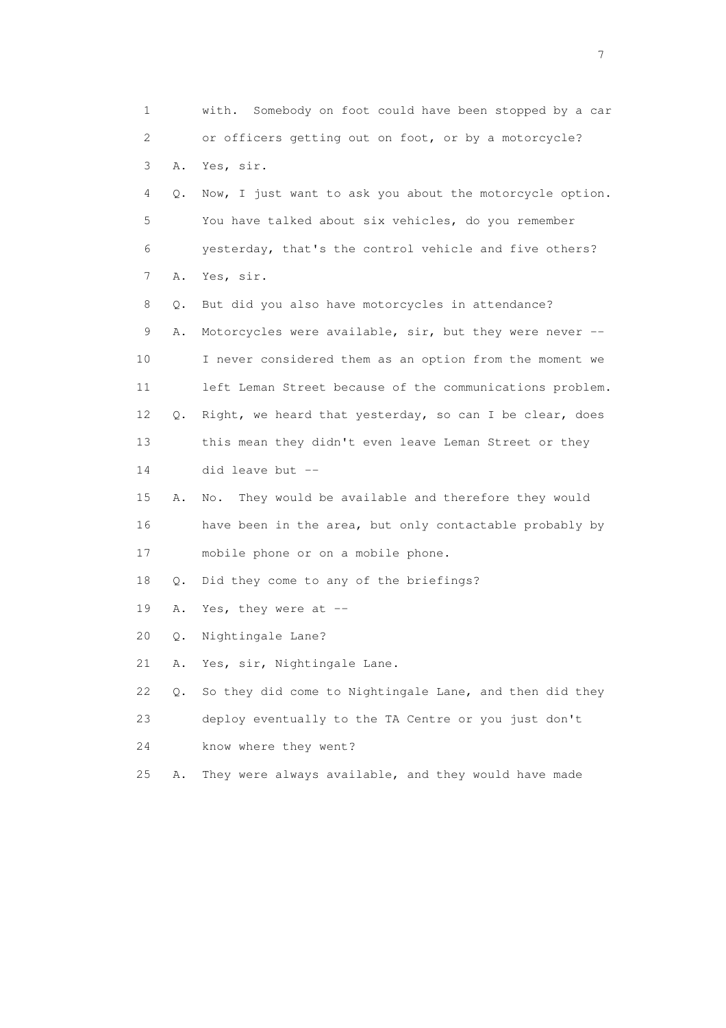1 with. Somebody on foot could have been stopped by a car
2 or officers getting out on foot, or by a motorcycle?
3 A. Yes, sir.
4 Q. Now, I just want to ask you about the motorcycle option.
5 You have talked about six vehicles, do you remember
6 yesterday, that's the control vehicle and five others?
7 A. Yes, sir.
8 Q. But did you also have motorcycles in attendance?
9 A. Motorcycles were available, sir, but they were never --
10 I never considered them as an option from the moment we
11 left Leman Street because of the communications problem.
12 Q. Right, we heard that yesterday, so can I be clear, does
13 this mean they didn't even leave Leman Street or they
14 did leave but --
15 A. No. They would be available and therefore they would
16 have been in the area, but only contactable probably by
17 mobile phone or on a mobile phone.
18 Q. Did they come to any of the briefings?
19 A. Yes, they were at --
20 Q. Nightingale Lane?
21 A. Yes, sir, Nightingale Lane.
22 Q. So they did come to Nightingale Lane, and then did they
23 deploy eventually to the TA Centre or you just don't
24 know where they went?
25 A. They were always available, and they would have made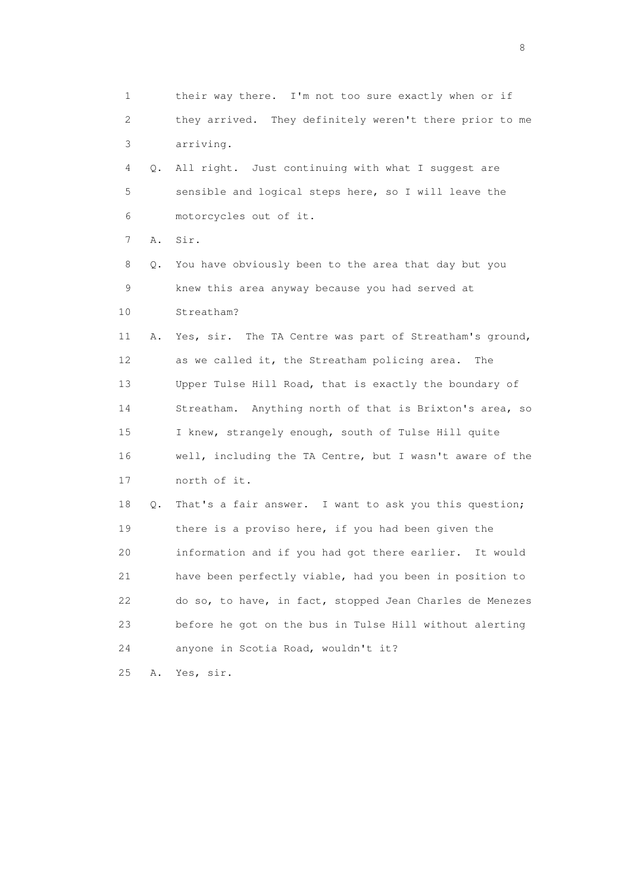1 their way there. I'm not too sure exactly when or if
2 they arrived. They definitely weren't there prior to me
3 arriving.

4 Q. All right. Just continuing with what I suggest are
5 sensible and logical steps here, so I will leave the
6 motorcycles out of it.

7 A. Sir.

8 Q. You have obviously been to the area that day but you
9 knew this area anyway because you had served at
10 Streatham?

11 A. Yes, sir. The TA Centre was part of Streatham's ground,
12 as we called it, the Streatham policing area. The
13 Upper Tulse Hill Road, that is exactly the boundary of
14 Streatham. Anything north of that is Brixton's area, so
15 I knew, strangely enough, south of Tulse Hill quite
16 well, including the TA Centre, but I wasn't aware of the
17 north of it.

18 Q. That's a fair answer. I want to ask you this question;
19 there is a proviso here, if you had been given the
20 information and if you had got there earlier. It would
21 have been perfectly viable, had you been in position to
22 do so, to have, in fact, stopped Jean Charles de Menezes
23 before he got on the bus in Tulse Hill without alerting
24 anyone in Scotia Road, wouldn't it?

25 A. Yes, sir.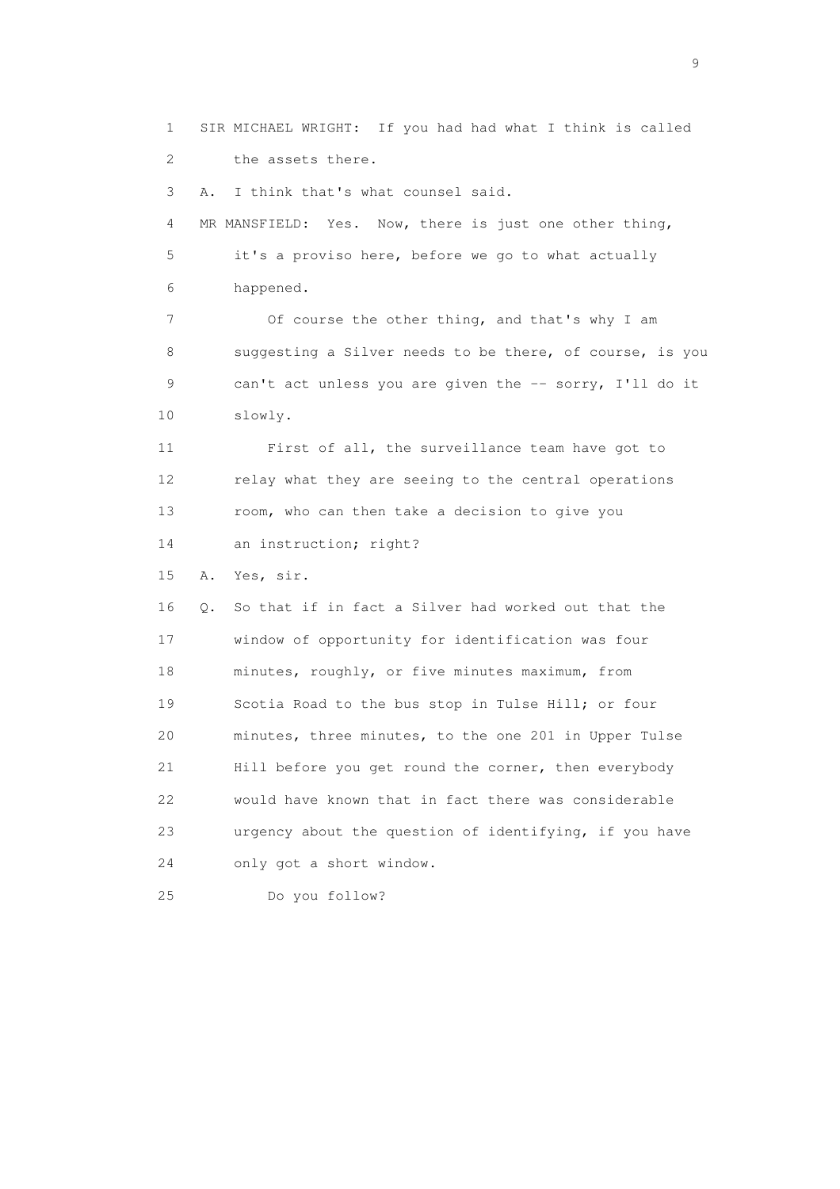1 SIR MICHAEL WRIGHT: If you had had what I think is called
2 the assets there.
3 A. I think that's what counsel said.
4 MR MANSFIELD: Yes. Now, there is just one other thing,
5 it's a proviso here, before we go to what actually
6 happened.
7 Of course the other thing, and that's why I am
8 suggesting a Silver needs to be there, of course, is you
9 can't act unless you are given the -- sorry, I'll do it
10 slowly.
11 First of all, the surveillance team have got to
12 relay what they are seeing to the central operations
13 room, who can then take a decision to give you
14 an instruction; right?
15 A. Yes, sir.
16 Q. So that if in fact a Silver had worked out that the
17 window of opportunity for identification was four
18 minutes, roughly, or five minutes maximum, from
19 Scotia Road to the bus stop in Tulse Hill; or four
20 minutes, three minutes, to the one 201 in Upper Tulse
21 Hill before you get round the corner, then everybody
22 would have known that in fact there was considerable
23 urgency about the question of identifying, if you have
24 only got a short window.
25 Do you follow?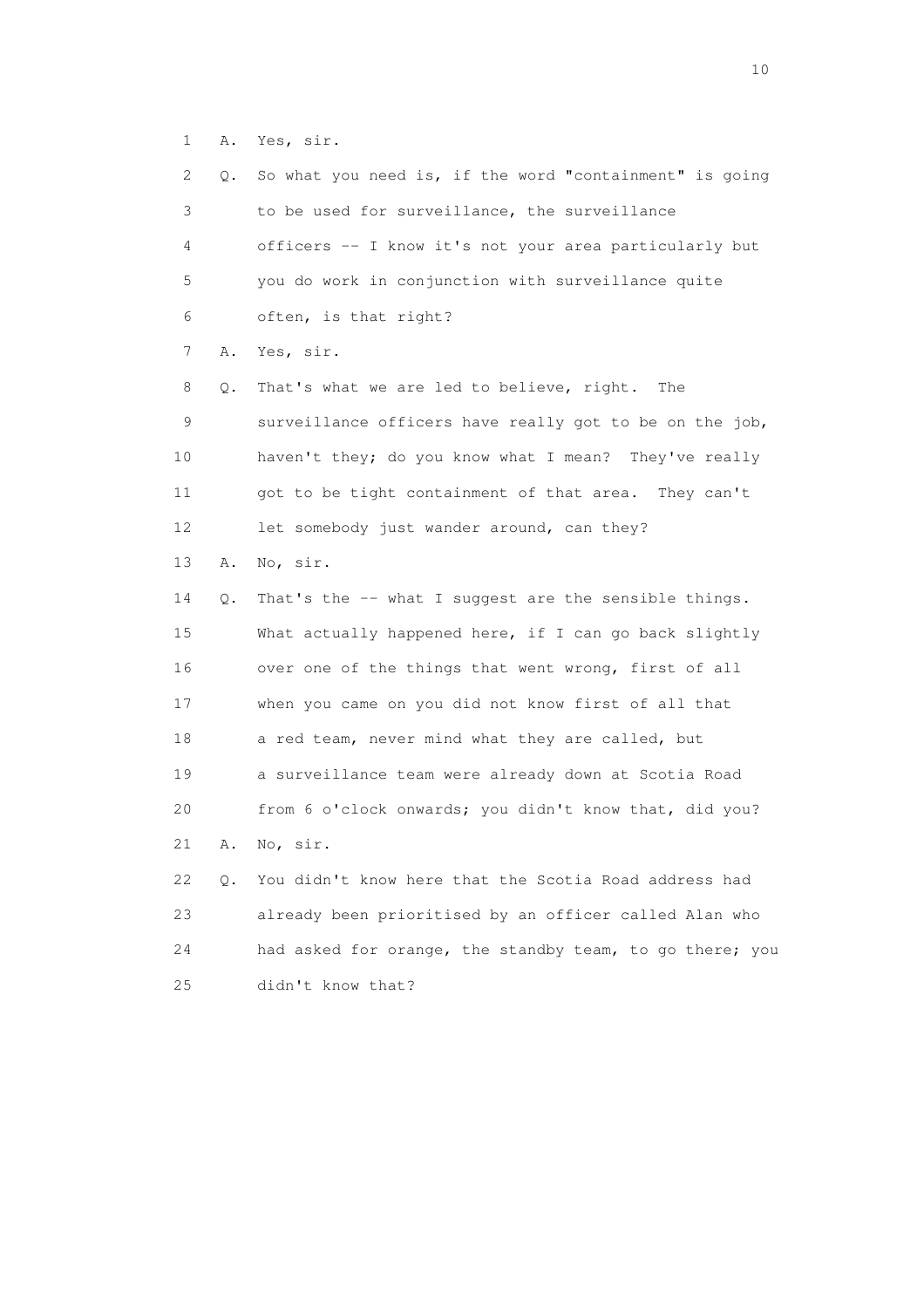1 A. Yes, sir.

2 Q. So what you need is, if the word "containment" is going

3 to be used for surveillance, the surveillance

4 officers -- I know it's not your area particularly but

5 you do work in conjunction with surveillance quite

6 often, is that right?

7 A. Yes, sir.

8 Q. That's what we are led to believe, right. The

9 surveillance officers have really got to be on the job,

10 haven't they; do you know what I mean? They've really

11 got to be tight containment of that area. They can't

12 let somebody just wander around, can they?

13 A. No, sir.

14 Q. That's the -- what I suggest are the sensible things.

15 What actually happened here, if I can go back slightly

16 over one of the things that went wrong, first of all

17 when you came on you did not know first of all that

18 a red team, never mind what they are called, but

19 a surveillance team were already down at Scotia Road

20 from 6 o'clock onwards; you didn't know that, did you?

21 A. No, sir.

22 Q. You didn't know here that the Scotia Road address had

23 already been prioritised by an officer called Alan who

24 had asked for orange, the standby team, to go there; you

25 didn't know that?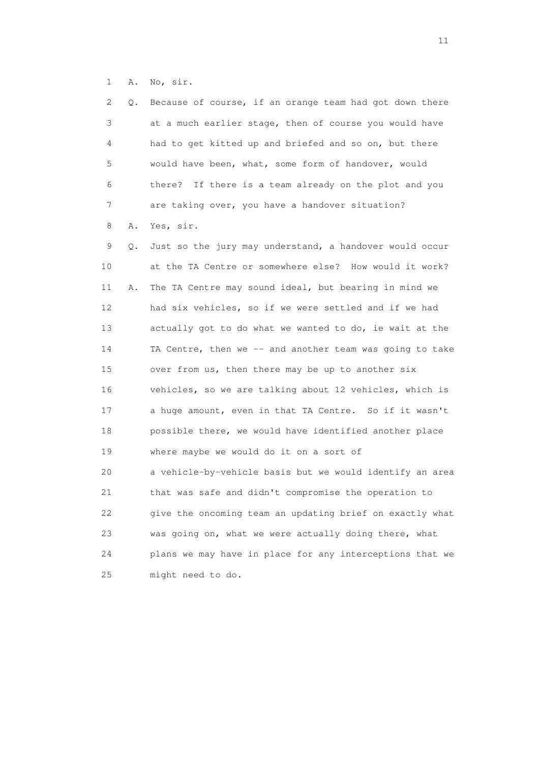1 A. No, sir.

2 Q. Because of course, if an orange team had got down there
3 at a much earlier stage, then of course you would have
4 had to get kitted up and briefed and so on, but there
5 would have been, what, some form of handover, would
6 there? If there is a team already on the plot and you
7 are taking over, you have a handover situation?

8 A. Yes, sir.

9 Q. Just so the jury may understand, a handover would occur
10 at the TA Centre or somewhere else? How would it work?

11 A. The TA Centre may sound ideal, but bearing in mind we
12 had six vehicles, so if we were settled and if we had
13 actually got to do what we wanted to do, ie wait at the
14 TA Centre, then we -- and another team was going to take
15 over from us, then there may be up to another six
16 vehicles, so we are talking about 12 vehicles, which is
17 a huge amount, even in that TA Centre. So if it wasn't
18 possible there, we would have identified another place
19 where maybe we would do it on a sort of
20 a vehicle-by-vehicle basis but we would identify an area
21 that was safe and didn't compromise the operation to
22 give the oncoming team an updating brief on exactly what
23 was going on, what we were actually doing there, what
24 plans we may have in place for any interceptions that we
25 might need to do.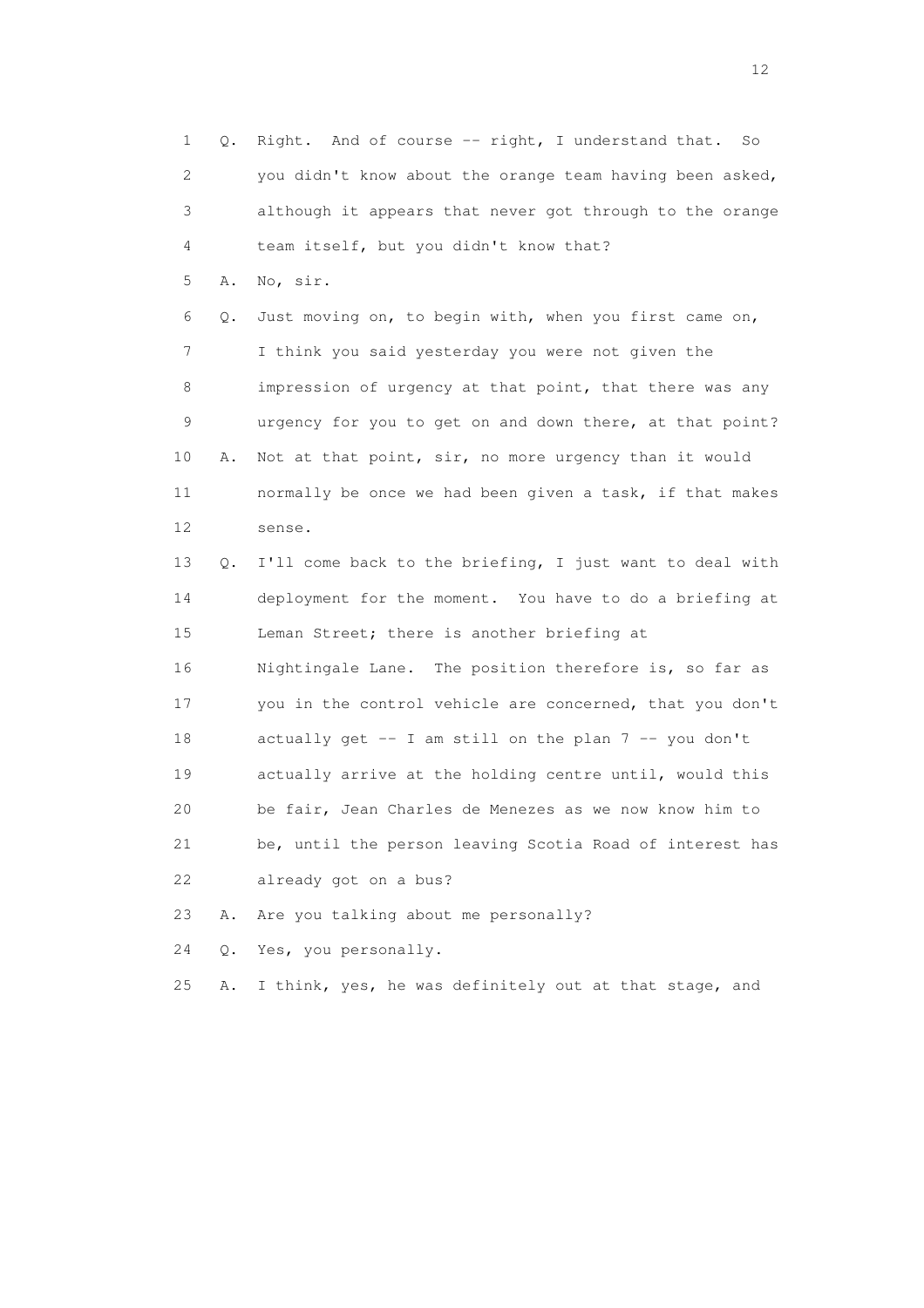1 Q. Right. And of course -- right, I understand that. So
2 you didn't know about the orange team having been asked,
3 although it appears that never got through to the orange
4 team itself, but you didn't know that?
5 A. No, sir.
6 Q. Just moving on, to begin with, when you first came on,
7 I think you said yesterday you were not given the
8 impression of urgency at that point, that there was any
9 urgency for you to get on and down there, at that point?
10 A. Not at that point, sir, no more urgency than it would
11 normally be once we had been given a task, if that makes
12 sense.
13 Q. I'll come back to the briefing, I just want to deal with
14 deployment for the moment. You have to do a briefing at
15 Leman Street; there is another briefing at
16 Nightingale Lane. The position therefore is, so far as
17 you in the control vehicle are concerned, that you don't
18 actually get -- I am still on the plan 7 -- you don't
19 actually arrive at the holding centre until, would this
20 be fair, Jean Charles de Menezes as we now know him to
21 be, until the person leaving Scotia Road of interest has
22 already got on a bus?
23 A. Are you talking about me personally?
24 Q. Yes, you personally.
25 A. I think, yes, he was definitely out at that stage, and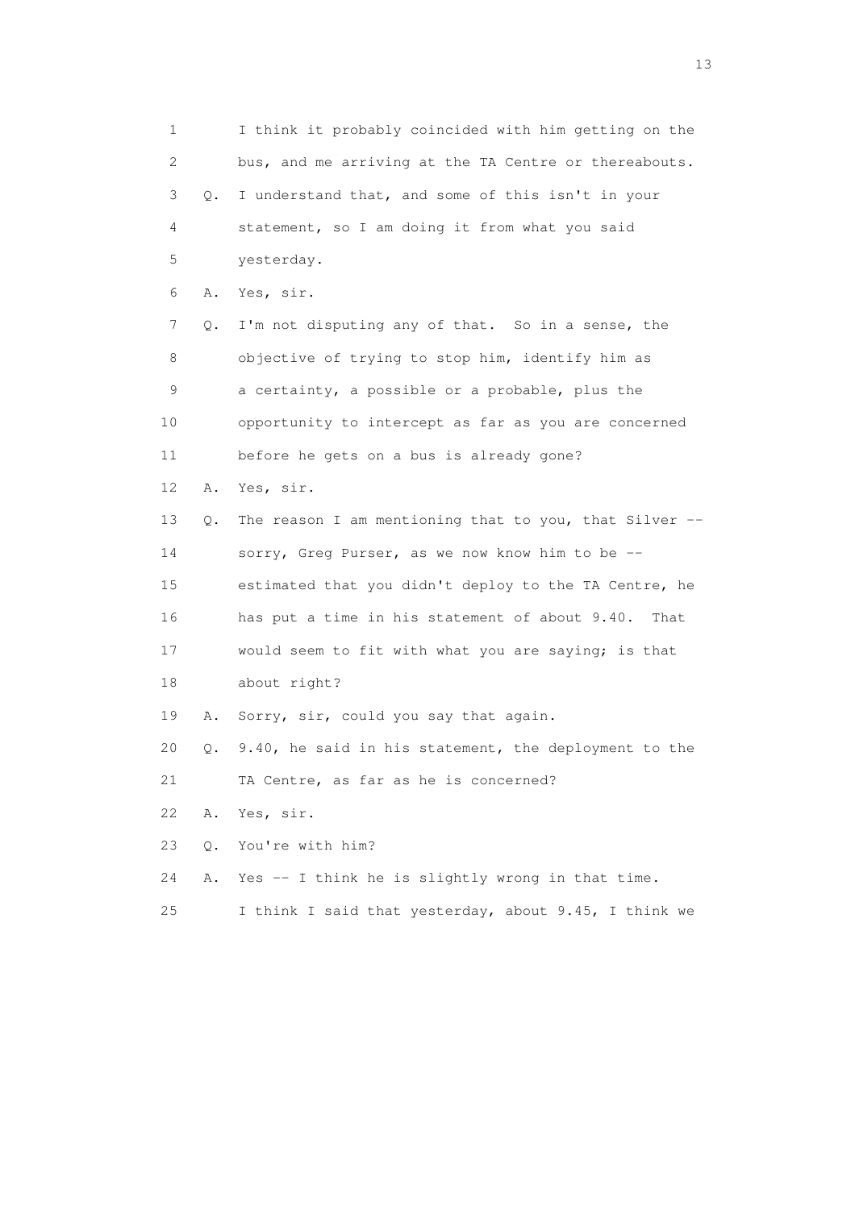1 I think it probably coincided with him getting on the
2 bus, and me arriving at the TA Centre or thereabouts.
3 Q. I understand that, and some of this isn't in your
4 statement, so I am doing it from what you said
5 yesterday.
6 A. Yes, sir.
7 Q. I'm not disputing any of that. So in a sense, the
8 objective of trying to stop him, identify him as
9 a certainty, a possible or a probable, plus the
10 opportunity to intercept as far as you are concerned
11 before he gets on a bus is already gone?
12 A. Yes, sir.
13 Q. The reason I am mentioning that to you, that Silver --
14 sorry, Greg Purser, as we now know him to be --
15 estimated that you didn't deploy to the TA Centre, he
16 has put a time in his statement of about 9.40. That
17 would seem to fit with what you are saying; is that
18 about right?
19 A. Sorry, sir, could you say that again.
20 Q. 9.40, he said in his statement, the deployment to the
21 TA Centre, as far as he is concerned?
22 A. Yes, sir.
23 Q. You're with him?
24 A. Yes -- I think he is slightly wrong in that time.
25 I think I said that yesterday, about 9.45, I think we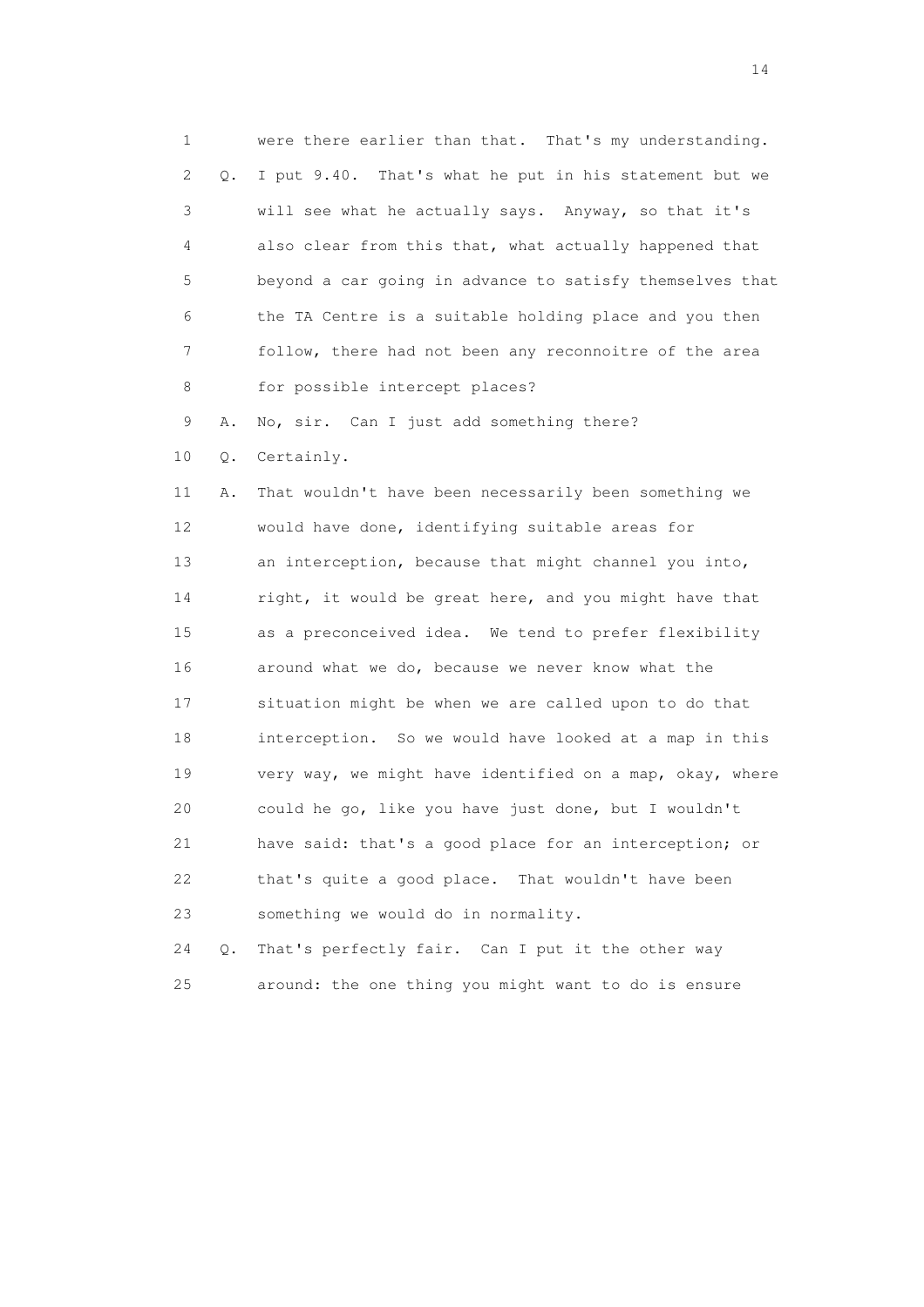1 were there earlier than that. That's my understanding.

2 Q. I put 9.40. That's what he put in his statement but we

3 will see what he actually says. Anyway, so that it's

4 also clear from this that, what actually happened that

5 beyond a car going in advance to satisfy themselves that

6 the TA Centre is a suitable holding place and you then

7 follow, there had not been any reconnoitre of the area

8 for possible intercept places?

9 A. No, sir. Can I just add something there?

10 Q. Certainly.

11 A. That wouldn't have been necessarily been something we

12 would have done, identifying suitable areas for

13 an interception, because that might channel you into,

14 right, it would be great here, and you might have that

15 as a preconceived idea. We tend to prefer flexibility

16 around what we do, because we never know what the

17 situation might be when we are called upon to do that

18 interception. So we would have looked at a map in this

19 very way, we might have identified on a map, okay, where

20 could he go, like you have just done, but I wouldn't

21 have said: that's a good place for an interception; or

22 that's quite a good place. That wouldn't have been

23 something we would do in normality.

24 Q. That's perfectly fair. Can I put it the other way

25 around: the one thing you might want to do is ensure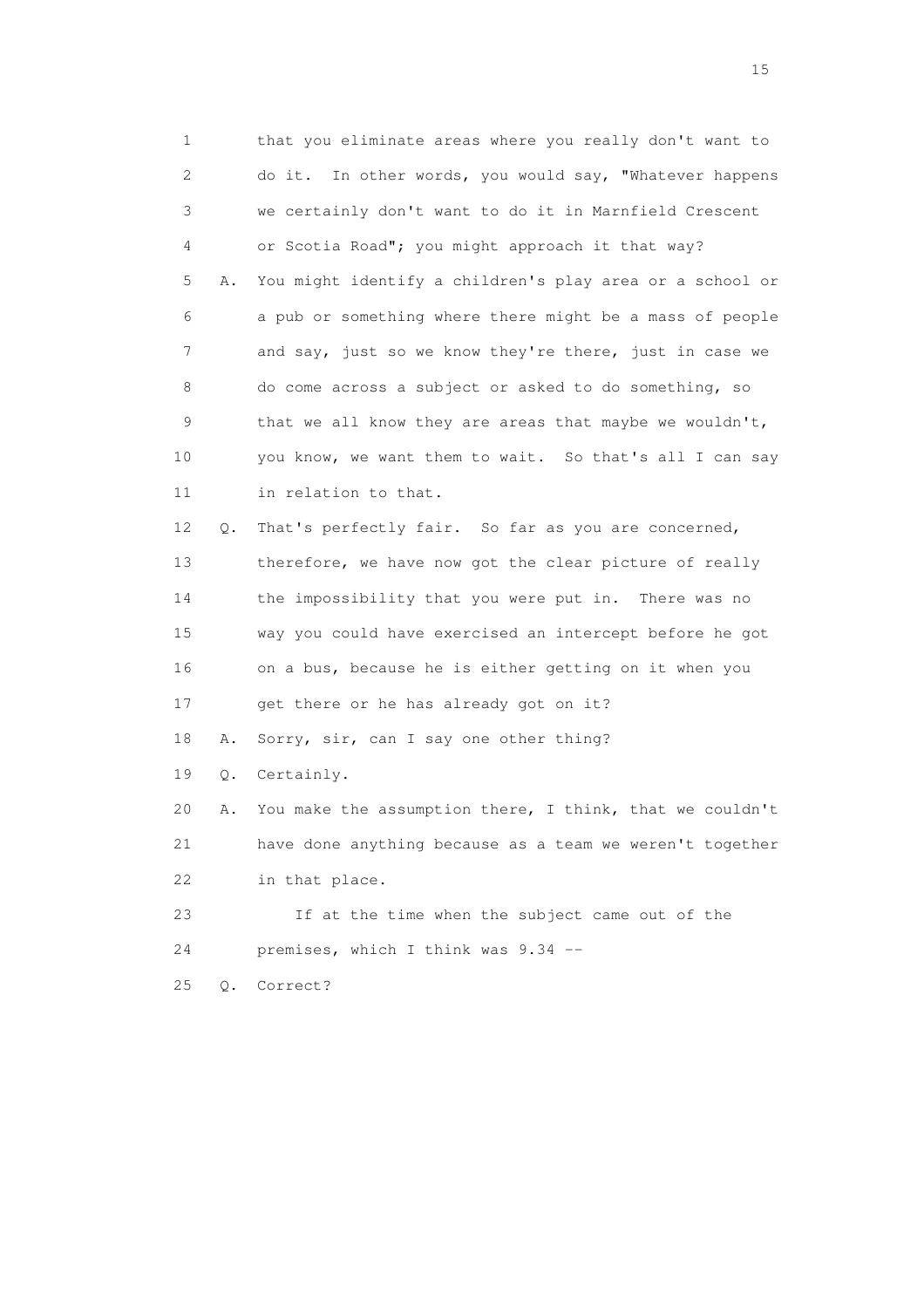1 that you eliminate areas where you really don't want to
2 do it. In other words, you would say, "Whatever happens
3 we certainly don't want to do it in Marnfield Crescent
4 or Scotia Road"; you might approach it that way?

5 A. You might identify a children's play area or a school or
6 a pub or something where there might be a mass of people
7 and say, just so we know they're there, just in case we
8 do come across a subject or asked to do something, so
9 that we all know they are areas that maybe we wouldn't,
10 you know, we want them to wait. So that's all I can say
11 in relation to that.

12 Q. That's perfectly fair. So far as you are concerned,
13 therefore, we have now got the clear picture of really
14 the impossibility that you were put in. There was no
15 way you could have exercised an intercept before he got
16 on a bus, because he is either getting on it when you
17 get there or he has already got on it?

18 A. Sorry, sir, can I say one other thing?

19 Q. Certainly.

20 A. You make the assumption there, I think, that we couldn't
21 have done anything because as a team we weren't together
22 in that place.

23 If at the time when the subject came out of the
24 premises, which I think was 9.34 --

25 Q. Correct?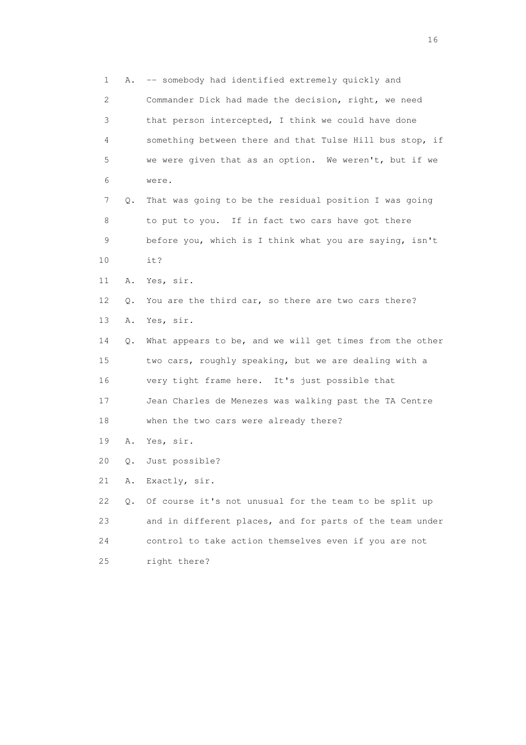1 A. -- somebody had identified extremely quickly and
2 Commander Dick had made the decision, right, we need
3 that person intercepted, I think we could have done
4 something between there and that Tulse Hill bus stop, if
5 we were given that as an option. We weren't, but if we
6 were.
7 Q. That was going to be the residual position I was going
8 to put to you. If in fact two cars have got there
9 before you, which is I think what you are saying, isn't
10 it?
11 A. Yes, sir.
12 Q. You are the third car, so there are two cars there?
13 A. Yes, sir.
14 Q. What appears to be, and we will get times from the other
15 two cars, roughly speaking, but we are dealing with a
16 very tight frame here. It's just possible that
17 Jean Charles de Menezes was walking past the TA Centre
18 when the two cars were already there?
19 A. Yes, sir.
20 Q. Just possible?
21 A. Exactly, sir.
22 Q. Of course it's not unusual for the team to be split up
23 and in different places, and for parts of the team under
24 control to take action themselves even if you are not
25 right there?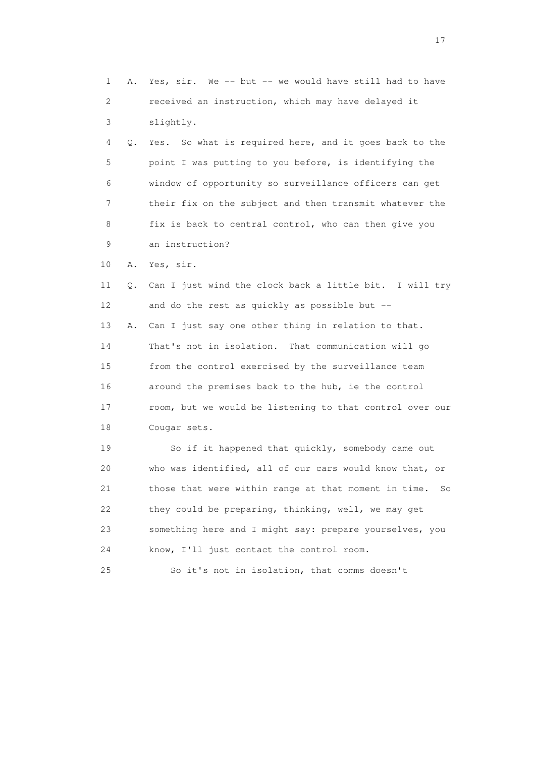1 A. Yes, sir. We -- but -- we would have still had to have
2 received an instruction, which may have delayed it
3 slightly.
4 Q. Yes. So what is required here, and it goes back to the
5 point I was putting to you before, is identifying the
6 window of opportunity so surveillance officers can get
7 their fix on the subject and then transmit whatever the
8 fix is back to central control, who can then give you
9 an instruction?
10 A. Yes, sir.
11 Q. Can I just wind the clock back a little bit. I will try
12 and do the rest as quickly as possible but --
13 A. Can I just say one other thing in relation to that.
14 That's not in isolation. That communication will go
15 from the control exercised by the surveillance team
16 around the premises back to the hub, ie the control
17 room, but we would be listening to that control over our
18 Cougar sets.
19 So if it happened that quickly, somebody came out
20 who was identified, all of our cars would know that, or
21 those that were within range at that moment in time. So
22 they could be preparing, thinking, well, we may get
23 something here and I might say: prepare yourselves, you
24 know, I'll just contact the control room.
25 So it's not in isolation, that comms doesn't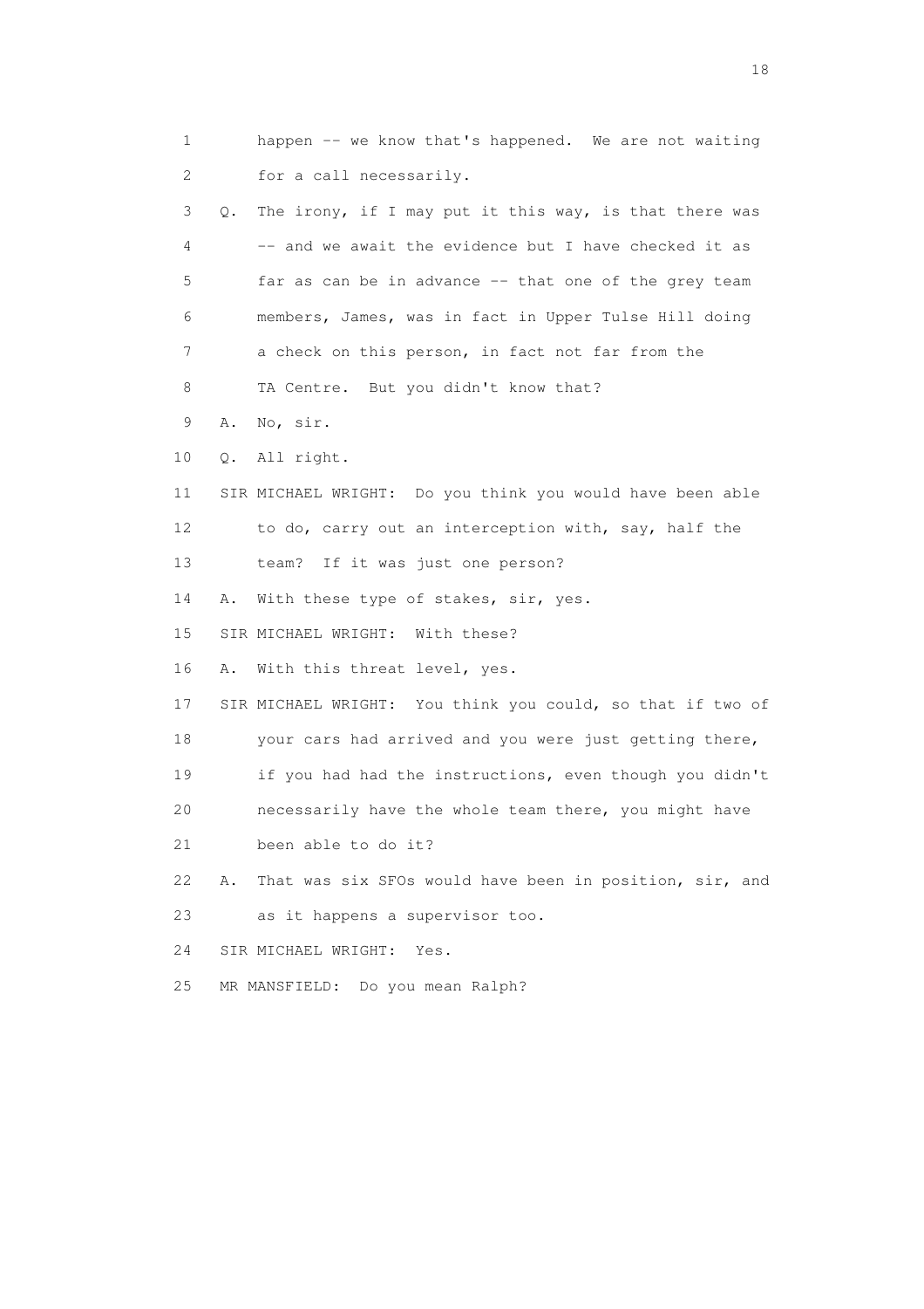1 happen -- we know that's happened. We are not waiting
2 for a call necessarily.
3 Q. The irony, if I may put it this way, is that there was
4 -- and we await the evidence but I have checked it as
5 far as can be in advance -- that one of the grey team
6 members, James, was in fact in Upper Tulse Hill doing
7 a check on this person, in fact not far from the
8 TA Centre. But you didn't know that?
9 A. No, sir.
10 Q. All right.
11 SIR MICHAEL WRIGHT: Do you think you would have been able
12 to do, carry out an interception with, say, half the
13 team? If it was just one person?
14 A. With these type of stakes, sir, yes.
15 SIR MICHAEL WRIGHT: With these?
16 A. With this threat level, yes.
17 SIR MICHAEL WRIGHT: You think you could, so that if two of
18 your cars had arrived and you were just getting there,
19 if you had had the instructions, even though you didn't
20 necessarily have the whole team there, you might have
21 been able to do it?
22 A. That was six SFOs would have been in position, sir, and
23 as it happens a supervisor too.
24 SIR MICHAEL WRIGHT: Yes.
25 MR MANSFIELD: Do you mean Ralph?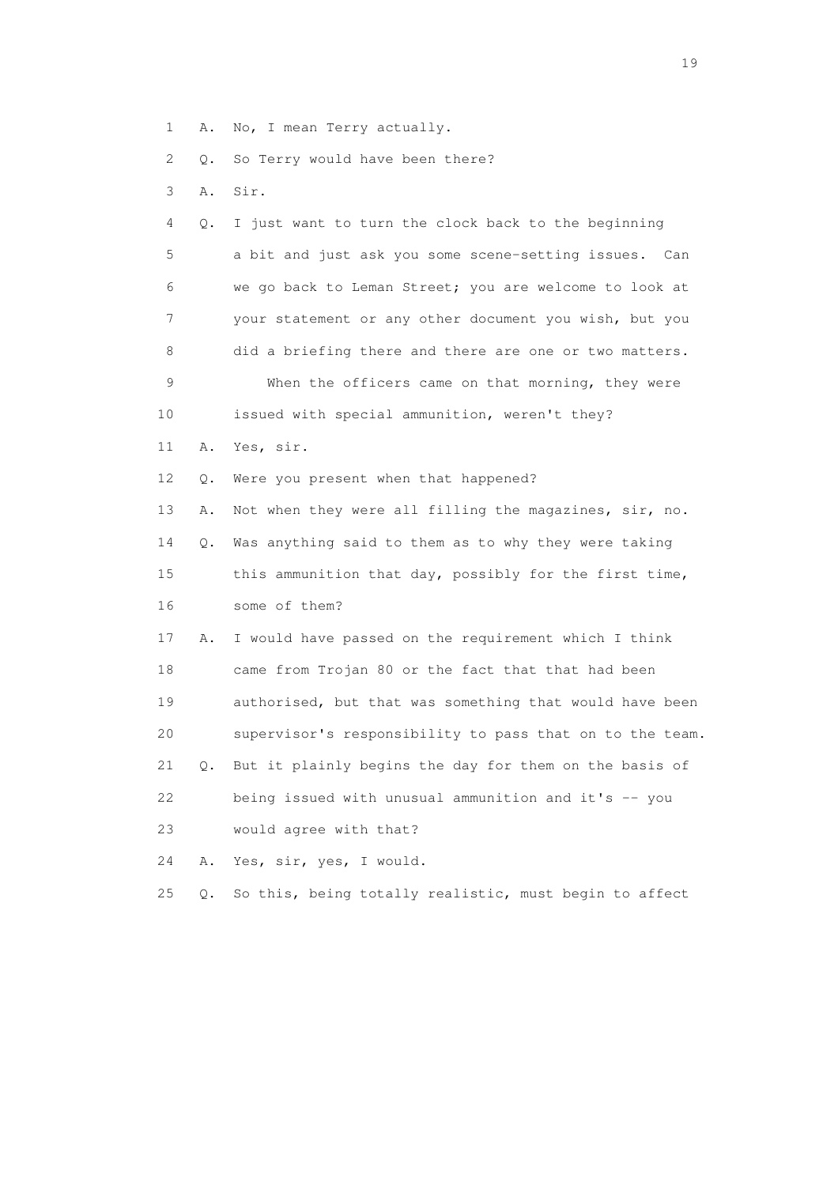1 A. No, I mean Terry actually.

2 Q. So Terry would have been there?

3 A. Sir.

4 Q. I just want to turn the clock back to the beginning

5 a bit and just ask you some scene-setting issues. Can

6 we go back to Leman Street; you are welcome to look at

7 your statement or any other document you wish, but you

8 did a briefing there and there are one or two matters.

9 When the officers came on that morning, they were

10 issued with special ammunition, weren't they?

11 A. Yes, sir.

12 Q. Were you present when that happened?

13 A. Not when they were all filling the magazines, sir, no.

14 Q. Was anything said to them as to why they were taking

15 this ammunition that day, possibly for the first time,

16 some of them?

17 A. I would have passed on the requirement which I think

18 came from Trojan 80 or the fact that that had been

19 authorised, but that was something that would have been

20 supervisor's responsibility to pass that on to the team.

21 Q. But it plainly begins the day for them on the basis of

22 being issued with unusual ammunition and it's -- you

23 would agree with that?

24 A. Yes, sir, yes, I would.

25 Q. So this, being totally realistic, must begin to affect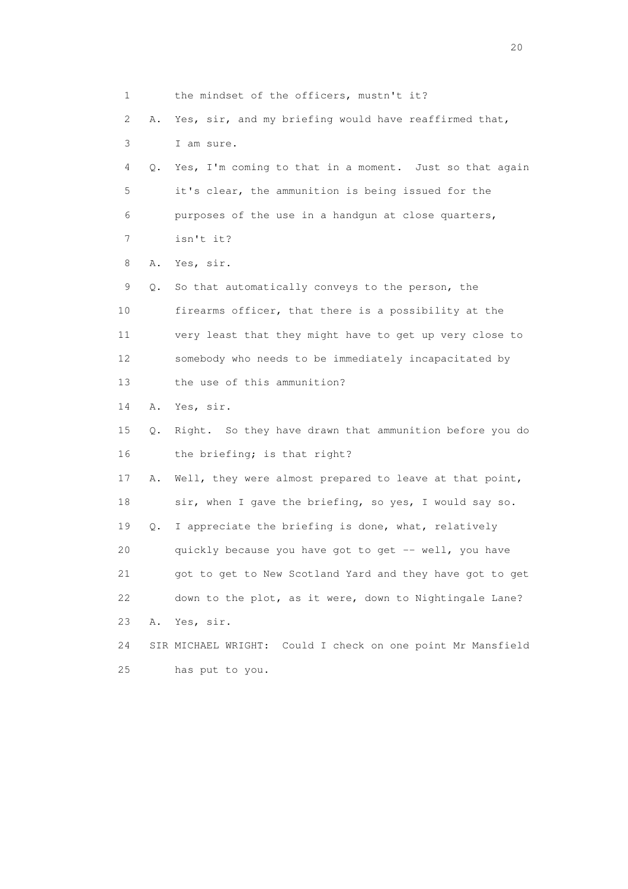1 the mindset of the officers, mustn't it?

2 A. Yes, sir, and my briefing would have reaffirmed that,

3 I am sure.

4 Q. Yes, I'm coming to that in a moment. Just so that again

5 it's clear, the ammunition is being issued for the

6 purposes of the use in a handgun at close quarters,

7 isn't it?

8 A. Yes, sir.

9 Q. So that automatically conveys to the person, the

10 firearms officer, that there is a possibility at the

11 very least that they might have to get up very close to

12 somebody who needs to be immediately incapacitated by

13 the use of this ammunition?

14 A. Yes, sir.

15 Q. Right. So they have drawn that ammunition before you do

16 the briefing; is that right?

17 A. Well, they were almost prepared to leave at that point,

18 sir, when I gave the briefing, so yes, I would say so.

19 Q. I appreciate the briefing is done, what, relatively

20 quickly because you have got to get -- well, you have

21 got to get to New Scotland Yard and they have got to get

22 down to the plot, as it were, down to Nightingale Lane?

23 A. Yes, sir.

24 SIR MICHAEL WRIGHT: Could I check on one point Mr Mansfield

25 has put to you.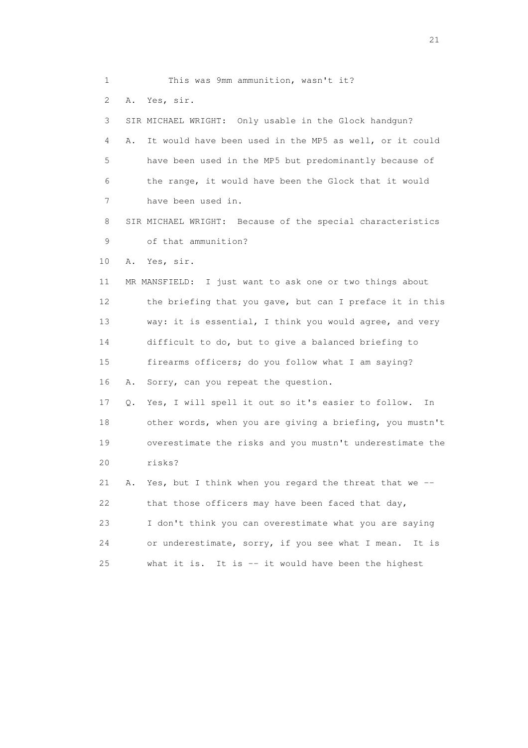1 This was 9mm ammunition, wasn't it?

2 A. Yes, sir.

3 SIR MICHAEL WRIGHT: Only usable in the Glock handgun?

4 A. It would have been used in the MP5 as well, or it could

5 have been used in the MP5 but predominantly because of

6 the range, it would have been the Glock that it would

7 have been used in.

8 SIR MICHAEL WRIGHT: Because of the special characteristics

9 of that ammunition?

10 A. Yes, sir.

11 MR MANSFIELD: I just want to ask one or two things about

12 the briefing that you gave, but can I preface it in this

13 way: it is essential, I think you would agree, and very

14 difficult to do, but to give a balanced briefing to

15 firearms officers; do you follow what I am saying?

16 A. Sorry, can you repeat the question.

17 Q. Yes, I will spell it out so it's easier to follow. In

18 other words, when you are giving a briefing, you mustn't

19 overestimate the risks and you mustn't underestimate the

20 risks?

21 A. Yes, but I think when you regard the threat that we --

22 that those officers may have been faced that day,

23 I don't think you can overestimate what you are saying

24 or underestimate, sorry, if you see what I mean. It is

25 what it is. It is -- it would have been the highest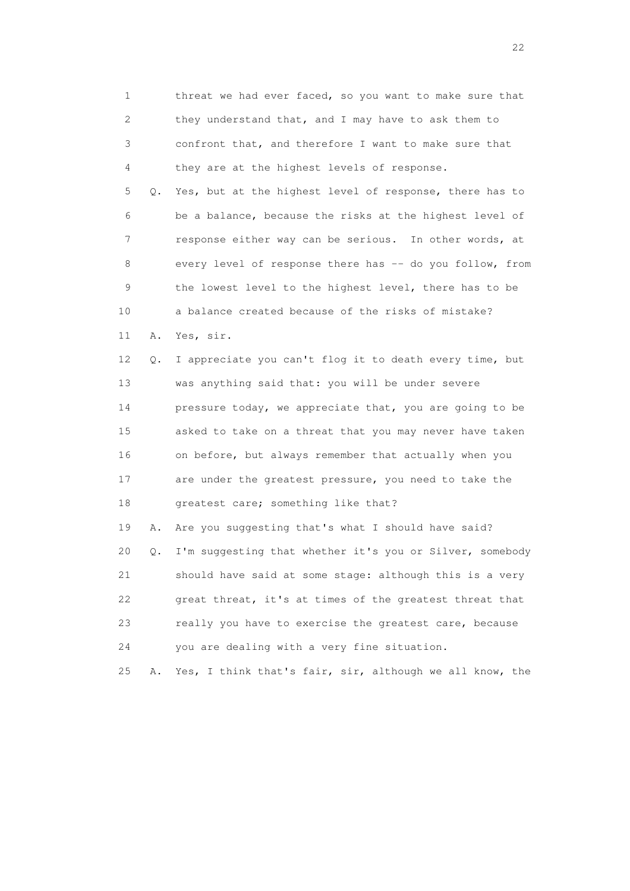1 threat we had ever faced, so you want to make sure that
2 they understand that, and I may have to ask them to
3 confront that, and therefore I want to make sure that
4 they are at the highest levels of response.

5 Q. Yes, but at the highest level of response, there has to
6 be a balance, because the risks at the highest level of
7 response either way can be serious. In other words, at
8 every level of response there has -- do you follow, from
9 the lowest level to the highest level, there has to be
10 a balance created because of the risks of mistake?

11 A. Yes, sir.

12 Q. I appreciate you can't flog it to death every time, but
13 was anything said that: you will be under severe
14 pressure today, we appreciate that, you are going to be
15 asked to take on a threat that you may never have taken
16 on before, but always remember that actually when you
17 are under the greatest pressure, you need to take the
18 greatest care; something like that?

19 A. Are you suggesting that's what I should have said?

20 Q. I'm suggesting that whether it's you or Silver, somebody
21 should have said at some stage: although this is a very
22 great threat, it's at times of the greatest threat that
23 really you have to exercise the greatest care, because
24 you are dealing with a very fine situation.

25 A. Yes, I think that's fair, sir, although we all know, the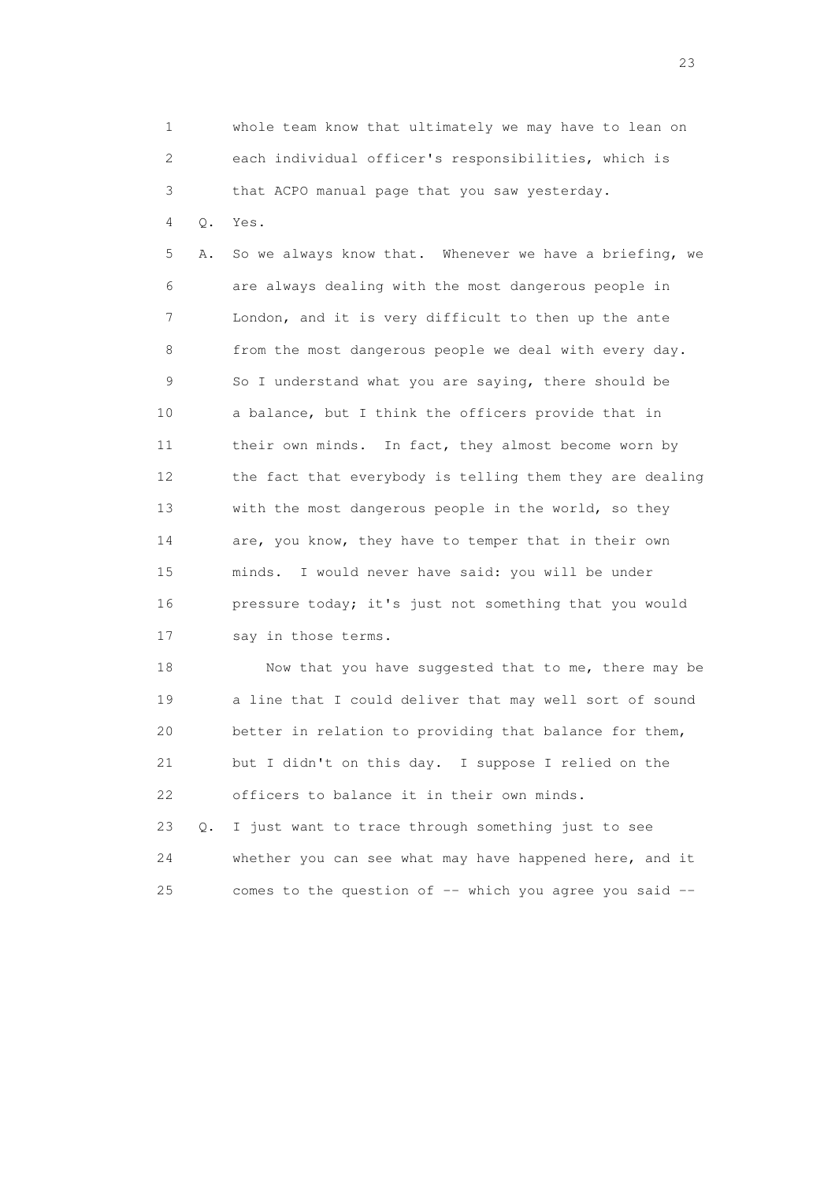1 whole team know that ultimately we may have to lean on
2 each individual officer's responsibilities, which is
3 that ACPO manual page that you saw yesterday.

4 Q. Yes.

5 A. So we always know that. Whenever we have a briefing, we
6 are always dealing with the most dangerous people in
7 London, and it is very difficult to then up the ante
8 from the most dangerous people we deal with every day.
9 So I understand what you are saying, there should be
10 a balance, but I think the officers provide that in
11 their own minds. In fact, they almost become worn by
12 the fact that everybody is telling them they are dealing
13 with the most dangerous people in the world, so they
14 are, you know, they have to temper that in their own
15 minds. I would never have said: you will be under
16 pressure today; it's just not something that you would
17 say in those terms.

18 Now that you have suggested that to me, there may be
19 a line that I could deliver that may well sort of sound
20 better in relation to providing that balance for them,
21 but I didn't on this day. I suppose I relied on the
22 officers to balance it in their own minds.

23 Q. I just want to trace through something just to see
24 whether you can see what may have happened here, and it
25 comes to the question of -- which you agree you said --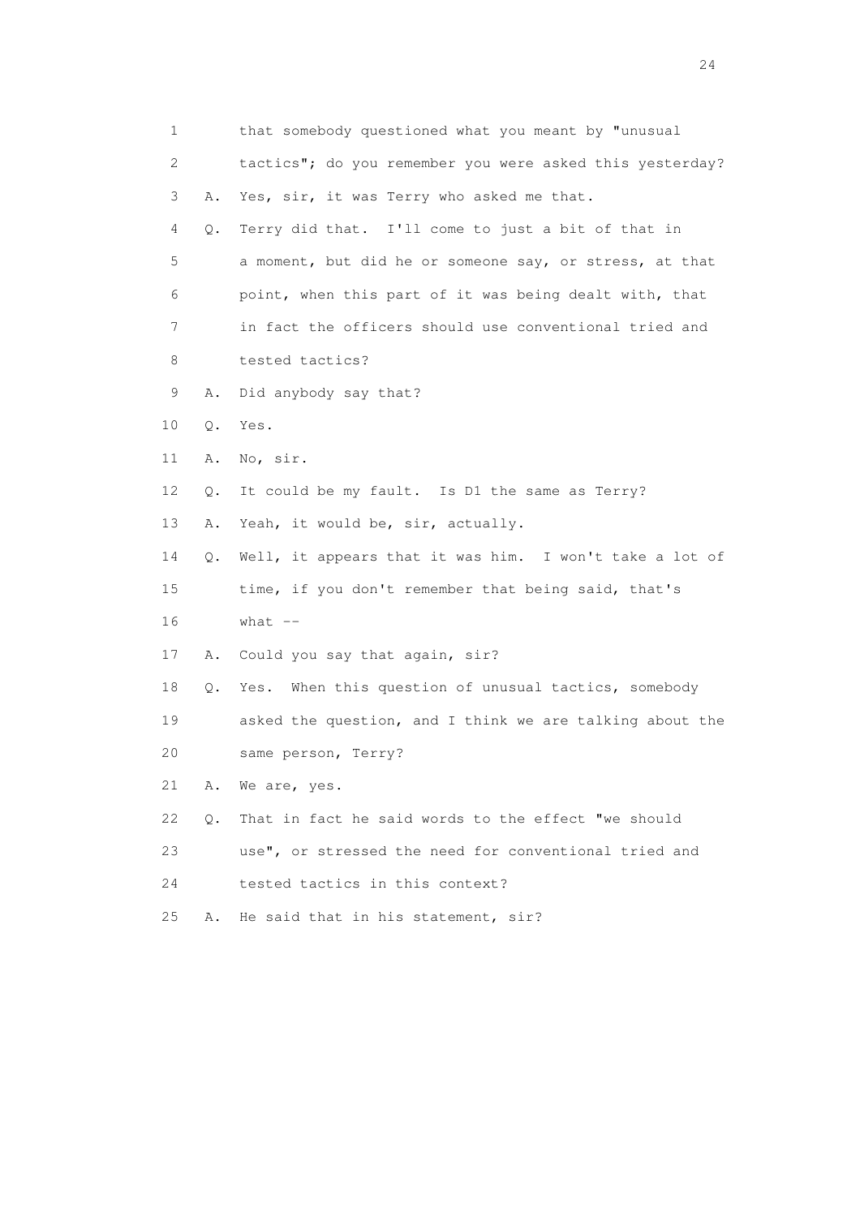1 that somebody questioned what you meant by "unusual
2 tactics"; do you remember you were asked this yesterday?
3 A. Yes, sir, it was Terry who asked me that.
4 Q. Terry did that. I'll come to just a bit of that in
5 a moment, but did he or someone say, or stress, at that
6 point, when this part of it was being dealt with, that
7 in fact the officers should use conventional tried and
8 tested tactics?
9 A. Did anybody say that?
10 Q. Yes.
11 A. No, sir.
12 Q. It could be my fault. Is D1 the same as Terry?
13 A. Yeah, it would be, sir, actually.
14 Q. Well, it appears that it was him. I won't take a lot of
15 time, if you don't remember that being said, that's
16 what --
17 A. Could you say that again, sir?
18 Q. Yes. When this question of unusual tactics, somebody
19 asked the question, and I think we are talking about the
20 same person, Terry?
21 A. We are, yes.
22 Q. That in fact he said words to the effect "we should
23 use", or stressed the need for conventional tried and
24 tested tactics in this context?
25 A. He said that in his statement, sir?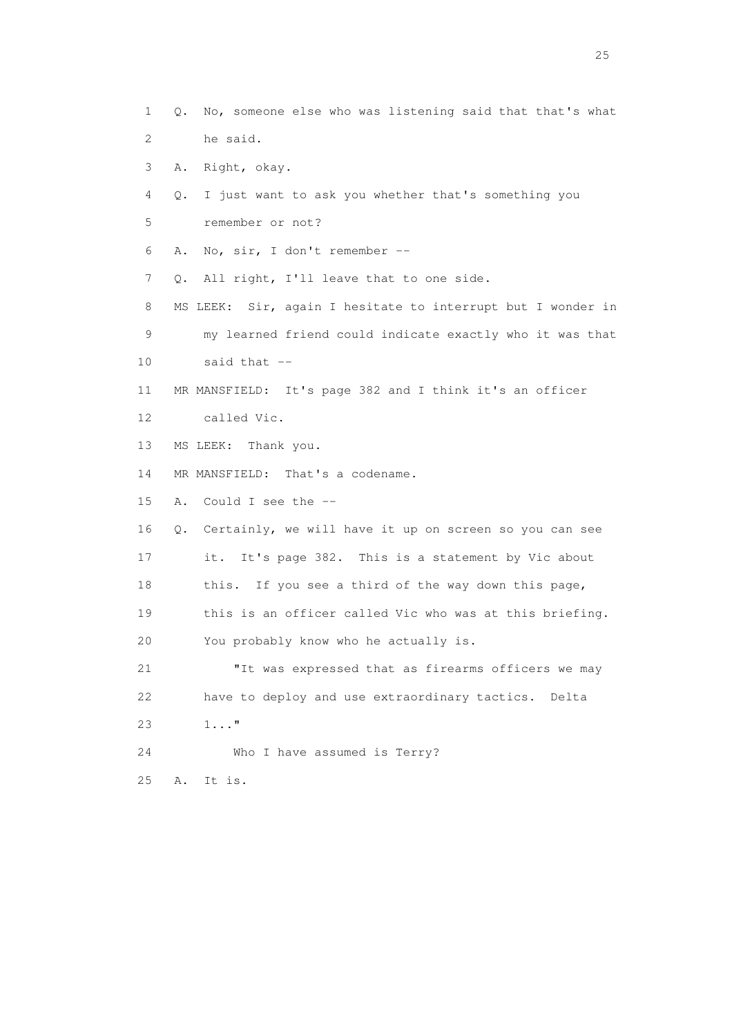1 Q. No, someone else who was listening said that that's what
2 he said.
3 A. Right, okay.
4 Q. I just want to ask you whether that's something you
5 remember or not?
6 A. No, sir, I don't remember --
7 Q. All right, I'll leave that to one side.
8 MS LEEK: Sir, again I hesitate to interrupt but I wonder in
9 my learned friend could indicate exactly who it was that
10 said that --
11 MR MANSFIELD: It's page 382 and I think it's an officer
12 called Vic.
13 MS LEEK: Thank you.
14 MR MANSFIELD: That's a codename.
15 A. Could I see the --
16 Q. Certainly, we will have it up on screen so you can see
17 it. It's page 382. This is a statement by Vic about
18 this. If you see a third of the way down this page,
19 this is an officer called Vic who was at this briefing.
20 You probably know who he actually is.
21 "It was expressed that as firearms officers we may
22 have to deploy and use extraordinary tactics. Delta
23 1..."
24 Who I have assumed is Terry?
25 A. It is.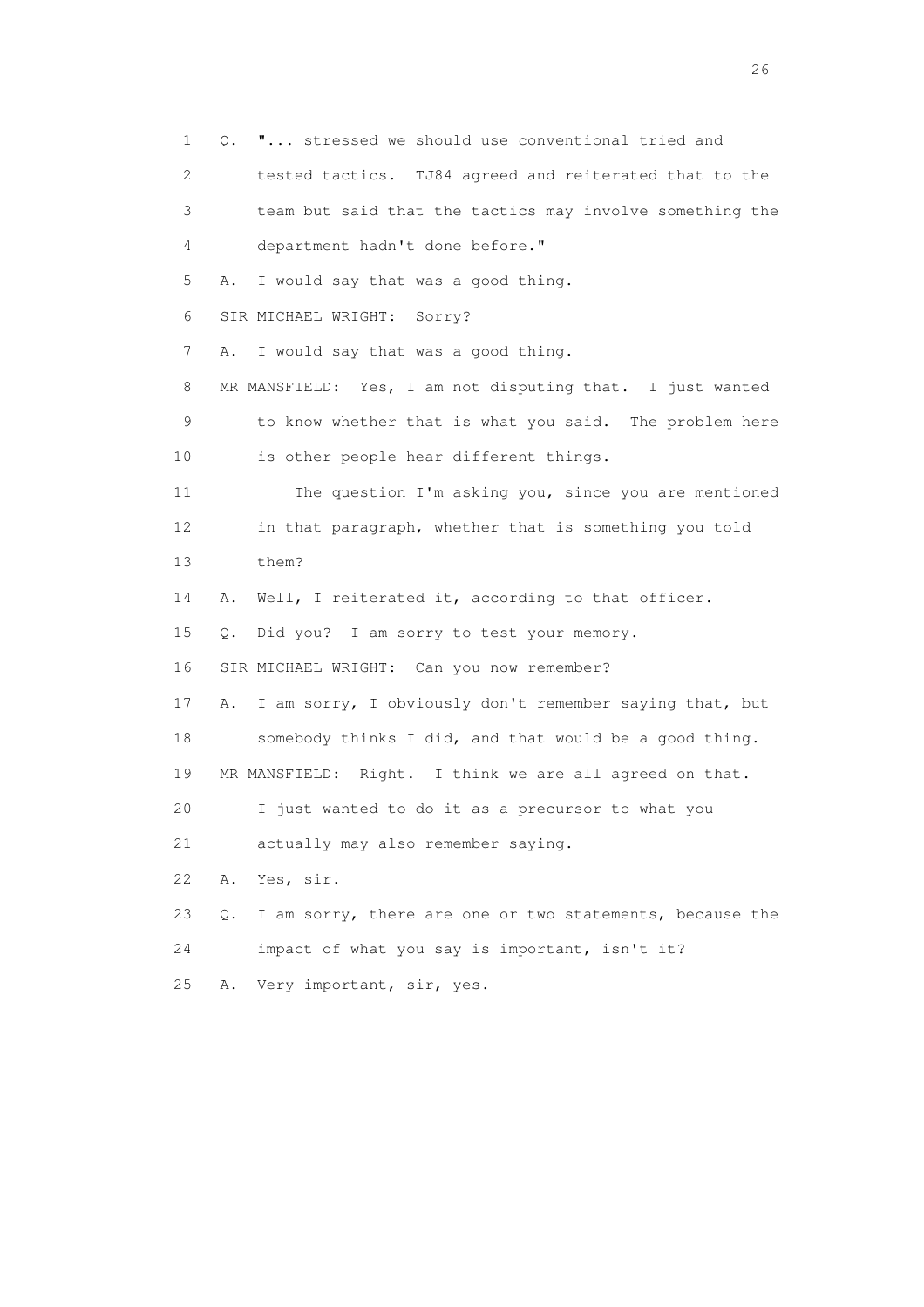1 Q. "... stressed we should use conventional tried and

2 tested tactics. TJ84 agreed and reiterated that to the

3 team but said that the tactics may involve something the

4 department hadn't done before."

5 A. I would say that was a good thing.

6 SIR MICHAEL WRIGHT: Sorry?

7 A. I would say that was a good thing.

8 MR MANSFIELD: Yes, I am not disputing that. I just wanted

9 to know whether that is what you said. The problem here

10 is other people hear different things.

11 The question I'm asking you, since you are mentioned

12 in that paragraph, whether that is something you told

13 them?

14 A. Well, I reiterated it, according to that officer.

15 Q. Did you? I am sorry to test your memory.

16 SIR MICHAEL WRIGHT: Can you now remember?

17 A. I am sorry, I obviously don't remember saying that, but

18 somebody thinks I did, and that would be a good thing.

19 MR MANSFIELD: Right. I think we are all agreed on that.

20 I just wanted to do it as a precursor to what you

21 actually may also remember saying.

22 A. Yes, sir.

23 Q. I am sorry, there are one or two statements, because the

24 impact of what you say is important, isn't it?

25 A. Very important, sir, yes.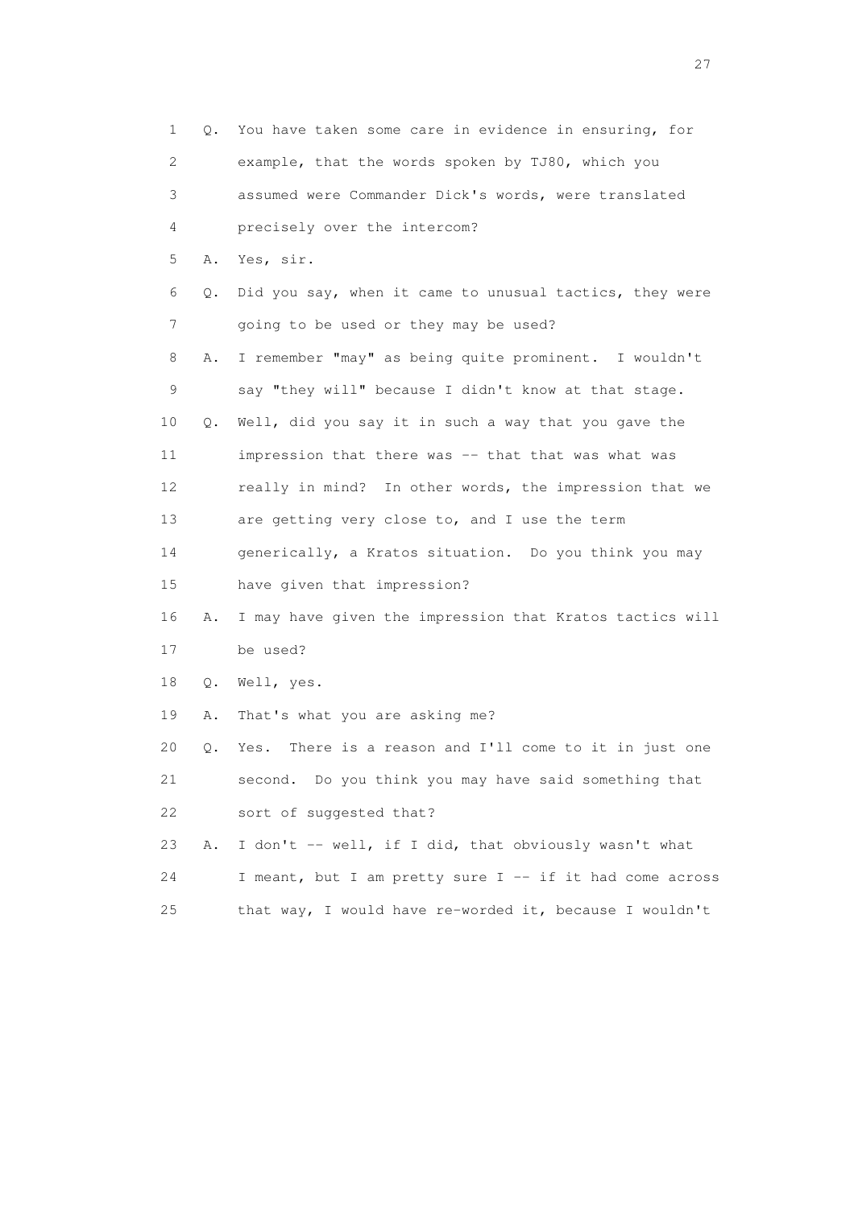1 Q. You have taken some care in evidence in ensuring, for
2 example, that the words spoken by TJ80, which you
3 assumed were Commander Dick's words, were translated
4 precisely over the intercom?

5 A. Yes, sir.

6 Q. Did you say, when it came to unusual tactics, they were
7 going to be used or they may be used?

8 A. I remember "may" as being quite prominent. I wouldn't
9 say "they will" because I didn't know at that stage.

10 Q. Well, did you say it in such a way that you gave the
11 impression that there was -- that that was what was
12 really in mind? In other words, the impression that we
13 are getting very close to, and I use the term
14 generically, a Kratos situation. Do you think you may
15 have given that impression?

16 A. I may have given the impression that Kratos tactics will
17 be used?

18 Q. Well, yes.

19 A. That's what you are asking me?

20 Q. Yes. There is a reason and I'll come to it in just one
21 second. Do you think you may have said something that
22 sort of suggested that?

23 A. I don't -- well, if I did, that obviously wasn't what
24 I meant, but I am pretty sure I -- if it had come across
25 that way, I would have re-worded it, because I wouldn't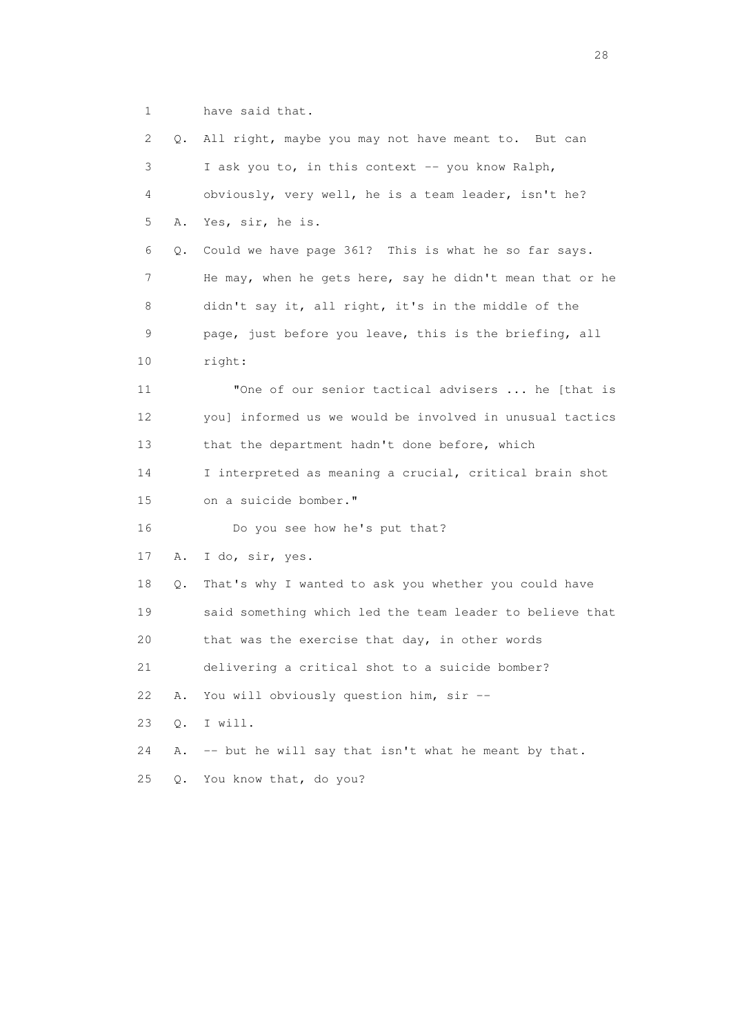1 have said that.

2 Q. All right, maybe you may not have meant to. But can

3 I ask you to, in this context -- you know Ralph,

4 obviously, very well, he is a team leader, isn't he?

5 A. Yes, sir, he is.

6 Q. Could we have page 361? This is what he so far says.

7 He may, when he gets here, say he didn't mean that or he

8 didn't say it, all right, it's in the middle of the

9 page, just before you leave, this is the briefing, all

10 right:

11 "One of our senior tactical advisers ... he [that is

12 you] informed us we would be involved in unusual tactics

13 that the department hadn't done before, which

14 I interpreted as meaning a crucial, critical brain shot

15 on a suicide bomber."

16 Do you see how he's put that?

17 A. I do, sir, yes.

18 Q. That's why I wanted to ask you whether you could have

19 said something which led the team leader to believe that

20 that was the exercise that day, in other words

21 delivering a critical shot to a suicide bomber?

22 A. You will obviously question him, sir --

23 Q. I will.

24 A. -- but he will say that isn't what he meant by that.

25 Q. You know that, do you?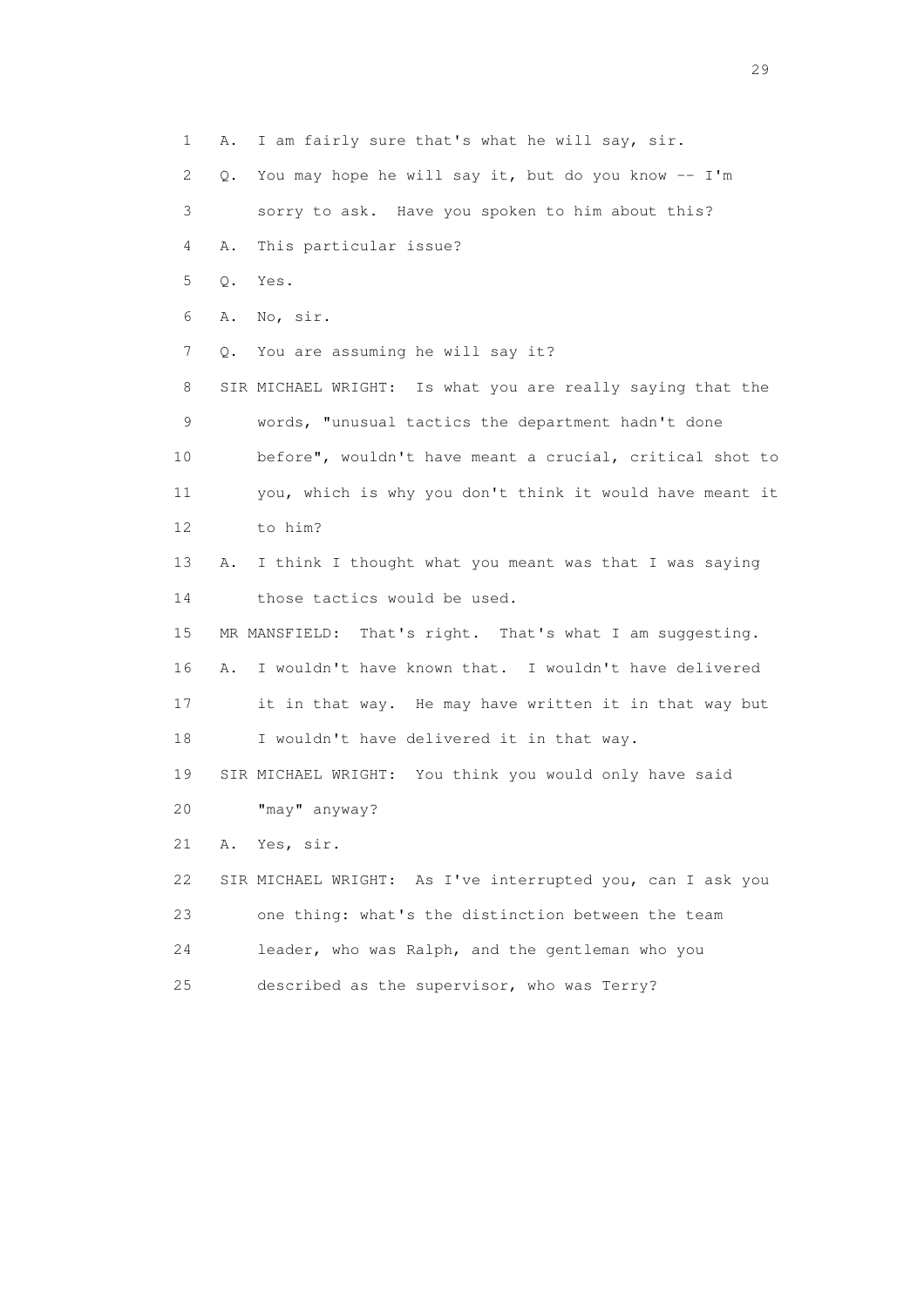1 A. I am fairly sure that's what he will say, sir.

2 Q. You may hope he will say it, but do you know -- I'm

3 sorry to ask. Have you spoken to him about this?

4 A. This particular issue?

5 Q. Yes.

6 A. No, sir.

7 Q. You are assuming he will say it?

8 SIR MICHAEL WRIGHT: Is what you are really saying that the

9 words, "unusual tactics the department hadn't done

10 before", wouldn't have meant a crucial, critical shot to

11 you, which is why you don't think it would have meant it

12 to him?

13 A. I think I thought what you meant was that I was saying

14 those tactics would be used.

15 MR MANSFIELD: That's right. That's what I am suggesting.

16 A. I wouldn't have known that. I wouldn't have delivered

17 it in that way. He may have written it in that way but

18 I wouldn't have delivered it in that way.

19 SIR MICHAEL WRIGHT: You think you would only have said

20 "may" anyway?

21 A. Yes, sir.

22 SIR MICHAEL WRIGHT: As I've interrupted you, can I ask you

23 one thing: what's the distinction between the team

24 leader, who was Ralph, and the gentleman who you

25 described as the supervisor, who was Terry?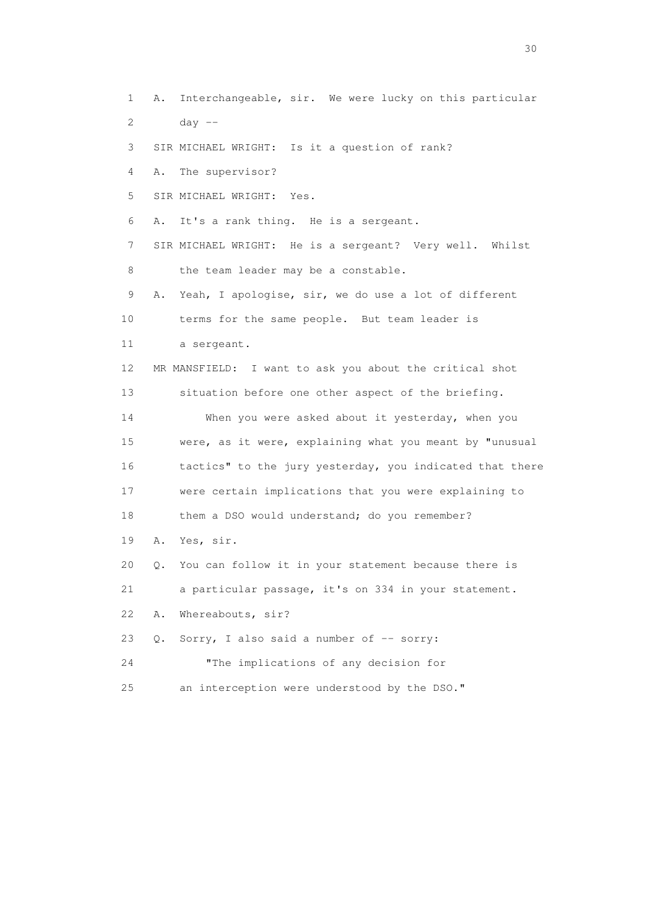1 A. Interchangeable, sir. We were lucky on this particular
2 day --
3 SIR MICHAEL WRIGHT: Is it a question of rank?
4 A. The supervisor?
5 SIR MICHAEL WRIGHT: Yes.
6 A. It's a rank thing. He is a sergeant.
7 SIR MICHAEL WRIGHT: He is a sergeant? Very well. Whilst
8 the team leader may be a constable.
9 A. Yeah, I apologise, sir, we do use a lot of different
10 terms for the same people. But team leader is
11 a sergeant.
12 MR MANSFIELD: I want to ask you about the critical shot
13 situation before one other aspect of the briefing.
14 When you were asked about it yesterday, when you
15 were, as it were, explaining what you meant by "unusual
16 tactics" to the jury yesterday, you indicated that there
17 were certain implications that you were explaining to
18 them a DSO would understand; do you remember?
19 A. Yes, sir.
20 Q. You can follow it in your statement because there is
21 a particular passage, it's on 334 in your statement.
22 A. Whereabouts, sir?
23 Q. Sorry, I also said a number of -- sorry:
24 "The implications of any decision for
25 an interception were understood by the DSO."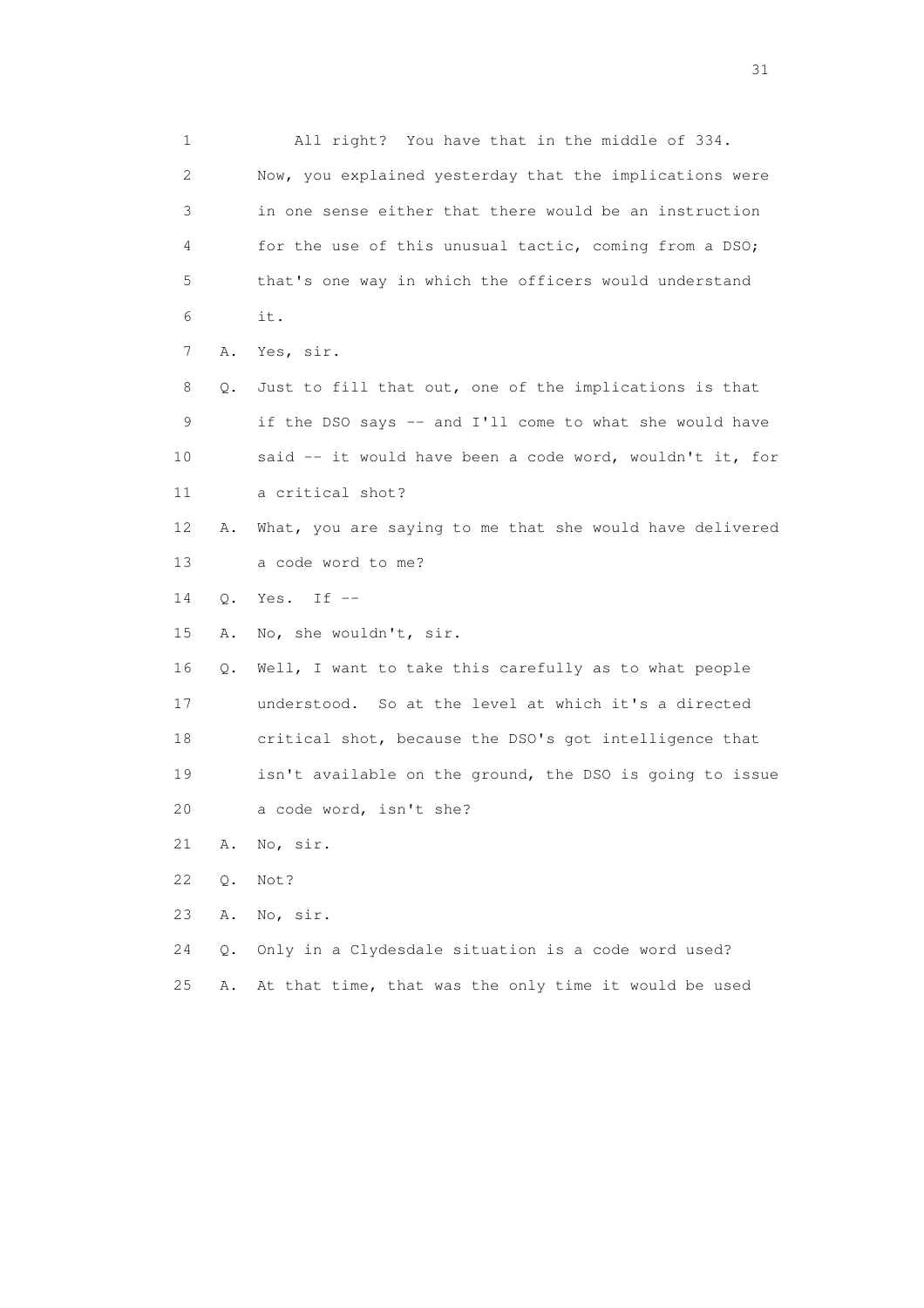1 All right? You have that in the middle of 334.
2 Now, you explained yesterday that the implications were
3 in one sense either that there would be an instruction
4 for the use of this unusual tactic, coming from a DSO;
5 that's one way in which the officers would understand
6 it.
7 A. Yes, sir.
8 Q. Just to fill that out, one of the implications is that
9 if the DSO says -- and I'll come to what she would have
10 said -- it would have been a code word, wouldn't it, for
11 a critical shot?
12 A. What, you are saying to me that she would have delivered
13 a code word to me?
14 Q. Yes. If --
15 A. No, she wouldn't, sir.
16 Q. Well, I want to take this carefully as to what people
17 understood. So at the level at which it's a directed
18 critical shot, because the DSO's got intelligence that
19 isn't available on the ground, the DSO is going to issue
20 a code word, isn't she?
21 A. No, sir.
22 Q. Not?
23 A. No, sir.
24 Q. Only in a Clydesdale situation is a code word used?
25 A. At that time, that was the only time it would be used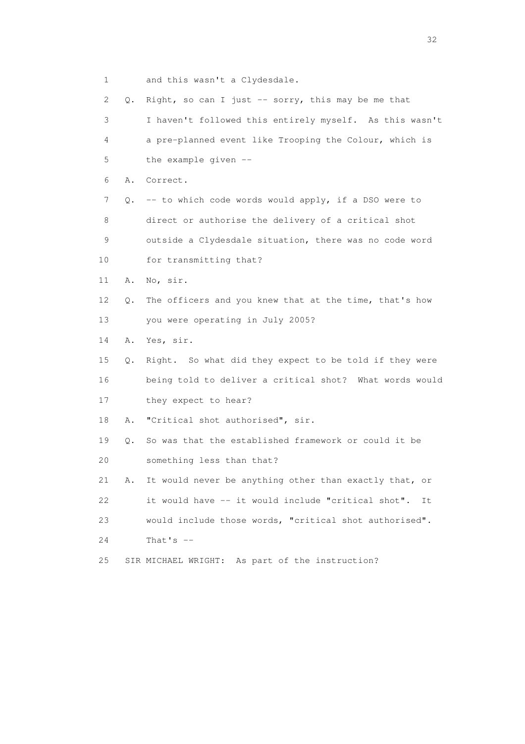1 and this wasn't a Clydesdale.

2 Q. Right, so can I just -- sorry, this may be me that

3 I haven't followed this entirely myself. As this wasn't

4 a pre-planned event like Trooping the Colour, which is

5 the example given --

6 A. Correct.

7 Q. -- to which code words would apply, if a DSO were to

8 direct or authorise the delivery of a critical shot

9 outside a Clydesdale situation, there was no code word

10 for transmitting that?

11 A. No, sir.

12 Q. The officers and you knew that at the time, that's how

13 you were operating in July 2005?

14 A. Yes, sir.

15 Q. Right. So what did they expect to be told if they were

16 being told to deliver a critical shot? What words would

17 they expect to hear?

18 A. "Critical shot authorised", sir.

19 Q. So was that the established framework or could it be

20 something less than that?

21 A. It would never be anything other than exactly that, or

22 it would have -- it would include "critical shot". It

23 would include those words, "critical shot authorised".

24 That's --

25 SIR MICHAEL WRIGHT: As part of the instruction?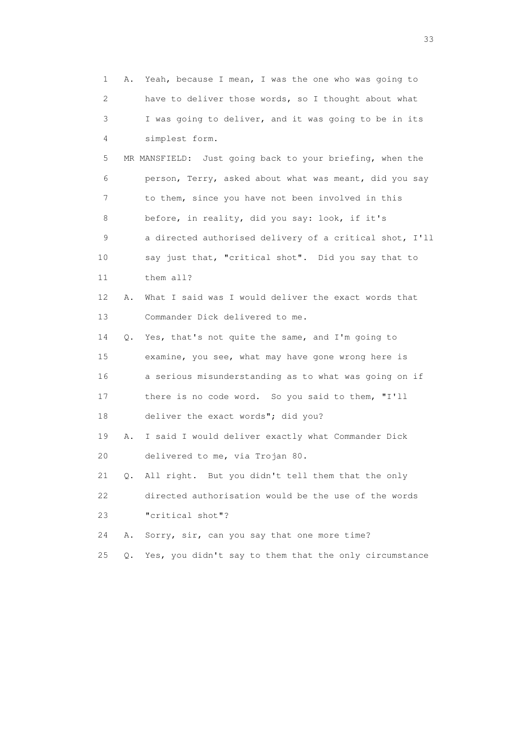1 A. Yeah, because I mean, I was the one who was going to
2 have to deliver those words, so I thought about what
3 I was going to deliver, and it was going to be in its
4 simplest form.

5 MR MANSFIELD: Just going back to your briefing, when the
6 person, Terry, asked about what was meant, did you say
7 to them, since you have not been involved in this
8 before, in reality, did you say: look, if it's
9 a directed authorised delivery of a critical shot, I'll
10 say just that, "critical shot". Did you say that to
11 them all?

12 A. What I said was I would deliver the exact words that
13 Commander Dick delivered to me.

14 Q. Yes, that's not quite the same, and I'm going to
15 examine, you see, what may have gone wrong here is
16 a serious misunderstanding as to what was going on if
17 there is no code word. So you said to them, "I'll
18 deliver the exact words"; did you?

19 A. I said I would deliver exactly what Commander Dick
20 delivered to me, via Trojan 80.

21 Q. All right. But you didn't tell them that the only
22 directed authorisation would be the use of the words
23 "critical shot"?

24 A. Sorry, sir, can you say that one more time?

25 Q. Yes, you didn't say to them that the only circumstance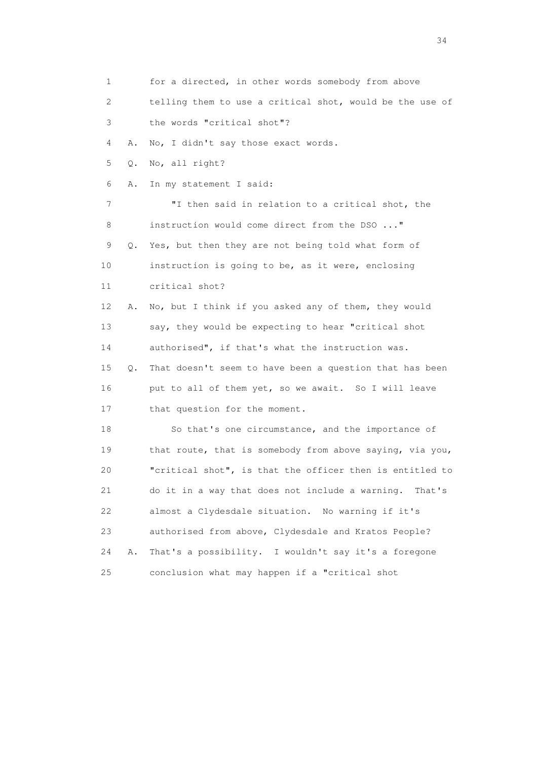1 for a directed, in other words somebody from above
2 telling them to use a critical shot, would be the use of
3 the words "critical shot"?
4 A. No, I didn't say those exact words.
5 Q. No, all right?
6 A. In my statement I said:
7 "I then said in relation to a critical shot, the
8 instruction would come direct from the DSO ..."
9 Q. Yes, but then they are not being told what form of
10 instruction is going to be, as it were, enclosing
11 critical shot?
12 A. No, but I think if you asked any of them, they would
13 say, they would be expecting to hear "critical shot
14 authorised", if that's what the instruction was.
15 Q. That doesn't seem to have been a question that has been
16 put to all of them yet, so we await. So I will leave
17 that question for the moment.
18 So that's one circumstance, and the importance of
19 that route, that is somebody from above saying, via you,
20 "critical shot", is that the officer then is entitled to
21 do it in a way that does not include a warning. That's
22 almost a Clydesdale situation. No warning if it's
23 authorised from above, Clydesdale and Kratos People?
24 A. That's a possibility. I wouldn't say it's a foregone
25 conclusion what may happen if a "critical shot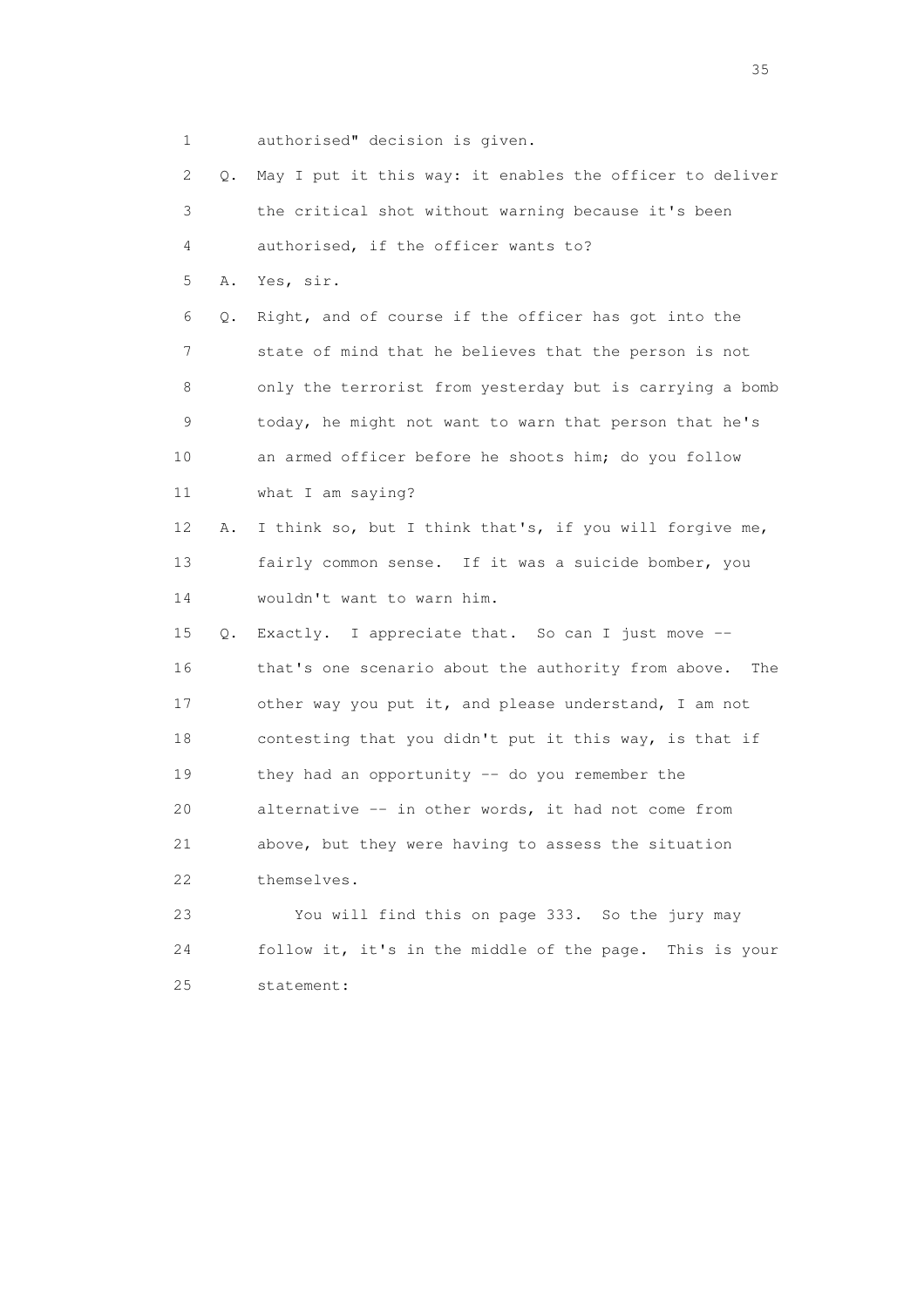1 authorised" decision is given.

2 Q. May I put it this way: it enables the officer to deliver

3 the critical shot without warning because it's been

4 authorised, if the officer wants to?

5 A. Yes, sir.

6 Q. Right, and of course if the officer has got into the

7 state of mind that he believes that the person is not

8 only the terrorist from yesterday but is carrying a bomb

9 today, he might not want to warn that person that he's

10 an armed officer before he shoots him; do you follow

11 what I am saying?

12 A. I think so, but I think that's, if you will forgive me,

13 fairly common sense. If it was a suicide bomber, you

14 wouldn't want to warn him.

15 Q. Exactly. I appreciate that. So can I just move --

16 that's one scenario about the authority from above. The

17 other way you put it, and please understand, I am not

18 contesting that you didn't put it this way, is that if

19 they had an opportunity -- do you remember the

20 alternative -- in other words, it had not come from

21 above, but they were having to assess the situation

22 themselves.

23 You will find this on page 333. So the jury may

24 follow it, it's in the middle of the page. This is your

25 statement: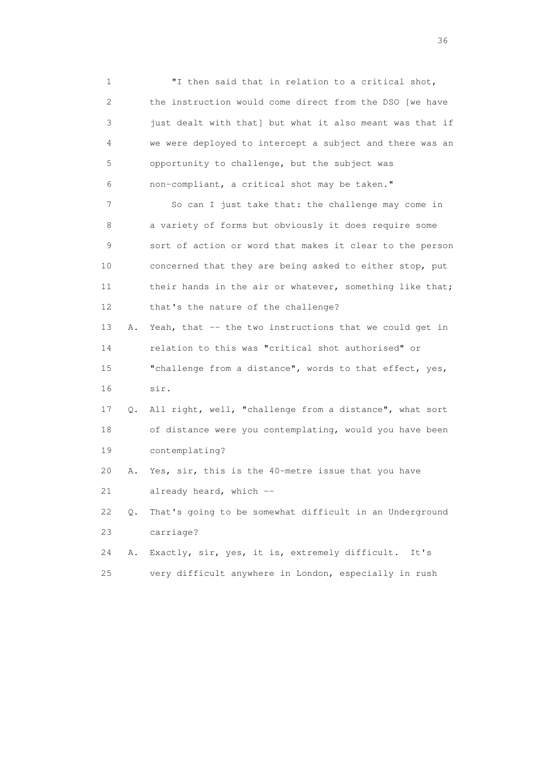1 "I then said that in relation to a critical shot,
2 the instruction would come direct from the DSO [we have
3 just dealt with that] but what it also meant was that if
4 we were deployed to intercept a subject and there was an
5 opportunity to challenge, but the subject was
6 non-compliant, a critical shot may be taken."

7 So can I just take that: the challenge may come in
8 a variety of forms but obviously it does require some
9 sort of action or word that makes it clear to the person
10 concerned that they are being asked to either stop, put
11 their hands in the air or whatever, something like that;
12 that's the nature of the challenge?

13 A. Yeah, that -- the two instructions that we could get in
14 relation to this was "critical shot authorised" or
15 "challenge from a distance", words to that effect, yes,
16 sir.

17 Q. All right, well, "challenge from a distance", what sort
18 of distance were you contemplating, would you have been
19 contemplating?

20 A. Yes, sir, this is the 40-metre issue that you have
21 already heard, which --

22 Q. That's going to be somewhat difficult in an Underground
23 carriage?

24 A. Exactly, sir, yes, it is, extremely difficult. It's
25 very difficult anywhere in London, especially in rush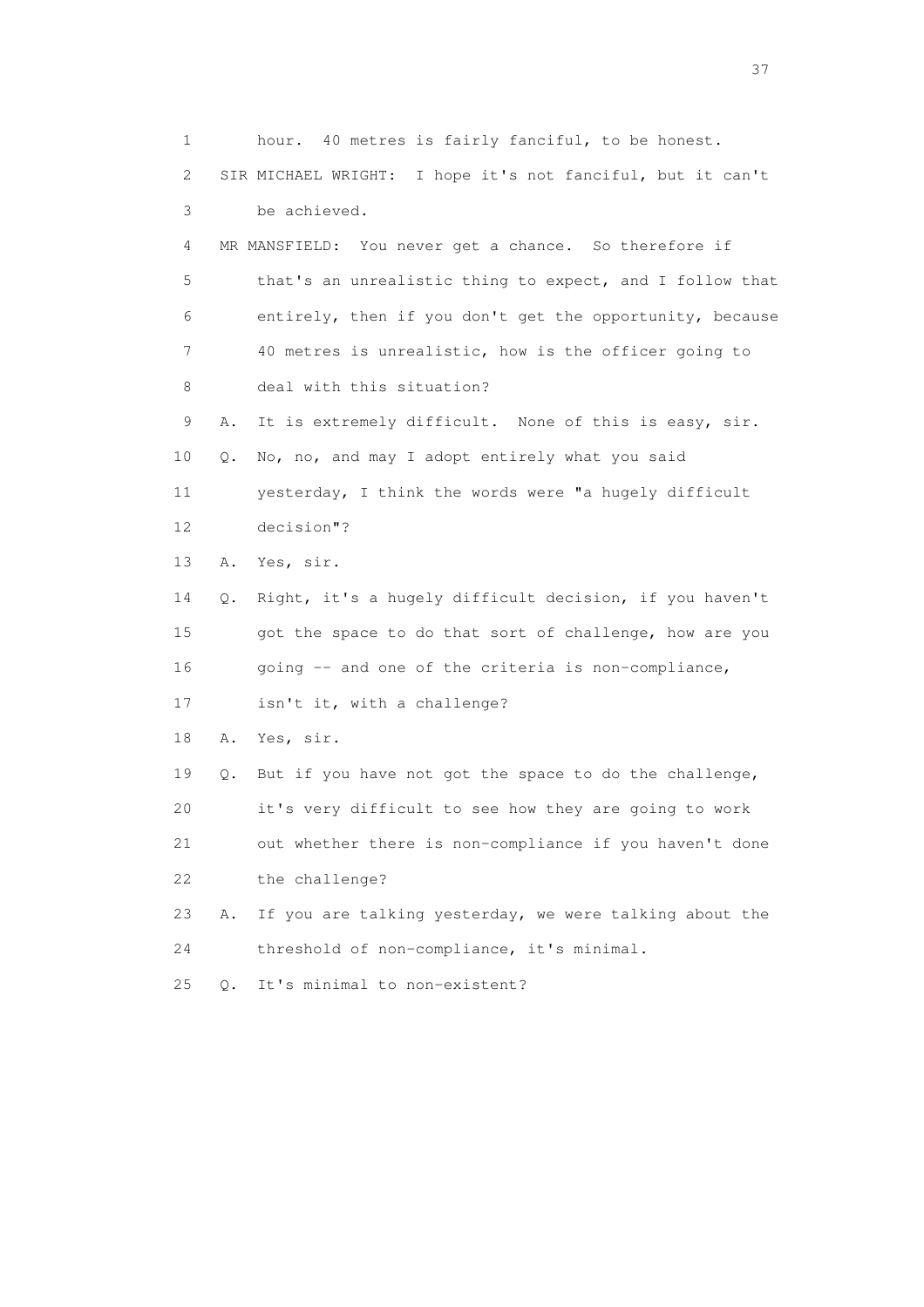1 hour. 40 metres is fairly fanciful, to be honest.

2 SIR MICHAEL WRIGHT: I hope it's not fanciful, but it can't

3 be achieved.

4 MR MANSFIELD: You never get a chance. So therefore if

5 that's an unrealistic thing to expect, and I follow that

6 entirely, then if you don't get the opportunity, because

7 40 metres is unrealistic, how is the officer going to

8 deal with this situation?

9 A. It is extremely difficult. None of this is easy, sir.

10 Q. No, no, and may I adopt entirely what you said

11 yesterday, I think the words were "a hugely difficult

12 decision"?

13 A. Yes, sir.

14 Q. Right, it's a hugely difficult decision, if you haven't

15 got the space to do that sort of challenge, how are you

16 going -- and one of the criteria is non-compliance,

17 isn't it, with a challenge?

18 A. Yes, sir.

19 Q. But if you have not got the space to do the challenge,

20 it's very difficult to see how they are going to work

21 out whether there is non-compliance if you haven't done

22 the challenge?

23 A. If you are talking yesterday, we were talking about the

24 threshold of non-compliance, it's minimal.

25 Q. It's minimal to non-existent?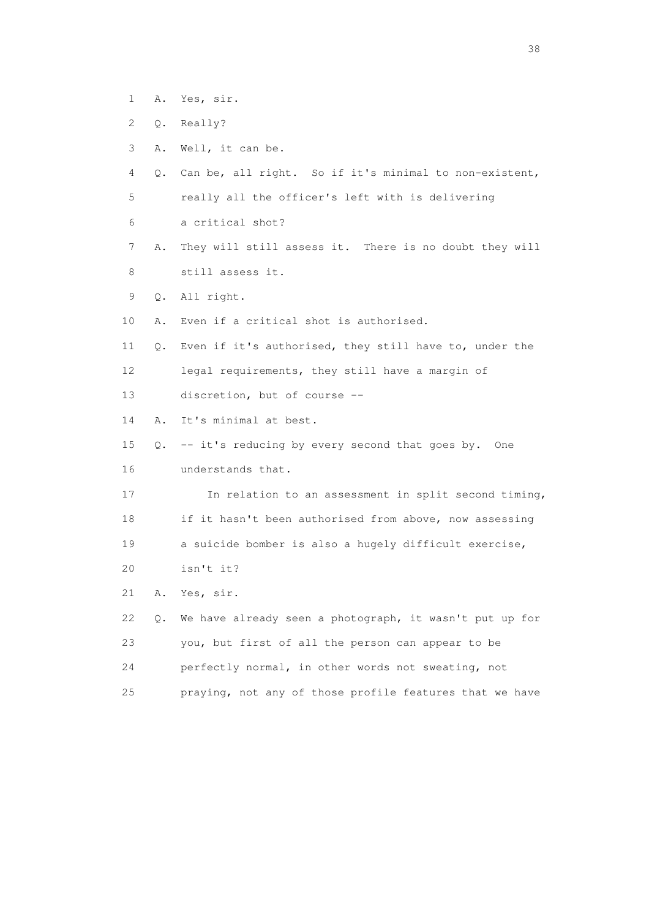1 A. Yes, sir.

2 Q. Really?

3 A. Well, it can be.

4 Q. Can be, all right. So if it's minimal to non-existent,

5 really all the officer's left with is delivering

6 a critical shot?

7 A. They will still assess it. There is no doubt they will

8 still assess it.

9 Q. All right.

10 A. Even if a critical shot is authorised.

11 Q. Even if it's authorised, they still have to, under the

12 legal requirements, they still have a margin of

13 discretion, but of course --

14 A. It's minimal at best.

15 Q. -- it's reducing by every second that goes by. One

16 understands that.

17 In relation to an assessment in split second timing,

18 if it hasn't been authorised from above, now assessing

19 a suicide bomber is also a hugely difficult exercise,

20 isn't it?

21 A. Yes, sir.

22 Q. We have already seen a photograph, it wasn't put up for

23 you, but first of all the person can appear to be

24 perfectly normal, in other words not sweating, not

25 praying, not any of those profile features that we have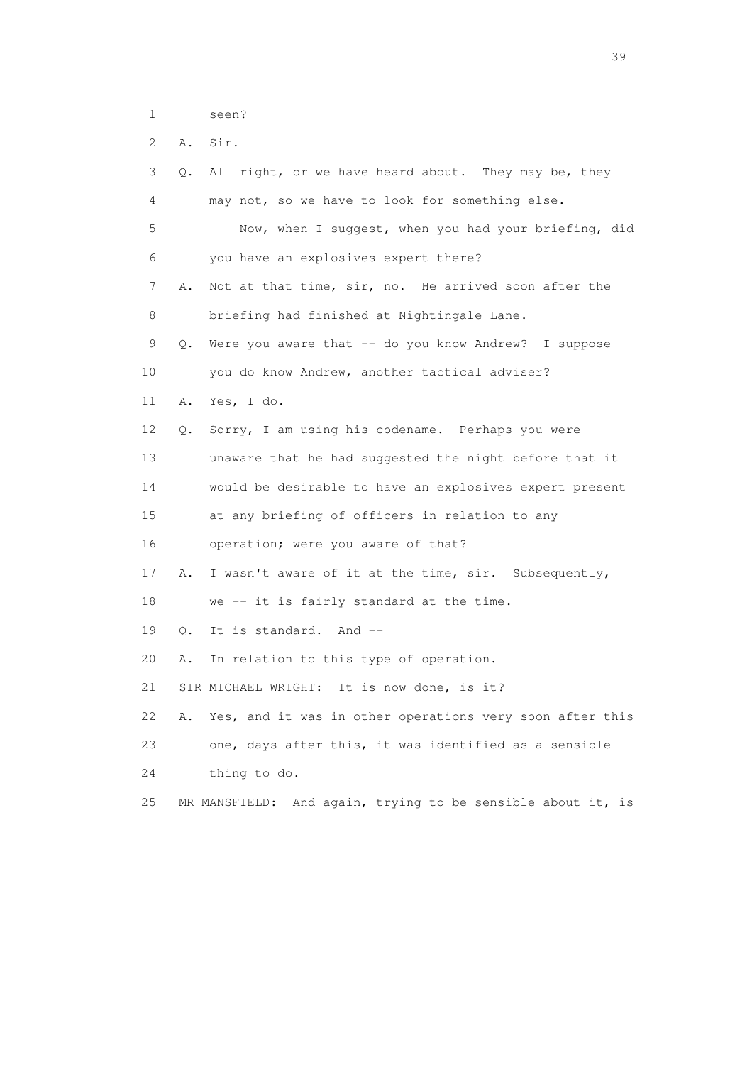1 seen?

2 A. Sir.

3 Q. All right, or we have heard about. They may be, they

4 may not, so we have to look for something else.

5 Now, when I suggest, when you had your briefing, did

6 you have an explosives expert there?

7 A. Not at that time, sir, no. He arrived soon after the

8 briefing had finished at Nightingale Lane.

9 Q. Were you aware that -- do you know Andrew? I suppose

10 you do know Andrew, another tactical adviser?

11 A. Yes, I do.

12 Q. Sorry, I am using his codename. Perhaps you were

13 unaware that he had suggested the night before that it

14 would be desirable to have an explosives expert present

15 at any briefing of officers in relation to any

16 operation; were you aware of that?

17 A. I wasn't aware of it at the time, sir. Subsequently,

18 we -- it is fairly standard at the time.

19 Q. It is standard. And --

20 A. In relation to this type of operation.

21 SIR MICHAEL WRIGHT: It is now done, is it?

22 A. Yes, and it was in other operations very soon after this

23 one, days after this, it was identified as a sensible

24 thing to do.

25 MR MANSFIELD: And again, trying to be sensible about it, is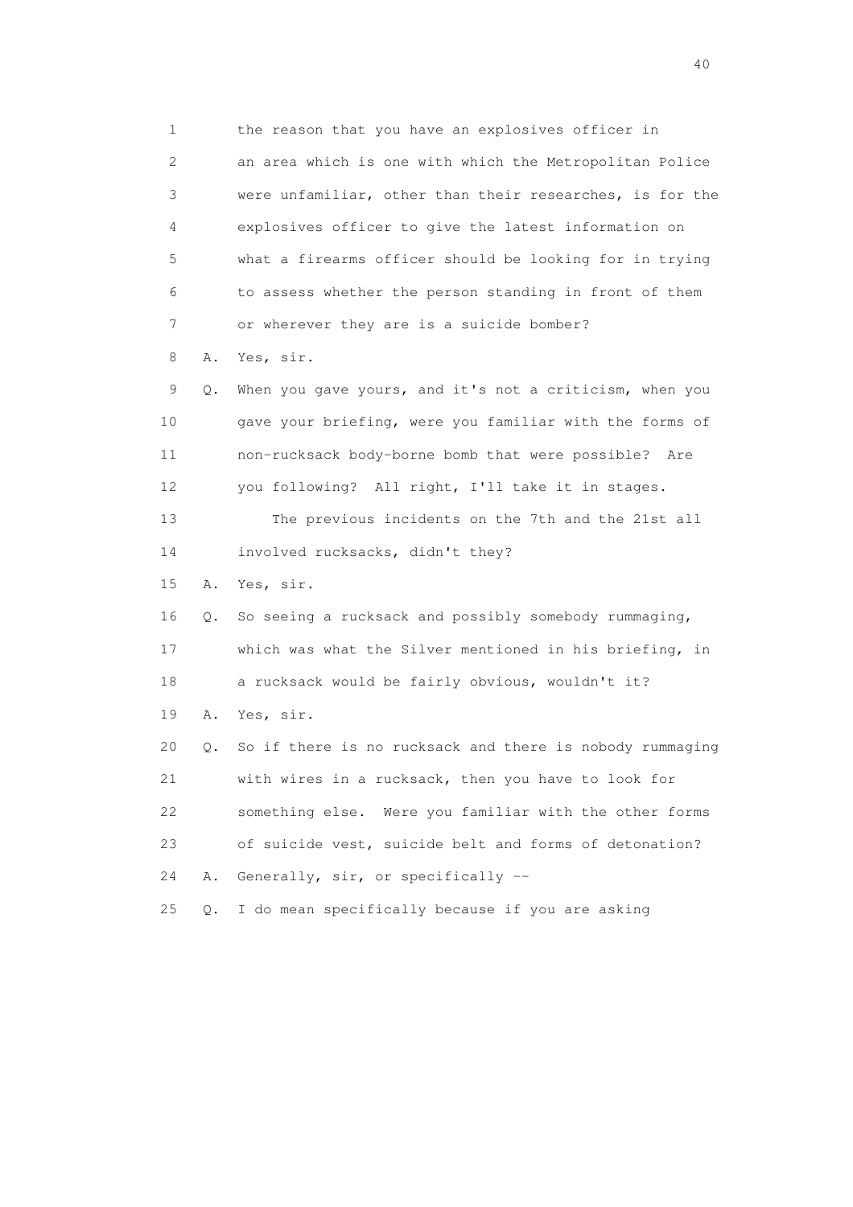1 the reason that you have an explosives officer in
2 an area which is one with which the Metropolitan Police
3 were unfamiliar, other than their researches, is for the
4 explosives officer to give the latest information on
5 what a firearms officer should be looking for in trying
6 to assess whether the person standing in front of them
7 or wherever they are is a suicide bomber?
8 A. Yes, sir.
9 Q. When you gave yours, and it's not a criticism, when you
10 gave your briefing, were you familiar with the forms of
11 non-rucksack body-borne bomb that were possible? Are
12 you following? All right, I'll take it in stages.
13 The previous incidents on the 7th and the 21st all
14 involved rucksacks, didn't they?
15 A. Yes, sir.
16 Q. So seeing a rucksack and possibly somebody rummaging,
17 which was what the Silver mentioned in his briefing, in
18 a rucksack would be fairly obvious, wouldn't it?
19 A. Yes, sir.
20 Q. So if there is no rucksack and there is nobody rummaging
21 with wires in a rucksack, then you have to look for
22 something else. Were you familiar with the other forms
23 of suicide vest, suicide belt and forms of detonation?
24 A. Generally, sir, or specifically --
25 Q. I do mean specifically because if you are asking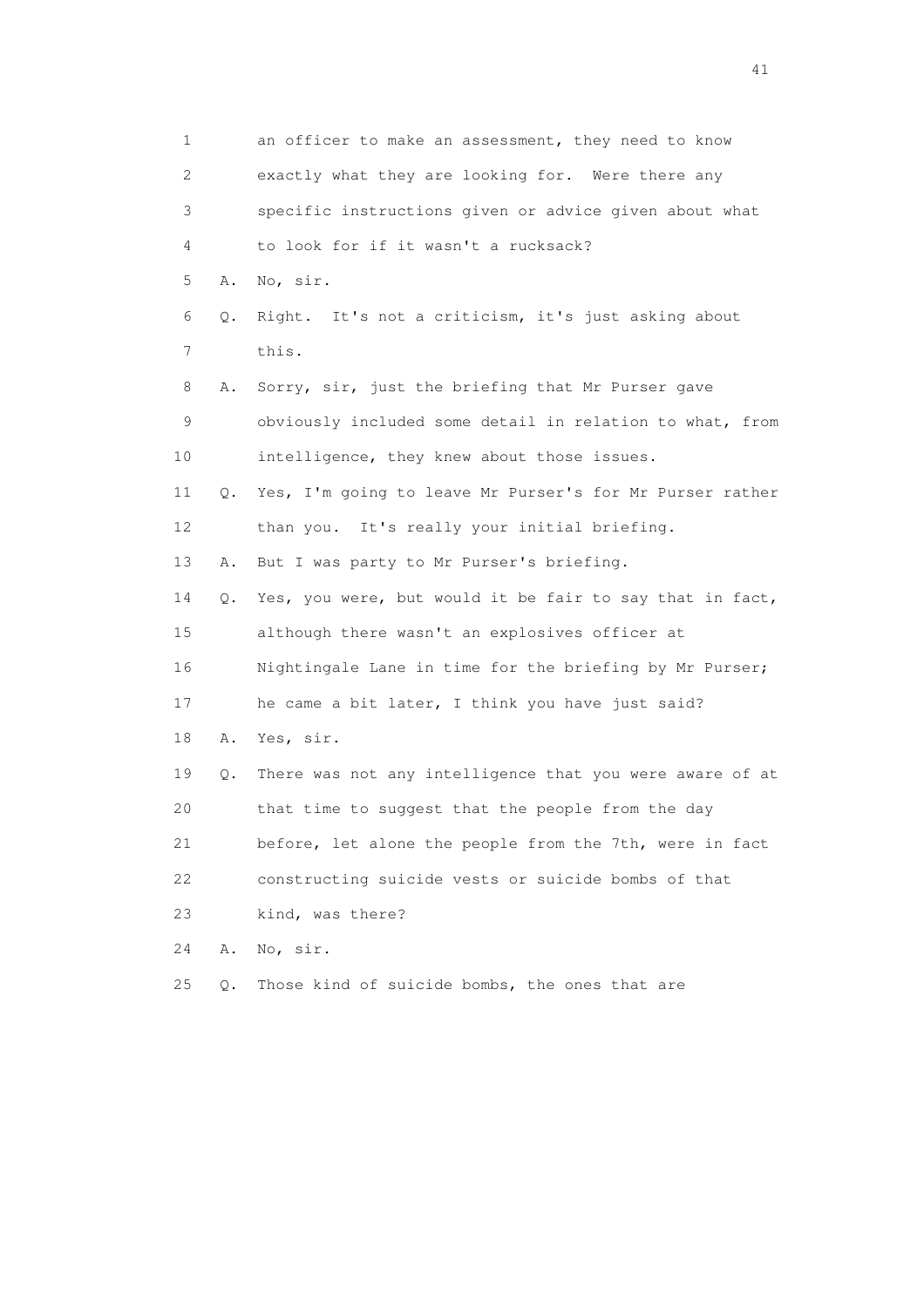1 an officer to make an assessment, they need to know
2 exactly what they are looking for. Were there any
3 specific instructions given or advice given about what
4 to look for if it wasn't a rucksack?
5 A. No, sir.
6 Q. Right. It's not a criticism, it's just asking about
7 this.
8 A. Sorry, sir, just the briefing that Mr Purser gave
9 obviously included some detail in relation to what, from
10 intelligence, they knew about those issues.
11 Q. Yes, I'm going to leave Mr Purser's for Mr Purser rather
12 than you. It's really your initial briefing.
13 A. But I was party to Mr Purser's briefing.
14 Q. Yes, you were, but would it be fair to say that in fact,
15 although there wasn't an explosives officer at
16 Nightingale Lane in time for the briefing by Mr Purser;
17 he came a bit later, I think you have just said?
18 A. Yes, sir.
19 Q. There was not any intelligence that you were aware of at
20 that time to suggest that the people from the day
21 before, let alone the people from the 7th, were in fact
22 constructing suicide vests or suicide bombs of that
23 kind, was there?
24 A. No, sir.
25 Q. Those kind of suicide bombs, the ones that are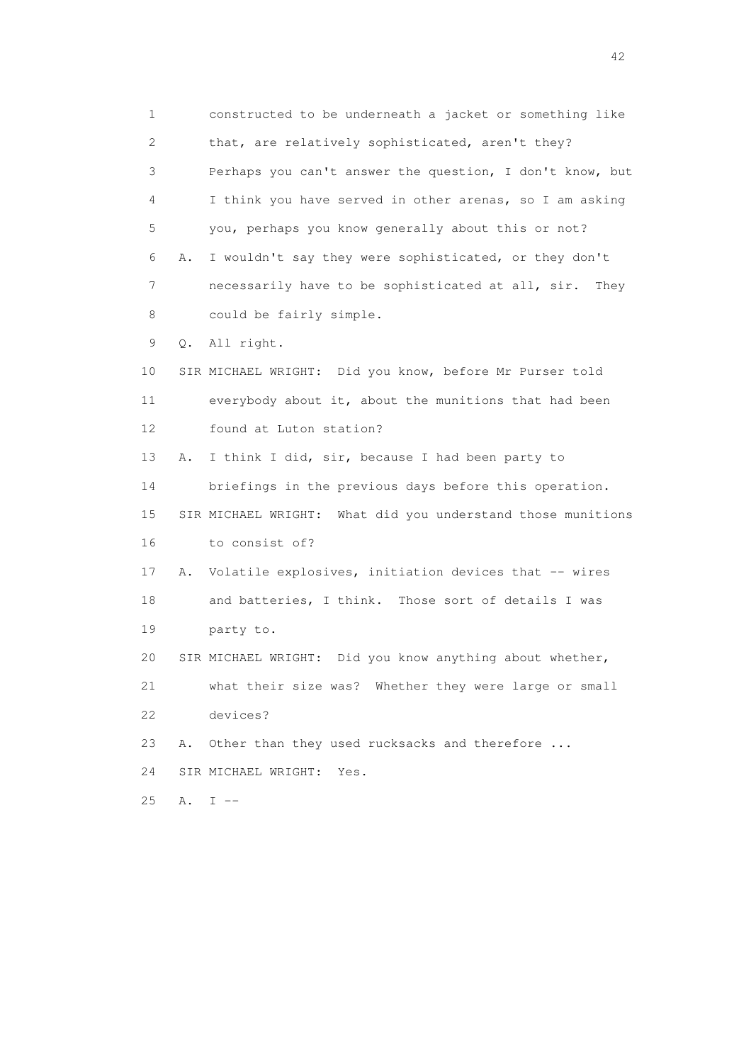1 constructed to be underneath a jacket or something like
2 that, are relatively sophisticated, aren't they?
3 Perhaps you can't answer the question, I don't know, but
4 I think you have served in other arenas, so I am asking
5 you, perhaps you know generally about this or not?
6 A. I wouldn't say they were sophisticated, or they don't
7 necessarily have to be sophisticated at all, sir. They
8 could be fairly simple.
9 Q. All right.
10 SIR MICHAEL WRIGHT: Did you know, before Mr Purser told
11 everybody about it, about the munitions that had been
12 found at Luton station?
13 A. I think I did, sir, because I had been party to
14 briefings in the previous days before this operation.
15 SIR MICHAEL WRIGHT: What did you understand those munitions
16 to consist of?
17 A. Volatile explosives, initiation devices that -- wires
18 and batteries, I think. Those sort of details I was
19 party to.
20 SIR MICHAEL WRIGHT: Did you know anything about whether,
21 what their size was? Whether they were large or small
22 devices?
23 A. Other than they used rucksacks and therefore ...
24 SIR MICHAEL WRIGHT: Yes.
25 A. I --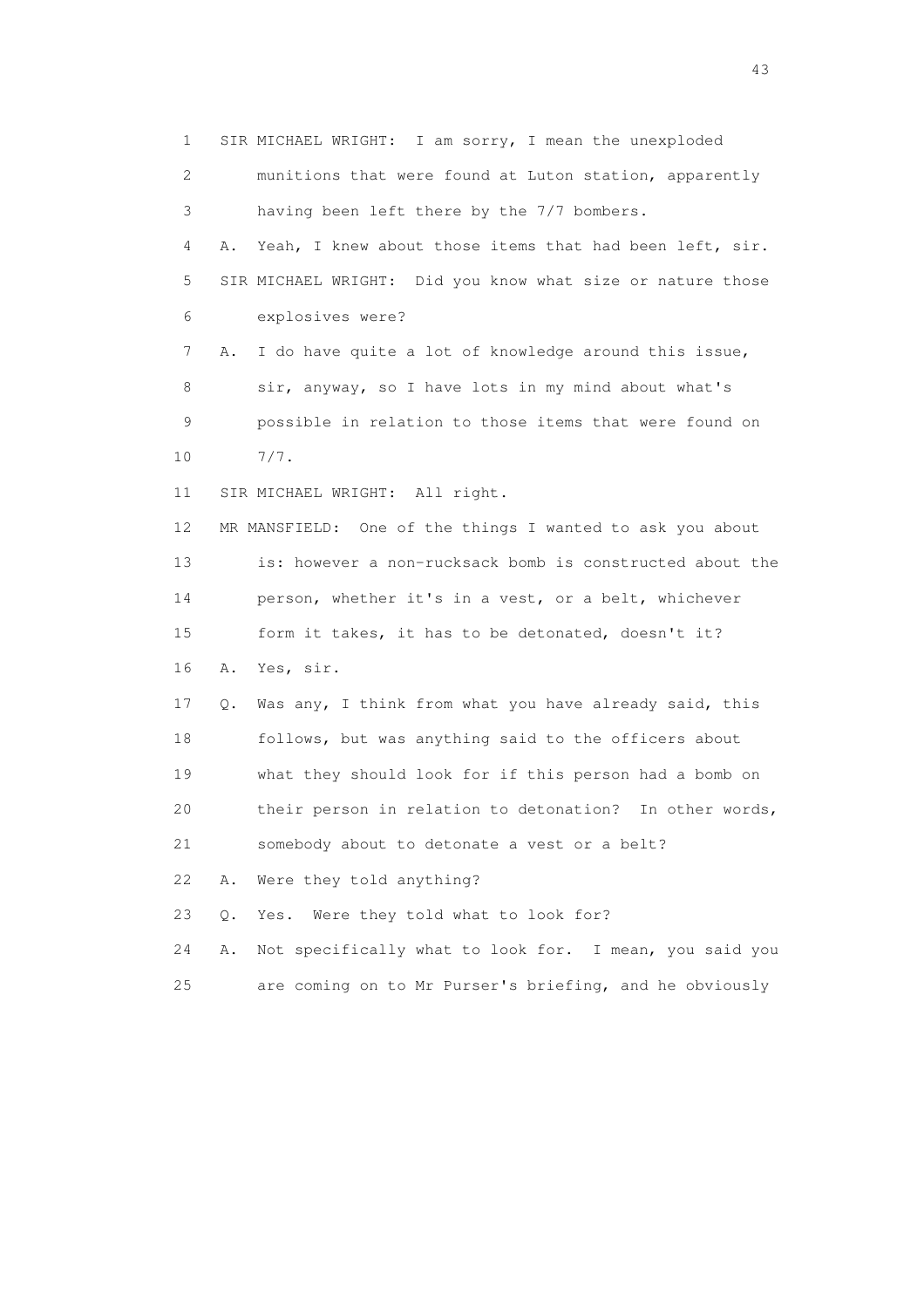1 SIR MICHAEL WRIGHT: I am sorry, I mean the unexploded
2 munitions that were found at Luton station, apparently
3 having been left there by the 7/7 bombers.
4 A. Yeah, I knew about those items that had been left, sir.
5 SIR MICHAEL WRIGHT: Did you know what size or nature those
6 explosives were?
7 A. I do have quite a lot of knowledge around this issue,
8 sir, anyway, so I have lots in my mind about what's
9 possible in relation to those items that were found on
10 7/7.
11 SIR MICHAEL WRIGHT: All right.
12 MR MANSFIELD: One of the things I wanted to ask you about
13 is: however a non-rucksack bomb is constructed about the
14 person, whether it's in a vest, or a belt, whichever
15 form it takes, it has to be detonated, doesn't it?
16 A. Yes, sir.
17 Q. Was any, I think from what you have already said, this
18 follows, but was anything said to the officers about
19 what they should look for if this person had a bomb on
20 their person in relation to detonation? In other words,
21 somebody about to detonate a vest or a belt?
22 A. Were they told anything?
23 Q. Yes. Were they told what to look for?
24 A. Not specifically what to look for. I mean, you said you
25 are coming on to Mr Purser's briefing, and he obviously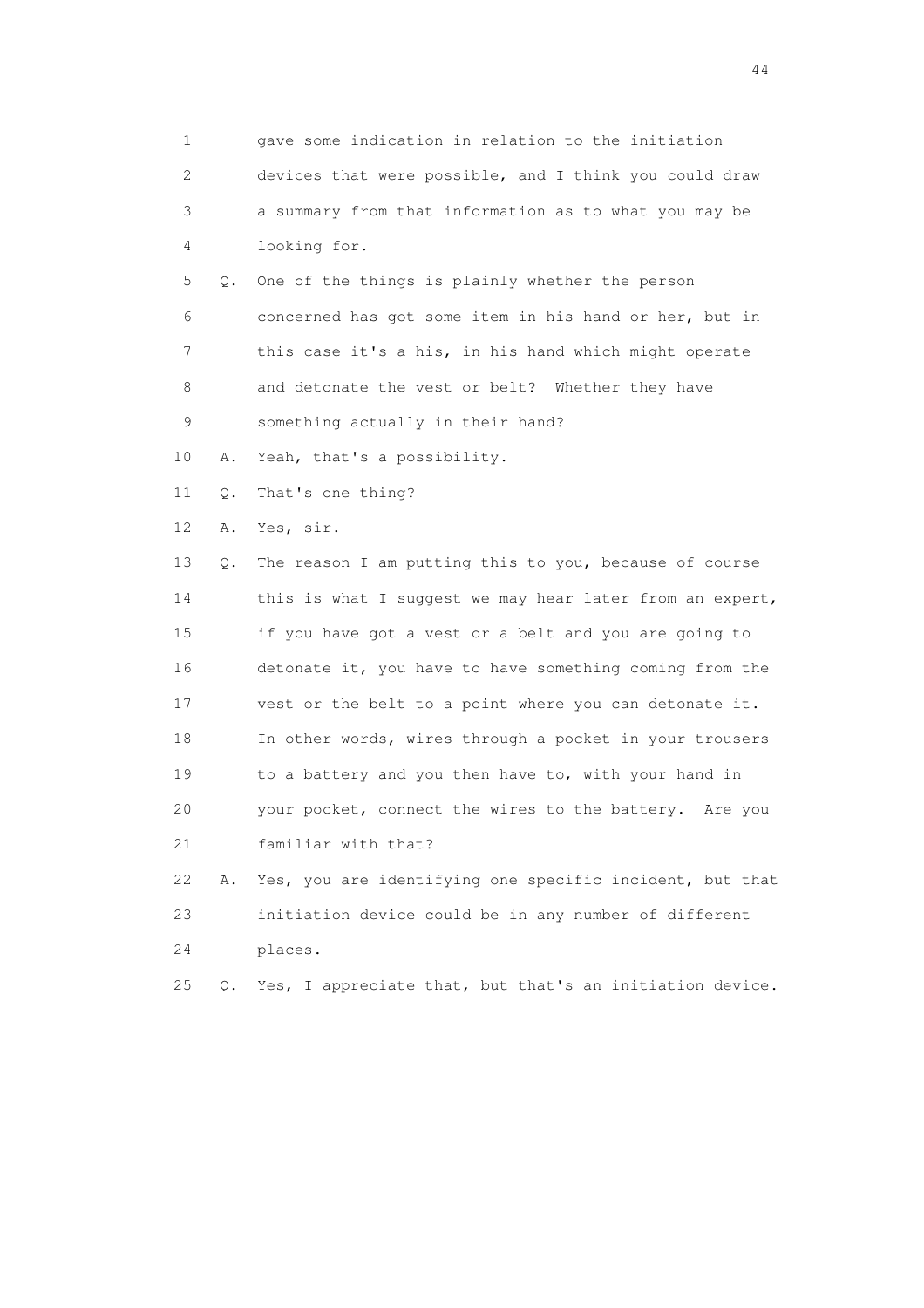1 gave some indication in relation to the initiation
2 devices that were possible, and I think you could draw
3 a summary from that information as to what you may be
4 looking for.

5 Q. One of the things is plainly whether the person
6 concerned has got some item in his hand or her, but in
7 this case it's a his, in his hand which might operate
8 and detonate the vest or belt? Whether they have
9 something actually in their hand?

10 A. Yeah, that's a possibility.

11 Q. That's one thing?

12 A. Yes, sir.

13 Q. The reason I am putting this to you, because of course
14 this is what I suggest we may hear later from an expert,
15 if you have got a vest or a belt and you are going to
16 detonate it, you have to have something coming from the
17 vest or the belt to a point where you can detonate it.
18 In other words, wires through a pocket in your trousers
19 to a battery and you then have to, with your hand in
20 your pocket, connect the wires to the battery. Are you
21 familiar with that?

22 A. Yes, you are identifying one specific incident, but that
23 initiation device could be in any number of different
24 places.

25 Q. Yes, I appreciate that, but that's an initiation device.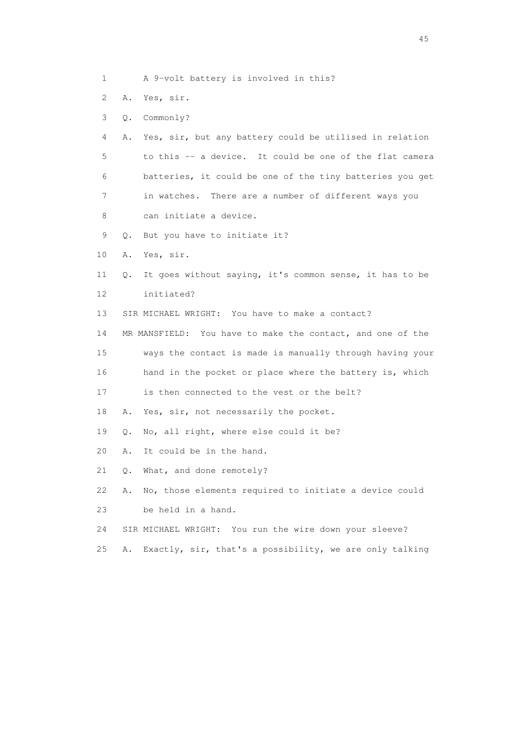1 A 9-volt battery is involved in this?

2 A. Yes, sir.

3 Q. Commonly?

4 A. Yes, sir, but any battery could be utilised in relation

5 to this -- a device. It could be one of the flat camera

6 batteries, it could be one of the tiny batteries you get

7 in watches. There are a number of different ways you

8 can initiate a device.

9 Q. But you have to initiate it?

10 A. Yes, sir.

11 Q. It goes without saying, it's common sense, it has to be

12 initiated?

13 SIR MICHAEL WRIGHT: You have to make a contact?

14 MR MANSFIELD: You have to make the contact, and one of the

15 ways the contact is made is manually through having your

16 hand in the pocket or place where the battery is, which

17 is then connected to the vest or the belt?

18 A. Yes, sir, not necessarily the pocket.

19 Q. No, all right, where else could it be?

20 A. It could be in the hand.

21 Q. What, and done remotely?

22 A. No, those elements required to initiate a device could

23 be held in a hand.

24 SIR MICHAEL WRIGHT: You run the wire down your sleeve?

25 A. Exactly, sir, that's a possibility, we are only talking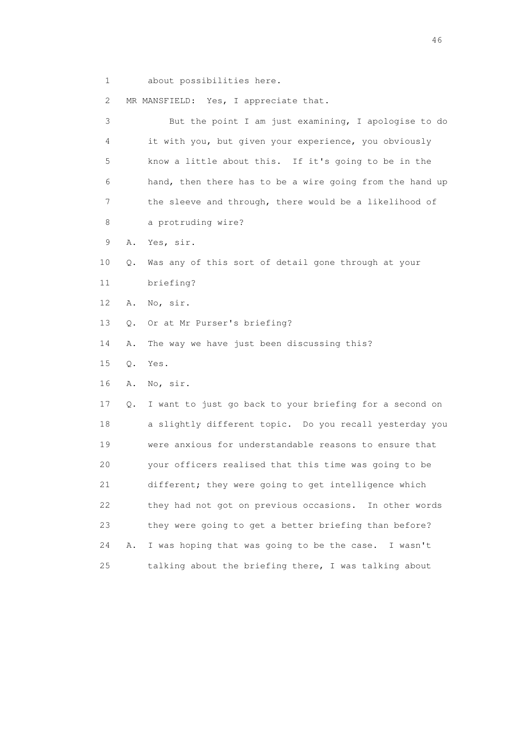1 about possibilities here.

2 MR MANSFIELD: Yes, I appreciate that.

3 But the point I am just examining, I apologise to do
4 it with you, but given your experience, you obviously
5 know a little about this. If it's going to be in the
6 hand, then there has to be a wire going from the hand up
7 the sleeve and through, there would be a likelihood of
8 a protruding wire?

9 A. Yes, sir.

10 Q. Was any of this sort of detail gone through at your
11 briefing?

12 A. No, sir.

13 Q. Or at Mr Purser's briefing?

14 A. The way we have just been discussing this?

15 Q. Yes.

16 A. No, sir.

17 Q. I want to just go back to your briefing for a second on
18 a slightly different topic. Do you recall yesterday you
19 were anxious for understandable reasons to ensure that
20 your officers realised that this time was going to be
21 different; they were going to get intelligence which
22 they had not got on previous occasions. In other words
23 they were going to get a better briefing than before?

24 A. I was hoping that was going to be the case. I wasn't
25 talking about the briefing there, I was talking about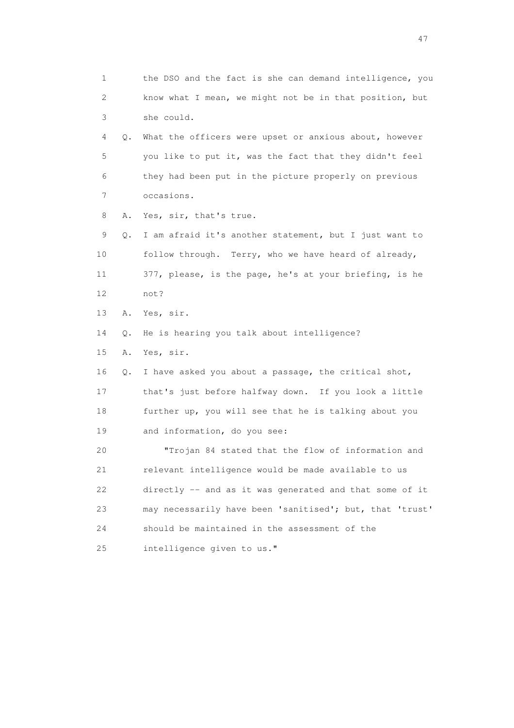1 the DSO and the fact is she can demand intelligence, you
2 know what I mean, we might not be in that position, but
3 she could.

4 Q. What the officers were upset or anxious about, however
5 you like to put it, was the fact that they didn't feel
6 they had been put in the picture properly on previous
7 occasions.

8 A. Yes, sir, that's true.

9 Q. I am afraid it's another statement, but I just want to
10 follow through. Terry, who we have heard of already,
11 377, please, is the page, he's at your briefing, is he
12 not?

13 A. Yes, sir.

14 Q. He is hearing you talk about intelligence?

15 A. Yes, sir.

16 Q. I have asked you about a passage, the critical shot,
17 that's just before halfway down. If you look a little
18 further up, you will see that he is talking about you
19 and information, do you see:

20 "Trojan 84 stated that the flow of information and
21 relevant intelligence would be made available to us
22 directly -- and as it was generated and that some of it
23 may necessarily have been 'sanitised'; but, that 'trust'
24 should be maintained in the assessment of the
25 intelligence given to us."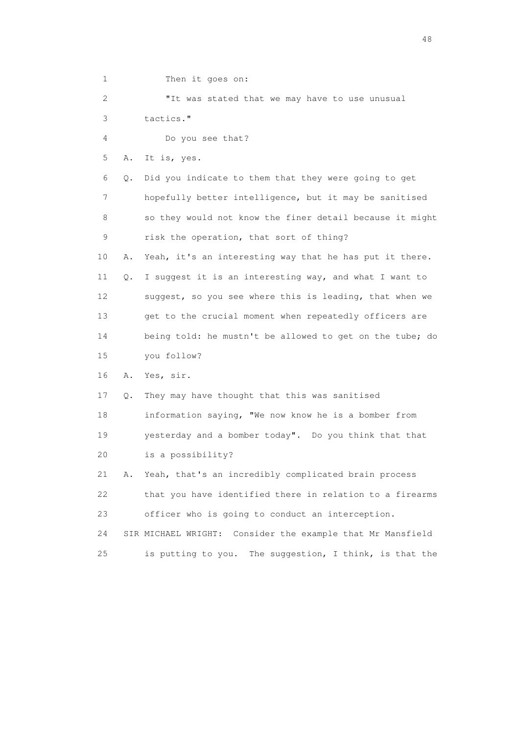1 Then it goes on:

2 "It was stated that we may have to use unusual

3 tactics."

4 Do you see that?

5 A. It is, yes.

6 Q. Did you indicate to them that they were going to get

7 hopefully better intelligence, but it may be sanitised

8 so they would not know the finer detail because it might

9 risk the operation, that sort of thing?

10 A. Yeah, it's an interesting way that he has put it there.

11 Q. I suggest it is an interesting way, and what I want to

12 suggest, so you see where this is leading, that when we

13 get to the crucial moment when repeatedly officers are

14 being told: he mustn't be allowed to get on the tube; do

15 you follow?

16 A. Yes, sir.

17 Q. They may have thought that this was sanitised

18 information saying, "We now know he is a bomber from

19 yesterday and a bomber today". Do you think that that

20 is a possibility?

21 A. Yeah, that's an incredibly complicated brain process

22 that you have identified there in relation to a firearms

23 officer who is going to conduct an interception.

24 SIR MICHAEL WRIGHT: Consider the example that Mr Mansfield

25 is putting to you. The suggestion, I think, is that the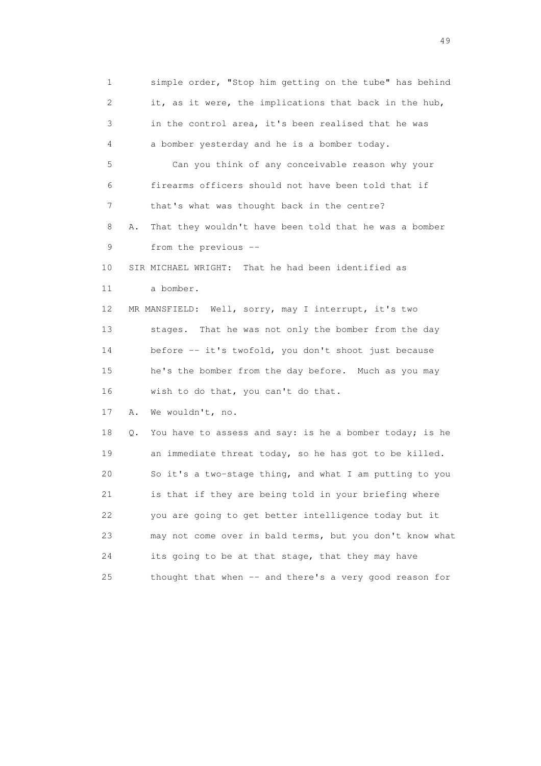1 simple order, "Stop him getting on the tube" has behind
2 it, as it were, the implications that back in the hub,
3 in the control area, it's been realised that he was
4 a bomber yesterday and he is a bomber today.
5 Can you think of any conceivable reason why your
6 firearms officers should not have been told that if
7 that's what was thought back in the centre?
8 A. That they wouldn't have been told that he was a bomber
9 from the previous --
10 SIR MICHAEL WRIGHT: That he had been identified as
11 a bomber.
12 MR MANSFIELD: Well, sorry, may I interrupt, it's two
13 stages. That he was not only the bomber from the day
14 before -- it's twofold, you don't shoot just because
15 he's the bomber from the day before. Much as you may
16 wish to do that, you can't do that.
17 A. We wouldn't, no.
18 Q. You have to assess and say: is he a bomber today; is he
19 an immediate threat today, so he has got to be killed.
20 So it's a two-stage thing, and what I am putting to you
21 is that if they are being told in your briefing where
22 you are going to get better intelligence today but it
23 may not come over in bald terms, but you don't know what
24 its going to be at that stage, that they may have
25 thought that when -- and there's a very good reason for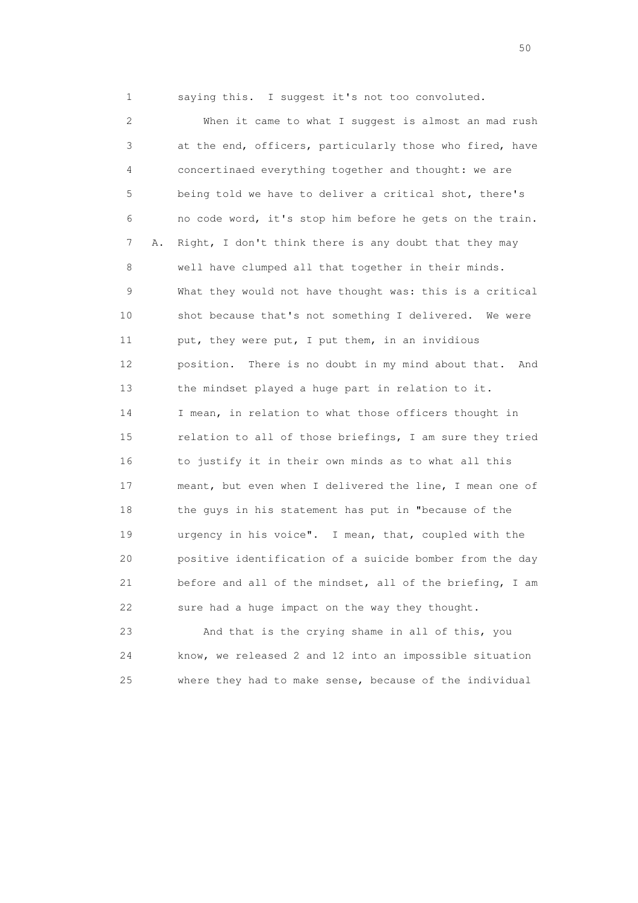1 saying this. I suggest it's not too convoluted.

2 When it came to what I suggest is almost an mad rush

3 at the end, officers, particularly those who fired, have

4 concertinaed everything together and thought: we are

5 being told we have to deliver a critical shot, there's

6 no code word, it's stop him before he gets on the train.

7 A. Right, I don't think there is any doubt that they may

8 well have clumped all that together in their minds.

9 What they would not have thought was: this is a critical

10 shot because that's not something I delivered. We were

11 put, they were put, I put them, in an invidious

12 position. There is no doubt in my mind about that. And

13 the mindset played a huge part in relation to it.

14 I mean, in relation to what those officers thought in

15 relation to all of those briefings, I am sure they tried

16 to justify it in their own minds as to what all this

17 meant, but even when I delivered the line, I mean one of

18 the guys in his statement has put in "because of the

19 urgency in his voice". I mean, that, coupled with the

20 positive identification of a suicide bomber from the day

21 before and all of the mindset, all of the briefing, I am

22 sure had a huge impact on the way they thought.

23 And that is the crying shame in all of this, you

24 know, we released 2 and 12 into an impossible situation

25 where they had to make sense, because of the individual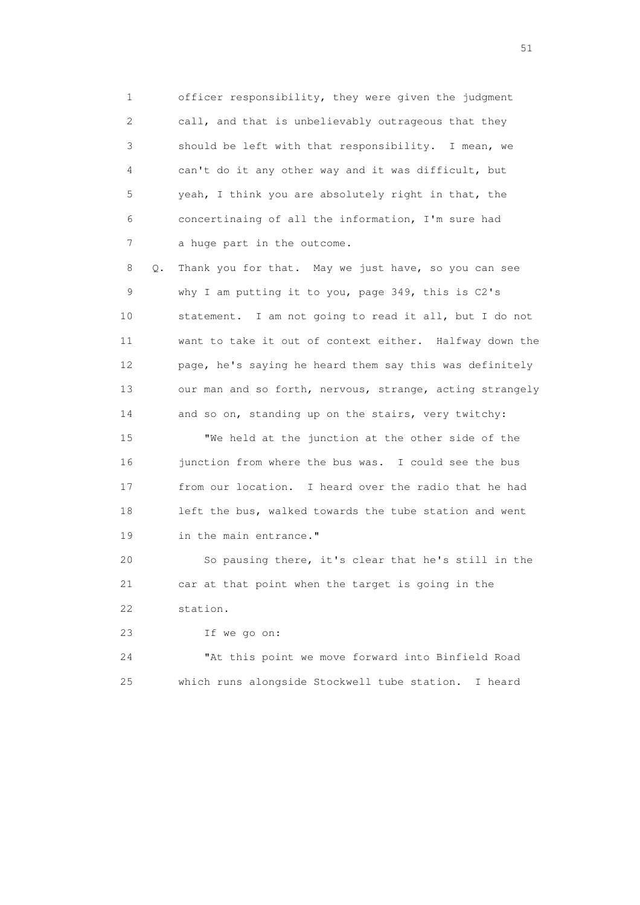1 officer responsibility, they were given the judgment
2 call, and that is unbelievably outrageous that they
3 should be left with that responsibility. I mean, we
4 can't do it any other way and it was difficult, but
5 yeah, I think you are absolutely right in that, the
6 concertinaing of all the information, I'm sure had
7 a huge part in the outcome.

8 Q. Thank you for that. May we just have, so you can see
9 why I am putting it to you, page 349, this is C2's
10 statement. I am not going to read it all, but I do not
11 want to take it out of context either. Halfway down the
12 page, he's saying he heard them say this was definitely
13 our man and so forth, nervous, strange, acting strangely
14 and so on, standing up on the stairs, very twitchy:

15 "We held at the junction at the other side of the
16 junction from where the bus was. I could see the bus
17 from our location. I heard over the radio that he had
18 left the bus, walked towards the tube station and went
19 in the main entrance."

20 So pausing there, it's clear that he's still in the
21 car at that point when the target is going in the
22 station.

23 If we go on:

24 "At this point we move forward into Binfield Road
25 which runs alongside Stockwell tube station. I heard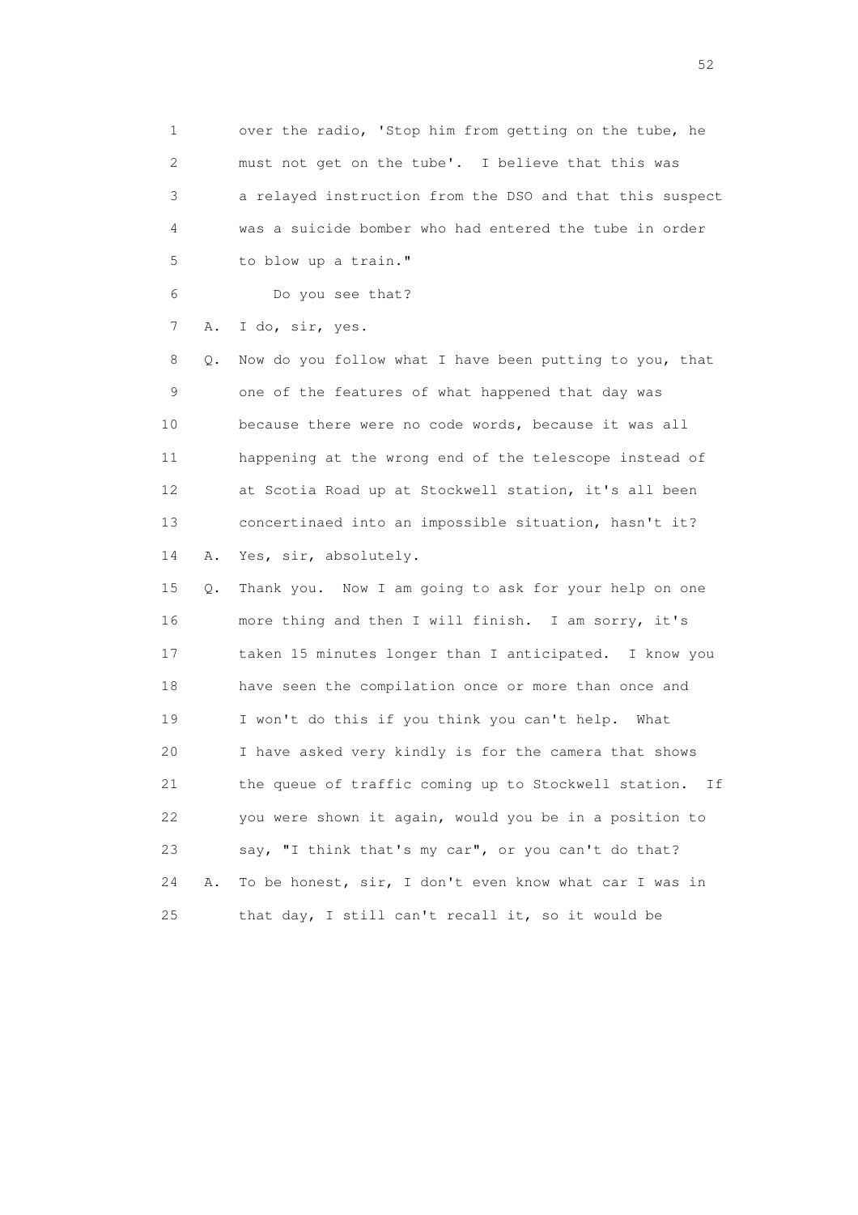1 over the radio, 'Stop him from getting on the tube, he
2 must not get on the tube'. I believe that this was
3 a relayed instruction from the DSO and that this suspect
4 was a suicide bomber who had entered the tube in order
5 to blow up a train."

6 Do you see that?

7 A. I do, sir, yes.

8 Q. Now do you follow what I have been putting to you, that
9 one of the features of what happened that day was
10 because there were no code words, because it was all
11 happening at the wrong end of the telescope instead of
12 at Scotia Road up at Stockwell station, it's all been
13 concertinaed into an impossible situation, hasn't it?

14 A. Yes, sir, absolutely.

15 Q. Thank you. Now I am going to ask for your help on one
16 more thing and then I will finish. I am sorry, it's
17 taken 15 minutes longer than I anticipated. I know you
18 have seen the compilation once or more than once and
19 I won't do this if you think you can't help. What
20 I have asked very kindly is for the camera that shows
21 the queue of traffic coming up to Stockwell station. If
22 you were shown it again, would you be in a position to
23 say, "I think that's my car", or you can't do that?

24 A. To be honest, sir, I don't even know what car I was in
25 that day, I still can't recall it, so it would be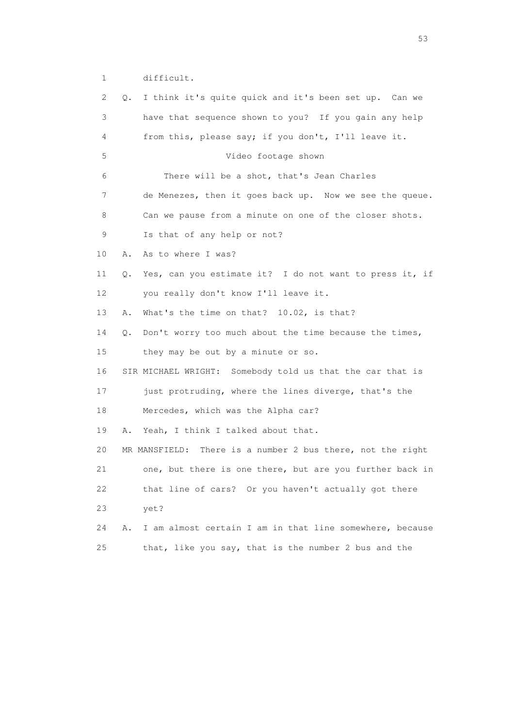1 difficult.

2 Q. I think it's quite quick and it's been set up. Can we

3 have that sequence shown to you? If you gain any help

4 from this, please say; if you don't, I'll leave it.

5 Video footage shown

6 There will be a shot, that's Jean Charles

7 de Menezes, then it goes back up. Now we see the queue.

8 Can we pause from a minute on one of the closer shots.

9 Is that of any help or not?

10 A. As to where I was?

11 Q. Yes, can you estimate it? I do not want to press it, if

12 you really don't know I'll leave it.

13 A. What's the time on that? 10.02, is that?

14 Q. Don't worry too much about the time because the times,

15 they may be out by a minute or so.

16 SIR MICHAEL WRIGHT: Somebody told us that the car that is

17 just protruding, where the lines diverge, that's the

18 Mercedes, which was the Alpha car?

19 A. Yeah, I think I talked about that.

20 MR MANSFIELD: There is a number 2 bus there, not the right

21 one, but there is one there, but are you further back in

22 that line of cars? Or you haven't actually got there

23 yet?

24 A. I am almost certain I am in that line somewhere, because

25 that, like you say, that is the number 2 bus and the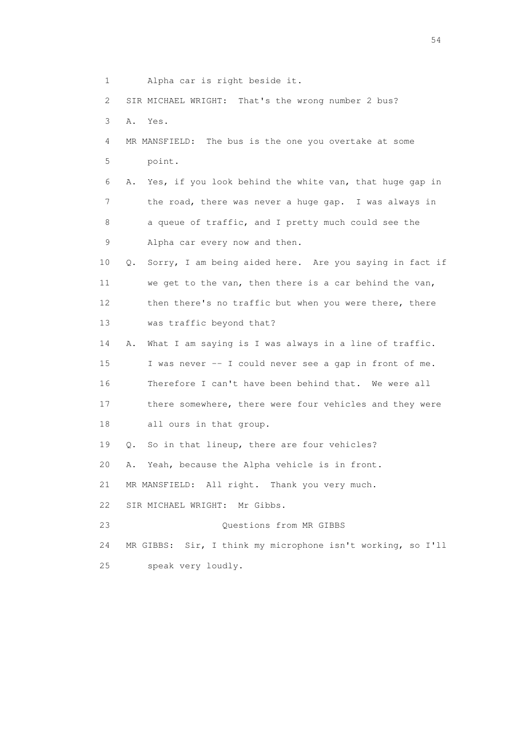1 Alpha car is right beside it.

2 SIR MICHAEL WRIGHT: That's the wrong number 2 bus?

3 A. Yes.

4 MR MANSFIELD: The bus is the one you overtake at some

5 point.

6 A. Yes, if you look behind the white van, that huge gap in

7 the road, there was never a huge gap. I was always in

8 a queue of traffic, and I pretty much could see the

9 Alpha car every now and then.

10 Q. Sorry, I am being aided here. Are you saying in fact if

11 we get to the van, then there is a car behind the van,

12 then there's no traffic but when you were there, there

13 was traffic beyond that?

14 A. What I am saying is I was always in a line of traffic.

15 I was never -- I could never see a gap in front of me.

16 Therefore I can't have been behind that. We were all

17 there somewhere, there were four vehicles and they were

18 all ours in that group.

19 Q. So in that lineup, there are four vehicles?

20 A. Yeah, because the Alpha vehicle is in front.

21 MR MANSFIELD: All right. Thank you very much.

22 SIR MICHAEL WRIGHT: Mr Gibbs.

23 Questions from MR GIBBS

24 MR GIBBS: Sir, I think my microphone isn't working, so I'll

25 speak very loudly.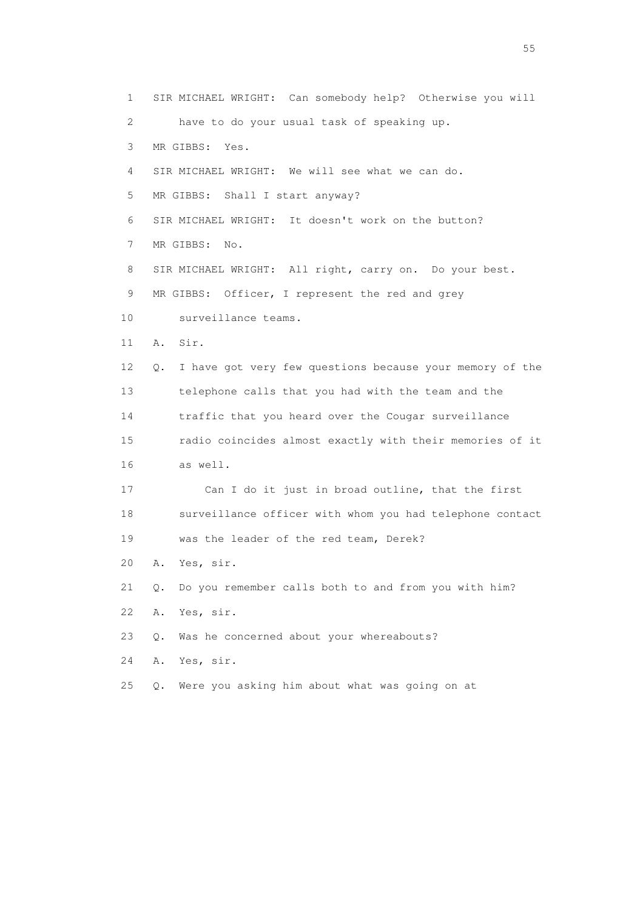1 SIR MICHAEL WRIGHT: Can somebody help? Otherwise you will

2 have to do your usual task of speaking up.

3 MR GIBBS: Yes.

4 SIR MICHAEL WRIGHT: We will see what we can do.

5 MR GIBBS: Shall I start anyway?

6 SIR MICHAEL WRIGHT: It doesn't work on the button?

7 MR GIBBS: No.

8 SIR MICHAEL WRIGHT: All right, carry on. Do your best.

9 MR GIBBS: Officer, I represent the red and grey

10 surveillance teams.

11 A. Sir.

12 Q. I have got very few questions because your memory of the

13 telephone calls that you had with the team and the

14 traffic that you heard over the Cougar surveillance

15 radio coincides almost exactly with their memories of it

16 as well.

17 Can I do it just in broad outline, that the first

18 surveillance officer with whom you had telephone contact

19 was the leader of the red team, Derek?

20 A. Yes, sir.

21 Q. Do you remember calls both to and from you with him?

22 A. Yes, sir.

23 Q. Was he concerned about your whereabouts?

24 A. Yes, sir.

25 Q. Were you asking him about what was going on at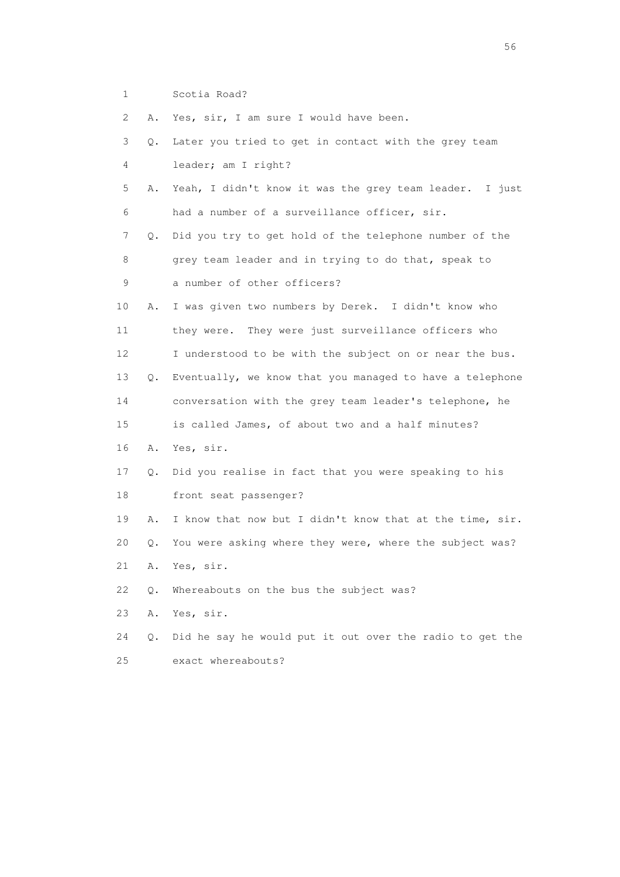1 Scotia Road?

2 A. Yes, sir, I am sure I would have been.

3 Q. Later you tried to get in contact with the grey team

4 leader; am I right?

5 A. Yeah, I didn't know it was the grey team leader. I just

6 had a number of a surveillance officer, sir.

7 Q. Did you try to get hold of the telephone number of the

8 grey team leader and in trying to do that, speak to

9 a number of other officers?

10 A. I was given two numbers by Derek. I didn't know who

11 they were. They were just surveillance officers who

12 I understood to be with the subject on or near the bus.

13 Q. Eventually, we know that you managed to have a telephone

14 conversation with the grey team leader's telephone, he

15 is called James, of about two and a half minutes?

16 A. Yes, sir.

17 Q. Did you realise in fact that you were speaking to his

18 front seat passenger?

19 A. I know that now but I didn't know that at the time, sir.

20 Q. You were asking where they were, where the subject was?

21 A. Yes, sir.

22 Q. Whereabouts on the bus the subject was?

23 A. Yes, sir.

24 Q. Did he say he would put it out over the radio to get the

25 exact whereabouts?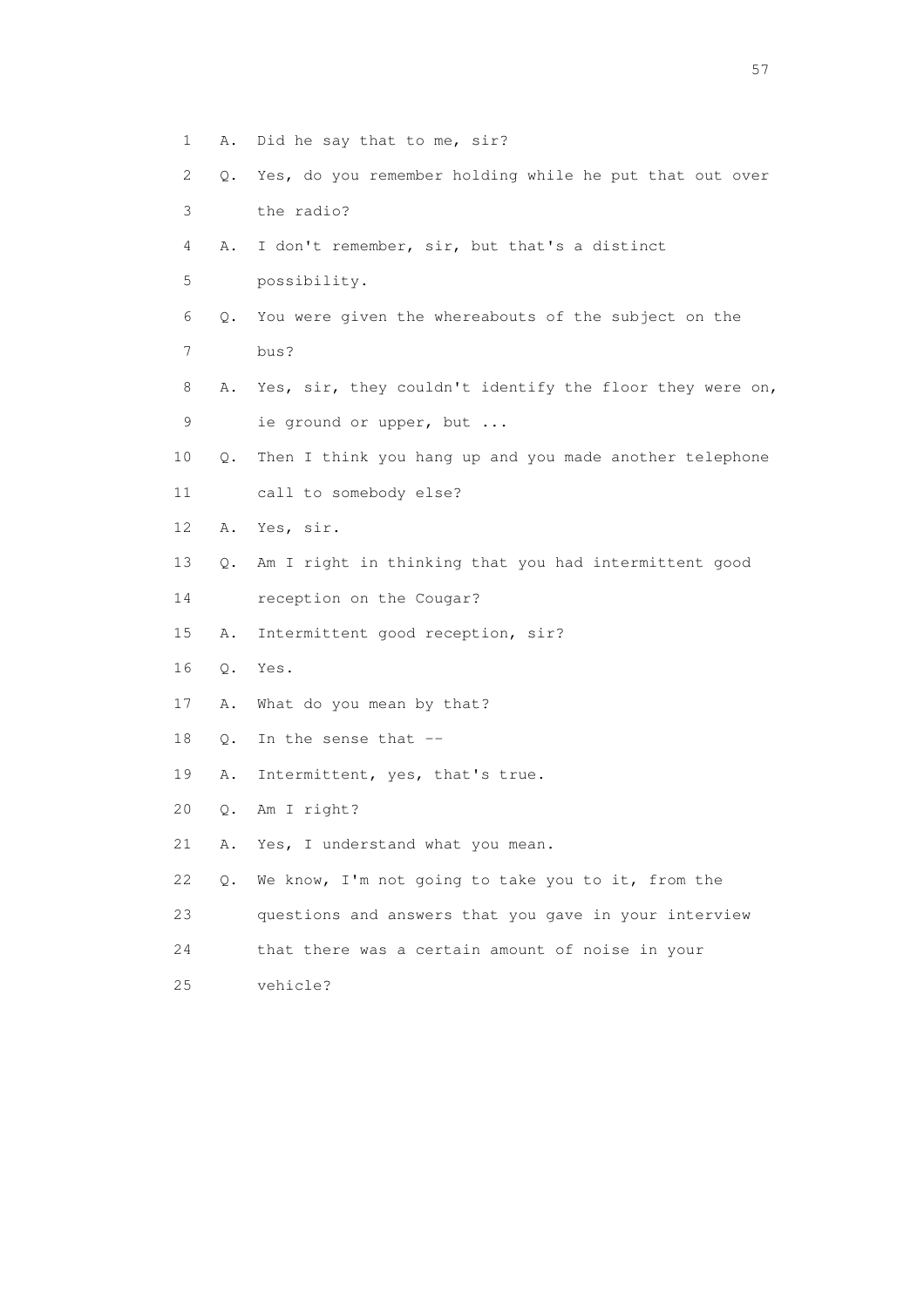1 A. Did he say that to me, sir?

2 Q. Yes, do you remember holding while he put that out over

3 the radio?

4 A. I don't remember, sir, but that's a distinct

5 possibility.

6 Q. You were given the whereabouts of the subject on the

7 bus?

8 A. Yes, sir, they couldn't identify the floor they were on,

9 ie ground or upper, but ...

10 Q. Then I think you hang up and you made another telephone

11 call to somebody else?

12 A. Yes, sir.

13 Q. Am I right in thinking that you had intermittent good

14 reception on the Cougar?

15 A. Intermittent good reception, sir?

16 Q. Yes.

17 A. What do you mean by that?

18 Q. In the sense that --

19 A. Intermittent, yes, that's true.

20 Q. Am I right?

21 A. Yes, I understand what you mean.

22 Q. We know, I'm not going to take you to it, from the

23 questions and answers that you gave in your interview

24 that there was a certain amount of noise in your

25 vehicle?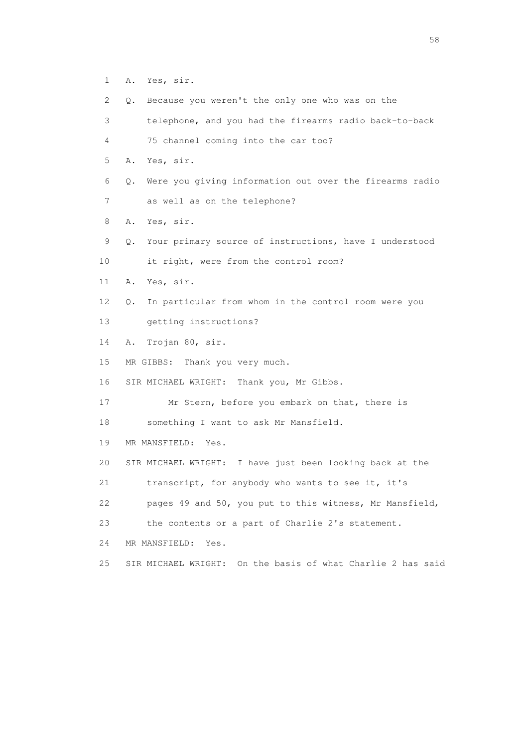1 A. Yes, sir.

2 Q. Because you weren't the only one who was on the

3 telephone, and you had the firearms radio back-to-back

4 75 channel coming into the car too?

5 A. Yes, sir.

6 Q. Were you giving information out over the firearms radio

7 as well as on the telephone?

8 A. Yes, sir.

9 Q. Your primary source of instructions, have I understood

10 it right, were from the control room?

11 A. Yes, sir.

12 Q. In particular from whom in the control room were you

13 getting instructions?

14 A. Trojan 80, sir.

15 MR GIBBS: Thank you very much.

16 SIR MICHAEL WRIGHT: Thank you, Mr Gibbs.

17 Mr Stern, before you embark on that, there is

18 something I want to ask Mr Mansfield.

19 MR MANSFIELD: Yes.

20 SIR MICHAEL WRIGHT: I have just been looking back at the

21 transcript, for anybody who wants to see it, it's

22 pages 49 and 50, you put to this witness, Mr Mansfield,

23 the contents or a part of Charlie 2's statement.

24 MR MANSFIELD: Yes.

25 SIR MICHAEL WRIGHT: On the basis of what Charlie 2 has said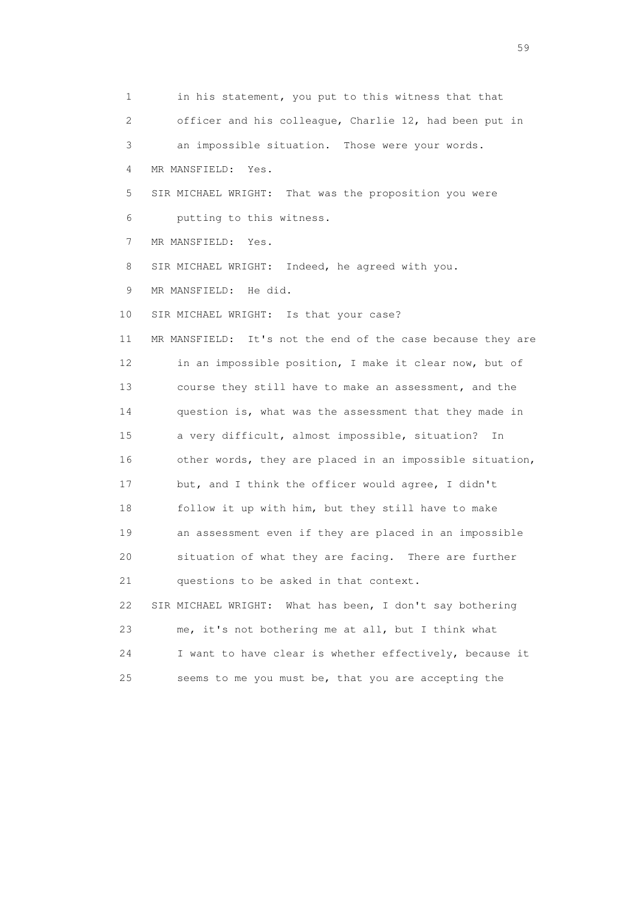1 in his statement, you put to this witness that that
2 officer and his colleague, Charlie 12, had been put in
3 an impossible situation. Those were your words.
4 MR MANSFIELD: Yes.
5 SIR MICHAEL WRIGHT: That was the proposition you were
6 putting to this witness.
7 MR MANSFIELD: Yes.
8 SIR MICHAEL WRIGHT: Indeed, he agreed with you.
9 MR MANSFIELD: He did.
10 SIR MICHAEL WRIGHT: Is that your case?
11 MR MANSFIELD: It's not the end of the case because they are
12 in an impossible position, I make it clear now, but of
13 course they still have to make an assessment, and the
14 question is, what was the assessment that they made in
15 a very difficult, almost impossible, situation? In
16 other words, they are placed in an impossible situation,
17 but, and I think the officer would agree, I didn't
18 follow it up with him, but they still have to make
19 an assessment even if they are placed in an impossible
20 situation of what they are facing. There are further
21 questions to be asked in that context.
22 SIR MICHAEL WRIGHT: What has been, I don't say bothering
23 me, it's not bothering me at all, but I think what
24 I want to have clear is whether effectively, because it
25 seems to me you must be, that you are accepting the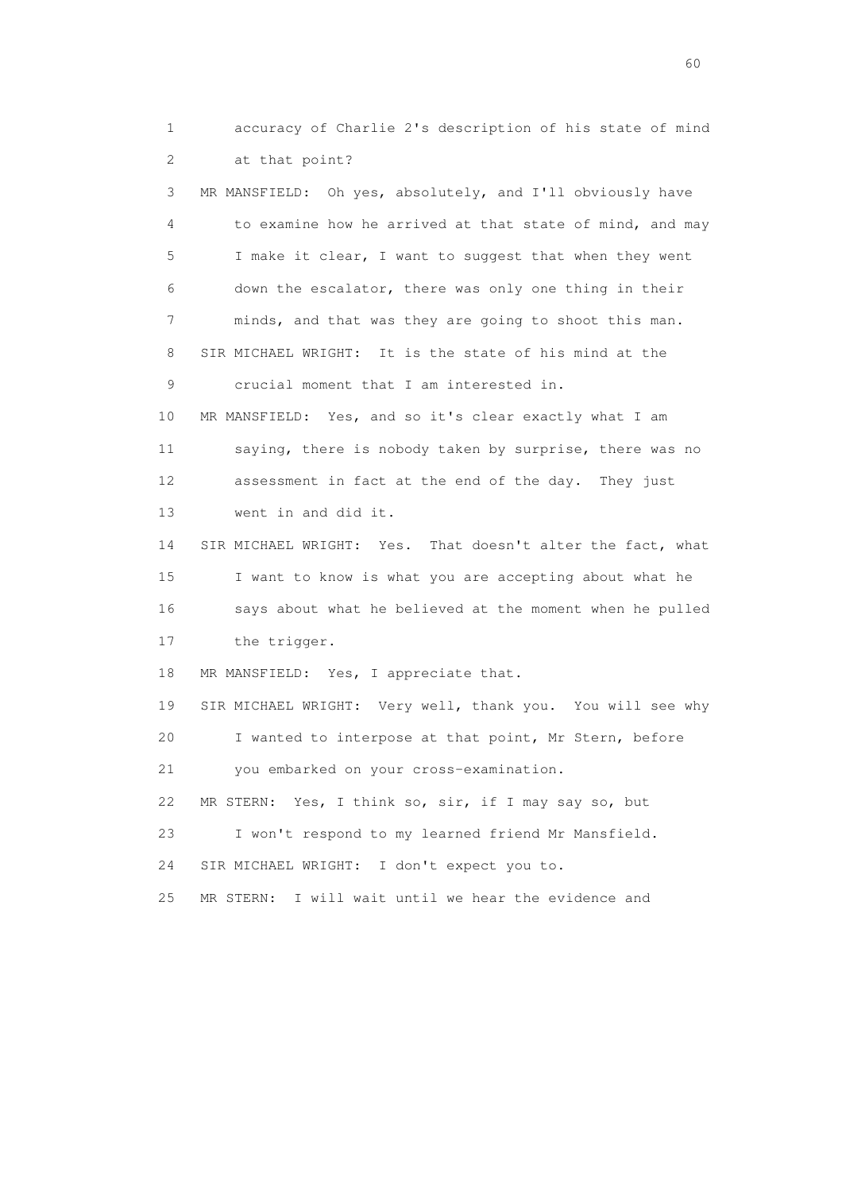1 accuracy of Charlie 2's description of his state of mind
2 at that point?

3 MR MANSFIELD: Oh yes, absolutely, and I'll obviously have
4 to examine how he arrived at that state of mind, and may
5 I make it clear, I want to suggest that when they went
6 down the escalator, there was only one thing in their
7 minds, and that was they are going to shoot this man.

8 SIR MICHAEL WRIGHT: It is the state of his mind at the
9 crucial moment that I am interested in.

10 MR MANSFIELD: Yes, and so it's clear exactly what I am
11 saying, there is nobody taken by surprise, there was no
12 assessment in fact at the end of the day. They just
13 went in and did it.

14 SIR MICHAEL WRIGHT: Yes. That doesn't alter the fact, what
15 I want to know is what you are accepting about what he
16 says about what he believed at the moment when he pulled
17 the trigger.

18 MR MANSFIELD: Yes, I appreciate that.

19 SIR MICHAEL WRIGHT: Very well, thank you. You will see why
20 I wanted to interpose at that point, Mr Stern, before
21 you embarked on your cross-examination.

22 MR STERN: Yes, I think so, sir, if I may say so, but
23 I won't respond to my learned friend Mr Mansfield.

24 SIR MICHAEL WRIGHT: I don't expect you to.

25 MR STERN: I will wait until we hear the evidence and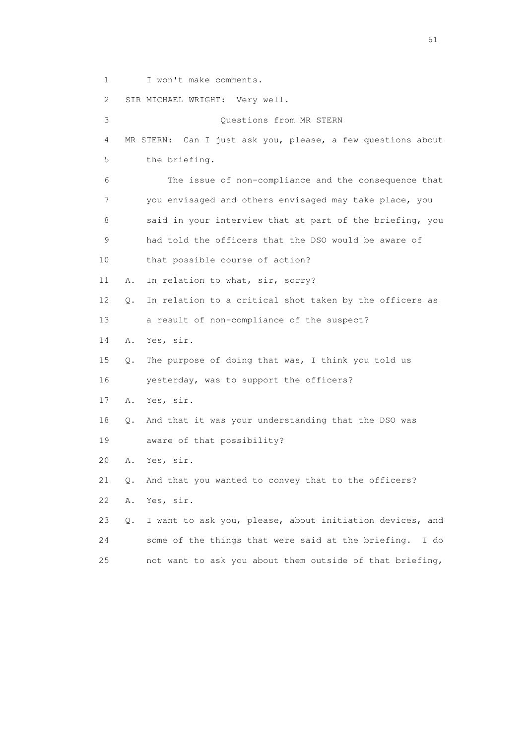1 I won't make comments.

2 SIR MICHAEL WRIGHT: Very well.

3 Questions from MR STERN

4 MR STERN: Can I just ask you, please, a few questions about

5 the briefing.

6 The issue of non-compliance and the consequence that

7 you envisaged and others envisaged may take place, you

8 said in your interview that at part of the briefing, you

9 had told the officers that the DSO would be aware of

10 that possible course of action?

11 A. In relation to what, sir, sorry?

12 Q. In relation to a critical shot taken by the officers as

13 a result of non-compliance of the suspect?

14 A. Yes, sir.

15 Q. The purpose of doing that was, I think you told us

16 yesterday, was to support the officers?

17 A. Yes, sir.

18 Q. And that it was your understanding that the DSO was

19 aware of that possibility?

20 A. Yes, sir.

21 Q. And that you wanted to convey that to the officers?

22 A. Yes, sir.

23 Q. I want to ask you, please, about initiation devices, and

24 some of the things that were said at the briefing. I do

25 not want to ask you about them outside of that briefing,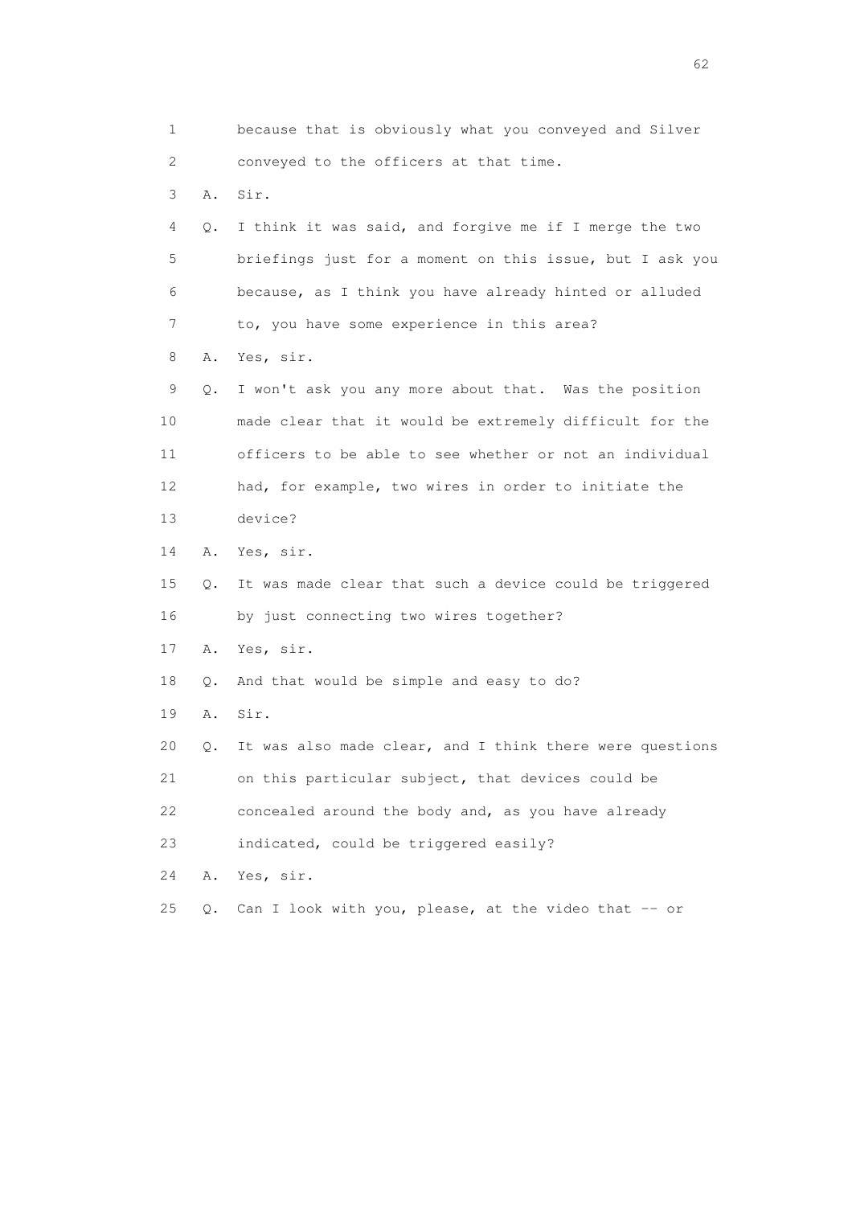1 because that is obviously what you conveyed and Silver
2 conveyed to the officers at that time.
3 A. Sir.
4 Q. I think it was said, and forgive me if I merge the two
5 briefings just for a moment on this issue, but I ask you
6 because, as I think you have already hinted or alluded
7 to, you have some experience in this area?
8 A. Yes, sir.
9 Q. I won't ask you any more about that. Was the position
10 made clear that it would be extremely difficult for the
11 officers to be able to see whether or not an individual
12 had, for example, two wires in order to initiate the
13 device?
14 A. Yes, sir.
15 Q. It was made clear that such a device could be triggered
16 by just connecting two wires together?
17 A. Yes, sir.
18 Q. And that would be simple and easy to do?
19 A. Sir.
20 Q. It was also made clear, and I think there were questions
21 on this particular subject, that devices could be
22 concealed around the body and, as you have already
23 indicated, could be triggered easily?
24 A. Yes, sir.
25 Q. Can I look with you, please, at the video that -- or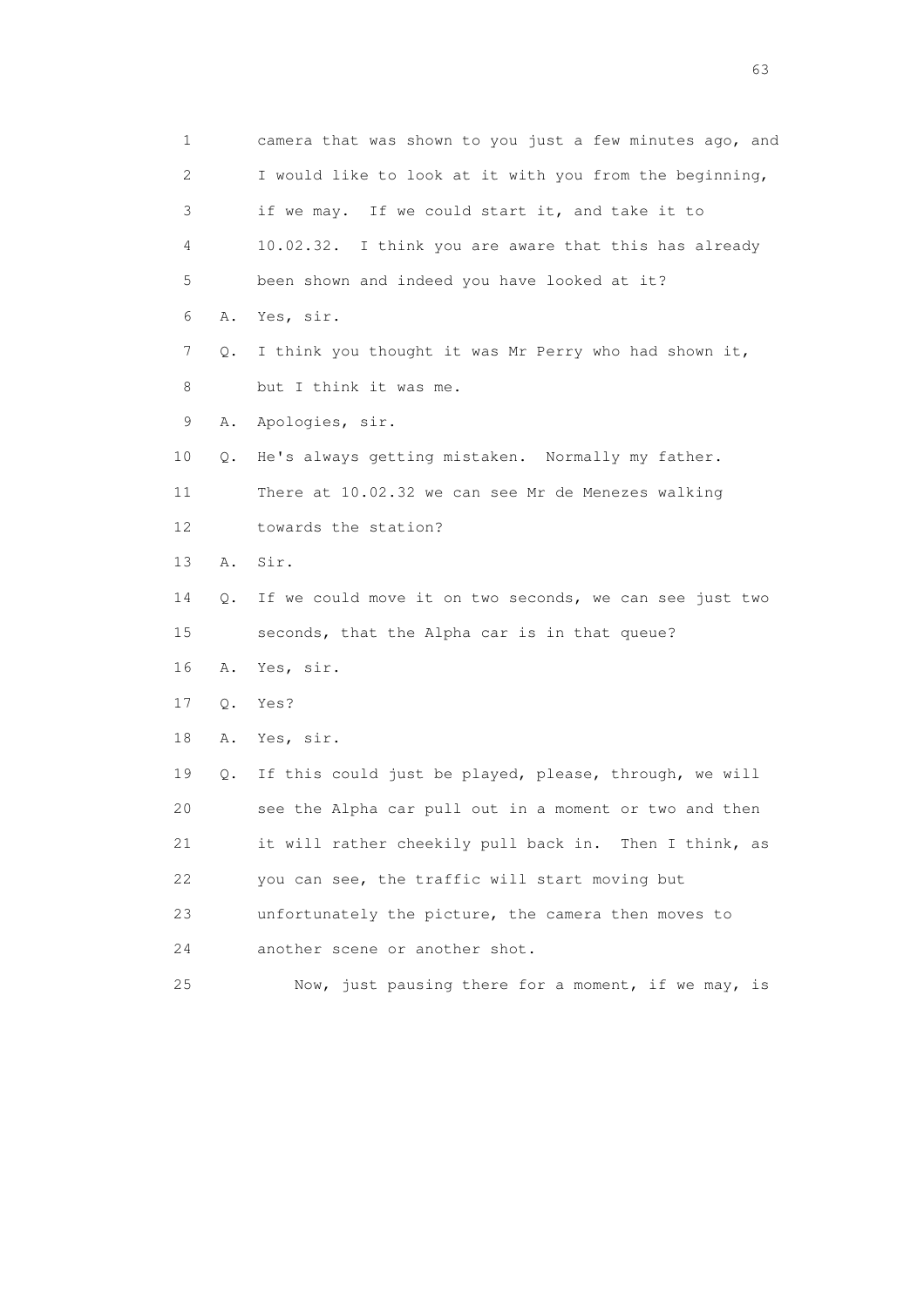1 camera that was shown to you just a few minutes ago, and
2 I would like to look at it with you from the beginning,
3 if we may. If we could start it, and take it to
4 10.02.32. I think you are aware that this has already
5 been shown and indeed you have looked at it?
6 A. Yes, sir.
7 Q. I think you thought it was Mr Perry who had shown it,
8 but I think it was me.
9 A. Apologies, sir.
10 Q. He's always getting mistaken. Normally my father.
11 There at 10.02.32 we can see Mr de Menezes walking
12 towards the station?
13 A. Sir.
14 Q. If we could move it on two seconds, we can see just two
15 seconds, that the Alpha car is in that queue?
16 A. Yes, sir.
17 Q. Yes?
18 A. Yes, sir.
19 Q. If this could just be played, please, through, we will
20 see the Alpha car pull out in a moment or two and then
21 it will rather cheekily pull back in. Then I think, as
22 you can see, the traffic will start moving but
23 unfortunately the picture, the camera then moves to
24 another scene or another shot.
25 Now, just pausing there for a moment, if we may, is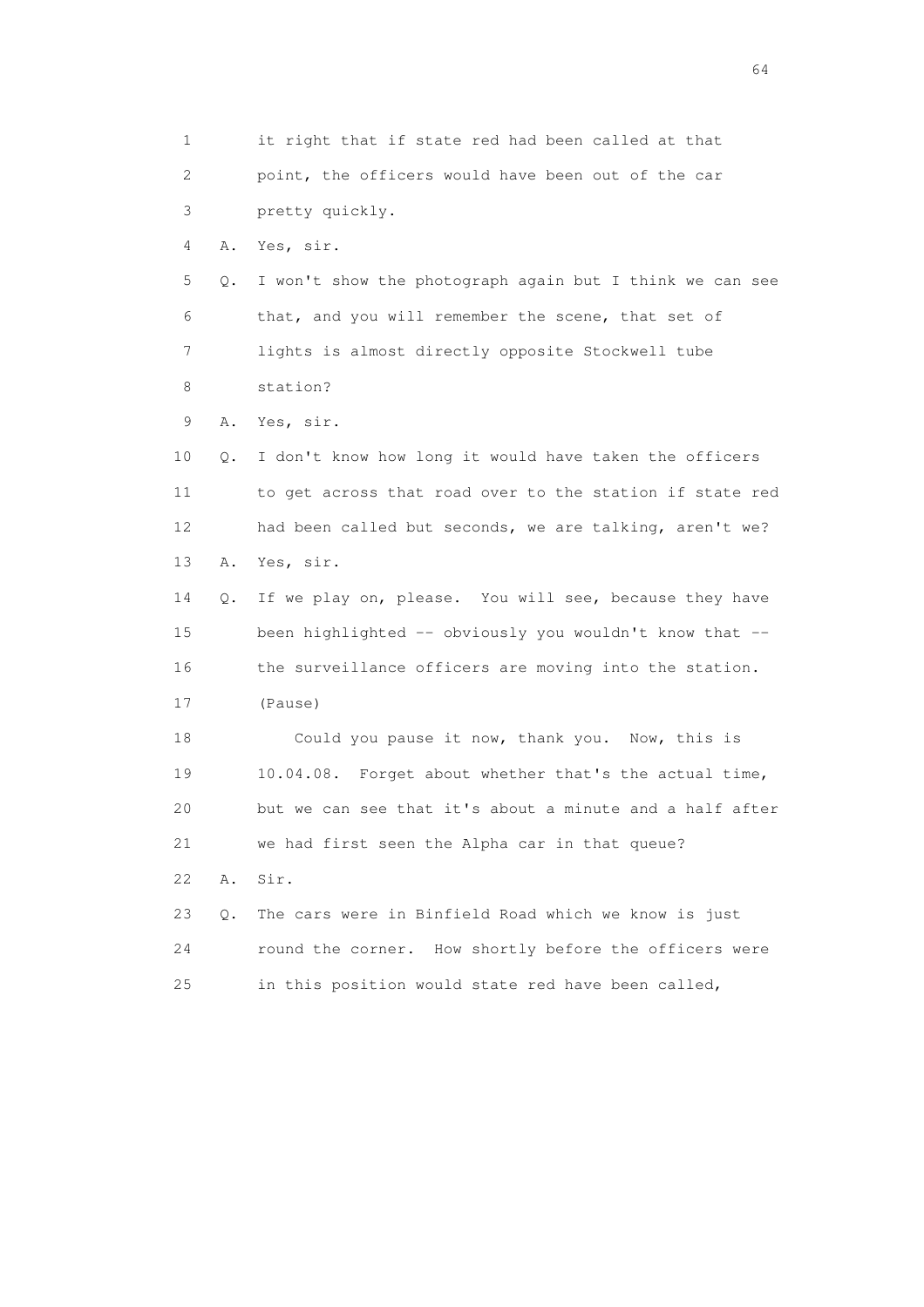1 it right that if state red had been called at that
2 point, the officers would have been out of the car
3 pretty quickly.
4 A. Yes, sir.
5 Q. I won't show the photograph again but I think we can see
6 that, and you will remember the scene, that set of
7 lights is almost directly opposite Stockwell tube
8 station?
9 A. Yes, sir.
10 Q. I don't know how long it would have taken the officers
11 to get across that road over to the station if state red
12 had been called but seconds, we are talking, aren't we?
13 A. Yes, sir.
14 Q. If we play on, please. You will see, because they have
15 been highlighted -- obviously you wouldn't know that --
16 the surveillance officers are moving into the station.
17 (Pause)
18 Could you pause it now, thank you. Now, this is
19 10.04.08. Forget about whether that's the actual time,
20 but we can see that it's about a minute and a half after
21 we had first seen the Alpha car in that queue?
22 A. Sir.
23 Q. The cars were in Binfield Road which we know is just
24 round the corner. How shortly before the officers were
25 in this position would state red have been called,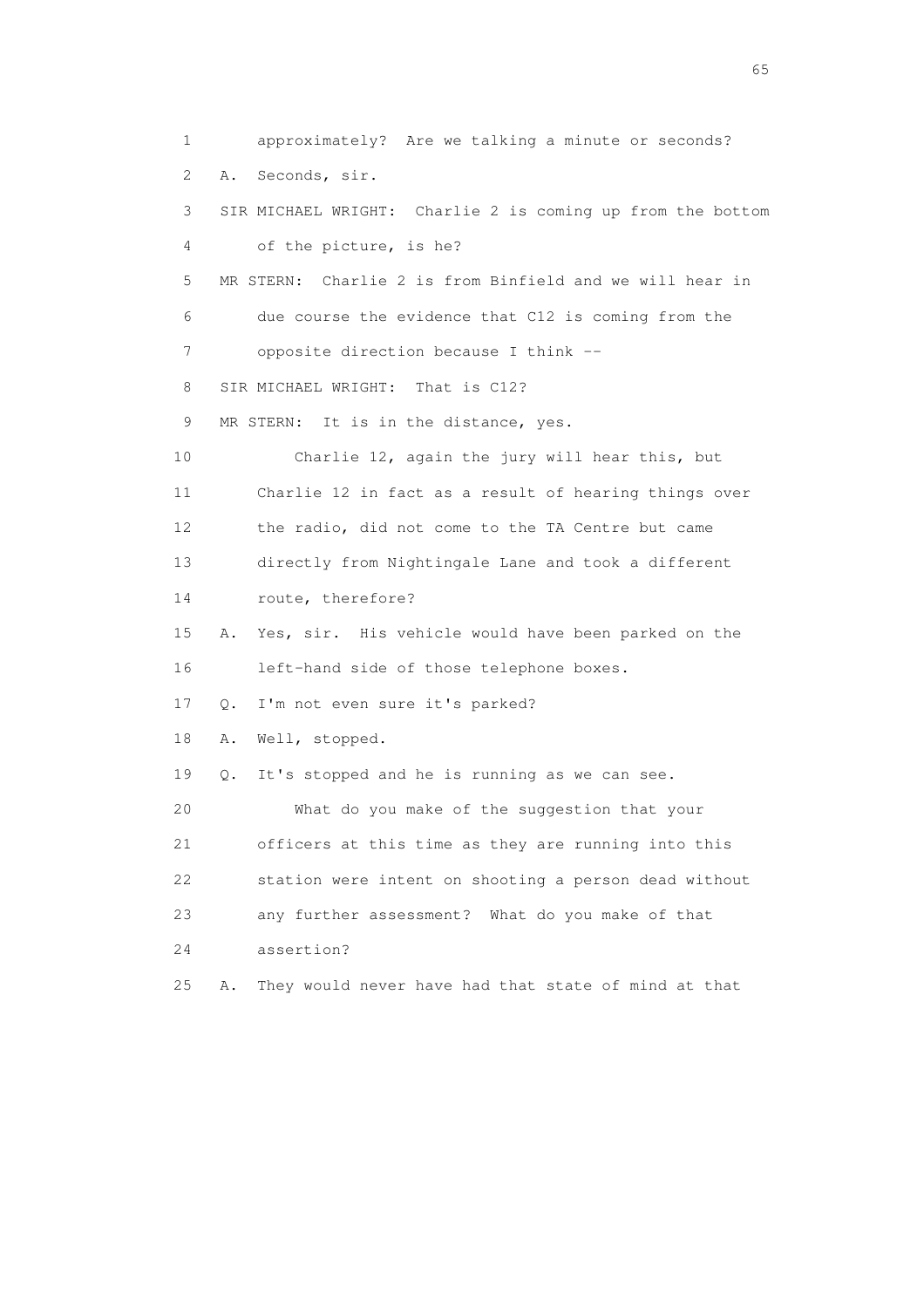1 approximately? Are we talking a minute or seconds?

2 A. Seconds, sir.

3 SIR MICHAEL WRIGHT: Charlie 2 is coming up from the bottom

4 of the picture, is he?

5 MR STERN: Charlie 2 is from Binfield and we will hear in

6 due course the evidence that C12 is coming from the

7 opposite direction because I think --

8 SIR MICHAEL WRIGHT: That is C12?

9 MR STERN: It is in the distance, yes.

10 Charlie 12, again the jury will hear this, but

11 Charlie 12 in fact as a result of hearing things over

12 the radio, did not come to the TA Centre but came

13 directly from Nightingale Lane and took a different

14 route, therefore?

15 A. Yes, sir. His vehicle would have been parked on the

16 left-hand side of those telephone boxes.

17 Q. I'm not even sure it's parked?

18 A. Well, stopped.

19 Q. It's stopped and he is running as we can see.

20 What do you make of the suggestion that your

21 officers at this time as they are running into this

22 station were intent on shooting a person dead without

23 any further assessment? What do you make of that

24 assertion?

25 A. They would never have had that state of mind at that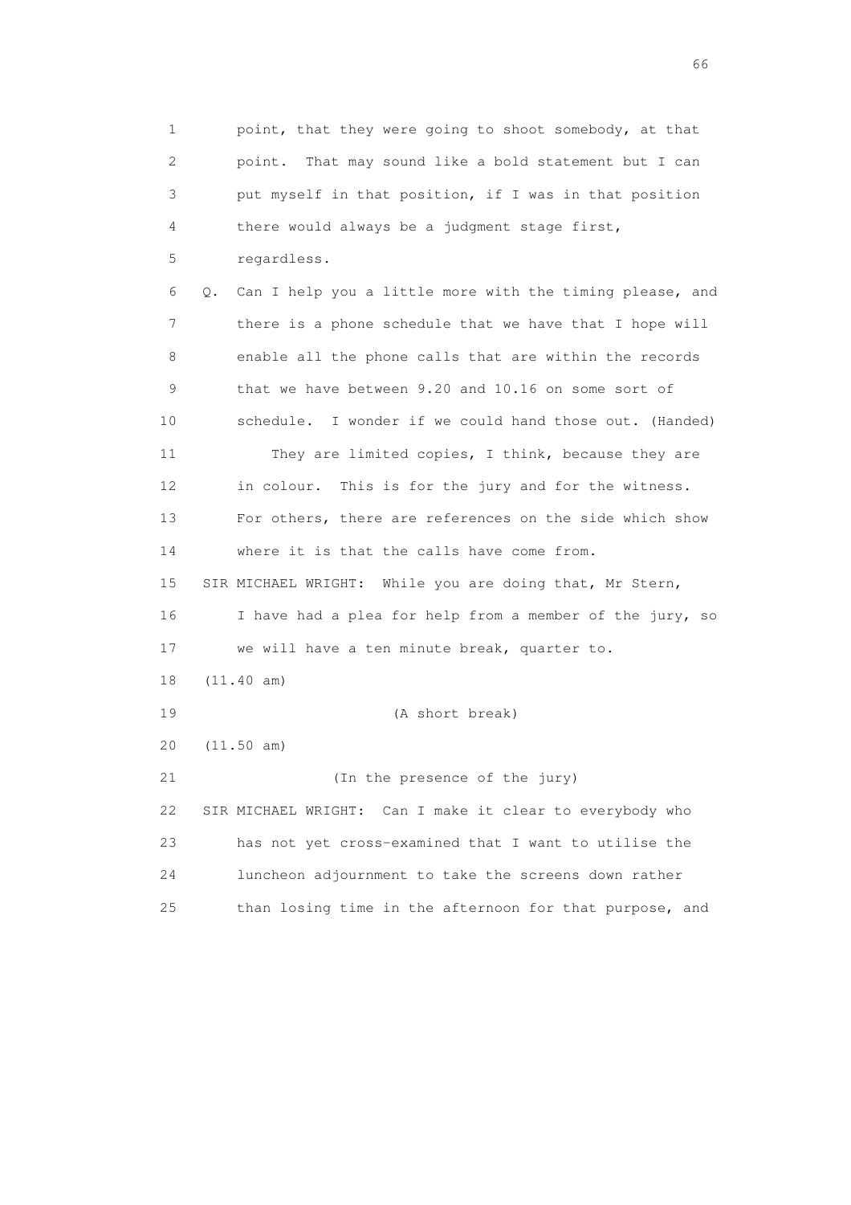1 point, that they were going to shoot somebody, at that
2 point. That may sound like a bold statement but I can
3 put myself in that position, if I was in that position
4 there would always be a judgment stage first,
5 regardless.

6 Q. Can I help you a little more with the timing please, and
7 there is a phone schedule that we have that I hope will
8 enable all the phone calls that are within the records
9 that we have between 9.20 and 10.16 on some sort of
10 schedule. I wonder if we could hand those out. (Handed)

11 They are limited copies, I think, because they are
12 in colour. This is for the jury and for the witness.
13 For others, there are references on the side which show
14 where it is that the calls have come from.

15 SIR MICHAEL WRIGHT: While you are doing that, Mr Stern,
16 I have had a plea for help from a member of the jury, so
17 we will have a ten minute break, quarter to.

18 (11.40 am)

19 (A short break)

20 (11.50 am)

21 (In the presence of the jury)

22 SIR MICHAEL WRIGHT: Can I make it clear to everybody who
23 has not yet cross-examined that I want to utilise the
24 luncheon adjournment to take the screens down rather
25 than losing time in the afternoon for that purpose, and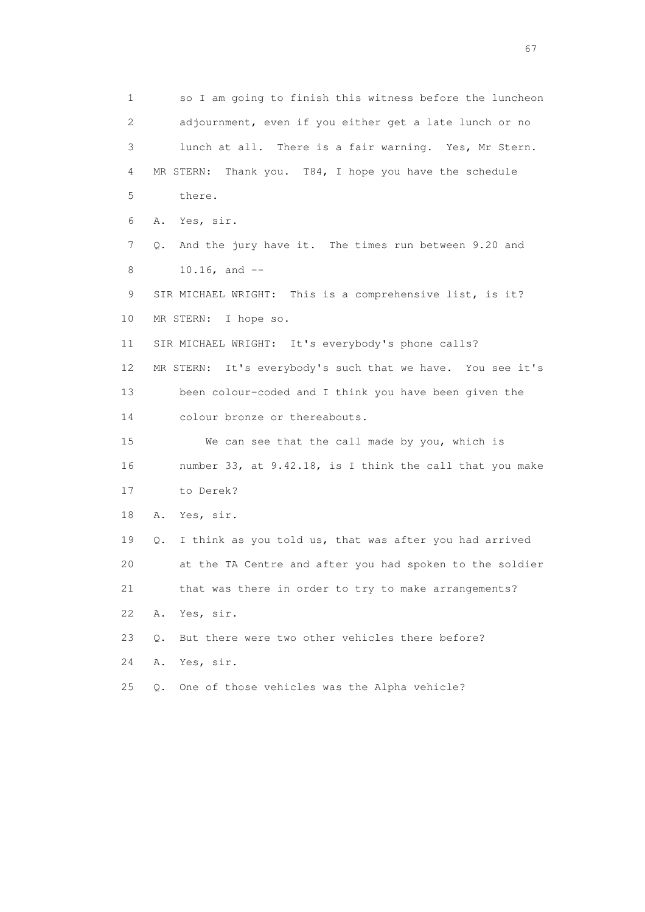1 so I am going to finish this witness before the luncheon
2 adjournment, even if you either get a late lunch or no
3 lunch at all. There is a fair warning. Yes, Mr Stern.
4 MR STERN: Thank you. T84, I hope you have the schedule
5 there.
6 A. Yes, sir.
7 Q. And the jury have it. The times run between 9.20 and
8 10.16, and --
9 SIR MICHAEL WRIGHT: This is a comprehensive list, is it?
10 MR STERN: I hope so.
11 SIR MICHAEL WRIGHT: It's everybody's phone calls?
12 MR STERN: It's everybody's such that we have. You see it's
13 been colour-coded and I think you have been given the
14 colour bronze or thereabouts.
15 We can see that the call made by you, which is
16 number 33, at 9.42.18, is I think the call that you make
17 to Derek?
18 A. Yes, sir.
19 Q. I think as you told us, that was after you had arrived
20 at the TA Centre and after you had spoken to the soldier
21 that was there in order to try to make arrangements?
22 A. Yes, sir.
23 Q. But there were two other vehicles there before?
24 A. Yes, sir.
25 Q. One of those vehicles was the Alpha vehicle?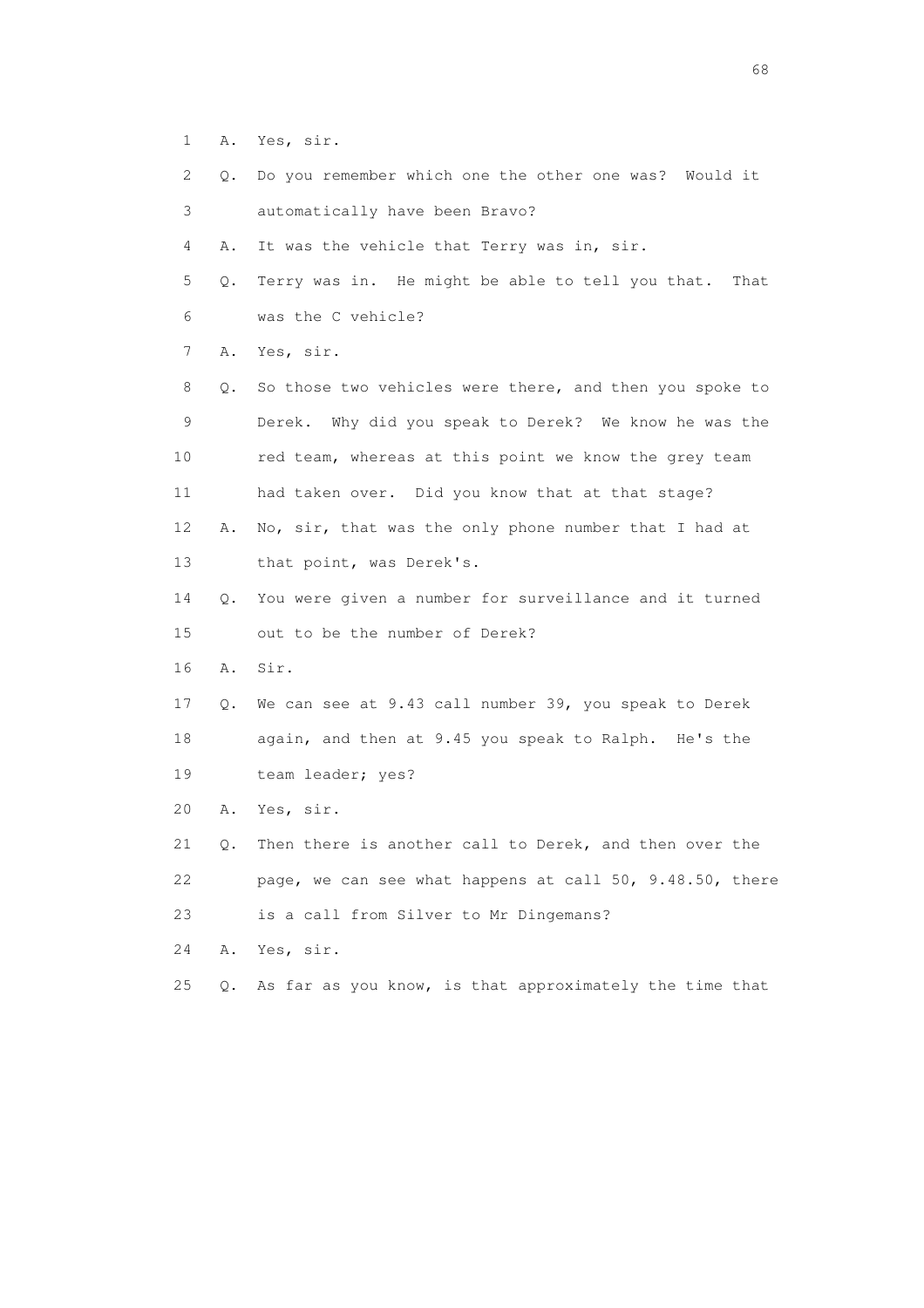1 A. Yes, sir.

2 Q. Do you remember which one the other one was? Would it

3 automatically have been Bravo?

4 A. It was the vehicle that Terry was in, sir.

5 Q. Terry was in. He might be able to tell you that. That

6 was the C vehicle?

7 A. Yes, sir.

8 Q. So those two vehicles were there, and then you spoke to

9 Derek. Why did you speak to Derek? We know he was the

10 red team, whereas at this point we know the grey team

11 had taken over. Did you know that at that stage?

12 A. No, sir, that was the only phone number that I had at

13 that point, was Derek's.

14 Q. You were given a number for surveillance and it turned

15 out to be the number of Derek?

16 A. Sir.

17 Q. We can see at 9.43 call number 39, you speak to Derek

18 again, and then at 9.45 you speak to Ralph. He's the

19 team leader; yes?

20 A. Yes, sir.

21 Q. Then there is another call to Derek, and then over the

22 page, we can see what happens at call 50, 9.48.50, there

23 is a call from Silver to Mr Dingemans?

24 A. Yes, sir.

25 Q. As far as you know, is that approximately the time that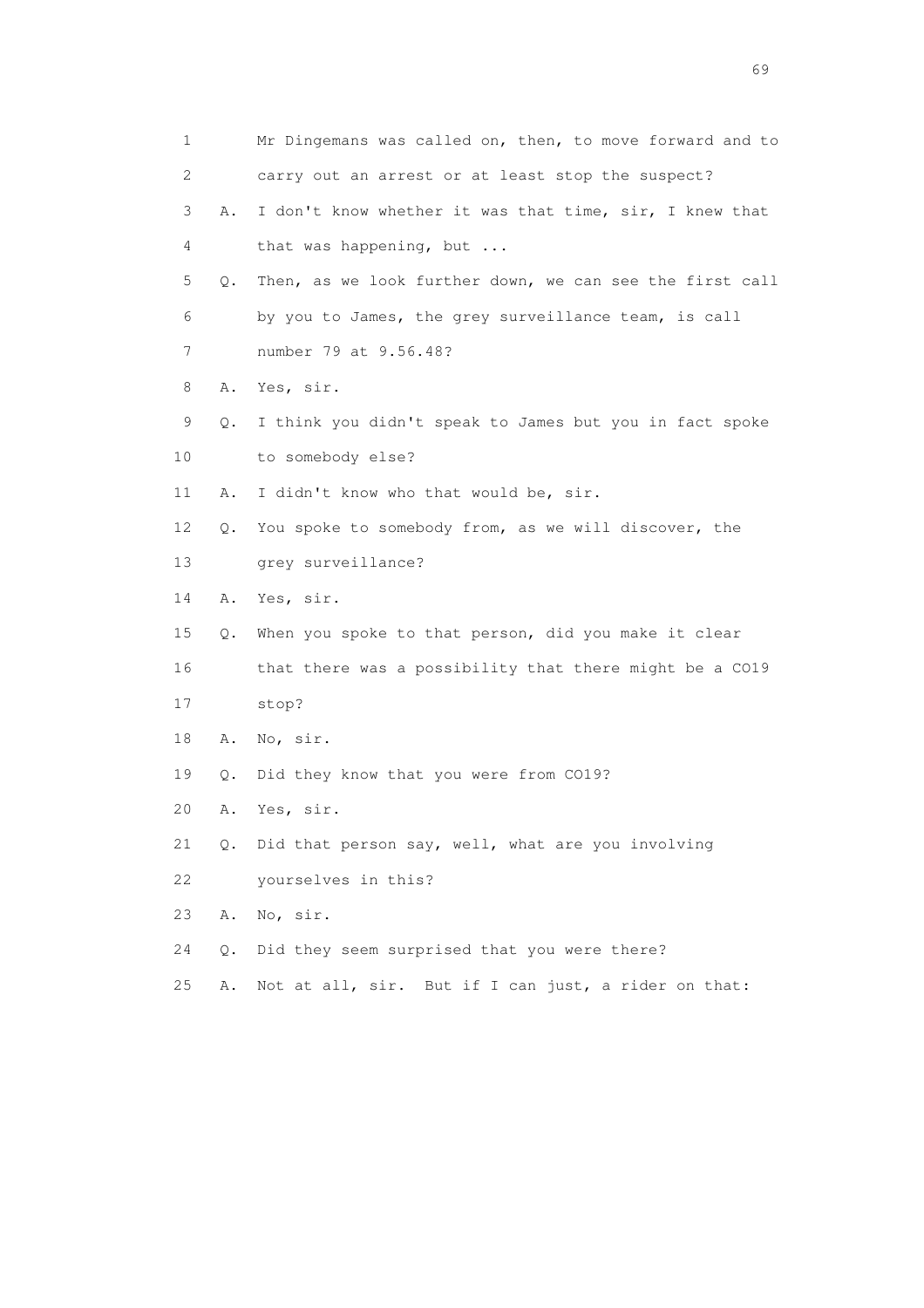1 Mr Dingemans was called on, then, to move forward and to
2 carry out an arrest or at least stop the suspect?
3 A. I don't know whether it was that time, sir, I knew that
4 that was happening, but ...
5 Q. Then, as we look further down, we can see the first call
6 by you to James, the grey surveillance team, is call
7 number 79 at 9.56.48?
8 A. Yes, sir.
9 Q. I think you didn't speak to James but you in fact spoke
10 to somebody else?
11 A. I didn't know who that would be, sir.
12 Q. You spoke to somebody from, as we will discover, the
13 grey surveillance?
14 A. Yes, sir.
15 Q. When you spoke to that person, did you make it clear
16 that there was a possibility that there might be a CO19
17 stop?
18 A. No, sir.
19 Q. Did they know that you were from CO19?
20 A. Yes, sir.
21 Q. Did that person say, well, what are you involving
22 yourselves in this?
23 A. No, sir.
24 Q. Did they seem surprised that you were there?
25 A. Not at all, sir. But if I can just, a rider on that: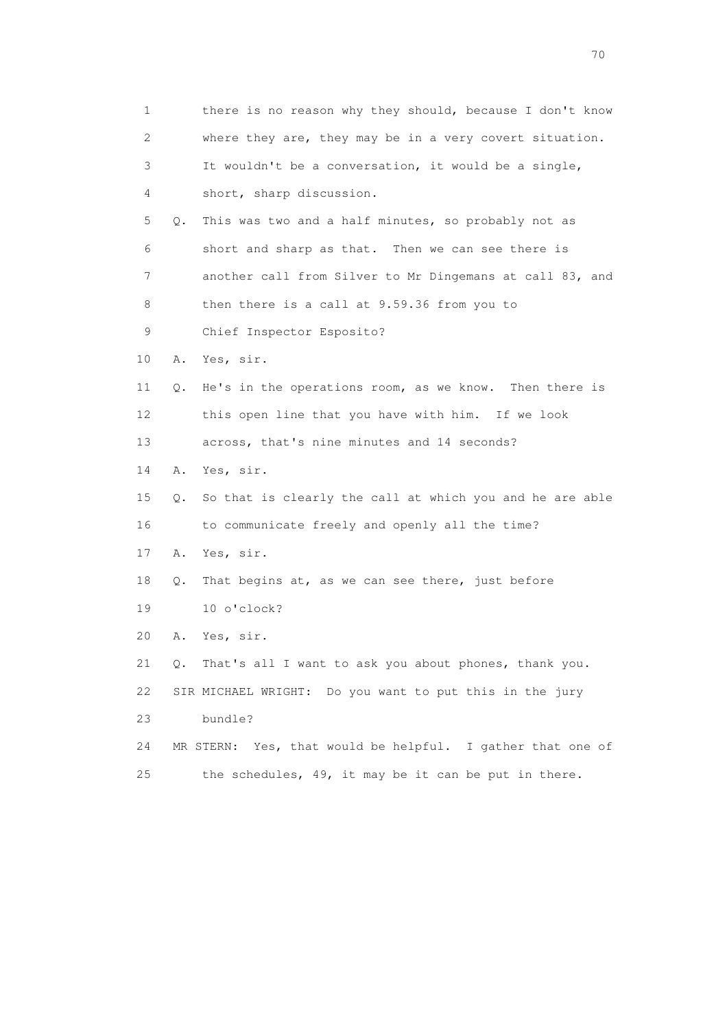1 there is no reason why they should, because I don't know
2 where they are, they may be in a very covert situation.
3 It wouldn't be a conversation, it would be a single,
4 short, sharp discussion.
5 Q. This was two and a half minutes, so probably not as
6 short and sharp as that. Then we can see there is
7 another call from Silver to Mr Dingemans at call 83, and
8 then there is a call at 9.59.36 from you to
9 Chief Inspector Esposito?
10 A. Yes, sir.
11 Q. He's in the operations room, as we know. Then there is
12 this open line that you have with him. If we look
13 across, that's nine minutes and 14 seconds?
14 A. Yes, sir.
15 Q. So that is clearly the call at which you and he are able
16 to communicate freely and openly all the time?
17 A. Yes, sir.
18 Q. That begins at, as we can see there, just before
19 10 o'clock?
20 A. Yes, sir.
21 Q. That's all I want to ask you about phones, thank you.
22 SIR MICHAEL WRIGHT: Do you want to put this in the jury
23 bundle?
24 MR STERN: Yes, that would be helpful. I gather that one of
25 the schedules, 49, it may be it can be put in there.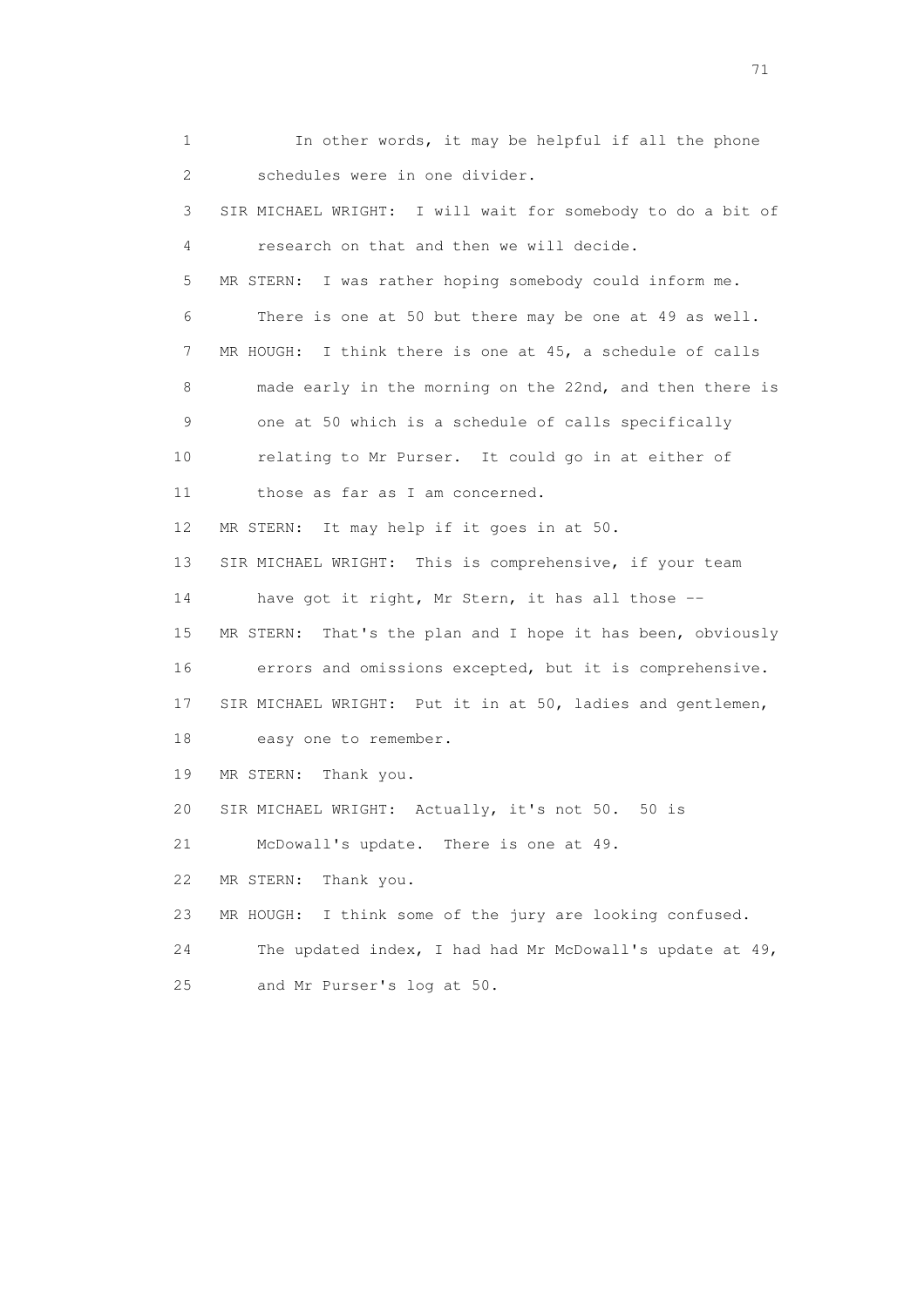1 In other words, it may be helpful if all the phone
2 schedules were in one divider.
3 SIR MICHAEL WRIGHT: I will wait for somebody to do a bit of
4 research on that and then we will decide.
5 MR STERN: I was rather hoping somebody could inform me.
6 There is one at 50 but there may be one at 49 as well.
7 MR HOUGH: I think there is one at 45, a schedule of calls
8 made early in the morning on the 22nd, and then there is
9 one at 50 which is a schedule of calls specifically
10 relating to Mr Purser. It could go in at either of
11 those as far as I am concerned.
12 MR STERN: It may help if it goes in at 50.
13 SIR MICHAEL WRIGHT: This is comprehensive, if your team
14 have got it right, Mr Stern, it has all those --
15 MR STERN: That's the plan and I hope it has been, obviously
16 errors and omissions excepted, but it is comprehensive.
17 SIR MICHAEL WRIGHT: Put it in at 50, ladies and gentlemen,
18 easy one to remember.
19 MR STERN: Thank you.
20 SIR MICHAEL WRIGHT: Actually, it's not 50. 50 is
21 McDowall's update. There is one at 49.
22 MR STERN: Thank you.
23 MR HOUGH: I think some of the jury are looking confused.
24 The updated index, I had had Mr McDowall's update at 49,
25 and Mr Purser's log at 50.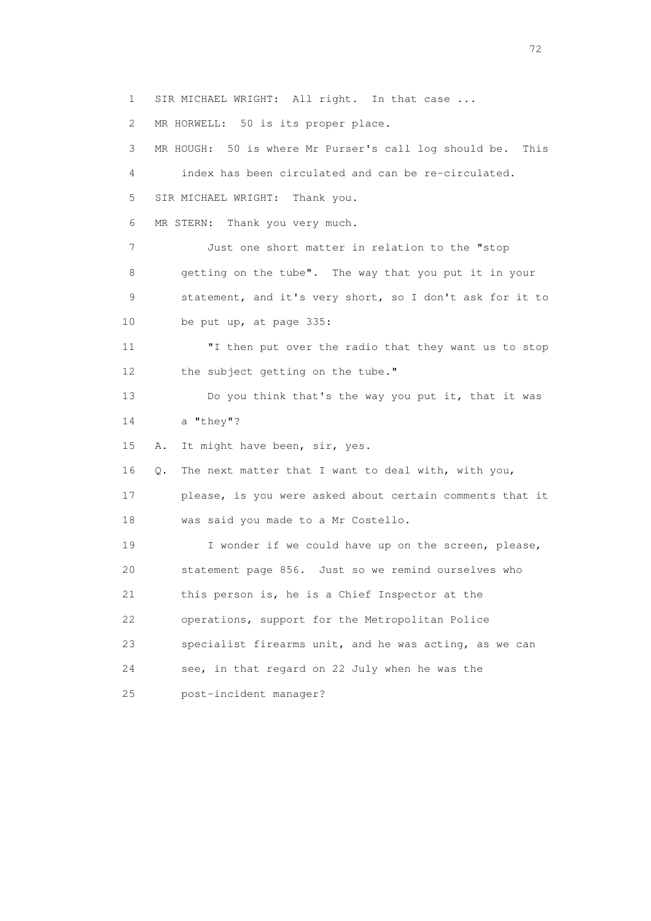1 SIR MICHAEL WRIGHT: All right. In that case ...

2 MR HORWELL: 50 is its proper place.

3 MR HOUGH: 50 is where Mr Purser's call log should be. This

4 index has been circulated and can be re-circulated.

5 SIR MICHAEL WRIGHT: Thank you.

6 MR STERN: Thank you very much.

7 Just one short matter in relation to the "stop

8 getting on the tube". The way that you put it in your

9 statement, and it's very short, so I don't ask for it to

10 be put up, at page 335:

11 "I then put over the radio that they want us to stop

12 the subject getting on the tube."

13 Do you think that's the way you put it, that it was

14 a "they"?

15 A. It might have been, sir, yes.

16 Q. The next matter that I want to deal with, with you,

17 please, is you were asked about certain comments that it

18 was said you made to a Mr Costello.

19 I wonder if we could have up on the screen, please,

20 statement page 856. Just so we remind ourselves who

21 this person is, he is a Chief Inspector at the

22 operations, support for the Metropolitan Police

23 specialist firearms unit, and he was acting, as we can

24 see, in that regard on 22 July when he was the

25 post-incident manager?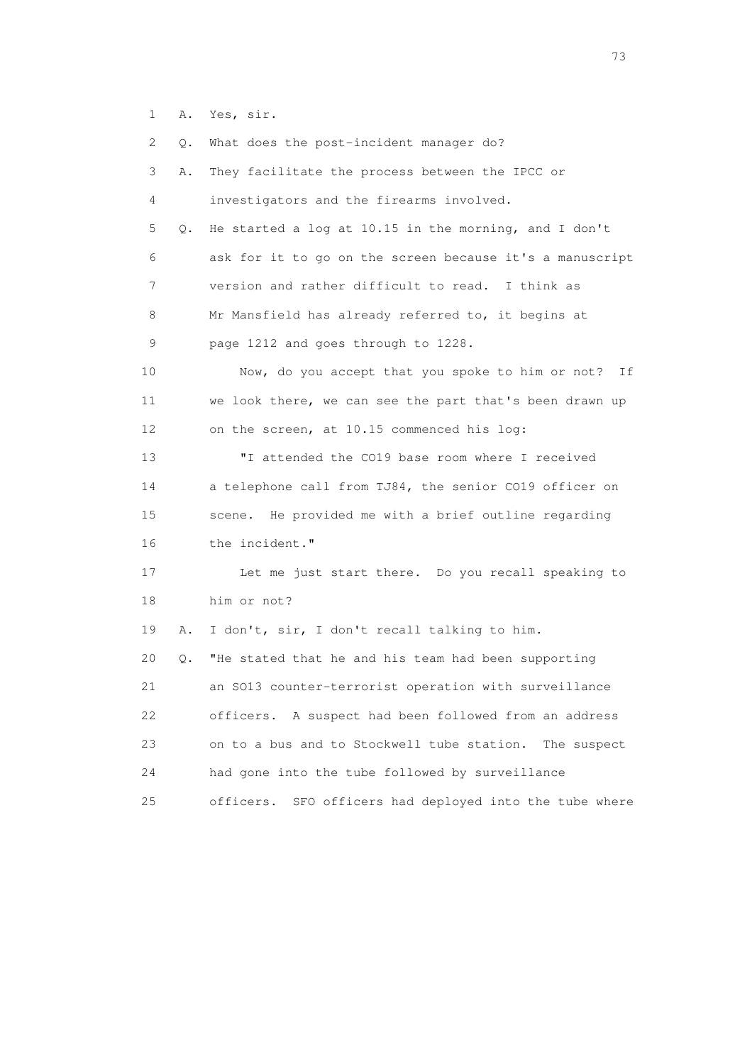1 A. Yes, sir.

2 Q. What does the post-incident manager do?

3 A. They facilitate the process between the IPCC or

4 investigators and the firearms involved.

5 Q. He started a log at 10.15 in the morning, and I don't

6 ask for it to go on the screen because it's a manuscript

7 version and rather difficult to read. I think as

8 Mr Mansfield has already referred to, it begins at

9 page 1212 and goes through to 1228.

10 Now, do you accept that you spoke to him or not? If

11 we look there, we can see the part that's been drawn up

12 on the screen, at 10.15 commenced his log:

13 "I attended the CO19 base room where I received

14 a telephone call from TJ84, the senior CO19 officer on

15 scene. He provided me with a brief outline regarding

16 the incident."

17 Let me just start there. Do you recall speaking to

18 him or not?

19 A. I don't, sir, I don't recall talking to him.

20 Q. "He stated that he and his team had been supporting

21 an SO13 counter-terrorist operation with surveillance

22 officers. A suspect had been followed from an address

23 on to a bus and to Stockwell tube station. The suspect

24 had gone into the tube followed by surveillance

25 officers. SFO officers had deployed into the tube where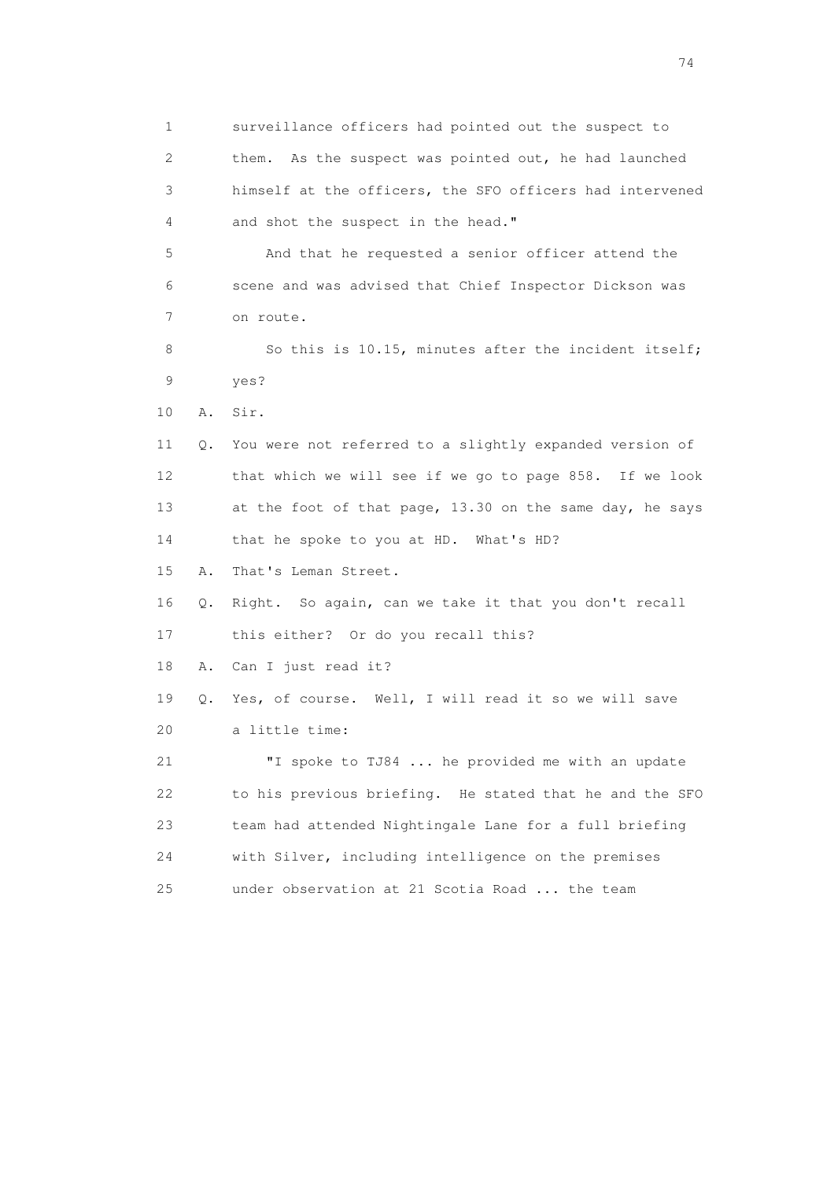1 surveillance officers had pointed out the suspect to
2 them. As the suspect was pointed out, he had launched
3 himself at the officers, the SFO officers had intervened
4 and shot the suspect in the head."
5 And that he requested a senior officer attend the
6 scene and was advised that Chief Inspector Dickson was
7 on route.
8 So this is 10.15, minutes after the incident itself;
9 yes?
10 A. Sir.
11 Q. You were not referred to a slightly expanded version of
12 that which we will see if we go to page 858. If we look
13 at the foot of that page, 13.30 on the same day, he says
14 that he spoke to you at HD. What's HD?
15 A. That's Leman Street.
16 Q. Right. So again, can we take it that you don't recall
17 this either? Or do you recall this?
18 A. Can I just read it?
19 Q. Yes, of course. Well, I will read it so we will save
20 a little time:
21 "I spoke to TJ84 ... he provided me with an update
22 to his previous briefing. He stated that he and the SFO
23 team had attended Nightingale Lane for a full briefing
24 with Silver, including intelligence on the premises
25 under observation at 21 Scotia Road ... the team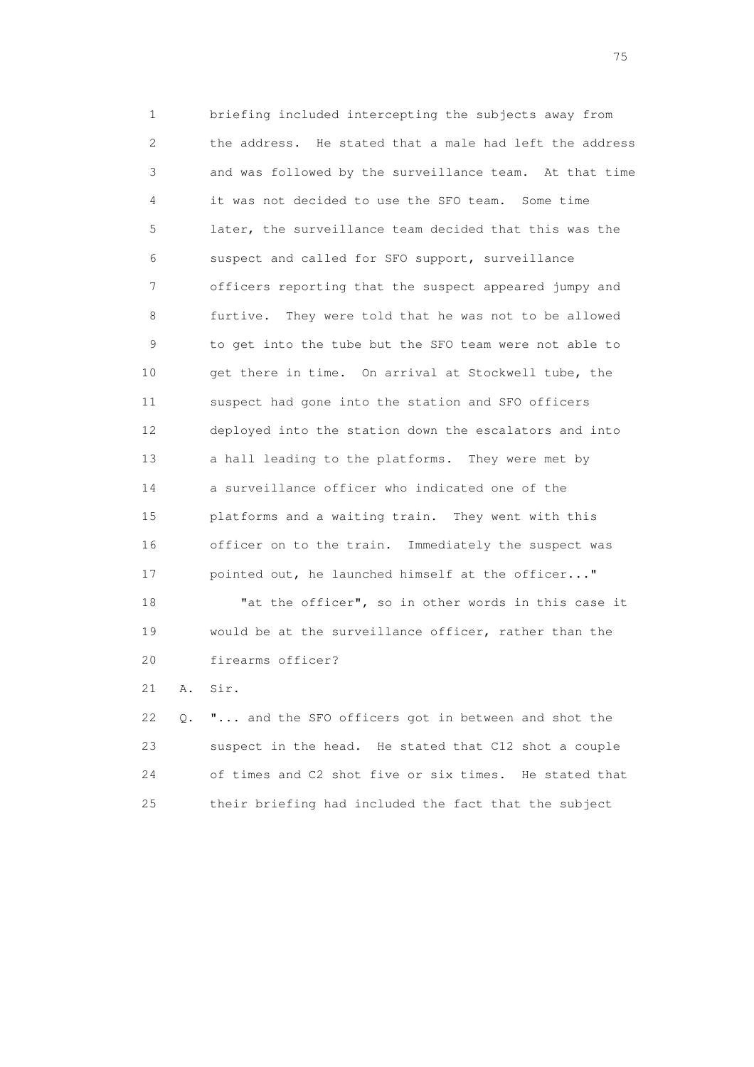1 briefing included intercepting the subjects away from
2 the address. He stated that a male had left the address
3 and was followed by the surveillance team. At that time
4 it was not decided to use the SFO team. Some time
5 later, the surveillance team decided that this was the
6 suspect and called for SFO support, surveillance
7 officers reporting that the suspect appeared jumpy and
8 furtive. They were told that he was not to be allowed
9 to get into the tube but the SFO team were not able to
10 get there in time. On arrival at Stockwell tube, the
11 suspect had gone into the station and SFO officers
12 deployed into the station down the escalators and into
13 a hall leading to the platforms. They were met by
14 a surveillance officer who indicated one of the
15 platforms and a waiting train. They went with this
16 officer on to the train. Immediately the suspect was
17 pointed out, he launched himself at the officer..."

18 "at the officer", so in other words in this case it
19 would be at the surveillance officer, rather than the
20 firearms officer?

21 A. Sir.

22 Q. "... and the SFO officers got in between and shot the
23 suspect in the head. He stated that C12 shot a couple
24 of times and C2 shot five or six times. He stated that
25 their briefing had included the fact that the subject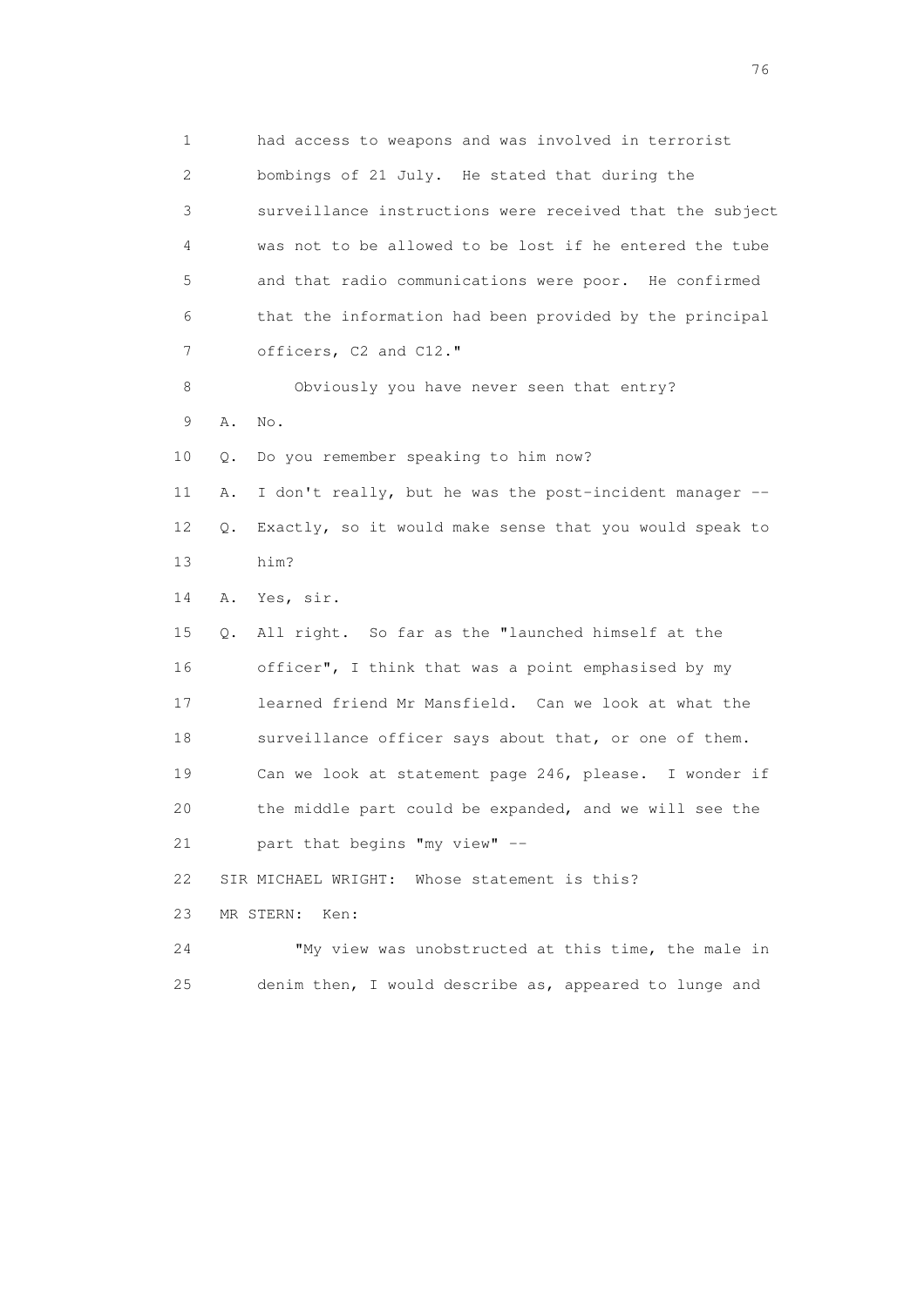1 had access to weapons and was involved in terrorist
2 bombings of 21 July. He stated that during the
3 surveillance instructions were received that the subject
4 was not to be allowed to be lost if he entered the tube
5 and that radio communications were poor. He confirmed
6 that the information had been provided by the principal
7 officers, C2 and C12."

8 Obviously you have never seen that entry?

9 A. No.

10 Q. Do you remember speaking to him now?

11 A. I don't really, but he was the post-incident manager --

12 Q. Exactly, so it would make sense that you would speak to
13 him?

14 A. Yes, sir.

15 Q. All right. So far as the "launched himself at the
16 officer", I think that was a point emphasised by my
17 learned friend Mr Mansfield. Can we look at what the
18 surveillance officer says about that, or one of them.
19 Can we look at statement page 246, please. I wonder if
20 the middle part could be expanded, and we will see the
21 part that begins "my view" --

22 SIR MICHAEL WRIGHT: Whose statement is this?

23 MR STERN: Ken:

24 "My view was unobstructed at this time, the male in
25 denim then, I would describe as, appeared to lunge and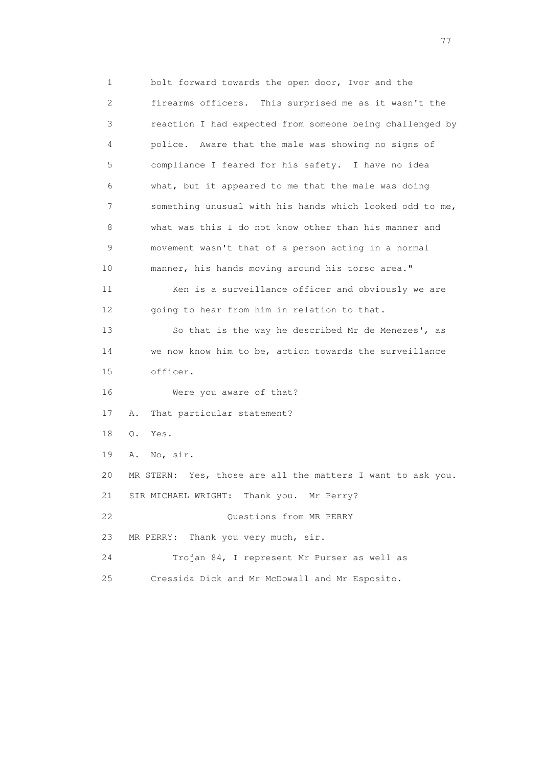1 bolt forward towards the open door, Ivor and the
2 firearms officers. This surprised me as it wasn't the
3 reaction I had expected from someone being challenged by
4 police. Aware that the male was showing no signs of
5 compliance I feared for his safety. I have no idea
6 what, but it appeared to me that the male was doing
7 something unusual with his hands which looked odd to me,
8 what was this I do not know other than his manner and
9 movement wasn't that of a person acting in a normal
10 manner, his hands moving around his torso area."

11 Ken is a surveillance officer and obviously we are
12 going to hear from him in relation to that.

13 So that is the way he described Mr de Menezes', as
14 we now know him to be, action towards the surveillance
15 officer.

16 Were you aware of that?

17 A. That particular statement?

18 Q. Yes.

19 A. No, sir.

20 MR STERN: Yes, those are all the matters I want to ask you.

21 SIR MICHAEL WRIGHT: Thank you. Mr Perry?

22 Questions from MR PERRY

23 MR PERRY: Thank you very much, sir.

24 Trojan 84, I represent Mr Purser as well as
25 Cressida Dick and Mr McDowall and Mr Esposito.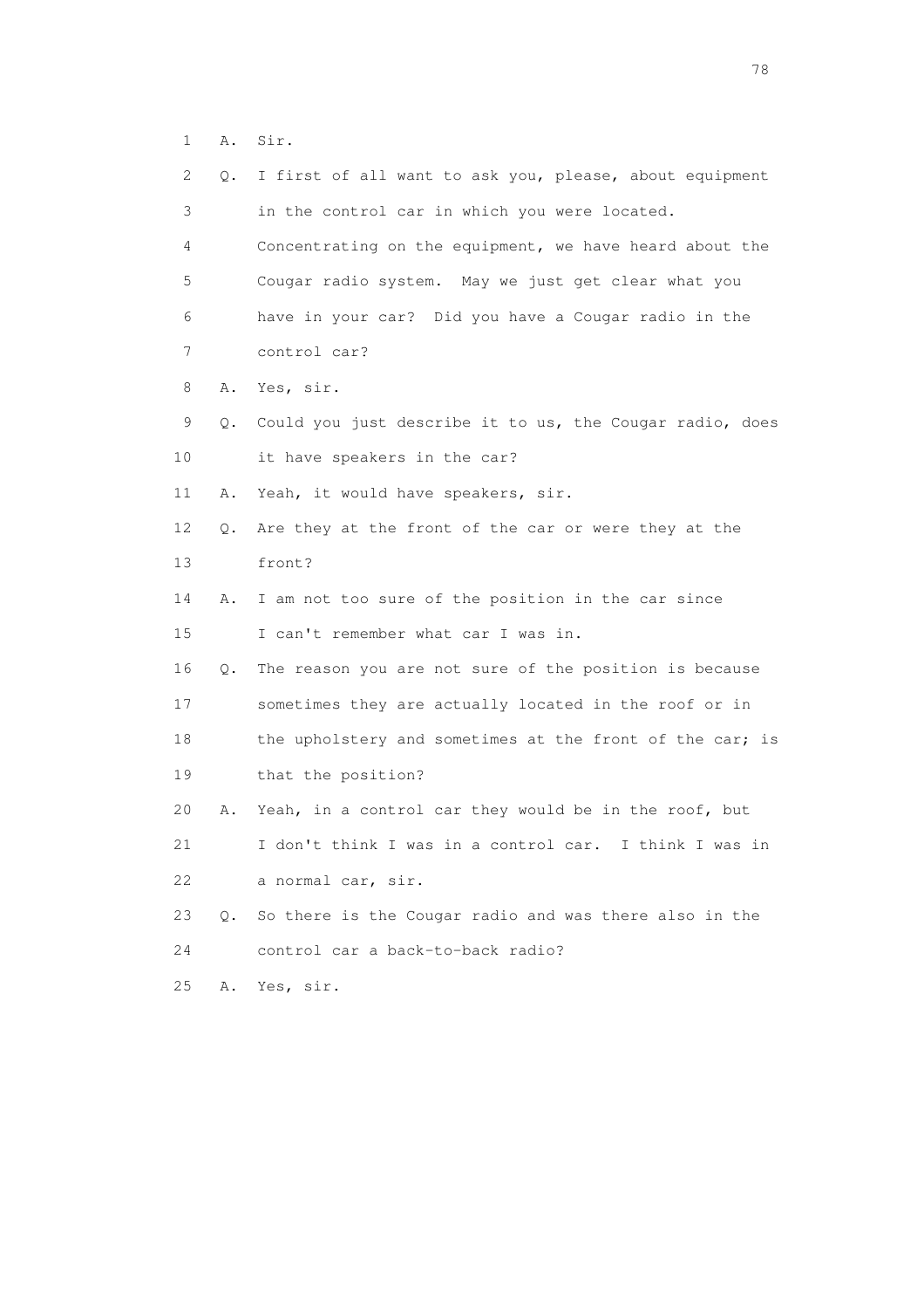1 A. Sir.

2 Q. I first of all want to ask you, please, about equipment

3 in the control car in which you were located.

4 Concentrating on the equipment, we have heard about the

5 Cougar radio system. May we just get clear what you

6 have in your car? Did you have a Cougar radio in the

7 control car?

8 A. Yes, sir.

9 Q. Could you just describe it to us, the Cougar radio, does

10 it have speakers in the car?

11 A. Yeah, it would have speakers, sir.

12 Q. Are they at the front of the car or were they at the

13 front?

14 A. I am not too sure of the position in the car since

15 I can't remember what car I was in.

16 Q. The reason you are not sure of the position is because

17 sometimes they are actually located in the roof or in

18 the upholstery and sometimes at the front of the car; is

19 that the position?

20 A. Yeah, in a control car they would be in the roof, but

21 I don't think I was in a control car. I think I was in

22 a normal car, sir.

23 Q. So there is the Cougar radio and was there also in the

24 control car a back-to-back radio?

25 A. Yes, sir.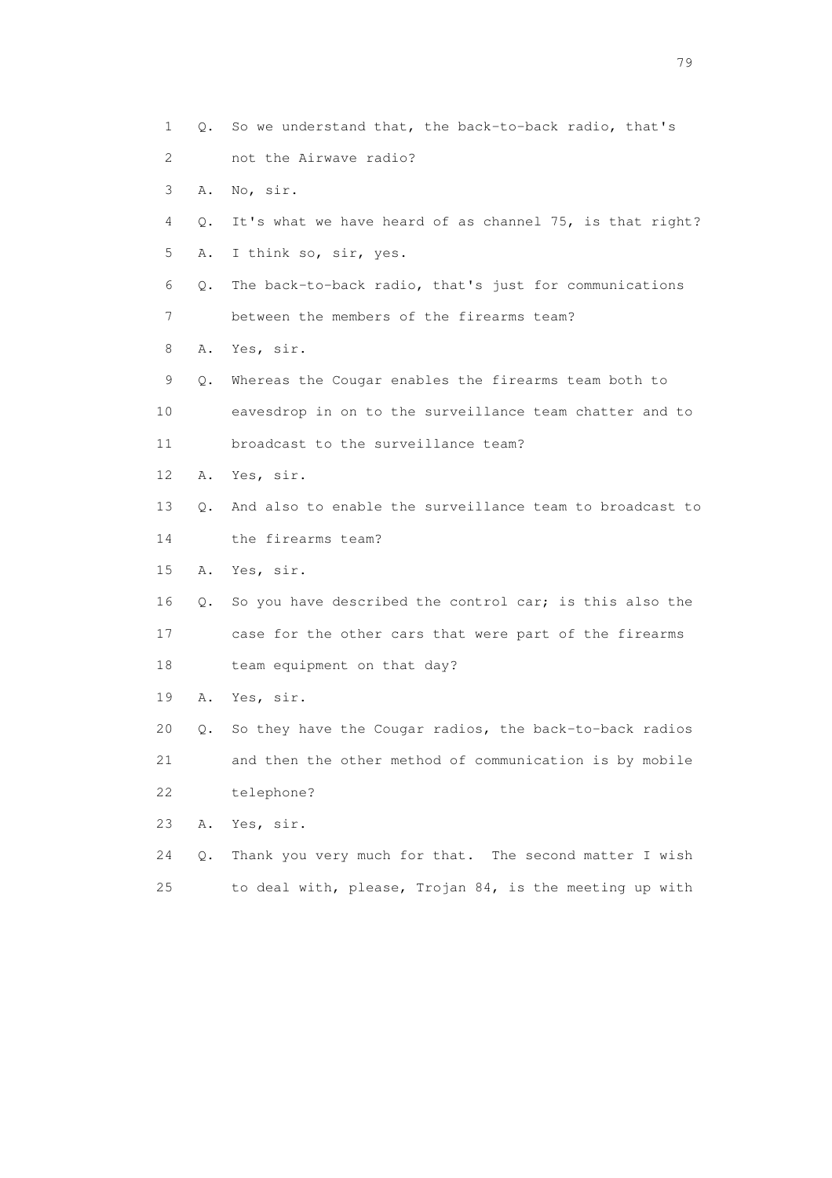1 Q. So we understand that, the back-to-back radio, that's
2 not the Airwave radio?
3 A. No, sir.
4 Q. It's what we have heard of as channel 75, is that right?
5 A. I think so, sir, yes.
6 Q. The back-to-back radio, that's just for communications
7 between the members of the firearms team?
8 A. Yes, sir.
9 Q. Whereas the Cougar enables the firearms team both to
10 eavesdrop in on to the surveillance team chatter and to
11 broadcast to the surveillance team?
12 A. Yes, sir.
13 Q. And also to enable the surveillance team to broadcast to
14 the firearms team?
15 A. Yes, sir.
16 Q. So you have described the control car; is this also the
17 case for the other cars that were part of the firearms
18 team equipment on that day?
19 A. Yes, sir.
20 Q. So they have the Cougar radios, the back-to-back radios
21 and then the other method of communication is by mobile
22 telephone?
23 A. Yes, sir.
24 Q. Thank you very much for that. The second matter I wish
25 to deal with, please, Trojan 84, is the meeting up with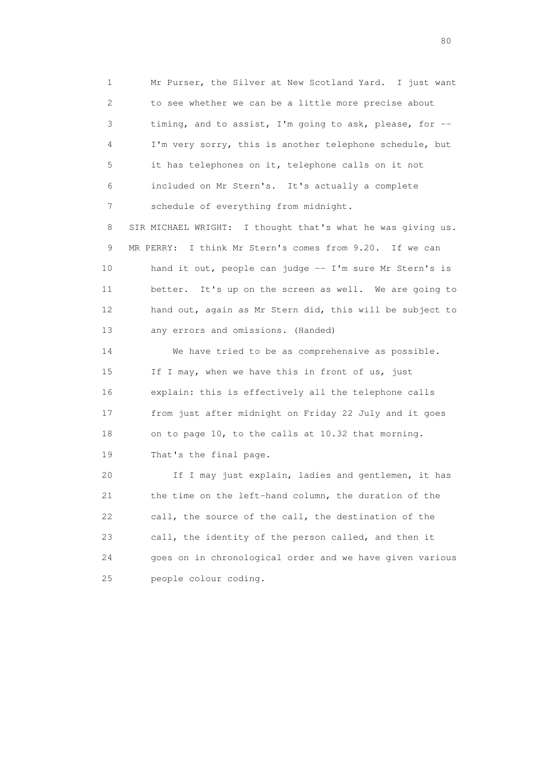1 Mr Purser, the Silver at New Scotland Yard. I just want
2 to see whether we can be a little more precise about
3 timing, and to assist, I'm going to ask, please, for --
4 I'm very sorry, this is another telephone schedule, but
5 it has telephones on it, telephone calls on it not
6 included on Mr Stern's. It's actually a complete
7 schedule of everything from midnight.

8 SIR MICHAEL WRIGHT: I thought that's what he was giving us.

9 MR PERRY: I think Mr Stern's comes from 9.20. If we can
10 hand it out, people can judge -- I'm sure Mr Stern's is
11 better. It's up on the screen as well. We are going to
12 hand out, again as Mr Stern did, this will be subject to
13 any errors and omissions. (Handed)

14 We have tried to be as comprehensive as possible.
15 If I may, when we have this in front of us, just
16 explain: this is effectively all the telephone calls
17 from just after midnight on Friday 22 July and it goes
18 on to page 10, to the calls at 10.32 that morning.
19 That's the final page.

20 If I may just explain, ladies and gentlemen, it has
21 the time on the left-hand column, the duration of the
22 call, the source of the call, the destination of the
23 call, the identity of the person called, and then it
24 goes on in chronological order and we have given various
25 people colour coding.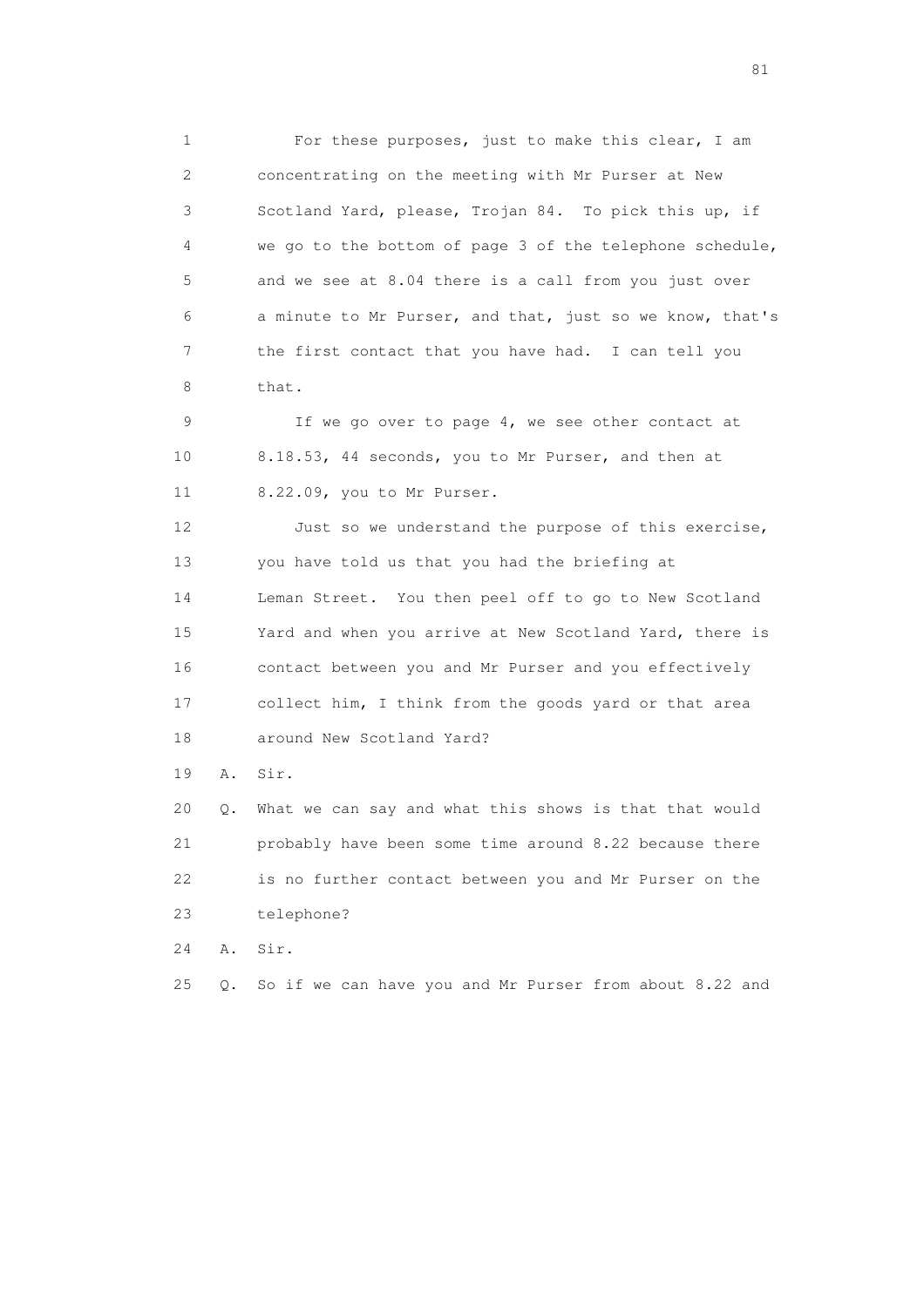1 For these purposes, just to make this clear, I am
2 concentrating on the meeting with Mr Purser at New
3 Scotland Yard, please, Trojan 84. To pick this up, if
4 we go to the bottom of page 3 of the telephone schedule,
5 and we see at 8.04 there is a call from you just over
6 a minute to Mr Purser, and that, just so we know, that's
7 the first contact that you have had. I can tell you
8 that.

9 If we go over to page 4, we see other contact at
10 8.18.53, 44 seconds, you to Mr Purser, and then at
11 8.22.09, you to Mr Purser.

12 Just so we understand the purpose of this exercise,
13 you have told us that you had the briefing at
14 Leman Street. You then peel off to go to New Scotland
15 Yard and when you arrive at New Scotland Yard, there is
16 contact between you and Mr Purser and you effectively
17 collect him, I think from the goods yard or that area
18 around New Scotland Yard?

19 A. Sir.

20 Q. What we can say and what this shows is that that would
21 probably have been some time around 8.22 because there
22 is no further contact between you and Mr Purser on the
23 telephone?

24 A. Sir.

25 Q. So if we can have you and Mr Purser from about 8.22 and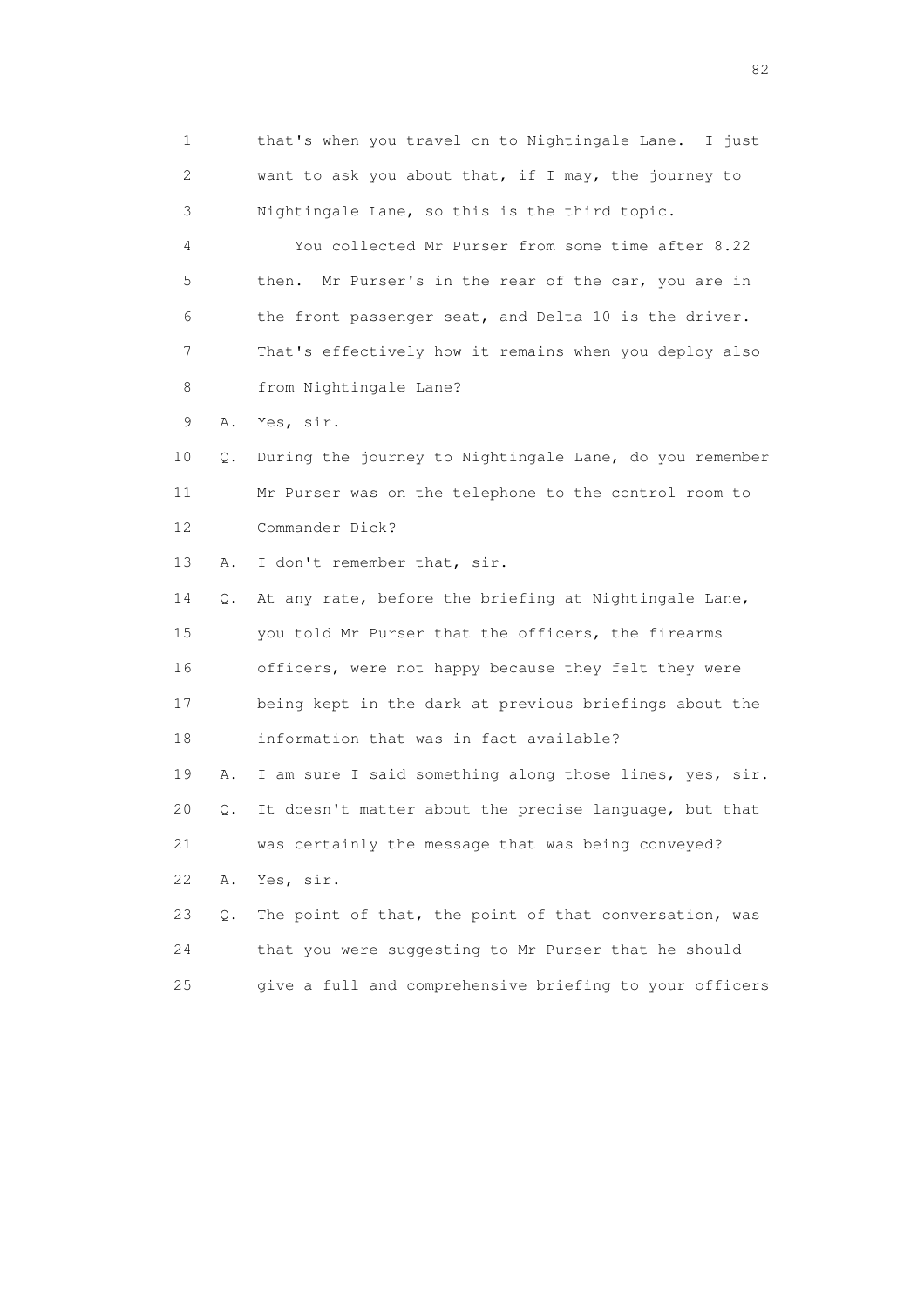1 that's when you travel on to Nightingale Lane. I just
2 want to ask you about that, if I may, the journey to
3 Nightingale Lane, so this is the third topic.
4 You collected Mr Purser from some time after 8.22
5 then. Mr Purser's in the rear of the car, you are in
6 the front passenger seat, and Delta 10 is the driver.
7 That's effectively how it remains when you deploy also
8 from Nightingale Lane?
9 A. Yes, sir.
10 Q. During the journey to Nightingale Lane, do you remember
11 Mr Purser was on the telephone to the control room to
12 Commander Dick?
13 A. I don't remember that, sir.
14 Q. At any rate, before the briefing at Nightingale Lane,
15 you told Mr Purser that the officers, the firearms
16 officers, were not happy because they felt they were
17 being kept in the dark at previous briefings about the
18 information that was in fact available?
19 A. I am sure I said something along those lines, yes, sir.
20 Q. It doesn't matter about the precise language, but that
21 was certainly the message that was being conveyed?
22 A. Yes, sir.
23 Q. The point of that, the point of that conversation, was
24 that you were suggesting to Mr Purser that he should
25 give a full and comprehensive briefing to your officers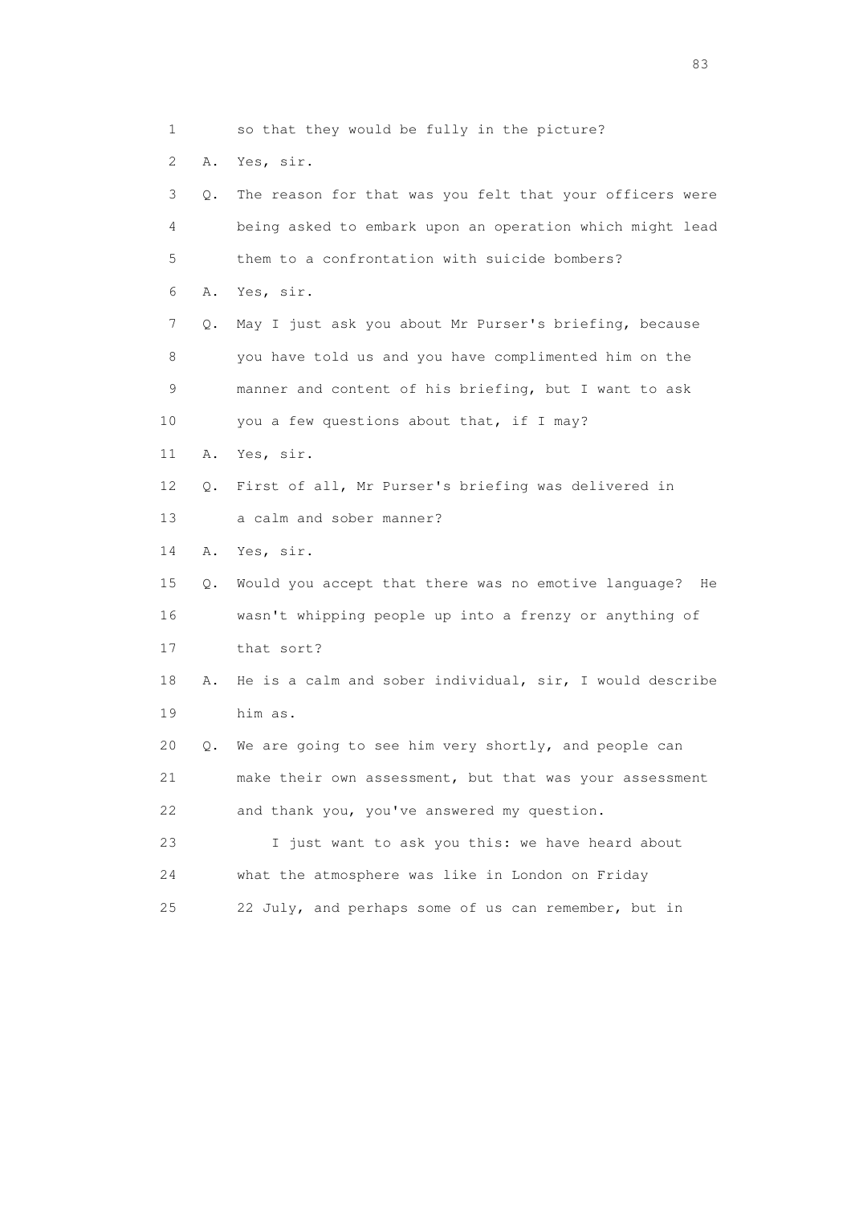1 so that they would be fully in the picture?

2 A. Yes, sir.

3 Q. The reason for that was you felt that your officers were

4 being asked to embark upon an operation which might lead

5 them to a confrontation with suicide bombers?

6 A. Yes, sir.

7 Q. May I just ask you about Mr Purser's briefing, because

8 you have told us and you have complimented him on the

9 manner and content of his briefing, but I want to ask

10 you a few questions about that, if I may?

11 A. Yes, sir.

12 Q. First of all, Mr Purser's briefing was delivered in

13 a calm and sober manner?

14 A. Yes, sir.

15 Q. Would you accept that there was no emotive language? He

16 wasn't whipping people up into a frenzy or anything of

17 that sort?

18 A. He is a calm and sober individual, sir, I would describe

19 him as.

20 Q. We are going to see him very shortly, and people can

21 make their own assessment, but that was your assessment

22 and thank you, you've answered my question.

23 I just want to ask you this: we have heard about

24 what the atmosphere was like in London on Friday

25 22 July, and perhaps some of us can remember, but in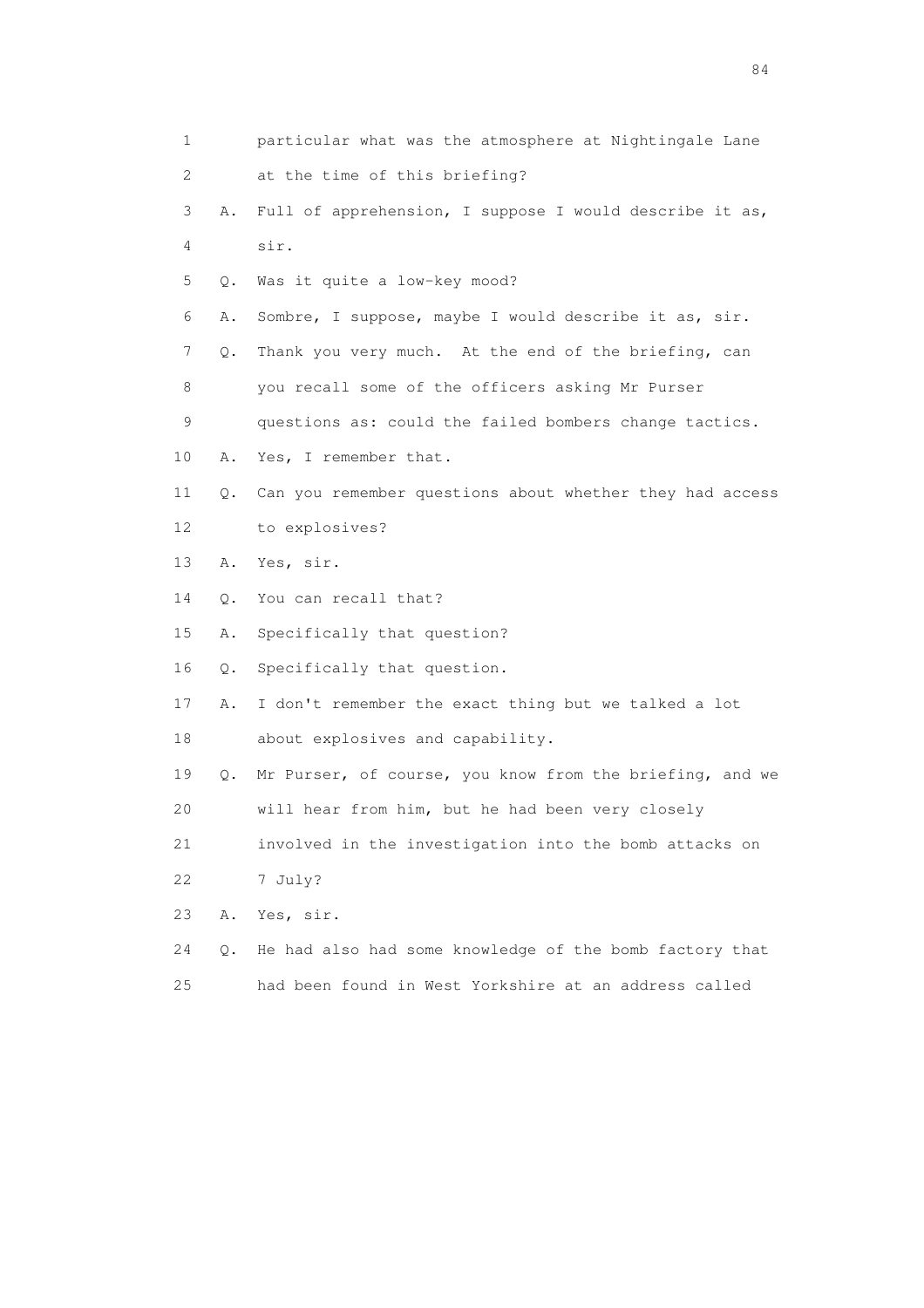1 particular what was the atmosphere at Nightingale Lane
2 at the time of this briefing?
3 A. Full of apprehension, I suppose I would describe it as,
4 sir.
5 Q. Was it quite a low-key mood?
6 A. Sombre, I suppose, maybe I would describe it as, sir.
7 Q. Thank you very much. At the end of the briefing, can
8 you recall some of the officers asking Mr Purser
9 questions as: could the failed bombers change tactics.
10 A. Yes, I remember that.
11 Q. Can you remember questions about whether they had access
12 to explosives?
13 A. Yes, sir.
14 Q. You can recall that?
15 A. Specifically that question?
16 Q. Specifically that question.
17 A. I don't remember the exact thing but we talked a lot
18 about explosives and capability.
19 Q. Mr Purser, of course, you know from the briefing, and we
20 will hear from him, but he had been very closely
21 involved in the investigation into the bomb attacks on
22 7 July?
23 A. Yes, sir.
24 Q. He had also had some knowledge of the bomb factory that
25 had been found in West Yorkshire at an address called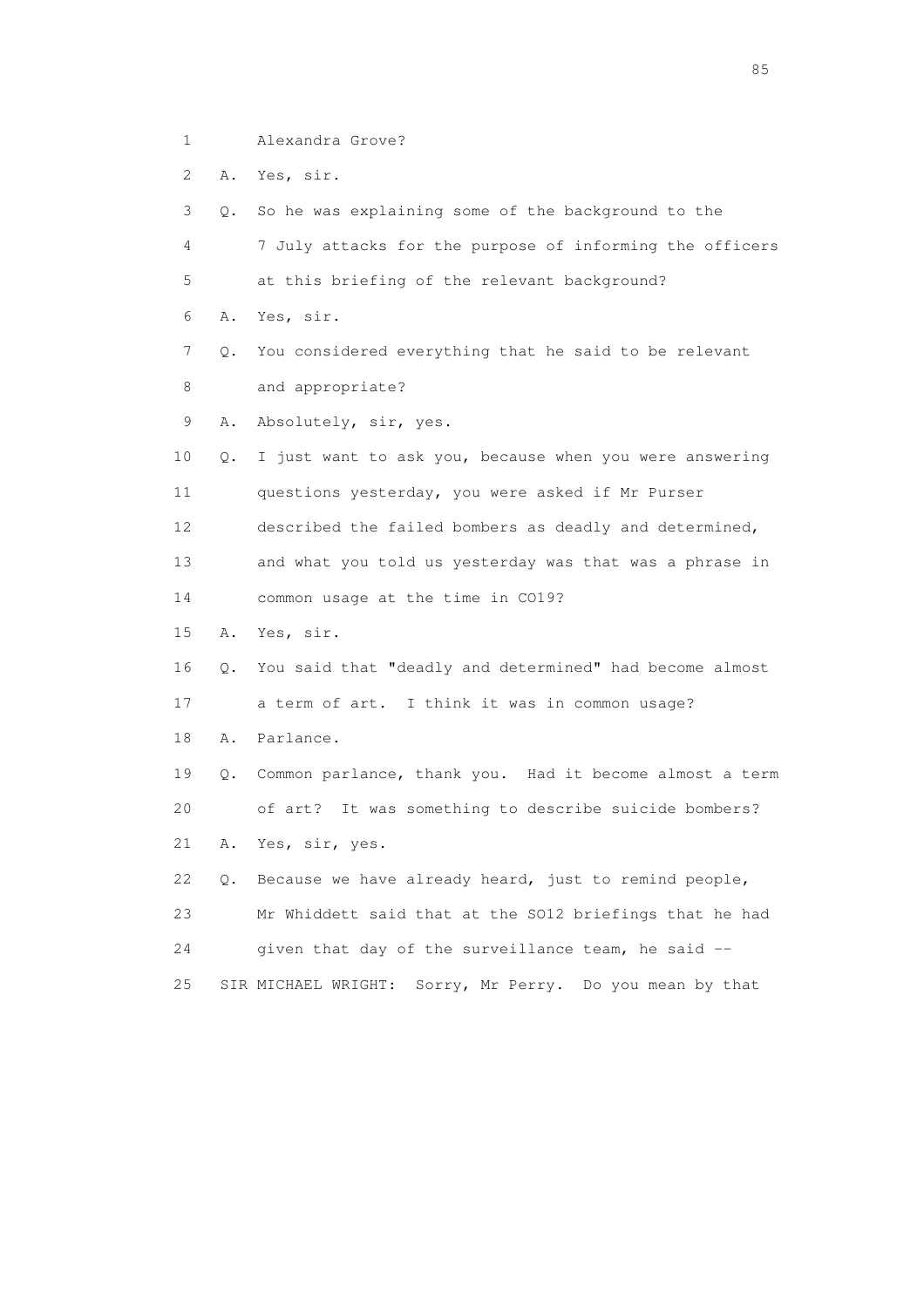1 Alexandra Grove?

2 A. Yes, sir.

3 Q. So he was explaining some of the background to the

4 7 July attacks for the purpose of informing the officers

5 at this briefing of the relevant background?

6 A. Yes, sir.

7 Q. You considered everything that he said to be relevant

8 and appropriate?

9 A. Absolutely, sir, yes.

10 Q. I just want to ask you, because when you were answering

11 questions yesterday, you were asked if Mr Purser

12 described the failed bombers as deadly and determined,

13 and what you told us yesterday was that was a phrase in

14 common usage at the time in CO19?

15 A. Yes, sir.

16 Q. You said that "deadly and determined" had become almost

17 a term of art. I think it was in common usage?

18 A. Parlance.

19 Q. Common parlance, thank you. Had it become almost a term

20 of art? It was something to describe suicide bombers?

21 A. Yes, sir, yes.

22 Q. Because we have already heard, just to remind people,

23 Mr Whiddett said that at the SO12 briefings that he had

24 given that day of the surveillance team, he said --

25 SIR MICHAEL WRIGHT: Sorry, Mr Perry. Do you mean by that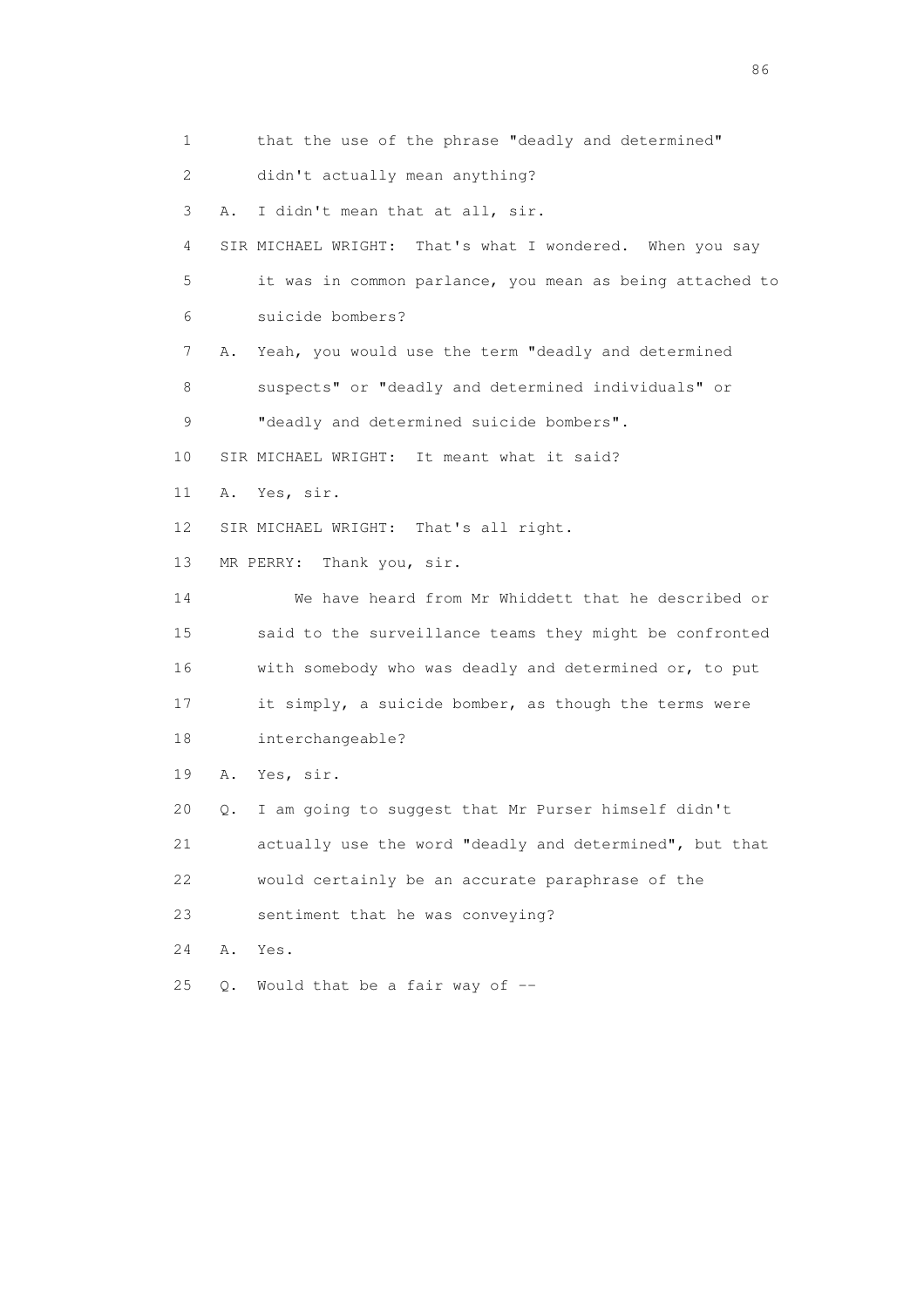1 that the use of the phrase "deadly and determined"

2 didn't actually mean anything?

3 A. I didn't mean that at all, sir.

4 SIR MICHAEL WRIGHT: That's what I wondered. When you say

5 it was in common parlance, you mean as being attached to

6 suicide bombers?

7 A. Yeah, you would use the term "deadly and determined

8 suspects" or "deadly and determined individuals" or

9 "deadly and determined suicide bombers".

10 SIR MICHAEL WRIGHT: It meant what it said?

11 A. Yes, sir.

12 SIR MICHAEL WRIGHT: That's all right.

13 MR PERRY: Thank you, sir.

14 We have heard from Mr Whiddett that he described or

15 said to the surveillance teams they might be confronted

16 with somebody who was deadly and determined or, to put

17 it simply, a suicide bomber, as though the terms were

18 interchangeable?

19 A. Yes, sir.

20 Q. I am going to suggest that Mr Purser himself didn't

21 actually use the word "deadly and determined", but that

22 would certainly be an accurate paraphrase of the

23 sentiment that he was conveying?

24 A. Yes.

25 Q. Would that be a fair way of --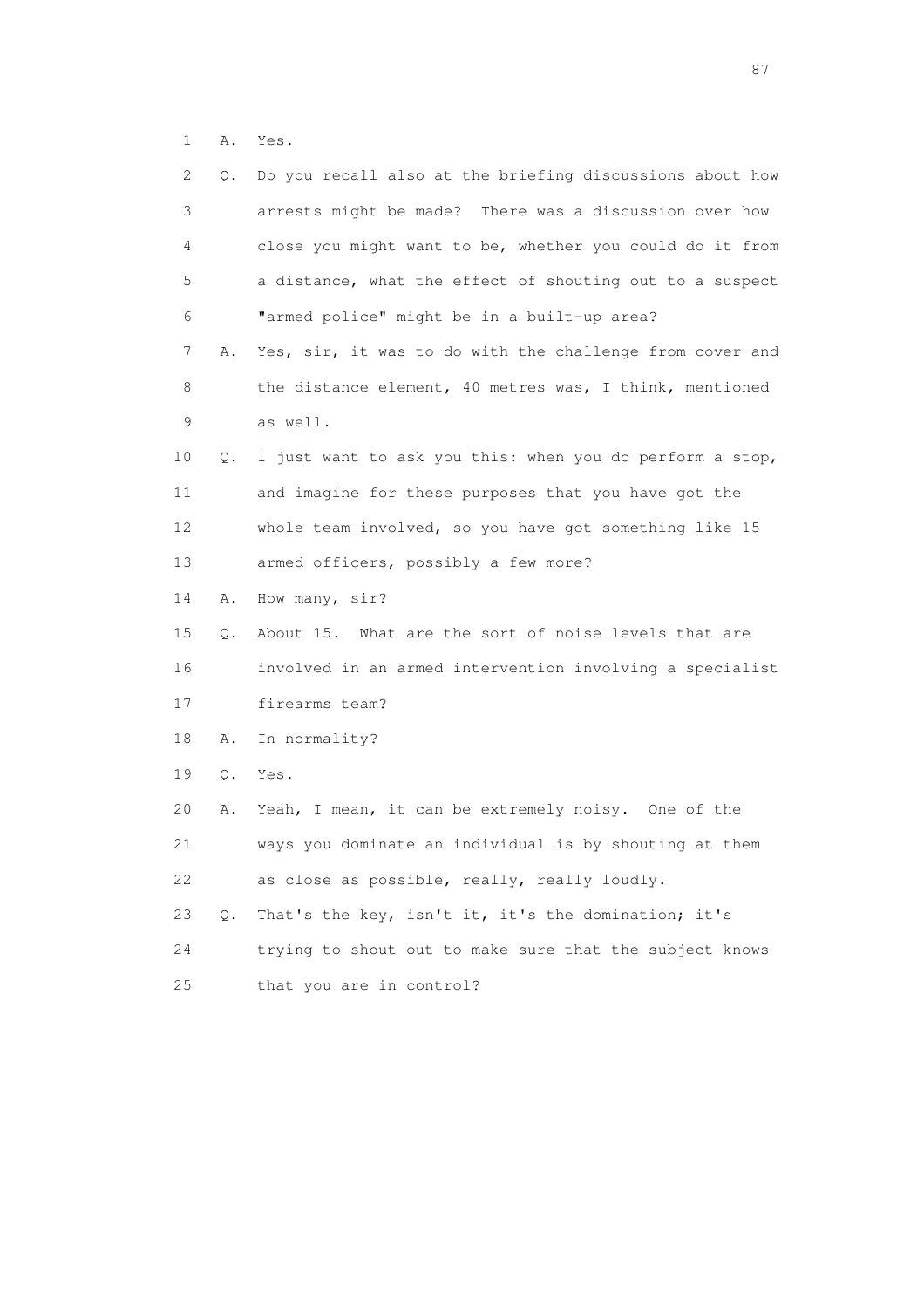1 A. Yes.

2 Q. Do you recall also at the briefing discussions about how
3 arrests might be made? There was a discussion over how
4 close you might want to be, whether you could do it from
5 a distance, what the effect of shouting out to a suspect
6 "armed police" might be in a built-up area?

7 A. Yes, sir, it was to do with the challenge from cover and
8 the distance element, 40 metres was, I think, mentioned
9 as well.

10 Q. I just want to ask you this: when you do perform a stop,
11 and imagine for these purposes that you have got the
12 whole team involved, so you have got something like 15
13 armed officers, possibly a few more?

14 A. How many, sir?

15 Q. About 15. What are the sort of noise levels that are
16 involved in an armed intervention involving a specialist
17 firearms team?

18 A. In normality?

19 Q. Yes.

20 A. Yeah, I mean, it can be extremely noisy. One of the
21 ways you dominate an individual is by shouting at them
22 as close as possible, really, really loudly.

23 Q. That's the key, isn't it, it's the domination; it's
24 trying to shout out to make sure that the subject knows
25 that you are in control?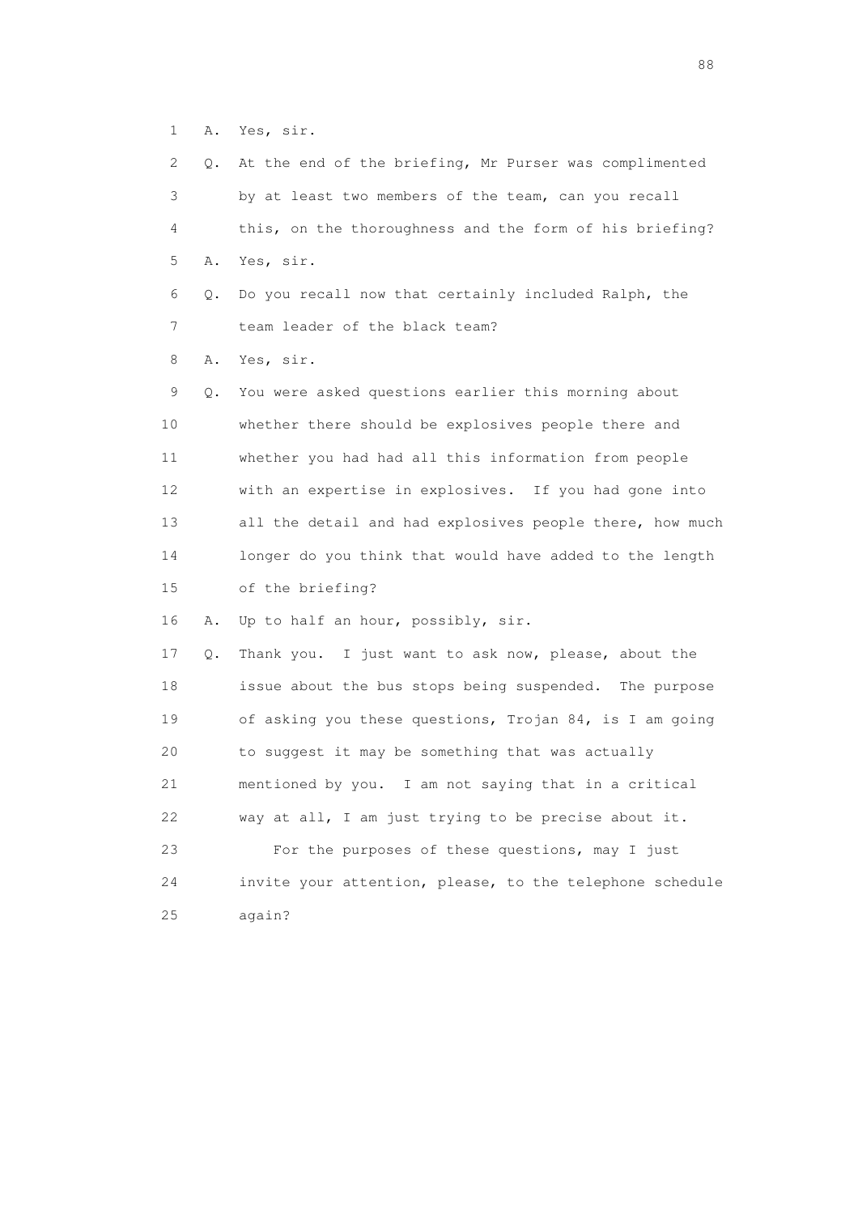1 A. Yes, sir.

2 Q. At the end of the briefing, Mr Purser was complimented

3 by at least two members of the team, can you recall

4 this, on the thoroughness and the form of his briefing?

5 A. Yes, sir.

6 Q. Do you recall now that certainly included Ralph, the

7 team leader of the black team?

8 A. Yes, sir.

9 Q. You were asked questions earlier this morning about

10 whether there should be explosives people there and

11 whether you had had all this information from people

12 with an expertise in explosives. If you had gone into

13 all the detail and had explosives people there, how much

14 longer do you think that would have added to the length

15 of the briefing?

16 A. Up to half an hour, possibly, sir.

17 Q. Thank you. I just want to ask now, please, about the

18 issue about the bus stops being suspended. The purpose

19 of asking you these questions, Trojan 84, is I am going

20 to suggest it may be something that was actually

21 mentioned by you. I am not saying that in a critical

22 way at all, I am just trying to be precise about it.

23 For the purposes of these questions, may I just

24 invite your attention, please, to the telephone schedule

25 again?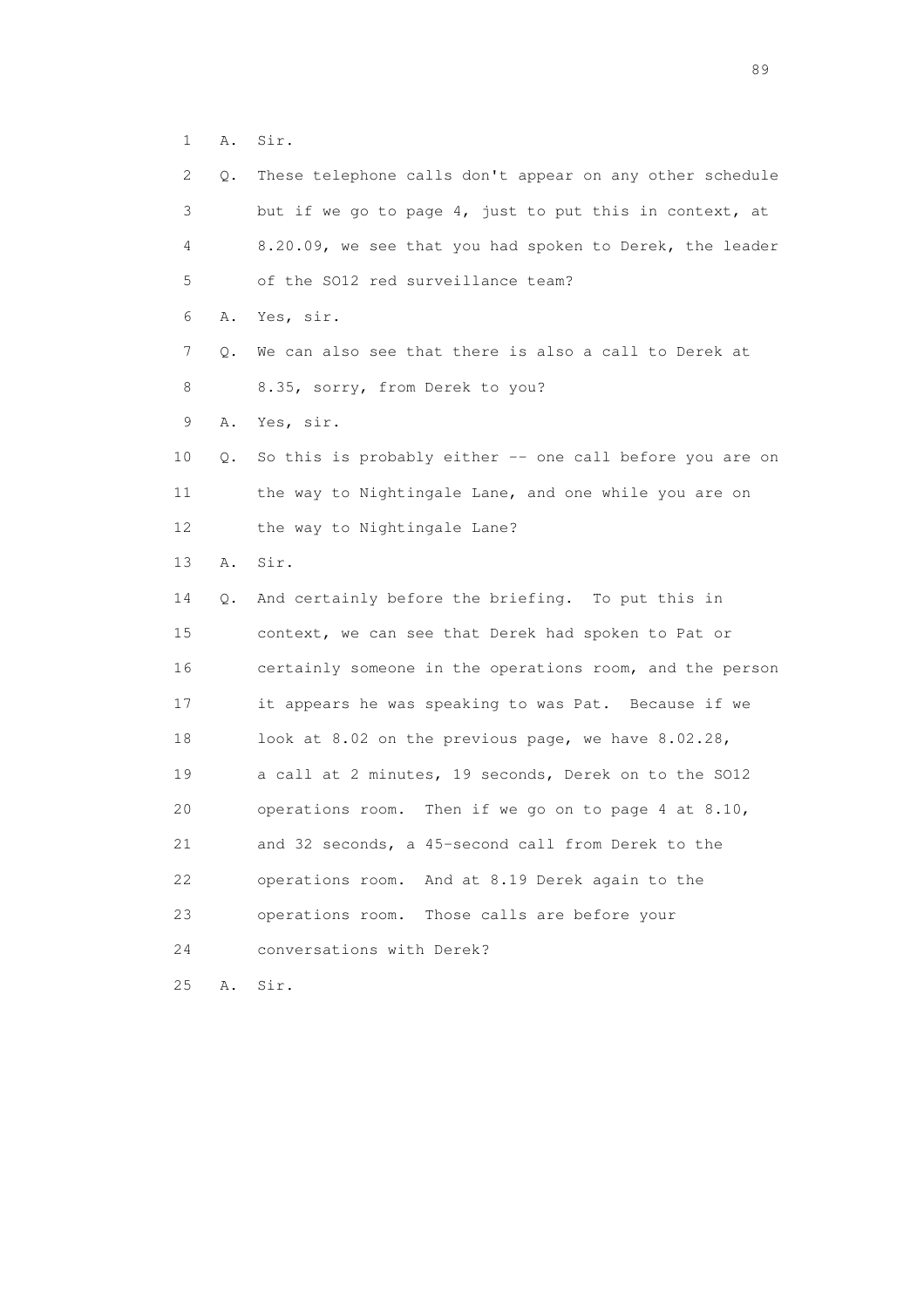1 A. Sir.

2 Q. These telephone calls don't appear on any other schedule

3 but if we go to page 4, just to put this in context, at

4 8.20.09, we see that you had spoken to Derek, the leader

5 of the SO12 red surveillance team?

6 A. Yes, sir.

7 Q. We can also see that there is also a call to Derek at

8 8.35, sorry, from Derek to you?

9 A. Yes, sir.

10 Q. So this is probably either -- one call before you are on

11 the way to Nightingale Lane, and one while you are on

12 the way to Nightingale Lane?

13 A. Sir.

14 Q. And certainly before the briefing. To put this in

15 context, we can see that Derek had spoken to Pat or

16 certainly someone in the operations room, and the person

17 it appears he was speaking to was Pat. Because if we

18 look at 8.02 on the previous page, we have 8.02.28,

19 a call at 2 minutes, 19 seconds, Derek on to the SO12

20 operations room. Then if we go on to page 4 at 8.10,

21 and 32 seconds, a 45-second call from Derek to the

22 operations room. And at 8.19 Derek again to the

23 operations room. Those calls are before your

24 conversations with Derek?

25 A. Sir.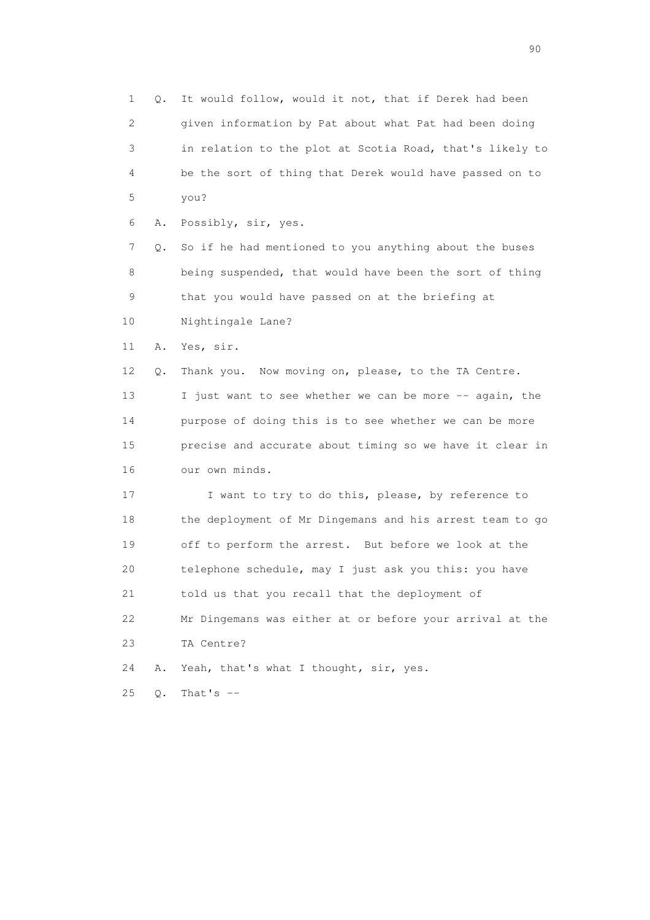1 Q. It would follow, would it not, that if Derek had been
2 given information by Pat about what Pat had been doing
3 in relation to the plot at Scotia Road, that's likely to
4 be the sort of thing that Derek would have passed on to
5 you?
6 A. Possibly, sir, yes.
7 Q. So if he had mentioned to you anything about the buses
8 being suspended, that would have been the sort of thing
9 that you would have passed on at the briefing at
10 Nightingale Lane?
11 A. Yes, sir.
12 Q. Thank you. Now moving on, please, to the TA Centre.
13 I just want to see whether we can be more -- again, the
14 purpose of doing this is to see whether we can be more
15 precise and accurate about timing so we have it clear in
16 our own minds.
17 I want to try to do this, please, by reference to
18 the deployment of Mr Dingemans and his arrest team to go
19 off to perform the arrest. But before we look at the
20 telephone schedule, may I just ask you this: you have
21 told us that you recall that the deployment of
22 Mr Dingemans was either at or before your arrival at the
23 TA Centre?
24 A. Yeah, that's what I thought, sir, yes.
25 Q. That's --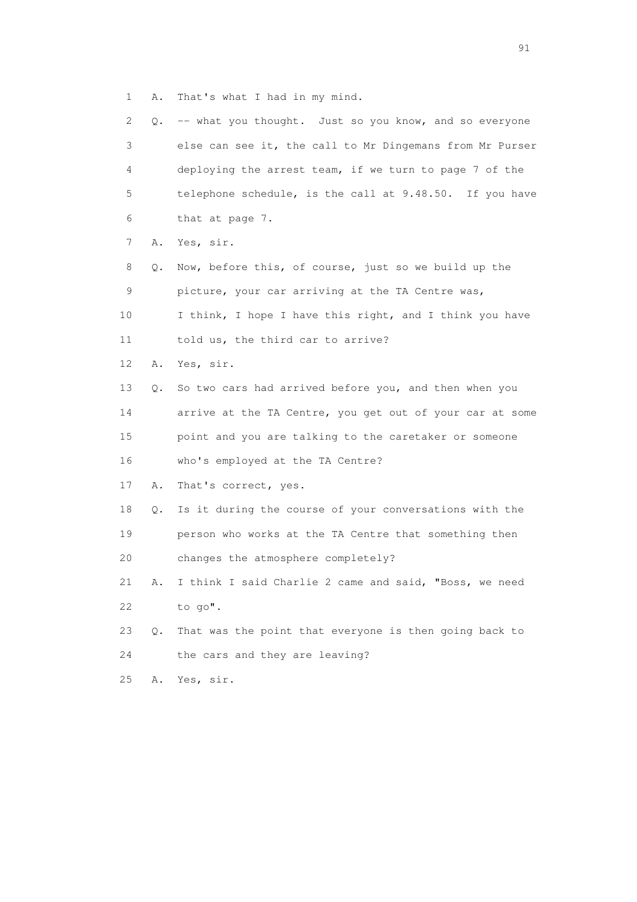1 A. That's what I had in my mind.

2 Q. -- what you thought. Just so you know, and so everyone

3 else can see it, the call to Mr Dingemans from Mr Purser

4 deploying the arrest team, if we turn to page 7 of the

5 telephone schedule, is the call at 9.48.50. If you have

6 that at page 7.

7 A. Yes, sir.

8 Q. Now, before this, of course, just so we build up the

9 picture, your car arriving at the TA Centre was,

10 I think, I hope I have this right, and I think you have

11 told us, the third car to arrive?

12 A. Yes, sir.

13 Q. So two cars had arrived before you, and then when you

14 arrive at the TA Centre, you get out of your car at some

15 point and you are talking to the caretaker or someone

16 who's employed at the TA Centre?

17 A. That's correct, yes.

18 Q. Is it during the course of your conversations with the

19 person who works at the TA Centre that something then

20 changes the atmosphere completely?

21 A. I think I said Charlie 2 came and said, "Boss, we need

22 to go".

23 Q. That was the point that everyone is then going back to

24 the cars and they are leaving?

25 A. Yes, sir.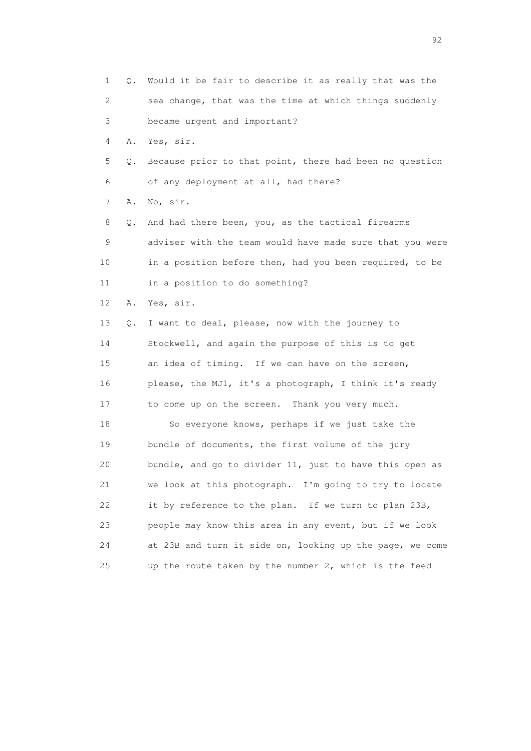1 Q. Would it be fair to describe it as really that was the
2 sea change, that was the time at which things suddenly
3 became urgent and important?
4 A. Yes, sir.
5 Q. Because prior to that point, there had been no question
6 of any deployment at all, had there?
7 A. No, sir.
8 Q. And had there been, you, as the tactical firearms
9 adviser with the team would have made sure that you were
10 in a position before then, had you been required, to be
11 in a position to do something?
12 A. Yes, sir.
13 Q. I want to deal, please, now with the journey to
14 Stockwell, and again the purpose of this is to get
15 an idea of timing. If we can have on the screen,
16 please, the MJ1, it's a photograph, I think it's ready
17 to come up on the screen. Thank you very much.
18 So everyone knows, perhaps if we just take the
19 bundle of documents, the first volume of the jury
20 bundle, and go to divider 11, just to have this open as
21 we look at this photograph. I'm going to try to locate
22 it by reference to the plan. If we turn to plan 23B,
23 people may know this area in any event, but if we look
24 at 23B and turn it side on, looking up the page, we come
25 up the route taken by the number 2, which is the feed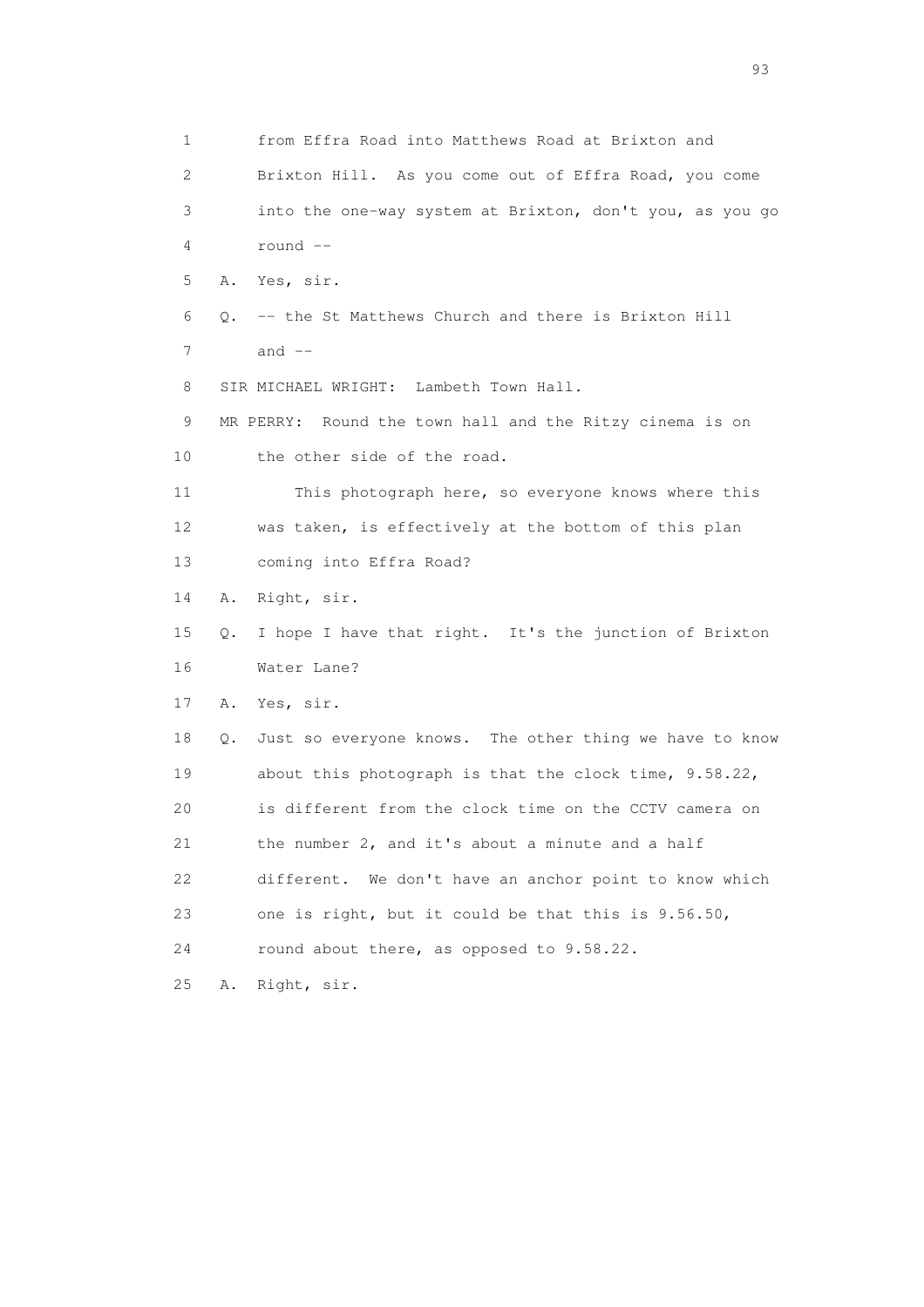1 from Effra Road into Matthews Road at Brixton and
2 Brixton Hill. As you come out of Effra Road, you come
3 into the one-way system at Brixton, don't you, as you go
4 round --
5 A. Yes, sir.
6 Q. -- the St Matthews Church and there is Brixton Hill
7 and --
8 SIR MICHAEL WRIGHT: Lambeth Town Hall.
9 MR PERRY: Round the town hall and the Ritzy cinema is on
10 the other side of the road.
11 This photograph here, so everyone knows where this
12 was taken, is effectively at the bottom of this plan
13 coming into Effra Road?
14 A. Right, sir.
15 Q. I hope I have that right. It's the junction of Brixton
16 Water Lane?
17 A. Yes, sir.
18 Q. Just so everyone knows. The other thing we have to know
19 about this photograph is that the clock time, 9.58.22,
20 is different from the clock time on the CCTV camera on
21 the number 2, and it's about a minute and a half
22 different. We don't have an anchor point to know which
23 one is right, but it could be that this is 9.56.50,
24 round about there, as opposed to 9.58.22.
25 A. Right, sir.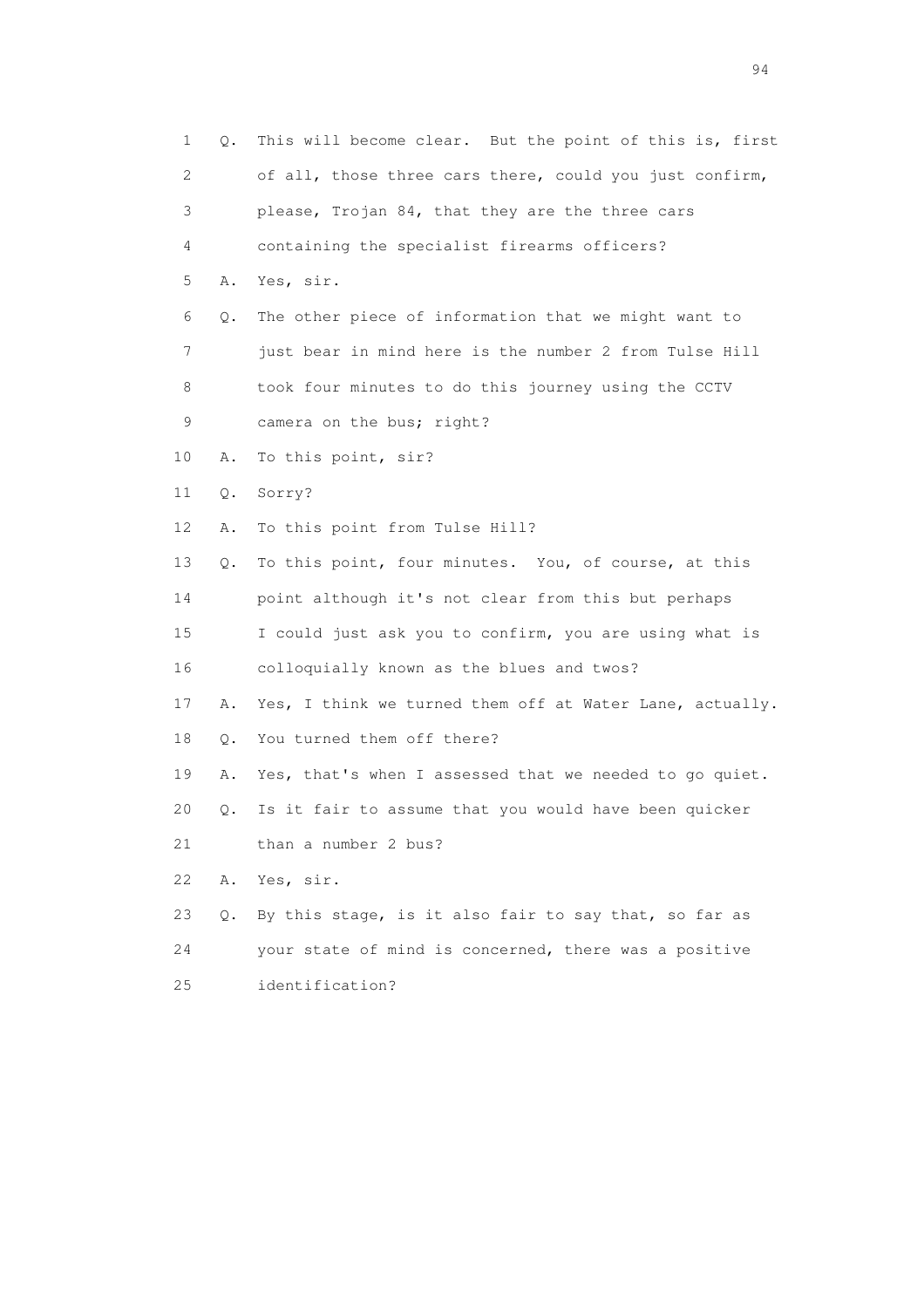1 Q. This will become clear. But the point of this is, first
2 of all, those three cars there, could you just confirm,
3 please, Trojan 84, that they are the three cars
4 containing the specialist firearms officers?
5 A. Yes, sir.
6 Q. The other piece of information that we might want to
7 just bear in mind here is the number 2 from Tulse Hill
8 took four minutes to do this journey using the CCTV
9 camera on the bus; right?
10 A. To this point, sir?
11 Q. Sorry?
12 A. To this point from Tulse Hill?
13 Q. To this point, four minutes. You, of course, at this
14 point although it's not clear from this but perhaps
15 I could just ask you to confirm, you are using what is
16 colloquially known as the blues and twos?
17 A. Yes, I think we turned them off at Water Lane, actually.
18 Q. You turned them off there?
19 A. Yes, that's when I assessed that we needed to go quiet.
20 Q. Is it fair to assume that you would have been quicker
21 than a number 2 bus?
22 A. Yes, sir.
23 Q. By this stage, is it also fair to say that, so far as
24 your state of mind is concerned, there was a positive
25 identification?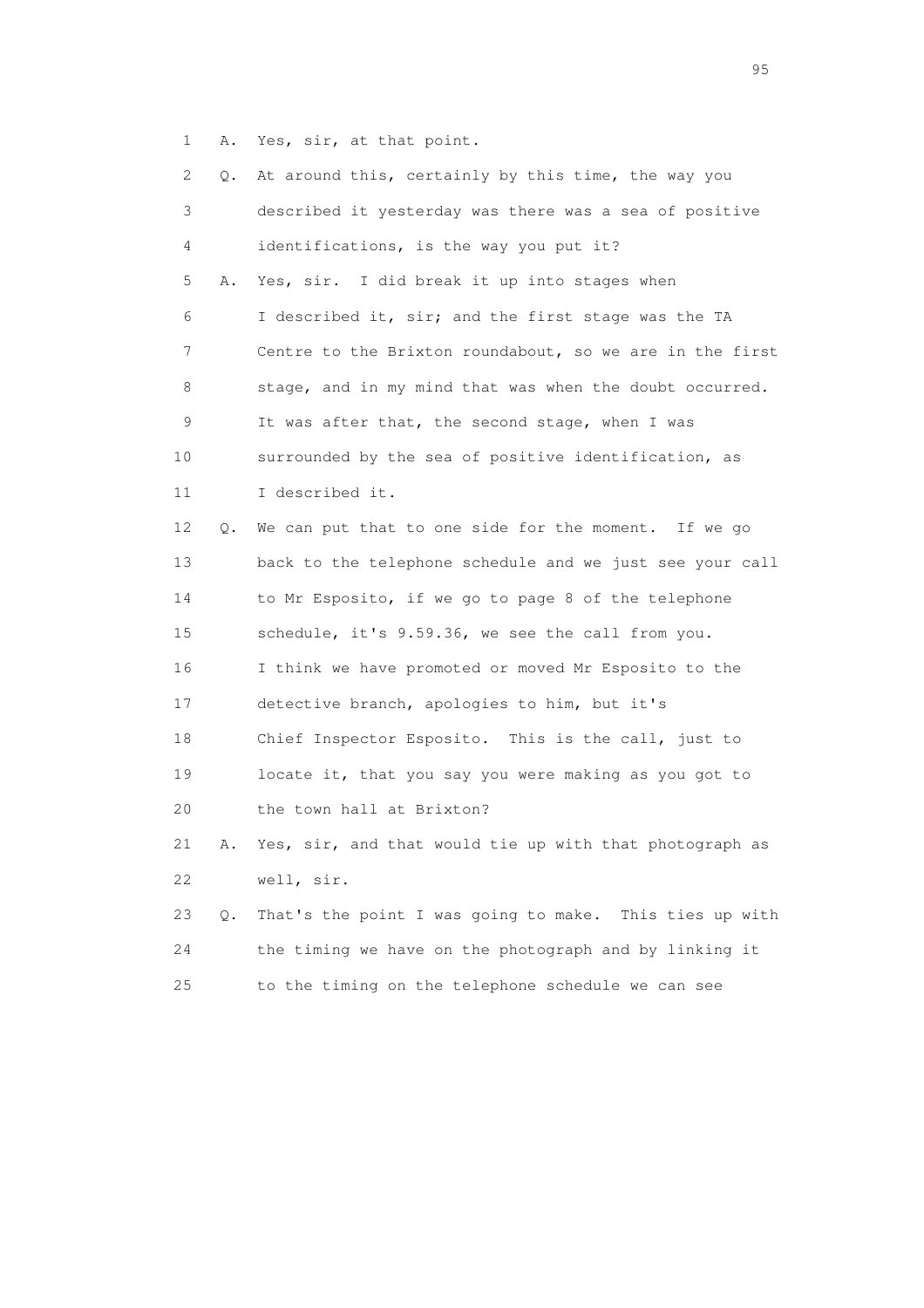1 A. Yes, sir, at that point.

2 Q. At around this, certainly by this time, the way you

3 described it yesterday was there was a sea of positive

4 identifications, is the way you put it?

5 A. Yes, sir. I did break it up into stages when

6 I described it, sir; and the first stage was the TA

7 Centre to the Brixton roundabout, so we are in the first

8 stage, and in my mind that was when the doubt occurred.

9 It was after that, the second stage, when I was

10 surrounded by the sea of positive identification, as

11 I described it.

12 Q. We can put that to one side for the moment. If we go

13 back to the telephone schedule and we just see your call

14 to Mr Esposito, if we go to page 8 of the telephone

15 schedule, it's 9.59.36, we see the call from you.

16 I think we have promoted or moved Mr Esposito to the

17 detective branch, apologies to him, but it's

18 Chief Inspector Esposito. This is the call, just to

19 locate it, that you say you were making as you got to

20 the town hall at Brixton?

21 A. Yes, sir, and that would tie up with that photograph as

22 well, sir.

23 Q. That's the point I was going to make. This ties up with

24 the timing we have on the photograph and by linking it

25 to the timing on the telephone schedule we can see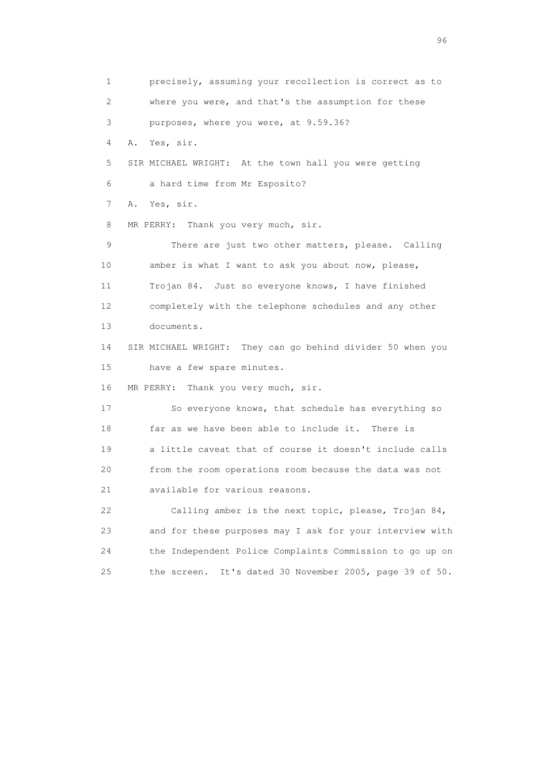1 precisely, assuming your recollection is correct as to
2 where you were, and that's the assumption for these
3 purposes, where you were, at 9.59.36?
4 A. Yes, sir.
5 SIR MICHAEL WRIGHT: At the town hall you were getting
6 a hard time from Mr Esposito?
7 A. Yes, sir.
8 MR PERRY: Thank you very much, sir.
9 There are just two other matters, please. Calling
10 amber is what I want to ask you about now, please,
11 Trojan 84. Just so everyone knows, I have finished
12 completely with the telephone schedules and any other
13 documents.
14 SIR MICHAEL WRIGHT: They can go behind divider 50 when you
15 have a few spare minutes.
16 MR PERRY: Thank you very much, sir.
17 So everyone knows, that schedule has everything so
18 far as we have been able to include it. There is
19 a little caveat that of course it doesn't include calls
20 from the room operations room because the data was not
21 available for various reasons.
22 Calling amber is the next topic, please, Trojan 84,
23 and for these purposes may I ask for your interview with
24 the Independent Police Complaints Commission to go up on
25 the screen. It's dated 30 November 2005, page 39 of 50.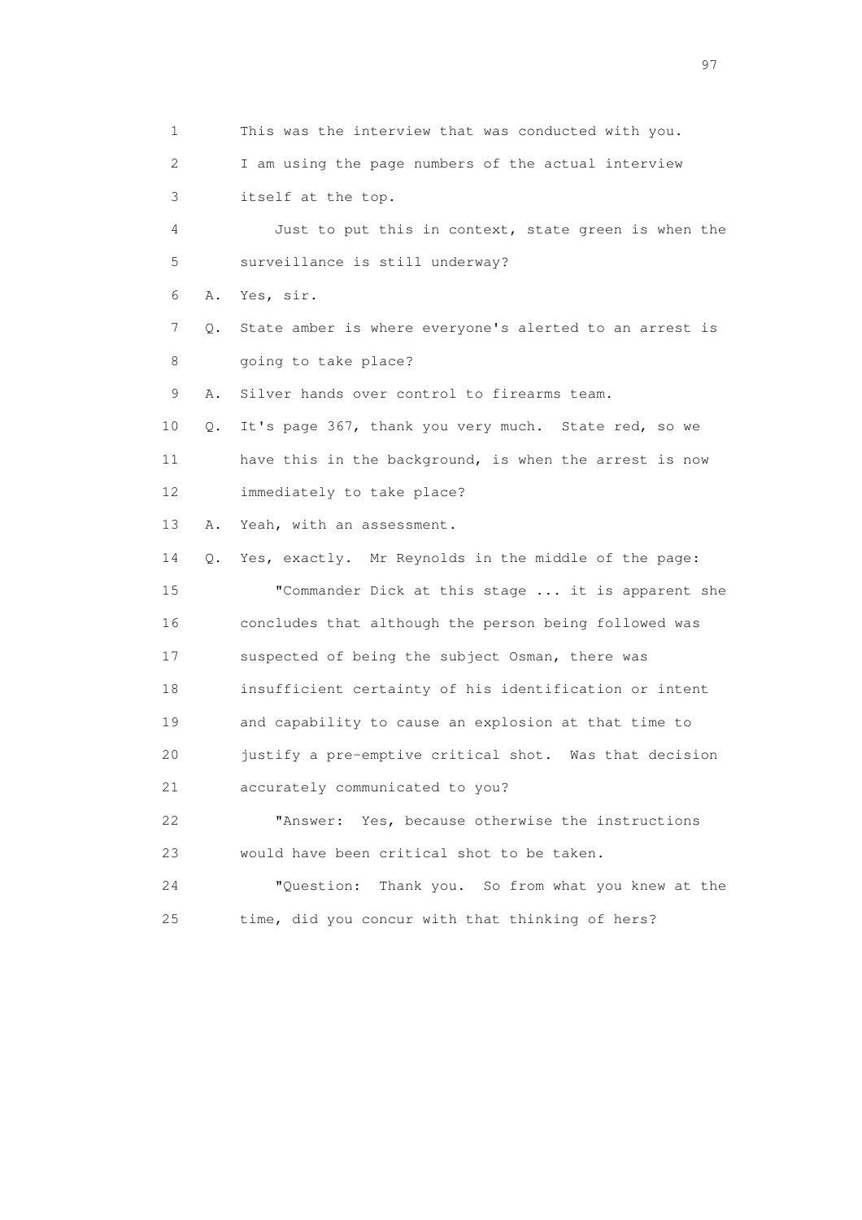1 This was the interview that was conducted with you.

2 I am using the page numbers of the actual interview

3 itself at the top.

4 Just to put this in context, state green is when the

5 surveillance is still underway?

6 A. Yes, sir.

7 Q. State amber is where everyone's alerted to an arrest is

8 going to take place?

9 A. Silver hands over control to firearms team.

10 Q. It's page 367, thank you very much. State red, so we

11 have this in the background, is when the arrest is now

12 immediately to take place?

13 A. Yeah, with an assessment.

14 Q. Yes, exactly. Mr Reynolds in the middle of the page:

15 "Commander Dick at this stage ... it is apparent she

16 concludes that although the person being followed was

17 suspected of being the subject Osman, there was

18 insufficient certainty of his identification or intent

19 and capability to cause an explosion at that time to

20 justify a pre-emptive critical shot. Was that decision

21 accurately communicated to you?

22 "Answer: Yes, because otherwise the instructions

23 would have been critical shot to be taken.

24 "Question: Thank you. So from what you knew at the

25 time, did you concur with that thinking of hers?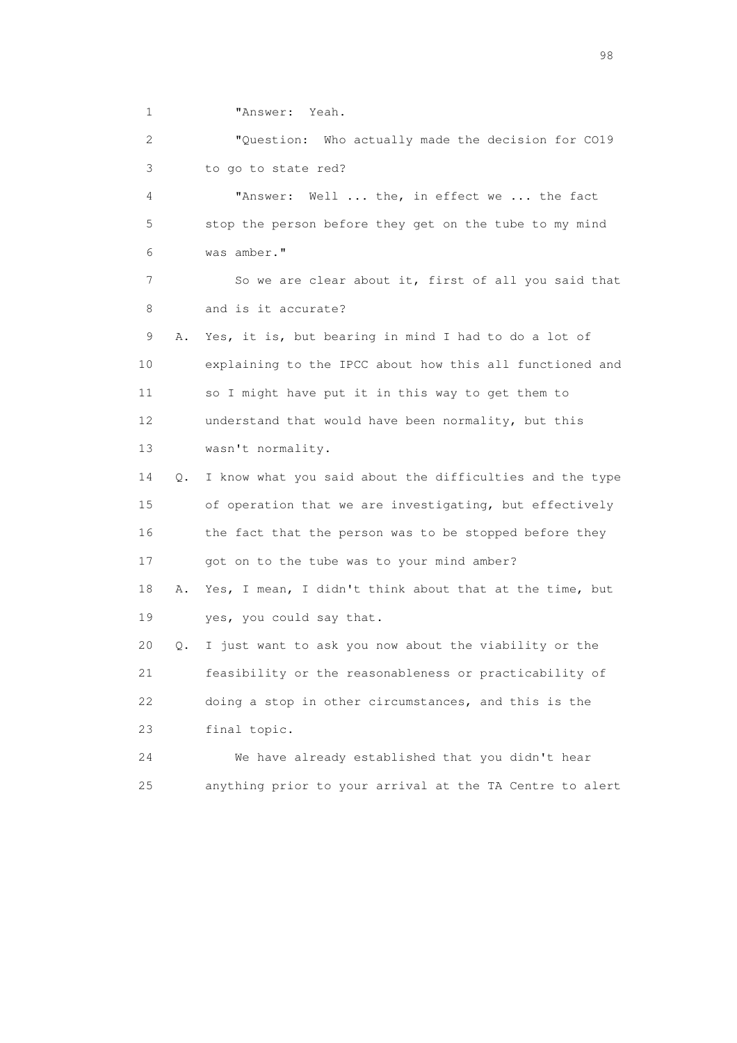1 "Answer: Yeah.

2 "Question: Who actually made the decision for CO19

3 to go to state red?

4 "Answer: Well ... the, in effect we ... the fact

5 stop the person before they get on the tube to my mind

6 was amber."

7 So we are clear about it, first of all you said that

8 and is it accurate?

9 A. Yes, it is, but bearing in mind I had to do a lot of

10 explaining to the IPCC about how this all functioned and

11 so I might have put it in this way to get them to

12 understand that would have been normality, but this

13 wasn't normality.

14 Q. I know what you said about the difficulties and the type

15 of operation that we are investigating, but effectively

16 the fact that the person was to be stopped before they

17 got on to the tube was to your mind amber?

18 A. Yes, I mean, I didn't think about that at the time, but

19 yes, you could say that.

20 Q. I just want to ask you now about the viability or the

21 feasibility or the reasonableness or practicability of

22 doing a stop in other circumstances, and this is the

23 final topic.

24 We have already established that you didn't hear

25 anything prior to your arrival at the TA Centre to alert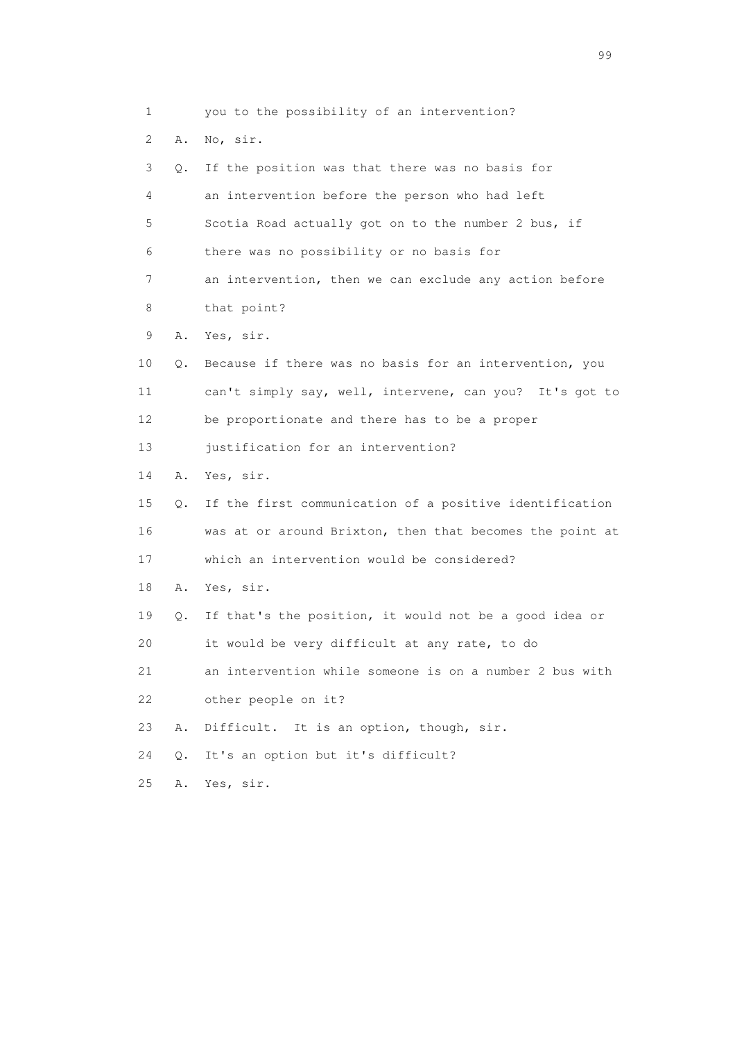1 you to the possibility of an intervention?

2 A. No, sir.

3 Q. If the position was that there was no basis for

4 an intervention before the person who had left

5 Scotia Road actually got on to the number 2 bus, if

6 there was no possibility or no basis for

7 an intervention, then we can exclude any action before

8 that point?

9 A. Yes, sir.

10 Q. Because if there was no basis for an intervention, you

11 can't simply say, well, intervene, can you? It's got to

12 be proportionate and there has to be a proper

13 justification for an intervention?

14 A. Yes, sir.

15 Q. If the first communication of a positive identification

16 was at or around Brixton, then that becomes the point at

17 which an intervention would be considered?

18 A. Yes, sir.

19 Q. If that's the position, it would not be a good idea or

20 it would be very difficult at any rate, to do

21 an intervention while someone is on a number 2 bus with

22 other people on it?

23 A. Difficult. It is an option, though, sir.

24 Q. It's an option but it's difficult?

25 A. Yes, sir.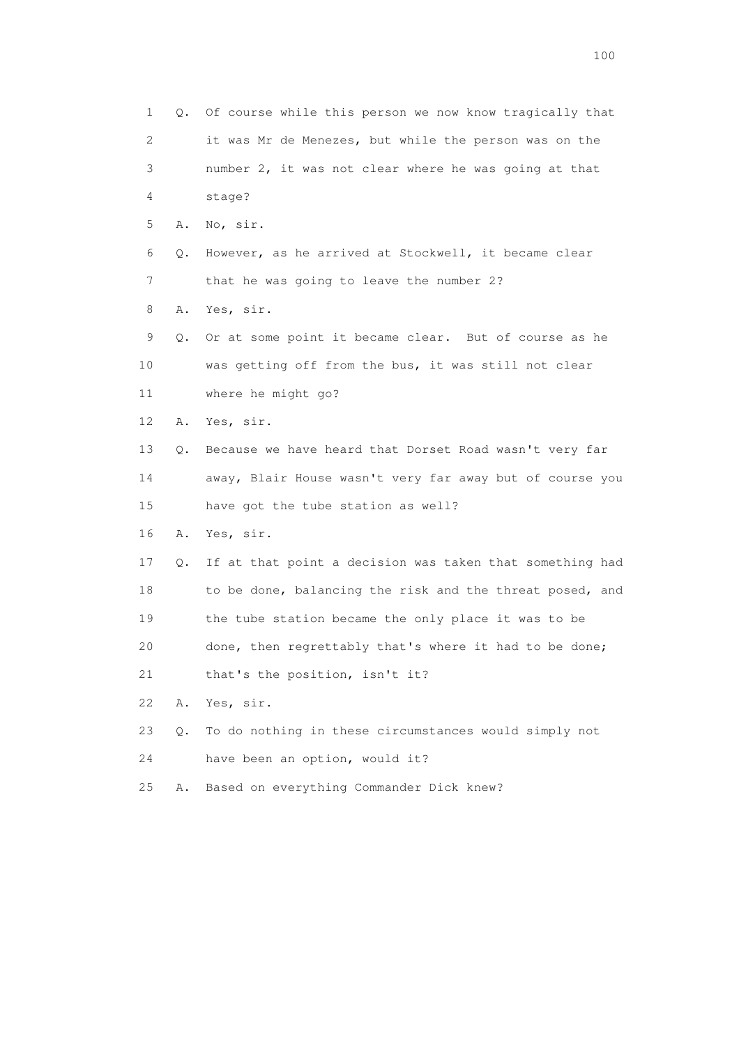1 Q. Of course while this person we now know tragically that
2 it was Mr de Menezes, but while the person was on the
3 number 2, it was not clear where he was going at that
4 stage?

5 A. No, sir.

6 Q. However, as he arrived at Stockwell, it became clear
7 that he was going to leave the number 2?

8 A. Yes, sir.

9 Q. Or at some point it became clear. But of course as he
10 was getting off from the bus, it was still not clear
11 where he might go?

12 A. Yes, sir.

13 Q. Because we have heard that Dorset Road wasn't very far
14 away, Blair House wasn't very far away but of course you
15 have got the tube station as well?

16 A. Yes, sir.

17 Q. If at that point a decision was taken that something had
18 to be done, balancing the risk and the threat posed, and
19 the tube station became the only place it was to be
20 done, then regrettably that's where it had to be done;
21 that's the position, isn't it?

22 A. Yes, sir.

23 Q. To do nothing in these circumstances would simply not
24 have been an option, would it?

25 A. Based on everything Commander Dick knew?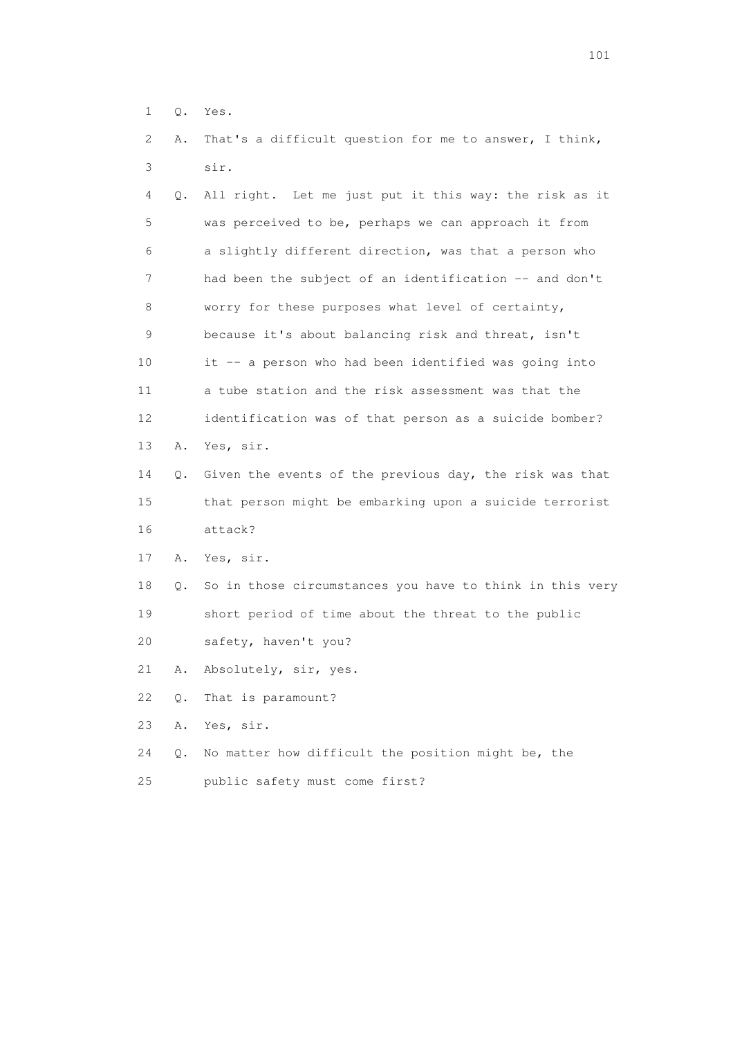1 Q. Yes.

2 A. That's a difficult question for me to answer, I think,
3 sir.

4 Q. All right. Let me just put it this way: the risk as it
5 was perceived to be, perhaps we can approach it from
6 a slightly different direction, was that a person who
7 had been the subject of an identification -- and don't
8 worry for these purposes what level of certainty,
9 because it's about balancing risk and threat, isn't
10 it -- a person who had been identified was going into
11 a tube station and the risk assessment was that the
12 identification was of that person as a suicide bomber?

13 A. Yes, sir.

14 Q. Given the events of the previous day, the risk was that
15 that person might be embarking upon a suicide terrorist
16 attack?

17 A. Yes, sir.

18 Q. So in those circumstances you have to think in this very
19 short period of time about the threat to the public
20 safety, haven't you?

21 A. Absolutely, sir, yes.

22 Q. That is paramount?

23 A. Yes, sir.

24 Q. No matter how difficult the position might be, the
25 public safety must come first?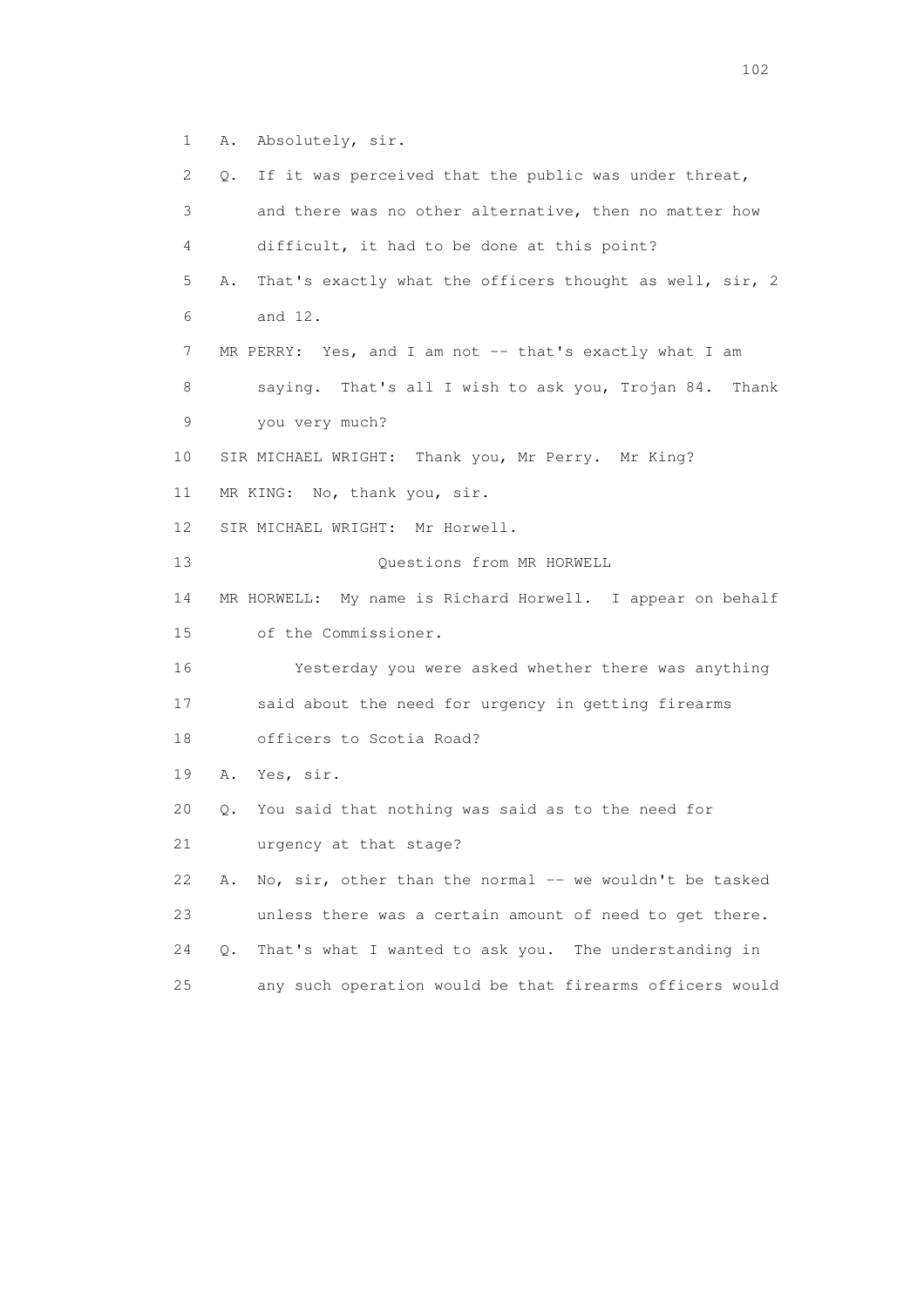1 A. Absolutely, sir.

2 Q. If it was perceived that the public was under threat,

3 and there was no other alternative, then no matter how

4 difficult, it had to be done at this point?

5 A. That's exactly what the officers thought as well, sir, 2

6 and 12.

7 MR PERRY: Yes, and I am not -- that's exactly what I am

8 saying. That's all I wish to ask you, Trojan 84. Thank

9 you very much?

10 SIR MICHAEL WRIGHT: Thank you, Mr Perry. Mr King?

11 MR KING: No, thank you, sir.

12 SIR MICHAEL WRIGHT: Mr Horwell.

13 Questions from MR HORWELL

14 MR HORWELL: My name is Richard Horwell. I appear on behalf

15 of the Commissioner.

16 Yesterday you were asked whether there was anything

17 said about the need for urgency in getting firearms

18 officers to Scotia Road?

19 A. Yes, sir.

20 Q. You said that nothing was said as to the need for

21 urgency at that stage?

22 A. No, sir, other than the normal -- we wouldn't be tasked

23 unless there was a certain amount of need to get there.

24 Q. That's what I wanted to ask you. The understanding in

25 any such operation would be that firearms officers would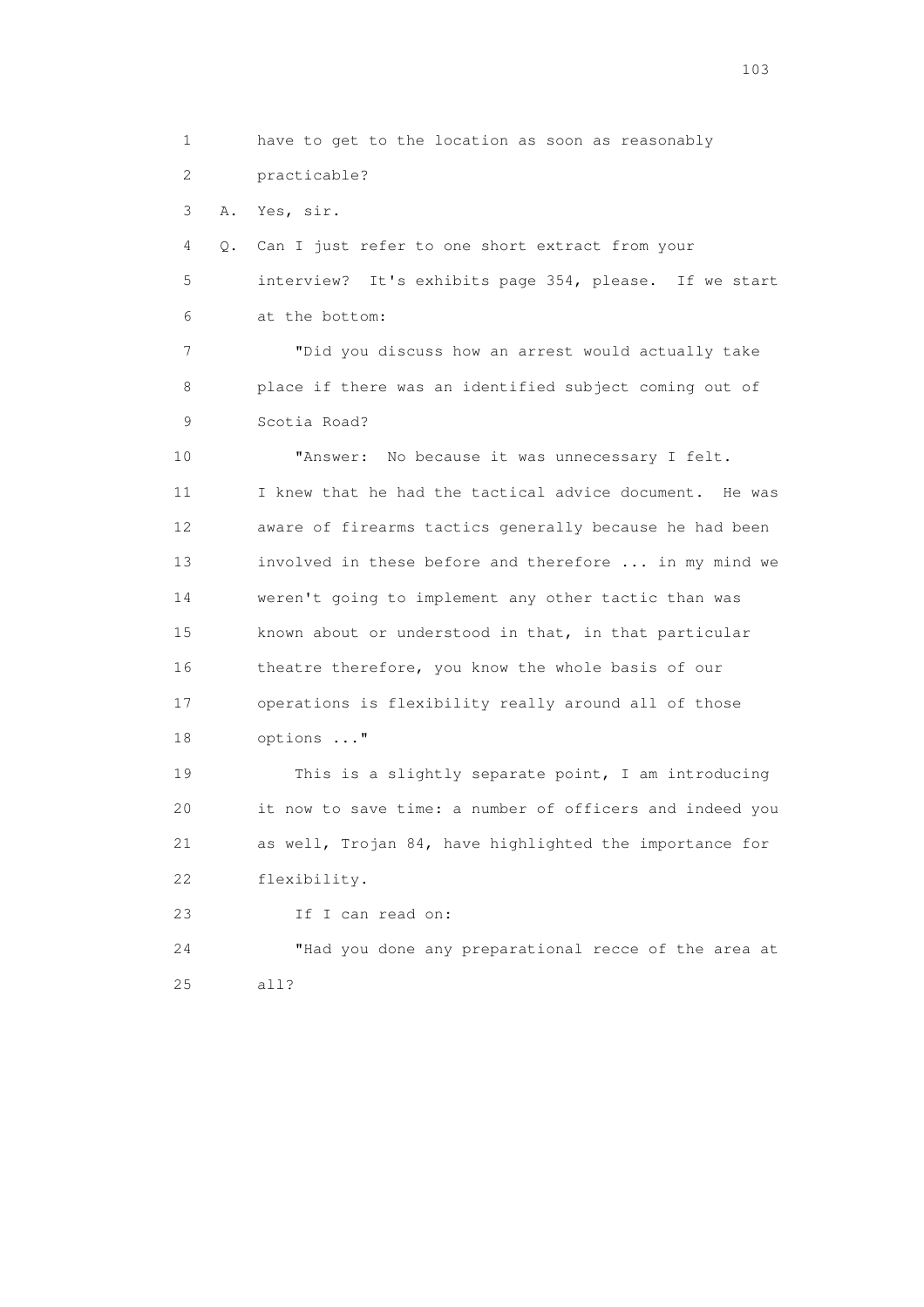1 have to get to the location as soon as reasonably
2 practicable?
3 A. Yes, sir.
4 Q. Can I just refer to one short extract from your
5 interview? It's exhibits page 354, please. If we start
6 at the bottom:
7 "Did you discuss how an arrest would actually take
8 place if there was an identified subject coming out of
9 Scotia Road?
10 "Answer: No because it was unnecessary I felt.
11 I knew that he had the tactical advice document. He was
12 aware of firearms tactics generally because he had been
13 involved in these before and therefore ... in my mind we
14 weren't going to implement any other tactic than was
15 known about or understood in that, in that particular
16 theatre therefore, you know the whole basis of our
17 operations is flexibility really around all of those
18 options ..."
19 This is a slightly separate point, I am introducing
20 it now to save time: a number of officers and indeed you
21 as well, Trojan 84, have highlighted the importance for
22 flexibility.
23 If I can read on:
24 "Had you done any preparational recce of the area at
25 all?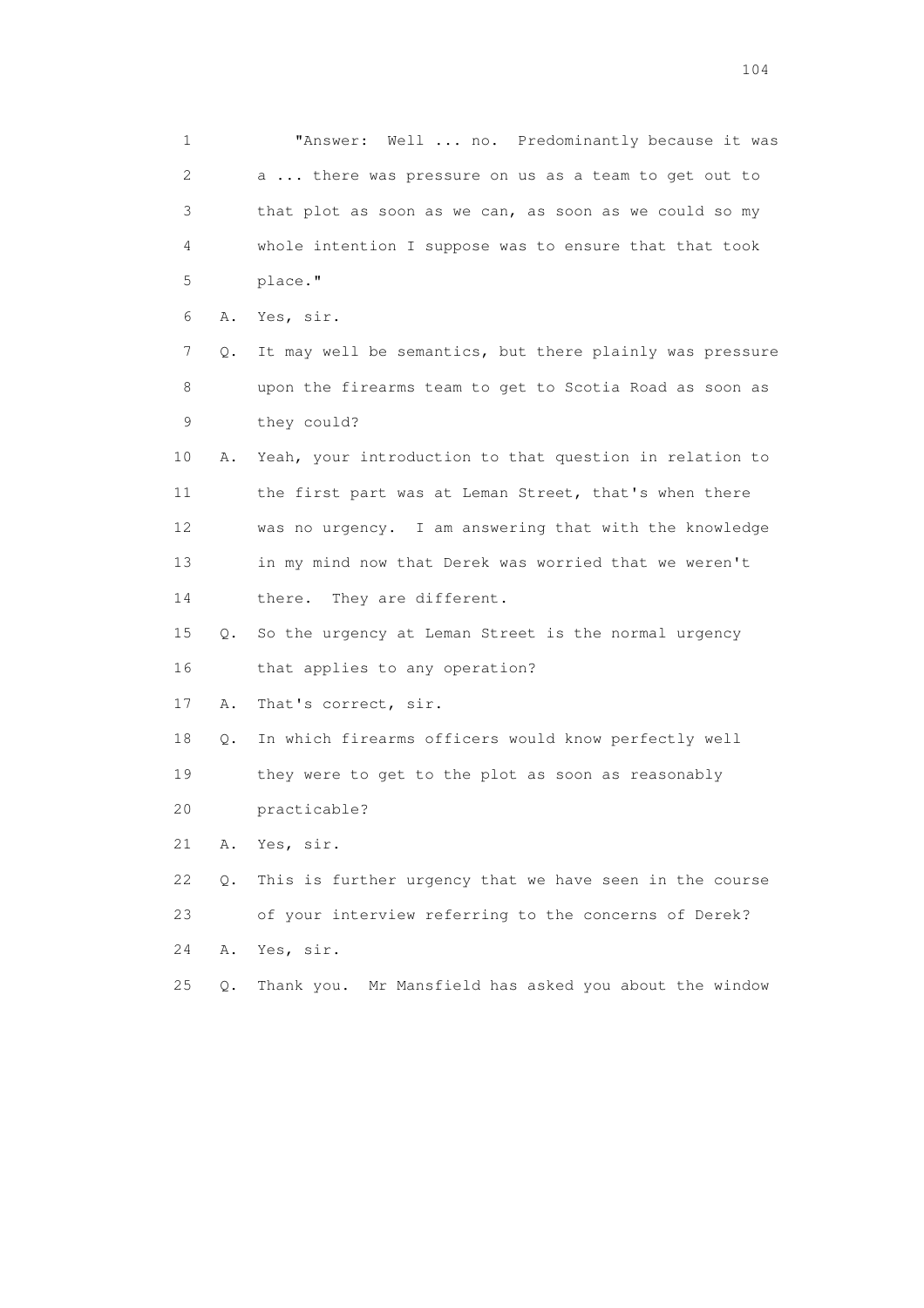1 "Answer: Well ... no. Predominantly because it was
2 a ... there was pressure on us as a team to get out to
3 that plot as soon as we can, as soon as we could so my
4 whole intention I suppose was to ensure that that took
5 place."

6 A. Yes, sir.

7 Q. It may well be semantics, but there plainly was pressure
8 upon the firearms team to get to Scotia Road as soon as
9 they could?

10 A. Yeah, your introduction to that question in relation to
11 the first part was at Leman Street, that's when there
12 was no urgency. I am answering that with the knowledge
13 in my mind now that Derek was worried that we weren't
14 there. They are different.

15 Q. So the urgency at Leman Street is the normal urgency
16 that applies to any operation?

17 A. That's correct, sir.

18 Q. In which firearms officers would know perfectly well
19 they were to get to the plot as soon as reasonably
20 practicable?

21 A. Yes, sir.

22 Q. This is further urgency that we have seen in the course
23 of your interview referring to the concerns of Derek?

24 A. Yes, sir.

25 Q. Thank you. Mr Mansfield has asked you about the window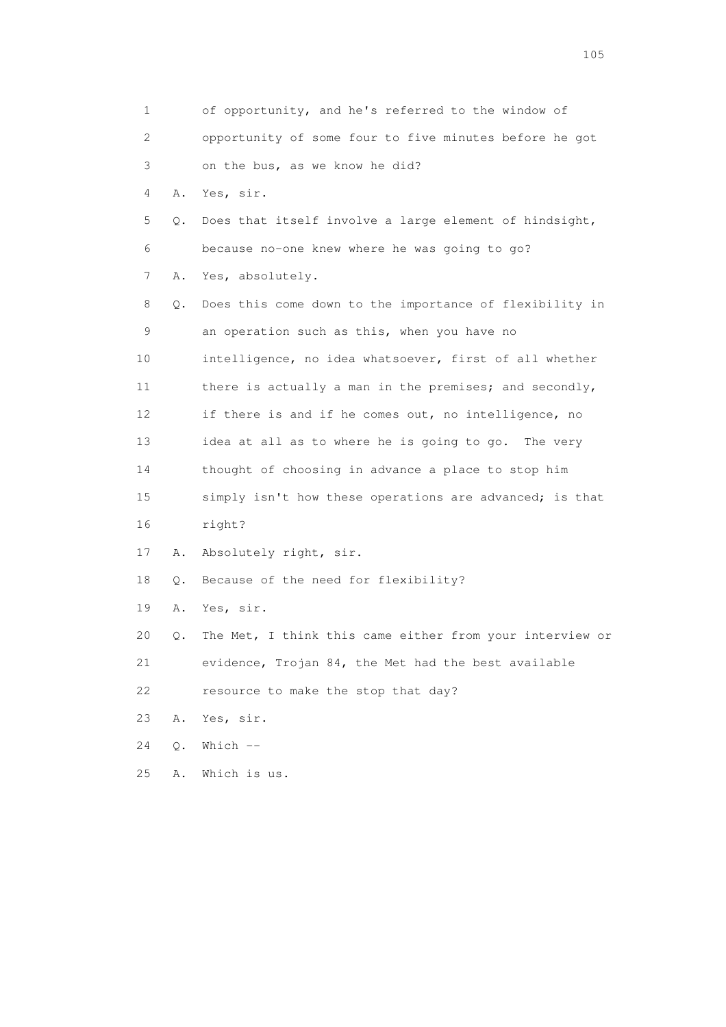1 of opportunity, and he's referred to the window of
2 opportunity of some four to five minutes before he got
3 on the bus, as we know he did?
4 A. Yes, sir.
5 Q. Does that itself involve a large element of hindsight,
6 because no-one knew where he was going to go?
7 A. Yes, absolutely.
8 Q. Does this come down to the importance of flexibility in
9 an operation such as this, when you have no
10 intelligence, no idea whatsoever, first of all whether
11 there is actually a man in the premises; and secondly,
12 if there is and if he comes out, no intelligence, no
13 idea at all as to where he is going to go. The very
14 thought of choosing in advance a place to stop him
15 simply isn't how these operations are advanced; is that
16 right?
17 A. Absolutely right, sir.
18 Q. Because of the need for flexibility?
19 A. Yes, sir.
20 Q. The Met, I think this came either from your interview or
21 evidence, Trojan 84, the Met had the best available
22 resource to make the stop that day?
23 A. Yes, sir.
24 Q. Which --
25 A. Which is us.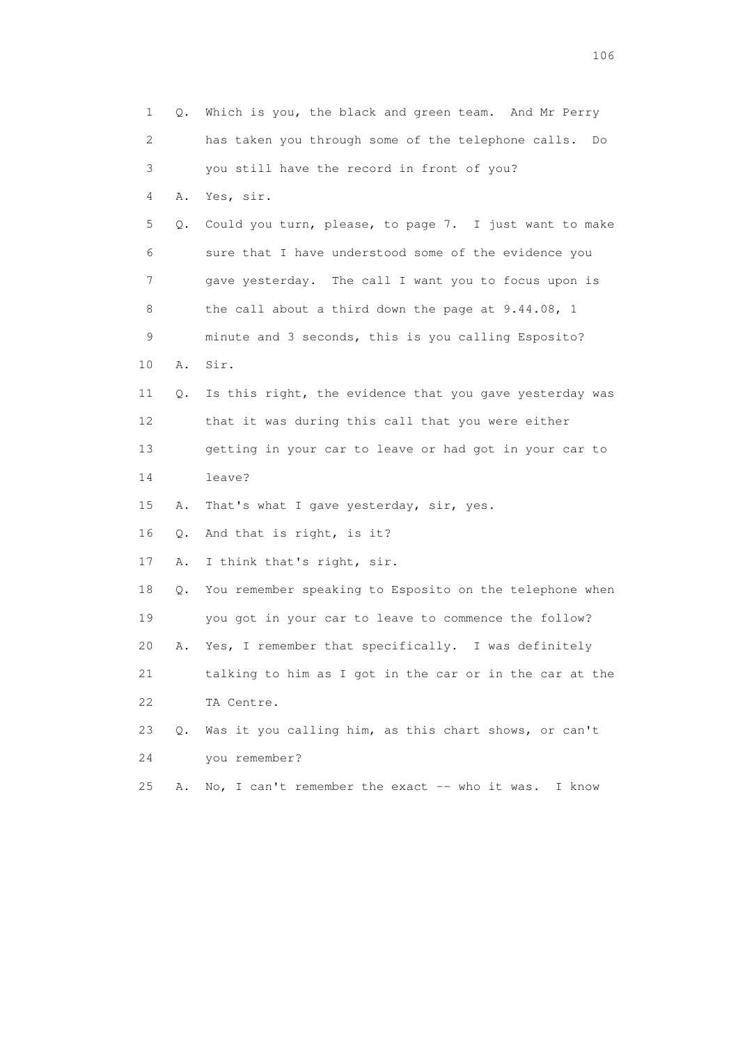1 Q. Which is you, the black and green team. And Mr Perry
2 has taken you through some of the telephone calls. Do
3 you still have the record in front of you?
4 A. Yes, sir.
5 Q. Could you turn, please, to page 7. I just want to make
6 sure that I have understood some of the evidence you
7 gave yesterday. The call I want you to focus upon is
8 the call about a third down the page at 9.44.08, 1
9 minute and 3 seconds, this is you calling Esposito?
10 A. Sir.
11 Q. Is this right, the evidence that you gave yesterday was
12 that it was during this call that you were either
13 getting in your car to leave or had got in your car to
14 leave?
15 A. That's what I gave yesterday, sir, yes.
16 Q. And that is right, is it?
17 A. I think that's right, sir.
18 Q. You remember speaking to Esposito on the telephone when
19 you got in your car to leave to commence the follow?
20 A. Yes, I remember that specifically. I was definitely
21 talking to him as I got in the car or in the car at the
22 TA Centre.
23 Q. Was it you calling him, as this chart shows, or can't
24 you remember?
25 A. No, I can't remember the exact -- who it was. I know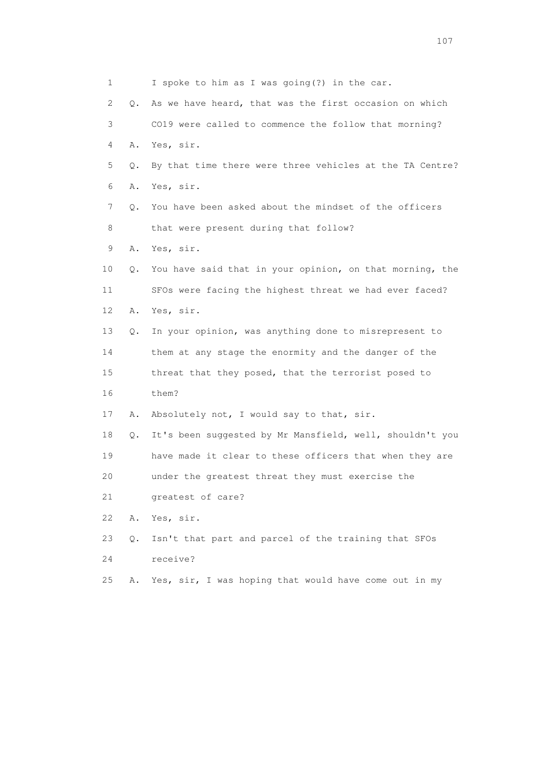1 I spoke to him as I was going(?) in the car.

2 Q. As we have heard, that was the first occasion on which

3 CO19 were called to commence the follow that morning?

4 A. Yes, sir.

5 Q. By that time there were three vehicles at the TA Centre?

6 A. Yes, sir.

7 Q. You have been asked about the mindset of the officers

8 that were present during that follow?

9 A. Yes, sir.

10 Q. You have said that in your opinion, on that morning, the

11 SFOs were facing the highest threat we had ever faced?

12 A. Yes, sir.

13 Q. In your opinion, was anything done to misrepresent to

14 them at any stage the enormity and the danger of the

15 threat that they posed, that the terrorist posed to

16 them?

17 A. Absolutely not, I would say to that, sir.

18 Q. It's been suggested by Mr Mansfield, well, shouldn't you

19 have made it clear to these officers that when they are

20 under the greatest threat they must exercise the

21 greatest of care?

22 A. Yes, sir.

23 Q. Isn't that part and parcel of the training that SFOs

24 receive?

25 A. Yes, sir, I was hoping that would have come out in my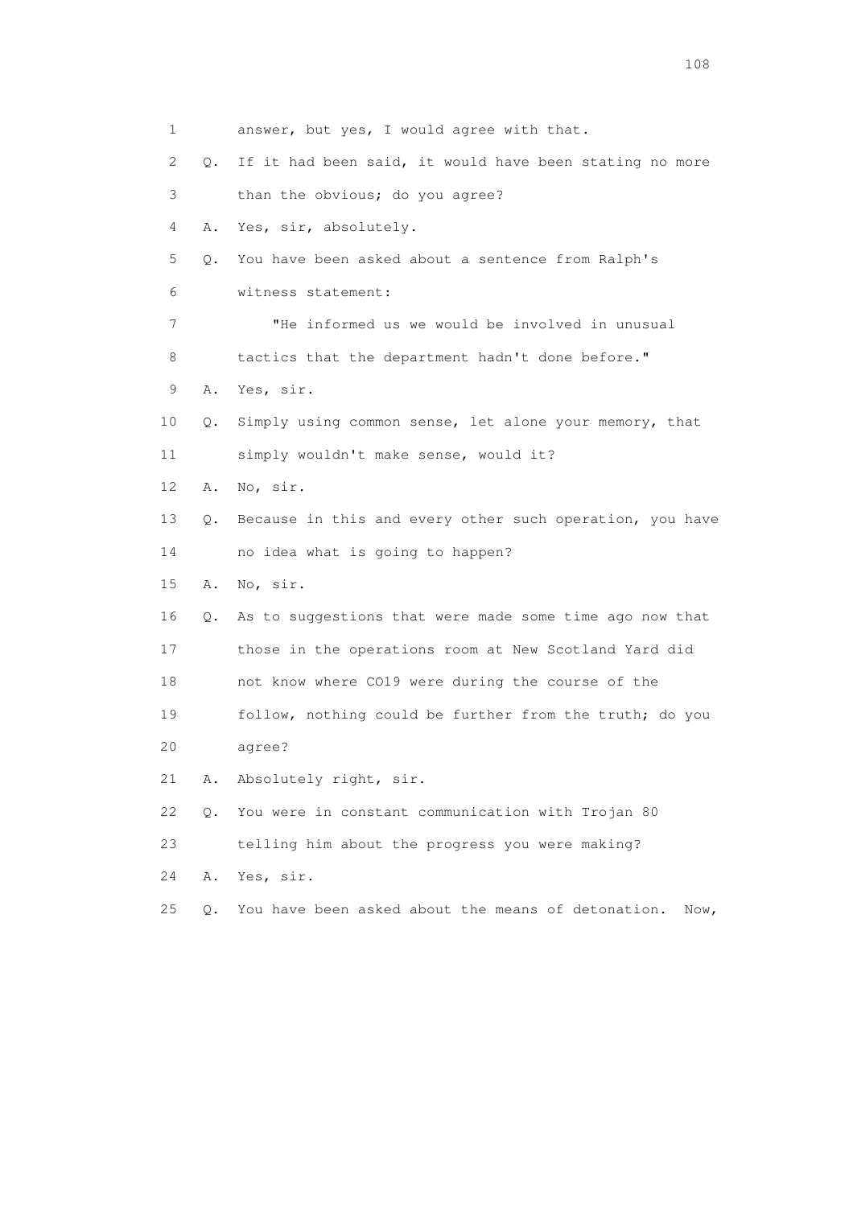1 answer, but yes, I would agree with that.

2 Q. If it had been said, it would have been stating no more

3 than the obvious; do you agree?

4 A. Yes, sir, absolutely.

5 Q. You have been asked about a sentence from Ralph's

6 witness statement:

7 "He informed us we would be involved in unusual

8 tactics that the department hadn't done before."

9 A. Yes, sir.

10 Q. Simply using common sense, let alone your memory, that

11 simply wouldn't make sense, would it?

12 A. No, sir.

13 Q. Because in this and every other such operation, you have

14 no idea what is going to happen?

15 A. No, sir.

16 Q. As to suggestions that were made some time ago now that

17 those in the operations room at New Scotland Yard did

18 not know where CO19 were during the course of the

19 follow, nothing could be further from the truth; do you

20 agree?

21 A. Absolutely right, sir.

22 Q. You were in constant communication with Trojan 80

23 telling him about the progress you were making?

24 A. Yes, sir.

25 Q. You have been asked about the means of detonation. Now,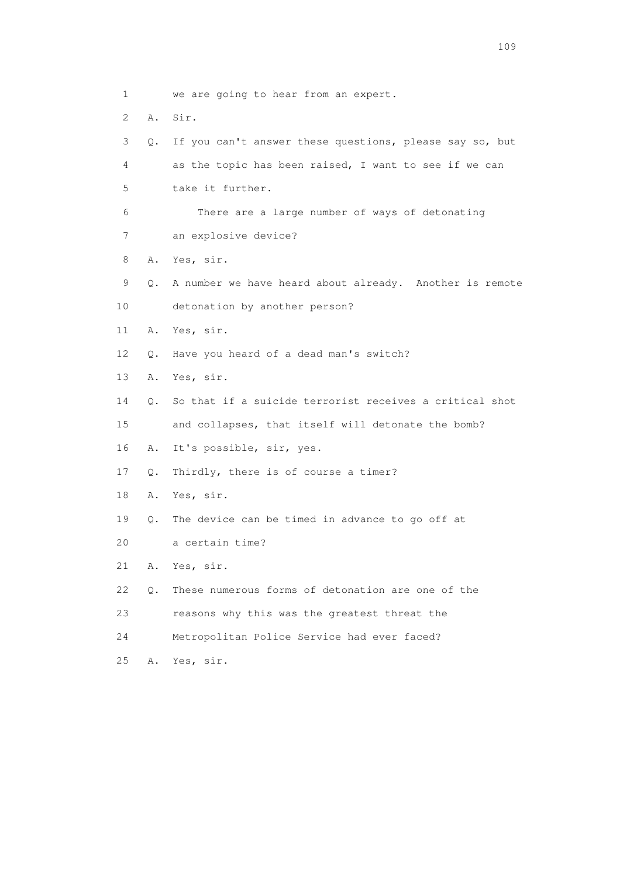1 we are going to hear from an expert.

2 A. Sir.

3 Q. If you can't answer these questions, please say so, but

4 as the topic has been raised, I want to see if we can

5 take it further.

6 There are a large number of ways of detonating

7 an explosive device?

8 A. Yes, sir.

9 Q. A number we have heard about already. Another is remote

10 detonation by another person?

11 A. Yes, sir.

12 Q. Have you heard of a dead man's switch?

13 A. Yes, sir.

14 Q. So that if a suicide terrorist receives a critical shot

15 and collapses, that itself will detonate the bomb?

16 A. It's possible, sir, yes.

17 Q. Thirdly, there is of course a timer?

18 A. Yes, sir.

19 Q. The device can be timed in advance to go off at

20 a certain time?

21 A. Yes, sir.

22 Q. These numerous forms of detonation are one of the

23 reasons why this was the greatest threat the

24 Metropolitan Police Service had ever faced?

25 A. Yes, sir.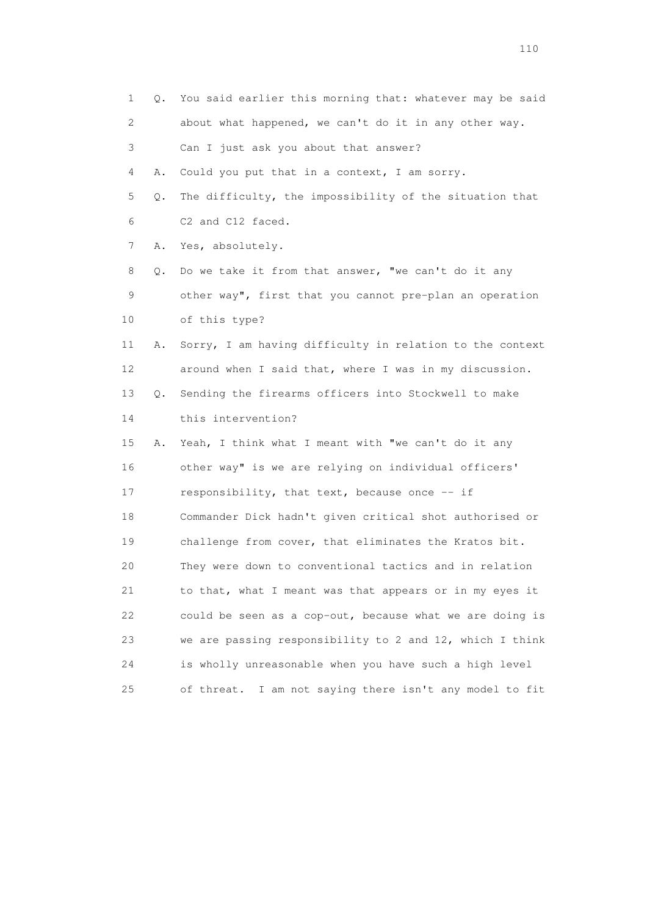1 Q. You said earlier this morning that: whatever may be said
2 about what happened, we can't do it in any other way.
3 Can I just ask you about that answer?
4 A. Could you put that in a context, I am sorry.
5 Q. The difficulty, the impossibility of the situation that
6 C2 and C12 faced.
7 A. Yes, absolutely.
8 Q. Do we take it from that answer, "we can't do it any
9 other way", first that you cannot pre-plan an operation
10 of this type?
11 A. Sorry, I am having difficulty in relation to the context
12 around when I said that, where I was in my discussion.
13 Q. Sending the firearms officers into Stockwell to make
14 this intervention?
15 A. Yeah, I think what I meant with "we can't do it any
16 other way" is we are relying on individual officers'
17 responsibility, that text, because once -- if
18 Commander Dick hadn't given critical shot authorised or
19 challenge from cover, that eliminates the Kratos bit.
20 They were down to conventional tactics and in relation
21 to that, what I meant was that appears or in my eyes it
22 could be seen as a cop-out, because what we are doing is
23 we are passing responsibility to 2 and 12, which I think
24 is wholly unreasonable when you have such a high level
25 of threat. I am not saying there isn't any model to fit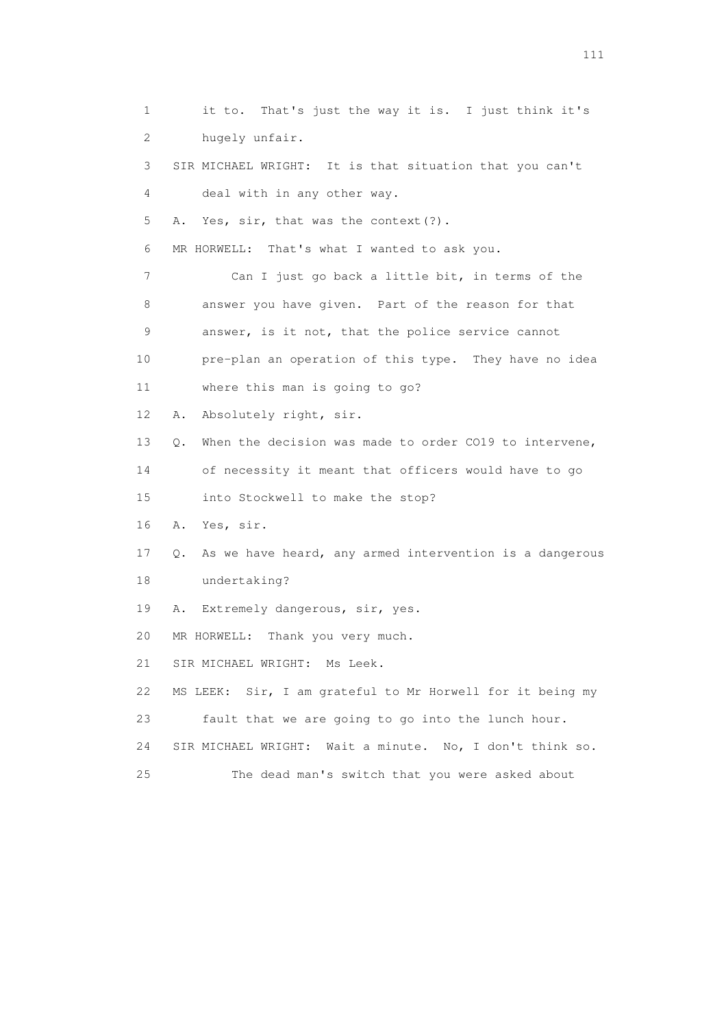1 it to. That's just the way it is. I just think it's
2 hugely unfair.
3 SIR MICHAEL WRIGHT: It is that situation that you can't
4 deal with in any other way.
5 A. Yes, sir, that was the context(?).
6 MR HORWELL: That's what I wanted to ask you.
7 Can I just go back a little bit, in terms of the
8 answer you have given. Part of the reason for that
9 answer, is it not, that the police service cannot
10 pre-plan an operation of this type. They have no idea
11 where this man is going to go?
12 A. Absolutely right, sir.
13 Q. When the decision was made to order CO19 to intervene,
14 of necessity it meant that officers would have to go
15 into Stockwell to make the stop?
16 A. Yes, sir.
17 Q. As we have heard, any armed intervention is a dangerous
18 undertaking?
19 A. Extremely dangerous, sir, yes.
20 MR HORWELL: Thank you very much.
21 SIR MICHAEL WRIGHT: Ms Leek.
22 MS LEEK: Sir, I am grateful to Mr Horwell for it being my
23 fault that we are going to go into the lunch hour.
24 SIR MICHAEL WRIGHT: Wait a minute. No, I don't think so.
25 The dead man's switch that you were asked about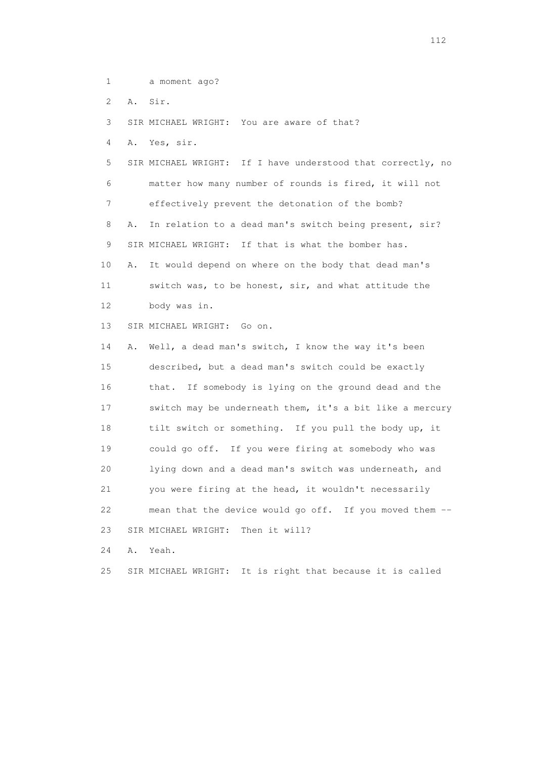1 a moment ago?

2 A. Sir.

3 SIR MICHAEL WRIGHT: You are aware of that?

4 A. Yes, sir.

5 SIR MICHAEL WRIGHT: If I have understood that correctly, no

6 matter how many number of rounds is fired, it will not

7 effectively prevent the detonation of the bomb?

8 A. In relation to a dead man's switch being present, sir?

9 SIR MICHAEL WRIGHT: If that is what the bomber has.

10 A. It would depend on where on the body that dead man's

11 switch was, to be honest, sir, and what attitude the

12 body was in.

13 SIR MICHAEL WRIGHT: Go on.

14 A. Well, a dead man's switch, I know the way it's been

15 described, but a dead man's switch could be exactly

16 that. If somebody is lying on the ground dead and the

17 switch may be underneath them, it's a bit like a mercury

18 tilt switch or something. If you pull the body up, it

19 could go off. If you were firing at somebody who was

20 lying down and a dead man's switch was underneath, and

21 you were firing at the head, it wouldn't necessarily

22 mean that the device would go off. If you moved them --

23 SIR MICHAEL WRIGHT: Then it will?

24 A. Yeah.

25 SIR MICHAEL WRIGHT: It is right that because it is called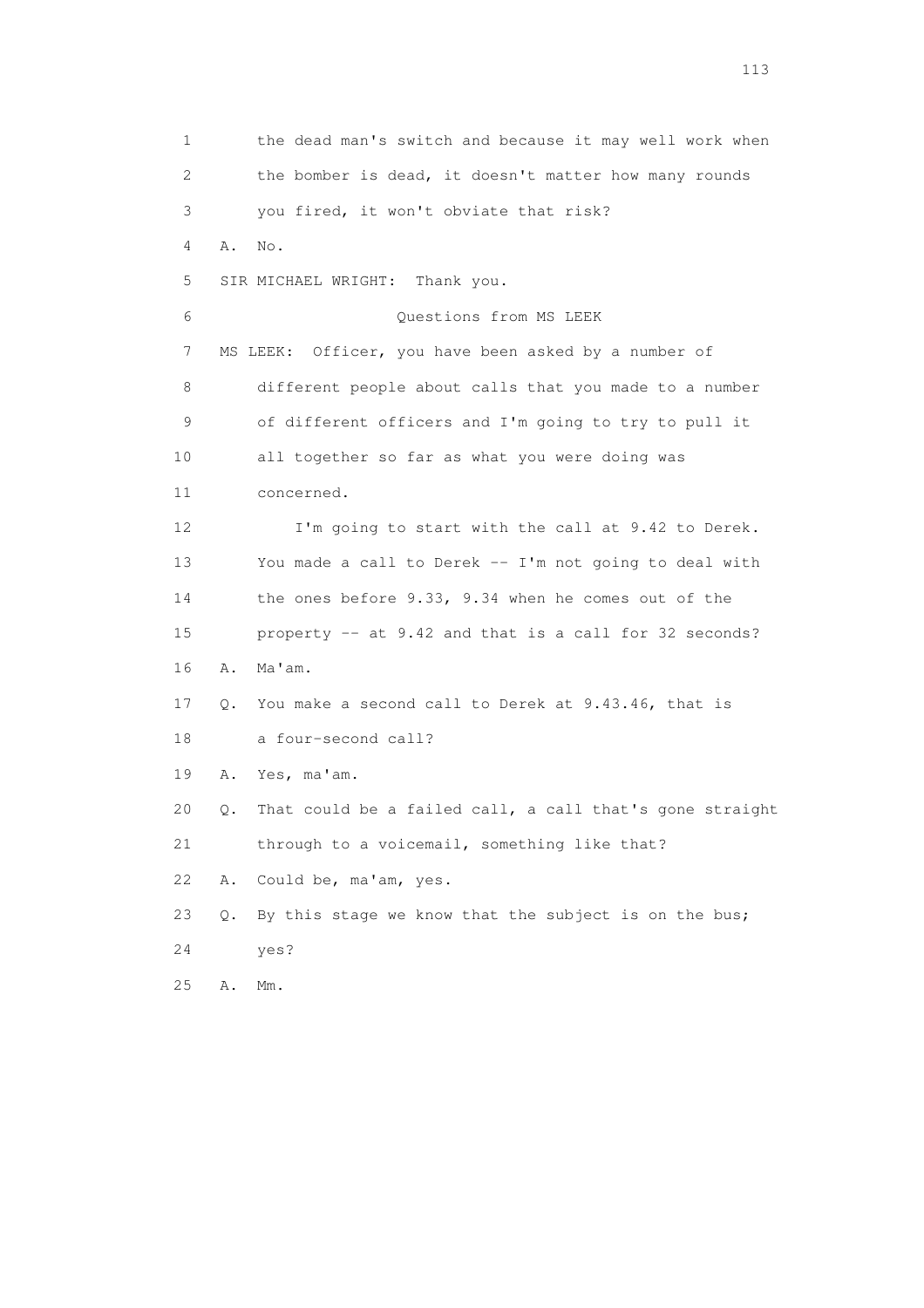1 the dead man's switch and because it may well work when
2 the bomber is dead, it doesn't matter how many rounds
3 you fired, it won't obviate that risk?
4 A. No.
5 SIR MICHAEL WRIGHT: Thank you.
6 Questions from MS LEEK
7 MS LEEK: Officer, you have been asked by a number of
8 different people about calls that you made to a number
9 of different officers and I'm going to try to pull it
10 all together so far as what you were doing was
11 concerned.
12 I'm going to start with the call at 9.42 to Derek.
13 You made a call to Derek -- I'm not going to deal with
14 the ones before 9.33, 9.34 when he comes out of the
15 property -- at 9.42 and that is a call for 32 seconds?
16 A. Ma'am.
17 Q. You make a second call to Derek at 9.43.46, that is
18 a four-second call?
19 A. Yes, ma'am.
20 Q. That could be a failed call, a call that's gone straight
21 through to a voicemail, something like that?
22 A. Could be, ma'am, yes.
23 Q. By this stage we know that the subject is on the bus;
24 yes?
25 A. Mm.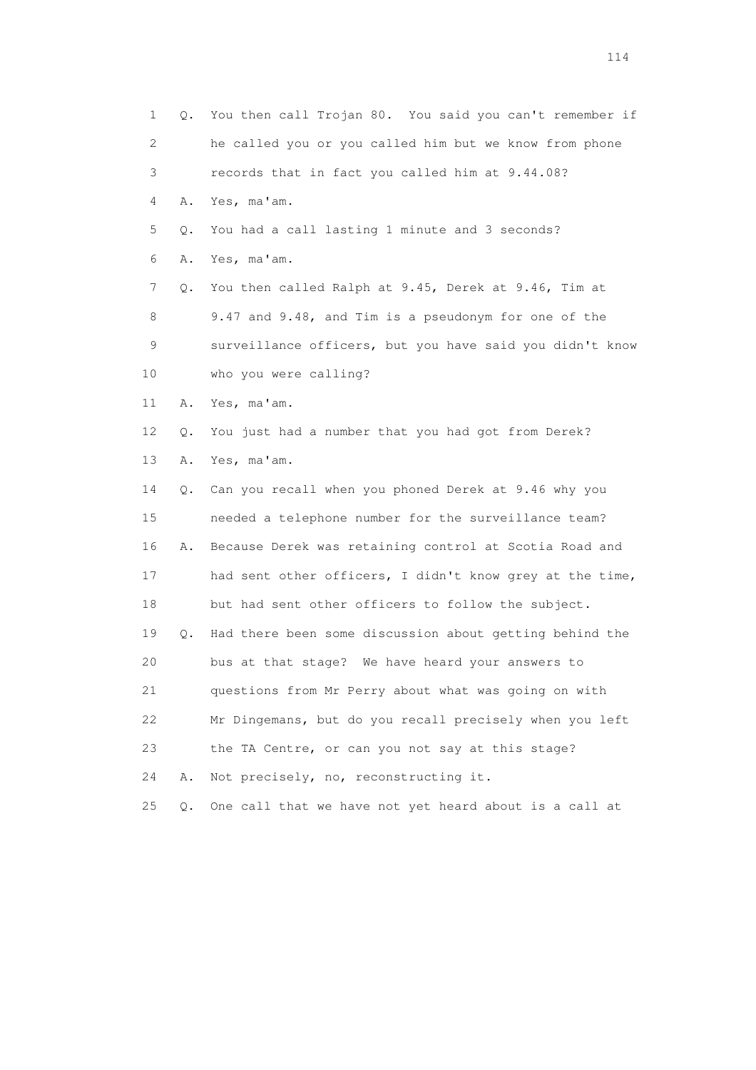1 Q. You then call Trojan 80. You said you can't remember if
2 he called you or you called him but we know from phone
3 records that in fact you called him at 9.44.08?
4 A. Yes, ma'am.
5 Q. You had a call lasting 1 minute and 3 seconds?
6 A. Yes, ma'am.
7 Q. You then called Ralph at 9.45, Derek at 9.46, Tim at
8 9.47 and 9.48, and Tim is a pseudonym for one of the
9 surveillance officers, but you have said you didn't know
10 who you were calling?
11 A. Yes, ma'am.
12 Q. You just had a number that you had got from Derek?
13 A. Yes, ma'am.
14 Q. Can you recall when you phoned Derek at 9.46 why you
15 needed a telephone number for the surveillance team?
16 A. Because Derek was retaining control at Scotia Road and
17 had sent other officers, I didn't know grey at the time,
18 but had sent other officers to follow the subject.
19 Q. Had there been some discussion about getting behind the
20 bus at that stage? We have heard your answers to
21 questions from Mr Perry about what was going on with
22 Mr Dingemans, but do you recall precisely when you left
23 the TA Centre, or can you not say at this stage?
24 A. Not precisely, no, reconstructing it.
25 Q. One call that we have not yet heard about is a call at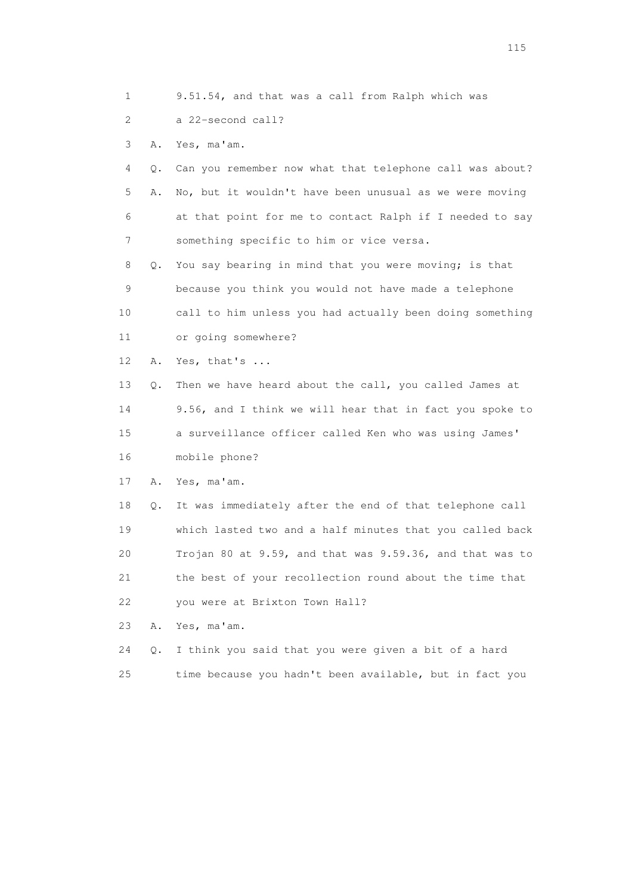1 9.51.54, and that was a call from Ralph which was
2 a 22-second call?
3 A. Yes, ma'am.
4 Q. Can you remember now what that telephone call was about?
5 A. No, but it wouldn't have been unusual as we were moving
6 at that point for me to contact Ralph if I needed to say
7 something specific to him or vice versa.
8 Q. You say bearing in mind that you were moving; is that
9 because you think you would not have made a telephone
10 call to him unless you had actually been doing something
11 or going somewhere?
12 A. Yes, that's ...
13 Q. Then we have heard about the call, you called James at
14 9.56, and I think we will hear that in fact you spoke to
15 a surveillance officer called Ken who was using James'
16 mobile phone?
17 A. Yes, ma'am.
18 Q. It was immediately after the end of that telephone call
19 which lasted two and a half minutes that you called back
20 Trojan 80 at 9.59, and that was 9.59.36, and that was to
21 the best of your recollection round about the time that
22 you were at Brixton Town Hall?
23 A. Yes, ma'am.
24 Q. I think you said that you were given a bit of a hard
25 time because you hadn't been available, but in fact you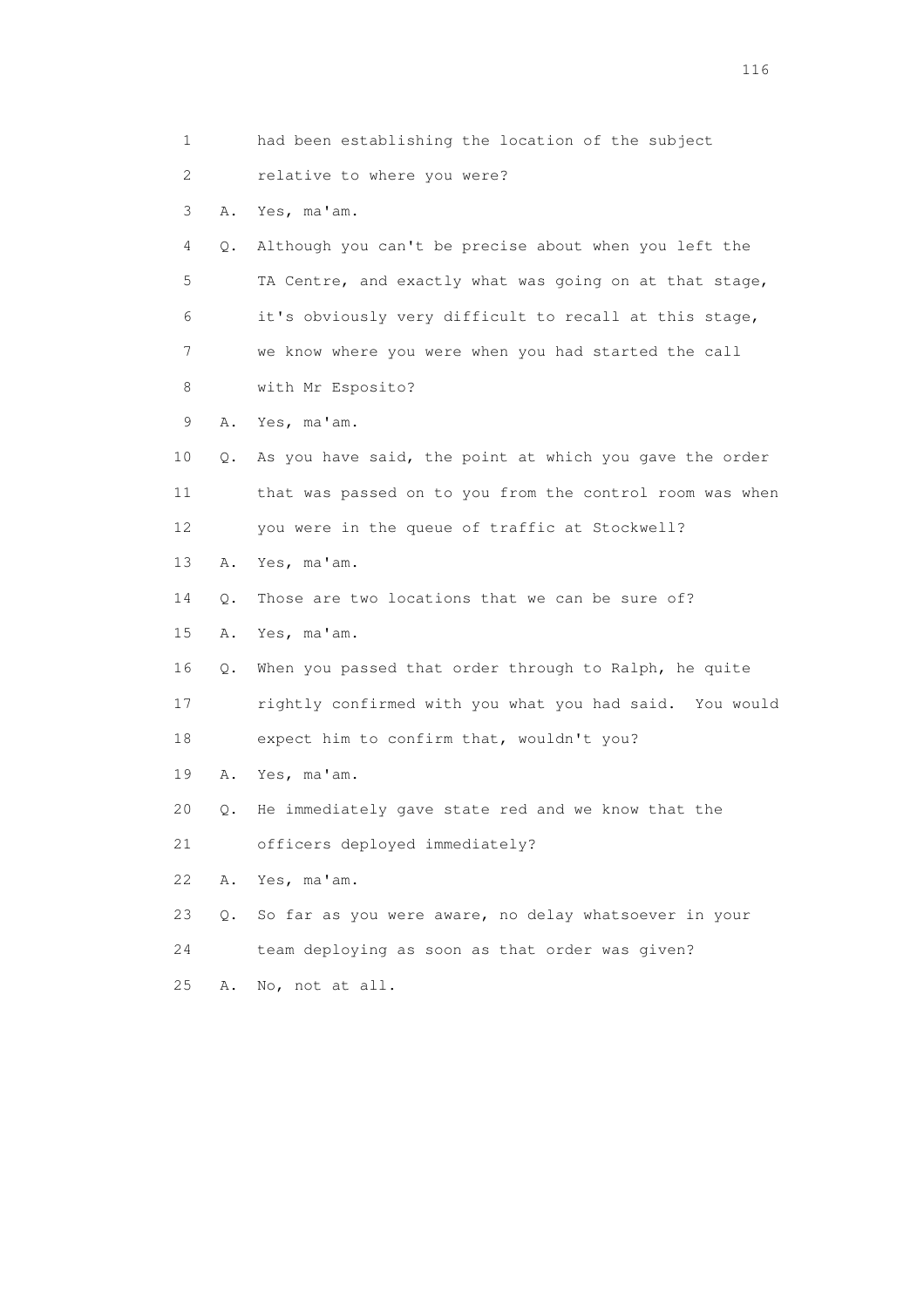1 had been establishing the location of the subject

2 relative to where you were?

3 A. Yes, ma'am.

4 Q. Although you can't be precise about when you left the

5 TA Centre, and exactly what was going on at that stage,

6 it's obviously very difficult to recall at this stage,

7 we know where you were when you had started the call

8 with Mr Esposito?

9 A. Yes, ma'am.

10 Q. As you have said, the point at which you gave the order

11 that was passed on to you from the control room was when

12 you were in the queue of traffic at Stockwell?

13 A. Yes, ma'am.

14 Q. Those are two locations that we can be sure of?

15 A. Yes, ma'am.

16 Q. When you passed that order through to Ralph, he quite

17 rightly confirmed with you what you had said. You would

18 expect him to confirm that, wouldn't you?

19 A. Yes, ma'am.

20 Q. He immediately gave state red and we know that the

21 officers deployed immediately?

22 A. Yes, ma'am.

23 Q. So far as you were aware, no delay whatsoever in your

24 team deploying as soon as that order was given?

25 A. No, not at all.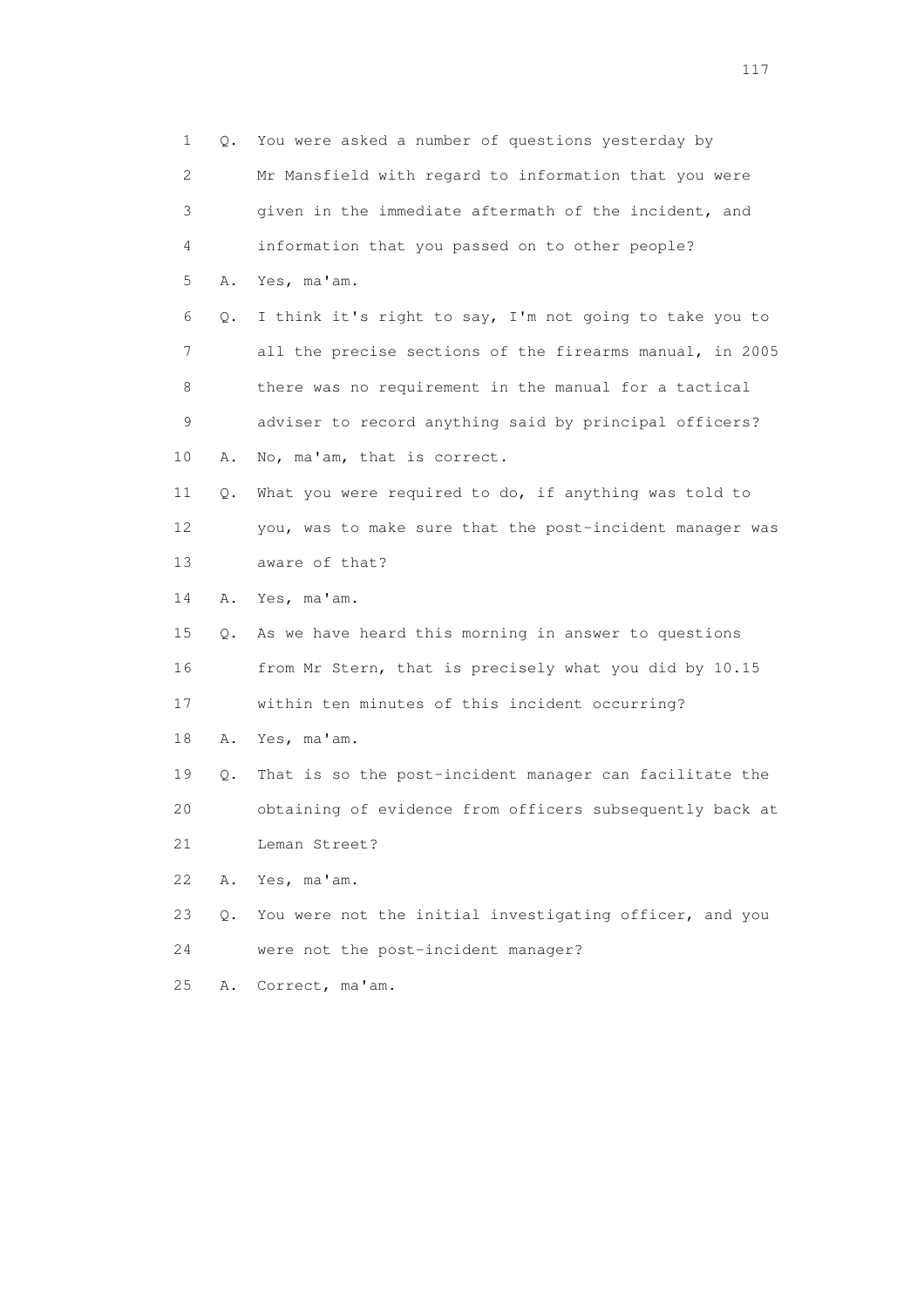1 Q. You were asked a number of questions yesterday by
2 Mr Mansfield with regard to information that you were
3 given in the immediate aftermath of the incident, and
4 information that you passed on to other people?
5 A. Yes, ma'am.
6 Q. I think it's right to say, I'm not going to take you to
7 all the precise sections of the firearms manual, in 2005
8 there was no requirement in the manual for a tactical
9 adviser to record anything said by principal officers?
10 A. No, ma'am, that is correct.
11 Q. What you were required to do, if anything was told to
12 you, was to make sure that the post-incident manager was
13 aware of that?
14 A. Yes, ma'am.
15 Q. As we have heard this morning in answer to questions
16 from Mr Stern, that is precisely what you did by 10.15
17 within ten minutes of this incident occurring?
18 A. Yes, ma'am.
19 Q. That is so the post-incident manager can facilitate the
20 obtaining of evidence from officers subsequently back at
21 Leman Street?
22 A. Yes, ma'am.
23 Q. You were not the initial investigating officer, and you
24 were not the post-incident manager?
25 A. Correct, ma'am.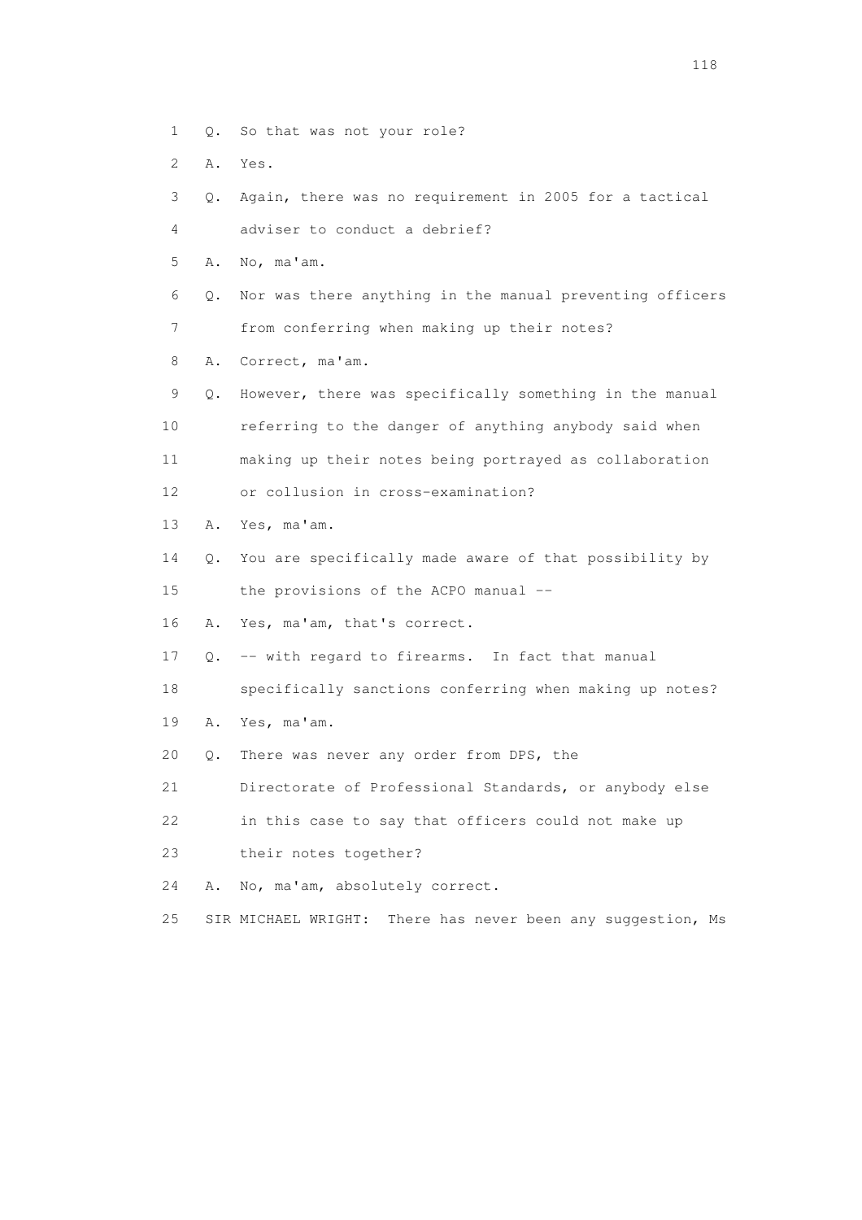1 Q. So that was not your role?

2 A. Yes.

3 Q. Again, there was no requirement in 2005 for a tactical

4 adviser to conduct a debrief?

5 A. No, ma'am.

6 Q. Nor was there anything in the manual preventing officers

7 from conferring when making up their notes?

8 A. Correct, ma'am.

9 Q. However, there was specifically something in the manual

10 referring to the danger of anything anybody said when

11 making up their notes being portrayed as collaboration

12 or collusion in cross-examination?

13 A. Yes, ma'am.

14 Q. You are specifically made aware of that possibility by

15 the provisions of the ACPO manual --

16 A. Yes, ma'am, that's correct.

17 Q. -- with regard to firearms. In fact that manual

18 specifically sanctions conferring when making up notes?

19 A. Yes, ma'am.

20 Q. There was never any order from DPS, the

21 Directorate of Professional Standards, or anybody else

22 in this case to say that officers could not make up

23 their notes together?

24 A. No, ma'am, absolutely correct.

25 SIR MICHAEL WRIGHT: There has never been any suggestion, Ms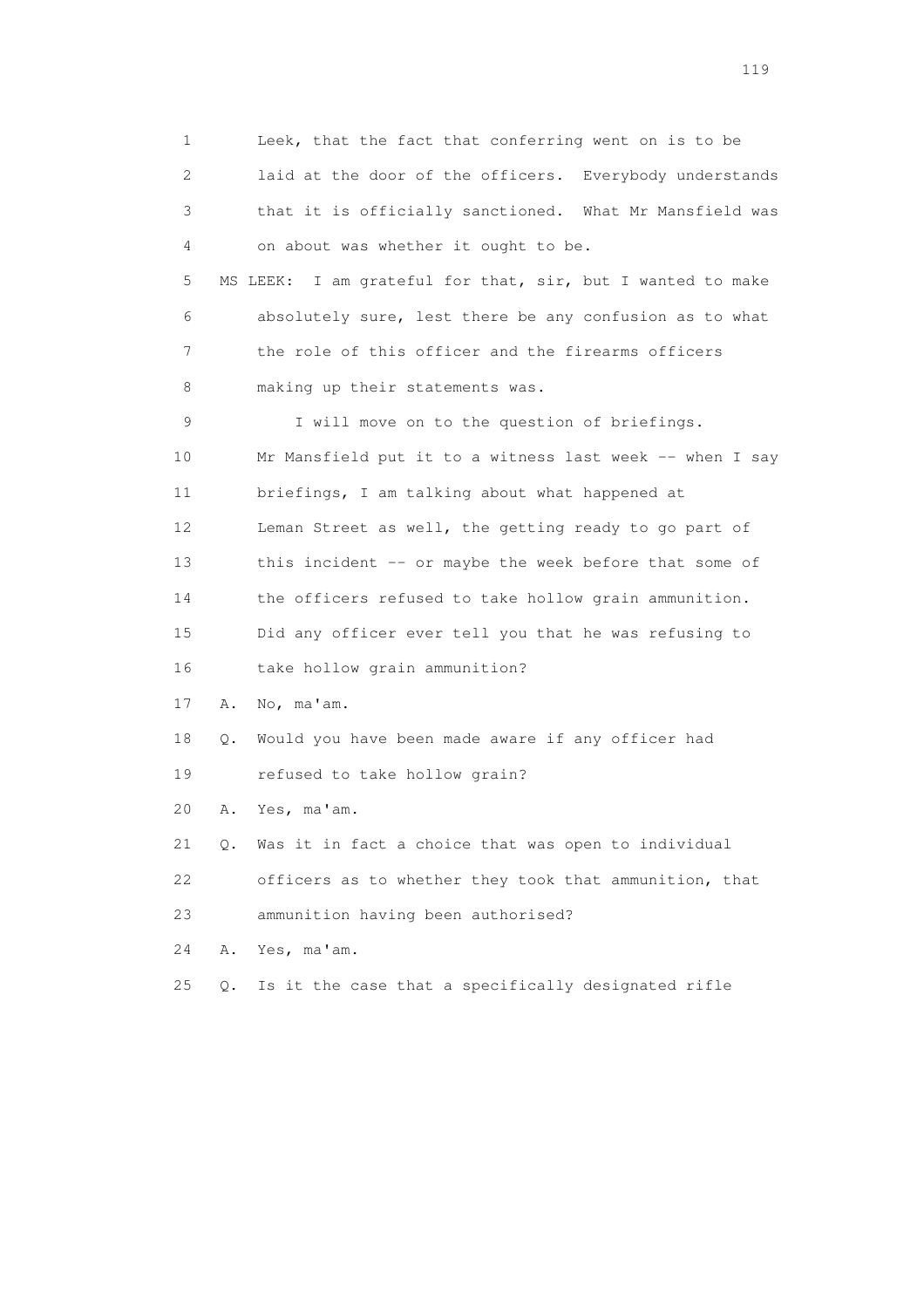1 Leek, that the fact that conferring went on is to be
2 laid at the door of the officers. Everybody understands
3 that it is officially sanctioned. What Mr Mansfield was
4 on about was whether it ought to be.

5 MS LEEK: I am grateful for that, sir, but I wanted to make
6 absolutely sure, lest there be any confusion as to what
7 the role of this officer and the firearms officers
8 making up their statements was.

9 I will move on to the question of briefings.
10 Mr Mansfield put it to a witness last week -- when I say
11 briefings, I am talking about what happened at
12 Leman Street as well, the getting ready to go part of
13 this incident -- or maybe the week before that some of
14 the officers refused to take hollow grain ammunition.
15 Did any officer ever tell you that he was refusing to
16 take hollow grain ammunition?

17 A. No, ma'am.

18 Q. Would you have been made aware if any officer had
19 refused to take hollow grain?

20 A. Yes, ma'am.

21 Q. Was it in fact a choice that was open to individual
22 officers as to whether they took that ammunition, that
23 ammunition having been authorised?

24 A. Yes, ma'am.

25 Q. Is it the case that a specifically designated rifle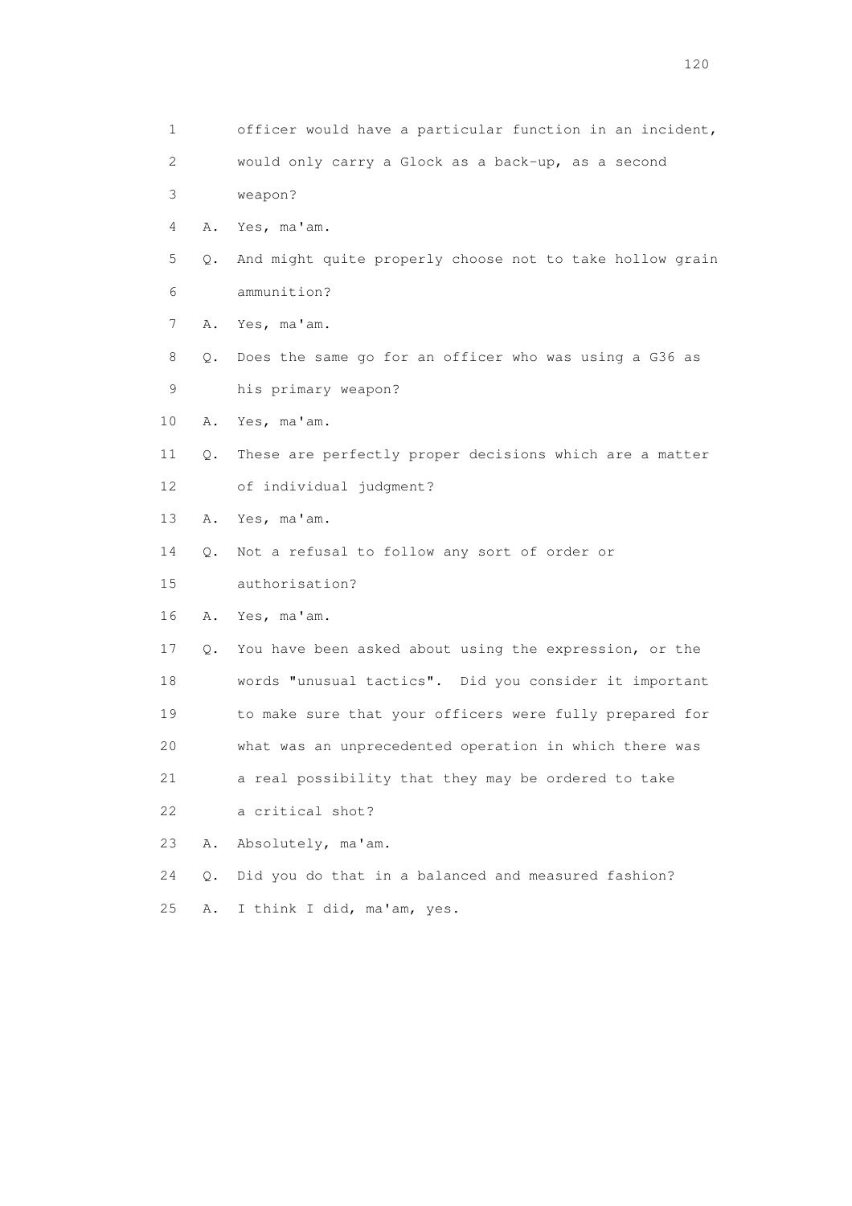1 officer would have a particular function in an incident,
2 would only carry a Glock as a back-up, as a second
3 weapon?
4 A. Yes, ma'am.
5 Q. And might quite properly choose not to take hollow grain
6 ammunition?
7 A. Yes, ma'am.
8 Q. Does the same go for an officer who was using a G36 as
9 his primary weapon?
10 A. Yes, ma'am.
11 Q. These are perfectly proper decisions which are a matter
12 of individual judgment?
13 A. Yes, ma'am.
14 Q. Not a refusal to follow any sort of order or
15 authorisation?
16 A. Yes, ma'am.
17 Q. You have been asked about using the expression, or the
18 words "unusual tactics". Did you consider it important
19 to make sure that your officers were fully prepared for
20 what was an unprecedented operation in which there was
21 a real possibility that they may be ordered to take
22 a critical shot?
23 A. Absolutely, ma'am.
24 Q. Did you do that in a balanced and measured fashion?
25 A. I think I did, ma'am, yes.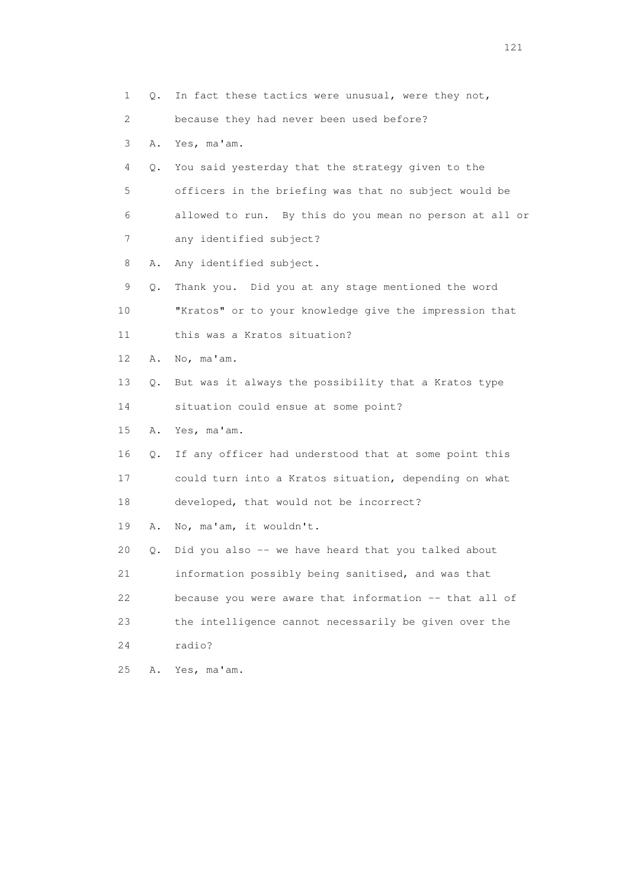1 Q. In fact these tactics were unusual, were they not,
2 because they had never been used before?
3 A. Yes, ma'am.
4 Q. You said yesterday that the strategy given to the
5 officers in the briefing was that no subject would be
6 allowed to run. By this do you mean no person at all or
7 any identified subject?
8 A. Any identified subject.
9 Q. Thank you. Did you at any stage mentioned the word
10 "Kratos" or to your knowledge give the impression that
11 this was a Kratos situation?
12 A. No, ma'am.
13 Q. But was it always the possibility that a Kratos type
14 situation could ensue at some point?
15 A. Yes, ma'am.
16 Q. If any officer had understood that at some point this
17 could turn into a Kratos situation, depending on what
18 developed, that would not be incorrect?
19 A. No, ma'am, it wouldn't.
20 Q. Did you also -- we have heard that you talked about
21 information possibly being sanitised, and was that
22 because you were aware that information -- that all of
23 the intelligence cannot necessarily be given over the
24 radio?
25 A. Yes, ma'am.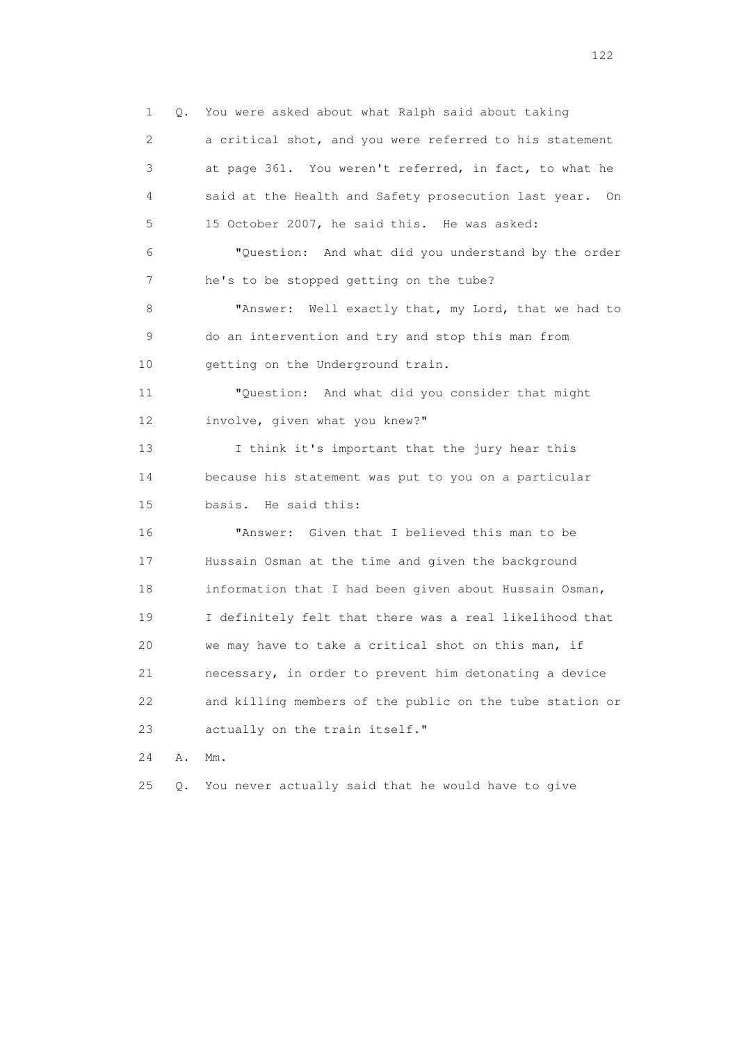1 Q. You were asked about what Ralph said about taking
2 a critical shot, and you were referred to his statement
3 at page 361. You weren't referred, in fact, to what he
4 said at the Health and Safety prosecution last year. On
5 15 October 2007, he said this. He was asked:

6 "Question: And what did you understand by the order
7 he's to be stopped getting on the tube?

8 "Answer: Well exactly that, my Lord, that we had to
9 do an intervention and try and stop this man from
10 getting on the Underground train.

11 "Question: And what did you consider that might
12 involve, given what you knew?"

13 I think it's important that the jury hear this
14 because his statement was put to you on a particular
15 basis. He said this:

16 "Answer: Given that I believed this man to be
17 Hussain Osman at the time and given the background
18 information that I had been given about Hussain Osman,
19 I definitely felt that there was a real likelihood that
20 we may have to take a critical shot on this man, if
21 necessary, in order to prevent him detonating a device
22 and killing members of the public on the tube station or
23 actually on the train itself."

24 A. Mm.

25 Q. You never actually said that he would have to give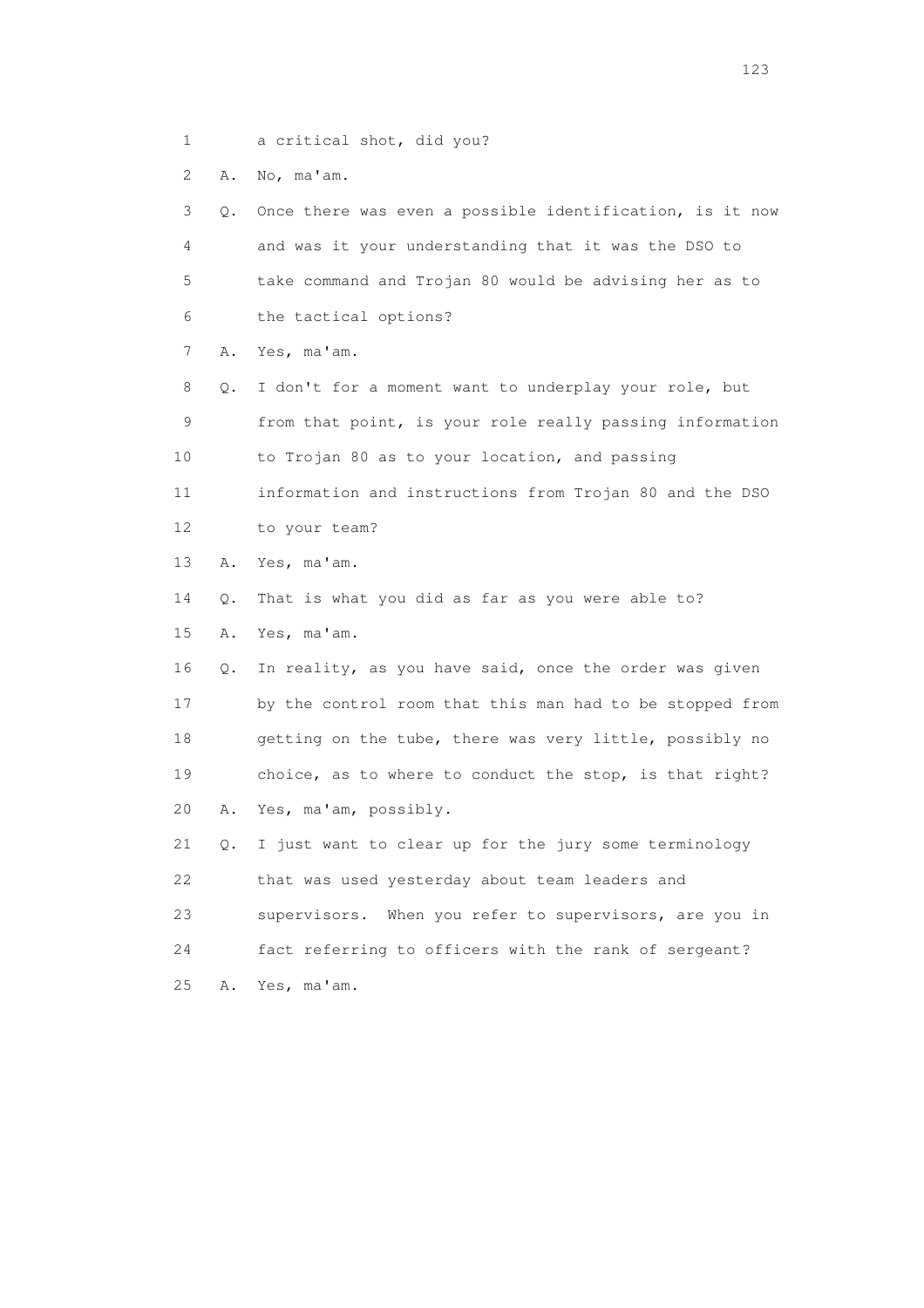1 a critical shot, did you?

2 A. No, ma'am.

3 Q. Once there was even a possible identification, is it now

4 and was it your understanding that it was the DSO to

5 take command and Trojan 80 would be advising her as to

6 the tactical options?

7 A. Yes, ma'am.

8 Q. I don't for a moment want to underplay your role, but

9 from that point, is your role really passing information

10 to Trojan 80 as to your location, and passing

11 information and instructions from Trojan 80 and the DSO

12 to your team?

13 A. Yes, ma'am.

14 Q. That is what you did as far as you were able to?

15 A. Yes, ma'am.

16 Q. In reality, as you have said, once the order was given

17 by the control room that this man had to be stopped from

18 getting on the tube, there was very little, possibly no

19 choice, as to where to conduct the stop, is that right?

20 A. Yes, ma'am, possibly.

21 Q. I just want to clear up for the jury some terminology

22 that was used yesterday about team leaders and

23 supervisors. When you refer to supervisors, are you in

24 fact referring to officers with the rank of sergeant?

25 A. Yes, ma'am.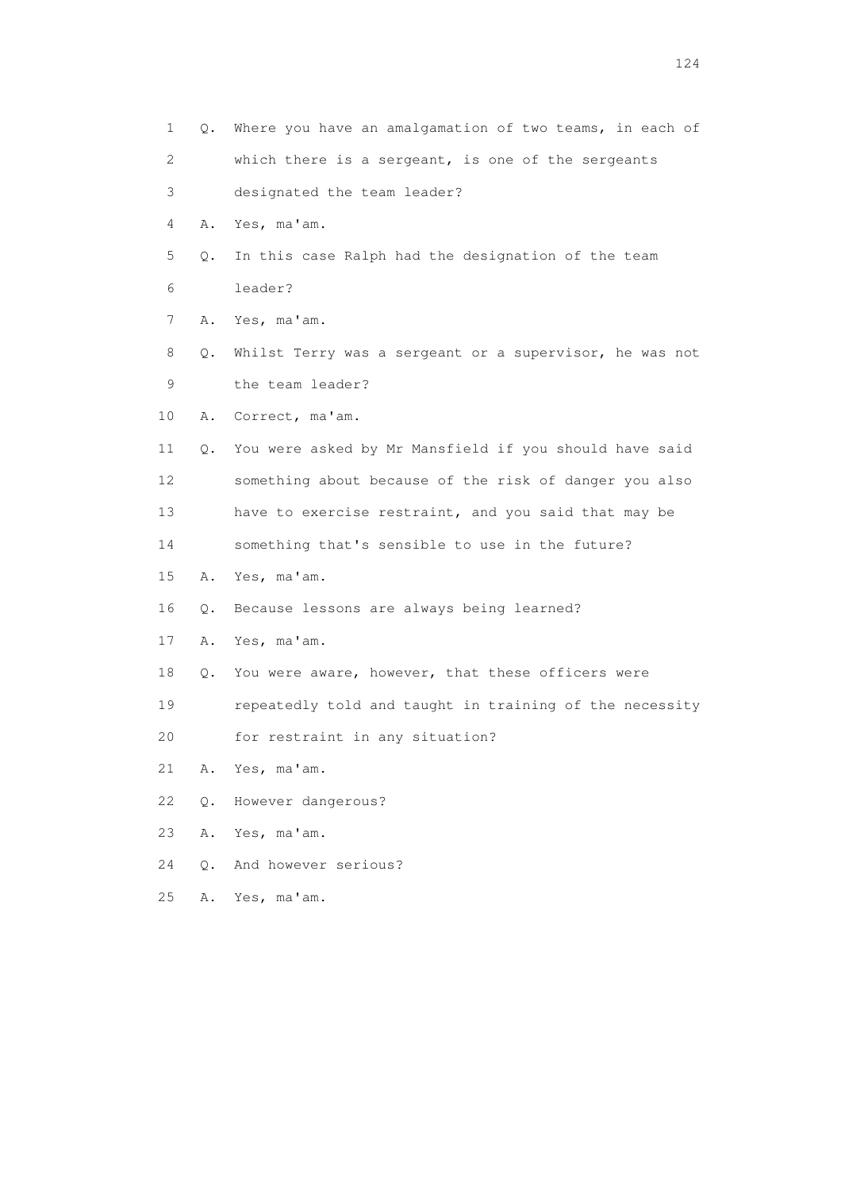1 Q. Where you have an amalgamation of two teams, in each of
2 which there is a sergeant, is one of the sergeants
3 designated the team leader?
4 A. Yes, ma'am.
5 Q. In this case Ralph had the designation of the team
6 leader?
7 A. Yes, ma'am.
8 Q. Whilst Terry was a sergeant or a supervisor, he was not
9 the team leader?
10 A. Correct, ma'am.
11 Q. You were asked by Mr Mansfield if you should have said
12 something about because of the risk of danger you also
13 have to exercise restraint, and you said that may be
14 something that's sensible to use in the future?
15 A. Yes, ma'am.
16 Q. Because lessons are always being learned?
17 A. Yes, ma'am.
18 Q. You were aware, however, that these officers were
19 repeatedly told and taught in training of the necessity
20 for restraint in any situation?
21 A. Yes, ma'am.
22 Q. However dangerous?
23 A. Yes, ma'am.
24 Q. And however serious?
25 A. Yes, ma'am.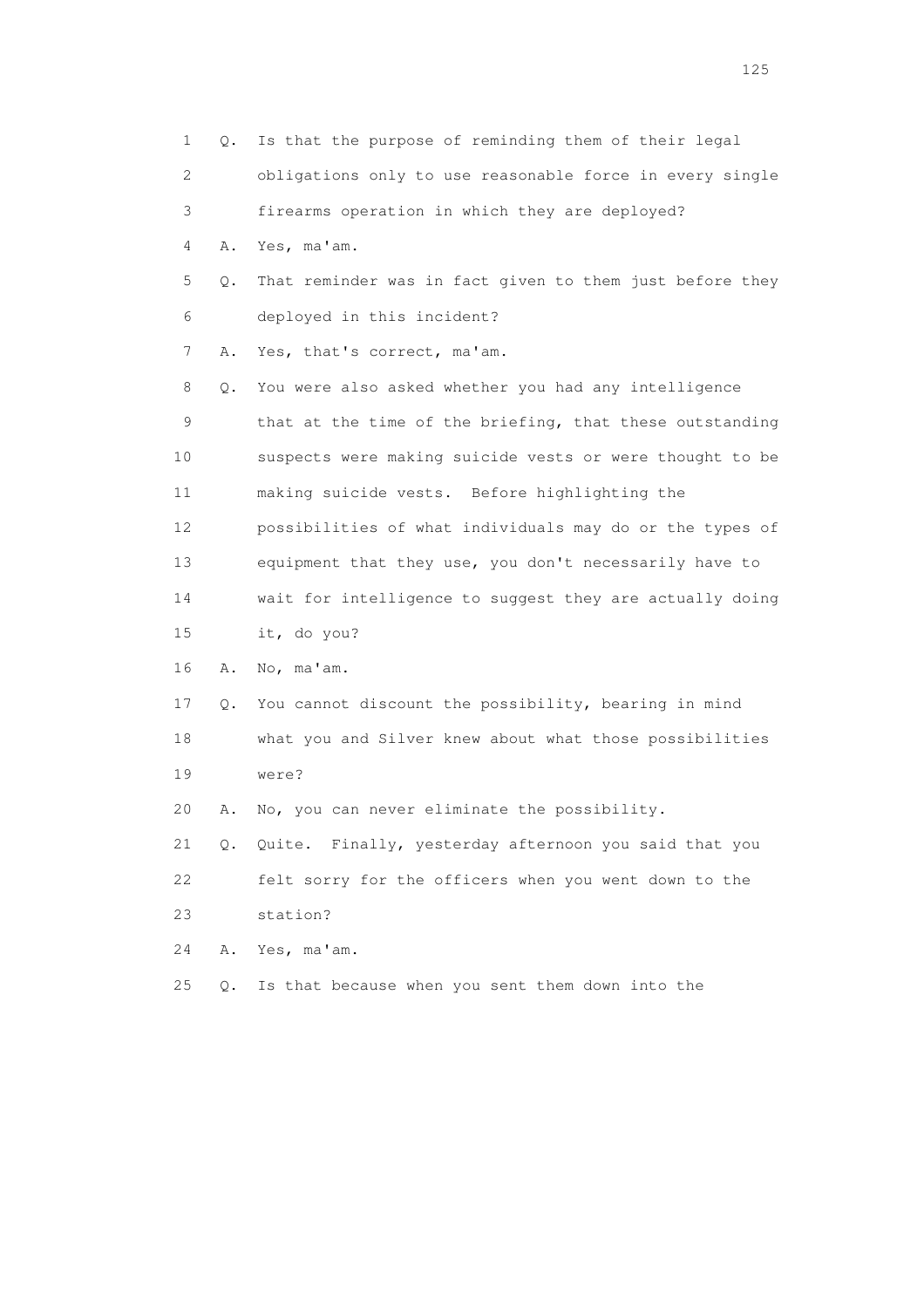1 Q. Is that the purpose of reminding them of their legal
2 obligations only to use reasonable force in every single
3 firearms operation in which they are deployed?
4 A. Yes, ma'am.
5 Q. That reminder was in fact given to them just before they
6 deployed in this incident?
7 A. Yes, that's correct, ma'am.
8 Q. You were also asked whether you had any intelligence
9 that at the time of the briefing, that these outstanding
10 suspects were making suicide vests or were thought to be
11 making suicide vests. Before highlighting the
12 possibilities of what individuals may do or the types of
13 equipment that they use, you don't necessarily have to
14 wait for intelligence to suggest they are actually doing
15 it, do you?
16 A. No, ma'am.
17 Q. You cannot discount the possibility, bearing in mind
18 what you and Silver knew about what those possibilities
19 were?
20 A. No, you can never eliminate the possibility.
21 Q. Quite. Finally, yesterday afternoon you said that you
22 felt sorry for the officers when you went down to the
23 station?
24 A. Yes, ma'am.
25 Q. Is that because when you sent them down into the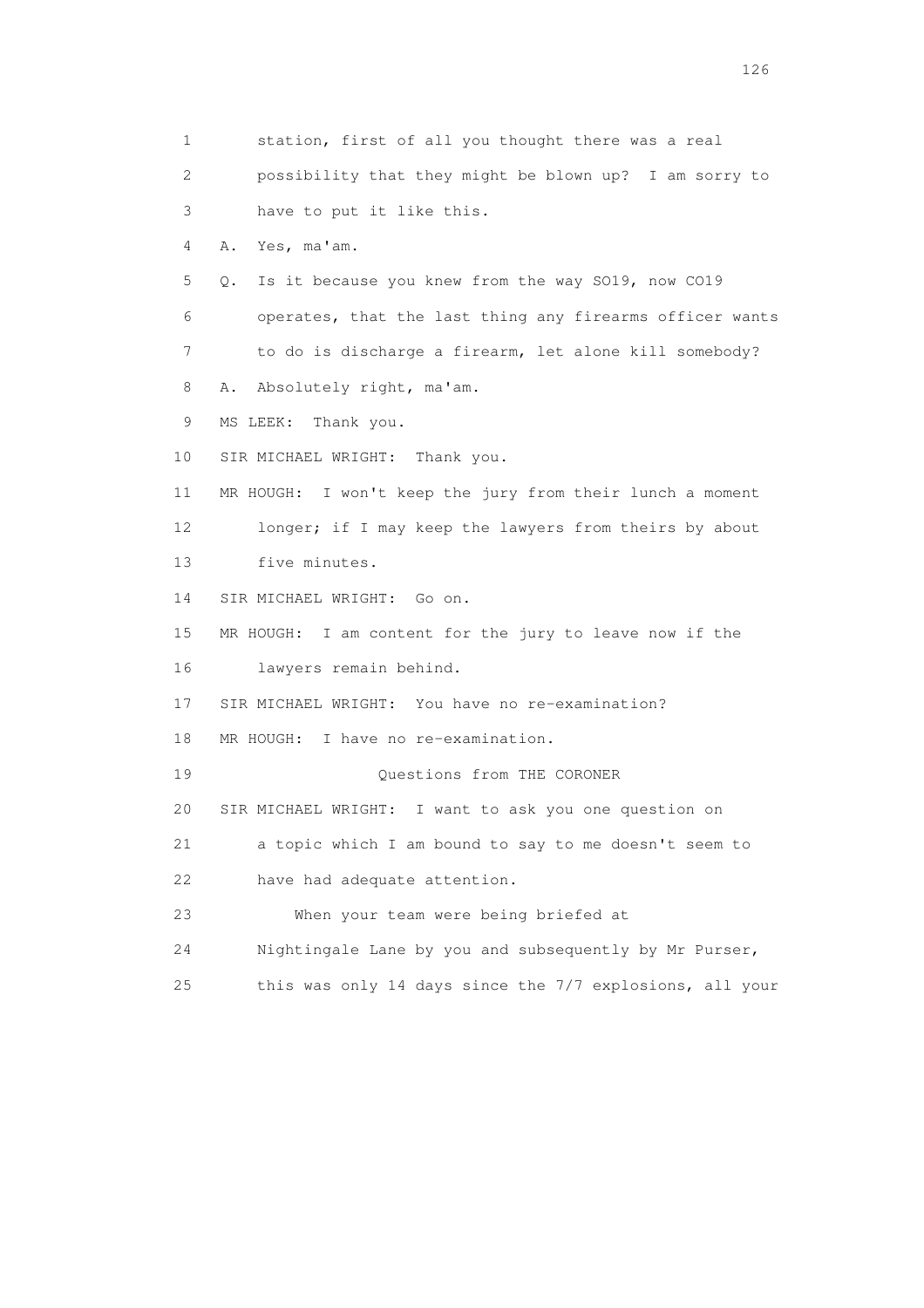1 station, first of all you thought there was a real
2 possibility that they might be blown up? I am sorry to
3 have to put it like this.
4 A. Yes, ma'am.
5 Q. Is it because you knew from the way SO19, now CO19
6 operates, that the last thing any firearms officer wants
7 to do is discharge a firearm, let alone kill somebody?
8 A. Absolutely right, ma'am.
9 MS LEEK: Thank you.
10 SIR MICHAEL WRIGHT: Thank you.
11 MR HOUGH: I won't keep the jury from their lunch a moment
12 longer; if I may keep the lawyers from theirs by about
13 five minutes.
14 SIR MICHAEL WRIGHT: Go on.
15 MR HOUGH: I am content for the jury to leave now if the
16 lawyers remain behind.
17 SIR MICHAEL WRIGHT: You have no re-examination?
18 MR HOUGH: I have no re-examination.
19 Questions from THE CORONER
20 SIR MICHAEL WRIGHT: I want to ask you one question on
21 a topic which I am bound to say to me doesn't seem to
22 have had adequate attention.
23 When your team were being briefed at
24 Nightingale Lane by you and subsequently by Mr Purser,
25 this was only 14 days since the 7/7 explosions, all your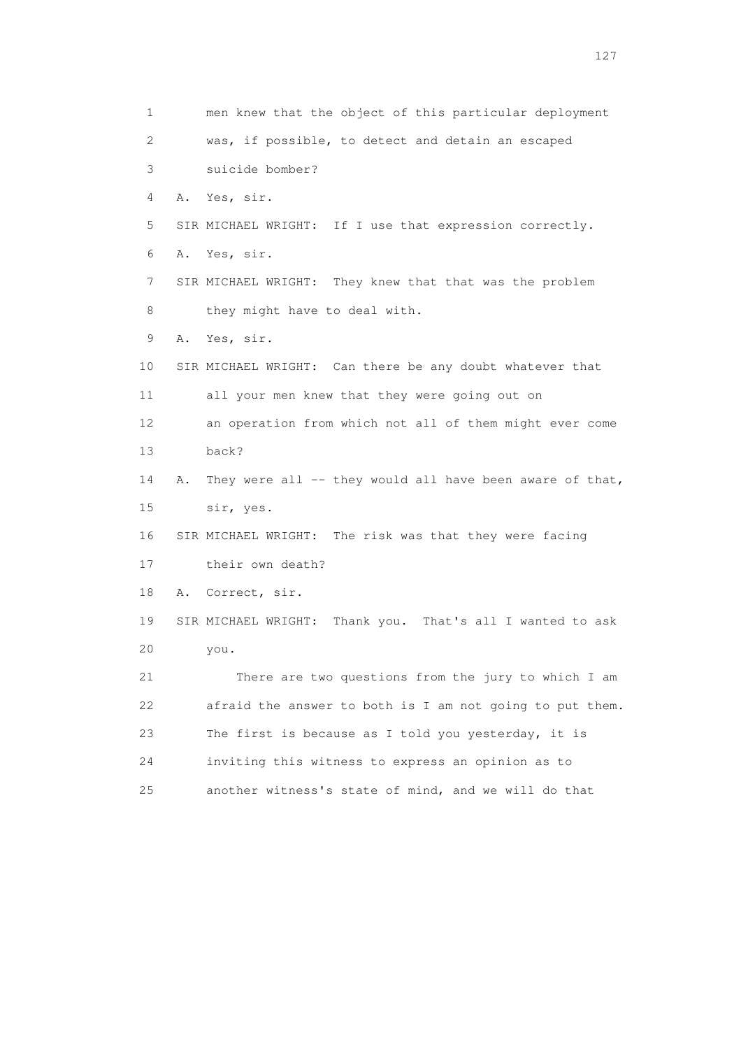1 men knew that the object of this particular deployment

2 was, if possible, to detect and detain an escaped

3 suicide bomber?

4 A. Yes, sir.

5 SIR MICHAEL WRIGHT: If I use that expression correctly.

6 A. Yes, sir.

7 SIR MICHAEL WRIGHT: They knew that that was the problem

8 they might have to deal with.

9 A. Yes, sir.

10 SIR MICHAEL WRIGHT: Can there be any doubt whatever that

11 all your men knew that they were going out on

12 an operation from which not all of them might ever come

13 back?

14 A. They were all -- they would all have been aware of that,

15 sir, yes.

16 SIR MICHAEL WRIGHT: The risk was that they were facing

17 their own death?

18 A. Correct, sir.

19 SIR MICHAEL WRIGHT: Thank you. That's all I wanted to ask

20 you.

21 There are two questions from the jury to which I am

22 afraid the answer to both is I am not going to put them.

23 The first is because as I told you yesterday, it is

24 inviting this witness to express an opinion as to

25 another witness's state of mind, and we will do that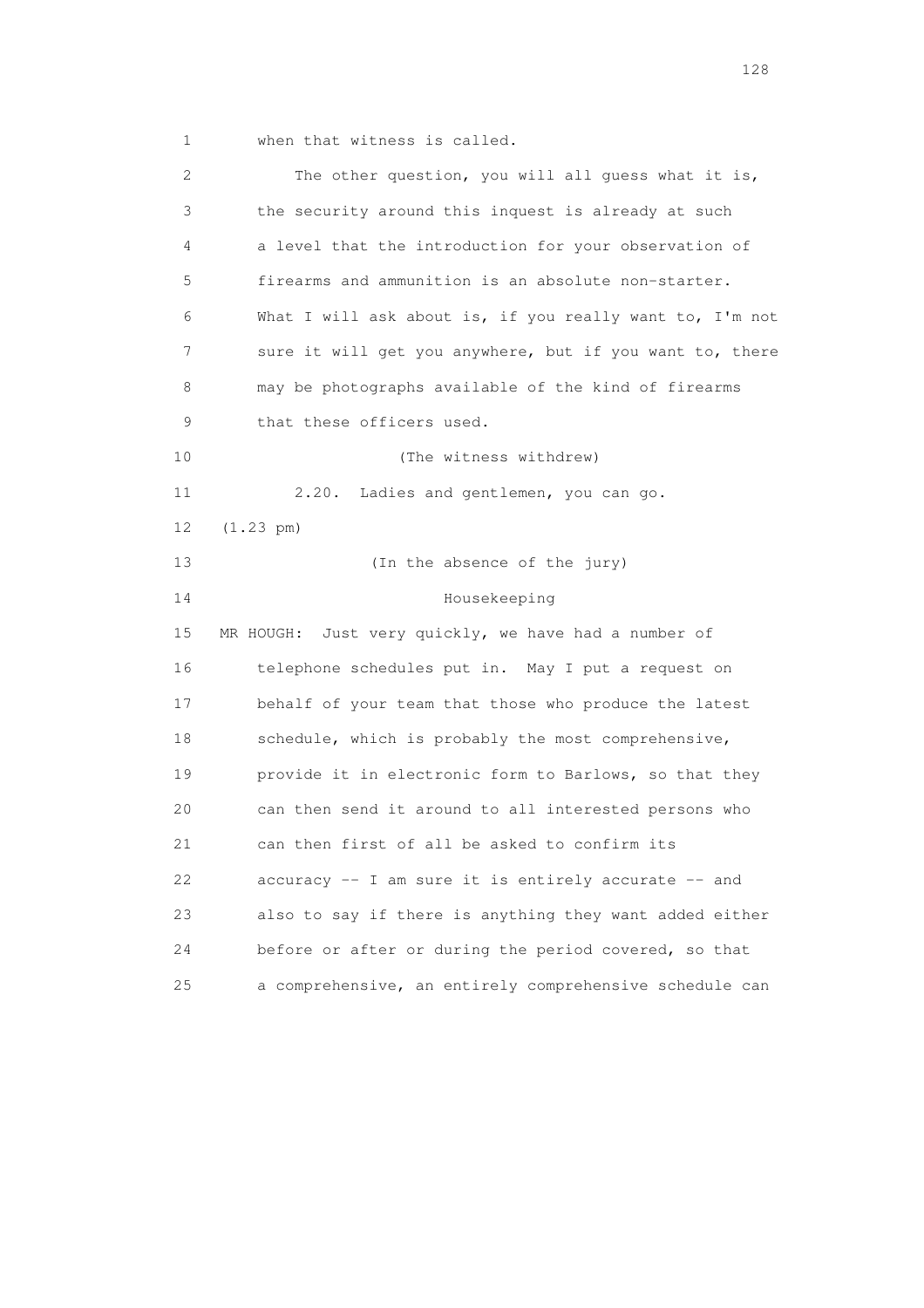1 when that witness is called.

2 The other question, you will all guess what it is,
3 the security around this inquest is already at such
4 a level that the introduction for your observation of
5 firearms and ammunition is an absolute non-starter.
6 What I will ask about is, if you really want to, I'm not
7 sure it will get you anywhere, but if you want to, there
8 may be photographs available of the kind of firearms
9 that these officers used.

10 (The witness withdrew)

11 2.20. Ladies and gentlemen, you can go.

12 (1.23 pm)

13 (In the absence of the jury)

14 Housekeeping

15 MR HOUGH: Just very quickly, we have had a number of
16 telephone schedules put in. May I put a request on
17 behalf of your team that those who produce the latest
18 schedule, which is probably the most comprehensive,
19 provide it in electronic form to Barlows, so that they
20 can then send it around to all interested persons who
21 can then first of all be asked to confirm its
22 accuracy -- I am sure it is entirely accurate -- and
23 also to say if there is anything they want added either
24 before or after or during the period covered, so that
25 a comprehensive, an entirely comprehensive schedule can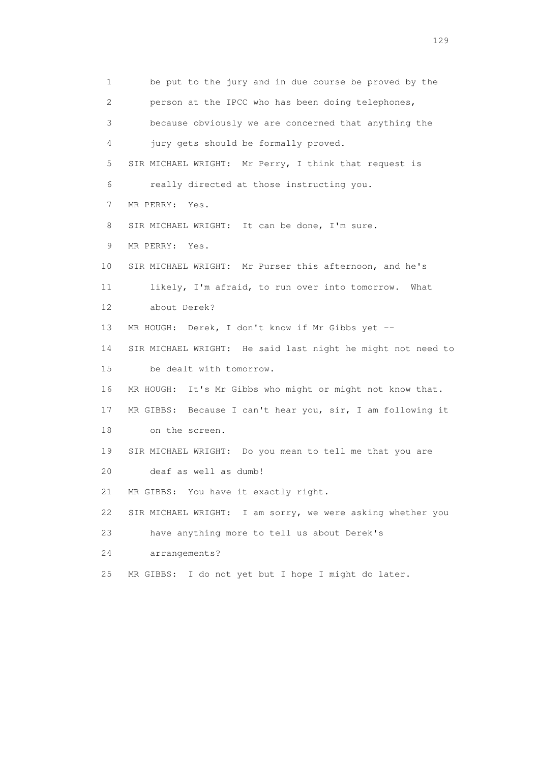1 be put to the jury and in due course be proved by the
2 person at the IPCC who has been doing telephones,
3 because obviously we are concerned that anything the
4 jury gets should be formally proved.
5 SIR MICHAEL WRIGHT: Mr Perry, I think that request is
6 really directed at those instructing you.
7 MR PERRY: Yes.
8 SIR MICHAEL WRIGHT: It can be done, I'm sure.
9 MR PERRY: Yes.
10 SIR MICHAEL WRIGHT: Mr Purser this afternoon, and he's
11 likely, I'm afraid, to run over into tomorrow. What
12 about Derek?
13 MR HOUGH: Derek, I don't know if Mr Gibbs yet --
14 SIR MICHAEL WRIGHT: He said last night he might not need to
15 be dealt with tomorrow.
16 MR HOUGH: It's Mr Gibbs who might or might not know that.
17 MR GIBBS: Because I can't hear you, sir, I am following it
18 on the screen.
19 SIR MICHAEL WRIGHT: Do you mean to tell me that you are
20 deaf as well as dumb!
21 MR GIBBS: You have it exactly right.
22 SIR MICHAEL WRIGHT: I am sorry, we were asking whether you
23 have anything more to tell us about Derek's
24 arrangements?
25 MR GIBBS: I do not yet but I hope I might do later.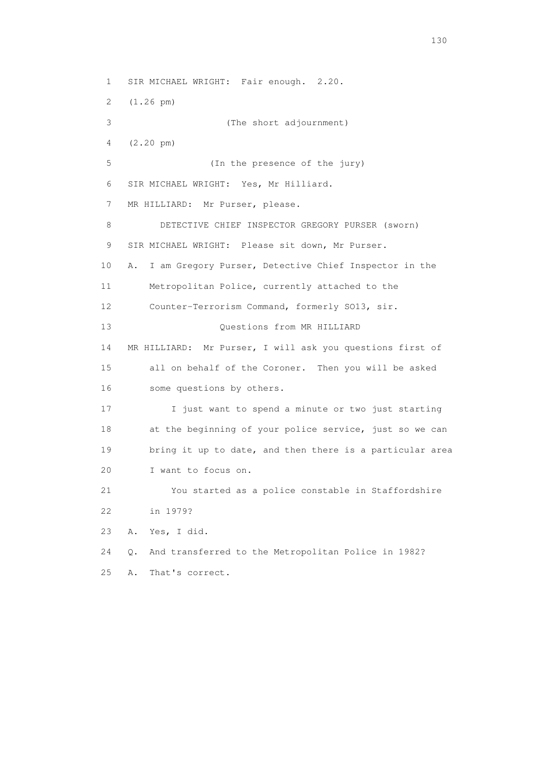1 SIR MICHAEL WRIGHT: Fair enough. 2.20.

2 (1.26 pm)

3 (The short adjournment)

4 (2.20 pm)

5 (In the presence of the jury)

6 SIR MICHAEL WRIGHT: Yes, Mr Hilliard.

7 MR HILLIARD: Mr Purser, please.

8 DETECTIVE CHIEF INSPECTOR GREGORY PURSER (sworn)

9 SIR MICHAEL WRIGHT: Please sit down, Mr Purser.

10 A. I am Gregory Purser, Detective Chief Inspector in the

11 Metropolitan Police, currently attached to the

12 Counter-Terrorism Command, formerly SO13, sir.

13 Questions from MR HILLIARD

14 MR HILLIARD: Mr Purser, I will ask you questions first of

15 all on behalf of the Coroner. Then you will be asked

16 some questions by others.

17 I just want to spend a minute or two just starting

18 at the beginning of your police service, just so we can

19 bring it up to date, and then there is a particular area

20 I want to focus on.

21 You started as a police constable in Staffordshire

22 in 1979?

23 A. Yes, I did.

24 Q. And transferred to the Metropolitan Police in 1982?

25 A. That's correct.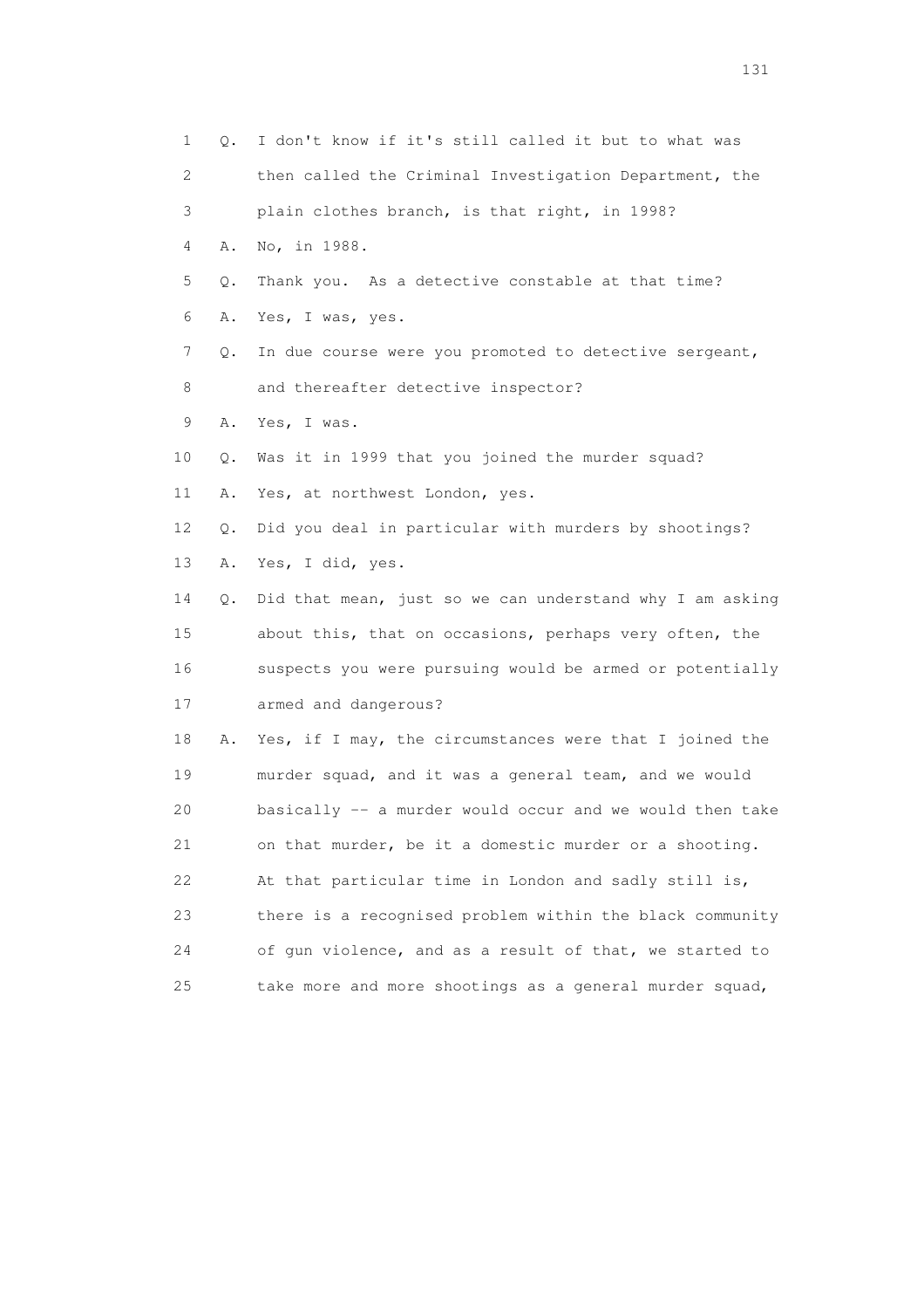1 Q. I don't know if it's still called it but to what was
2 then called the Criminal Investigation Department, the
3 plain clothes branch, is that right, in 1998?
4 A. No, in 1988.
5 Q. Thank you. As a detective constable at that time?
6 A. Yes, I was, yes.
7 Q. In due course were you promoted to detective sergeant,
8 and thereafter detective inspector?
9 A. Yes, I was.
10 Q. Was it in 1999 that you joined the murder squad?
11 A. Yes, at northwest London, yes.
12 Q. Did you deal in particular with murders by shootings?
13 A. Yes, I did, yes.
14 Q. Did that mean, just so we can understand why I am asking
15 about this, that on occasions, perhaps very often, the
16 suspects you were pursuing would be armed or potentially
17 armed and dangerous?
18 A. Yes, if I may, the circumstances were that I joined the
19 murder squad, and it was a general team, and we would
20 basically -- a murder would occur and we would then take
21 on that murder, be it a domestic murder or a shooting.
22 At that particular time in London and sadly still is,
23 there is a recognised problem within the black community
24 of gun violence, and as a result of that, we started to
25 take more and more shootings as a general murder squad,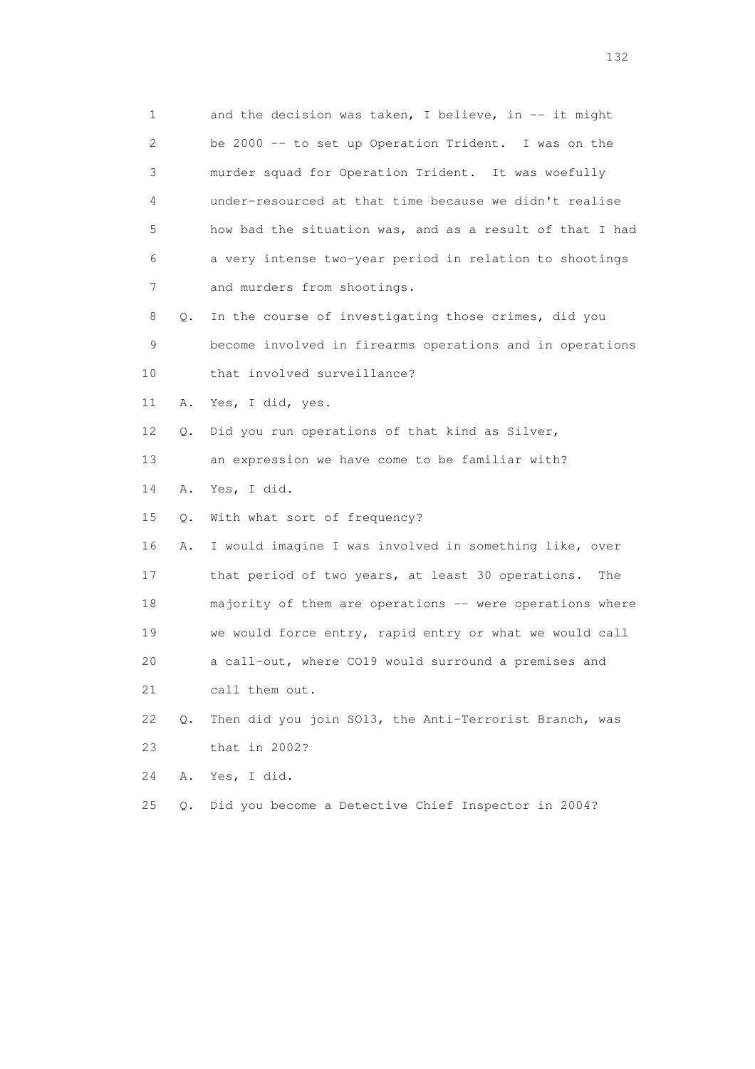1 and the decision was taken, I believe, in -- it might
2 be 2000 -- to set up Operation Trident. I was on the
3 murder squad for Operation Trident. It was woefully
4 under-resourced at that time because we didn't realise
5 how bad the situation was, and as a result of that I had
6 a very intense two-year period in relation to shootings
7 and murders from shootings.
8 Q. In the course of investigating those crimes, did you
9 become involved in firearms operations and in operations
10 that involved surveillance?
11 A. Yes, I did, yes.
12 Q. Did you run operations of that kind as Silver,
13 an expression we have come to be familiar with?
14 A. Yes, I did.
15 Q. With what sort of frequency?
16 A. I would imagine I was involved in something like, over
17 that period of two years, at least 30 operations. The
18 majority of them are operations -- were operations where
19 we would force entry, rapid entry or what we would call
20 a call-out, where CO19 would surround a premises and
21 call them out.
22 Q. Then did you join SO13, the Anti-Terrorist Branch, was
23 that in 2002?
24 A. Yes, I did.
25 Q. Did you become a Detective Chief Inspector in 2004?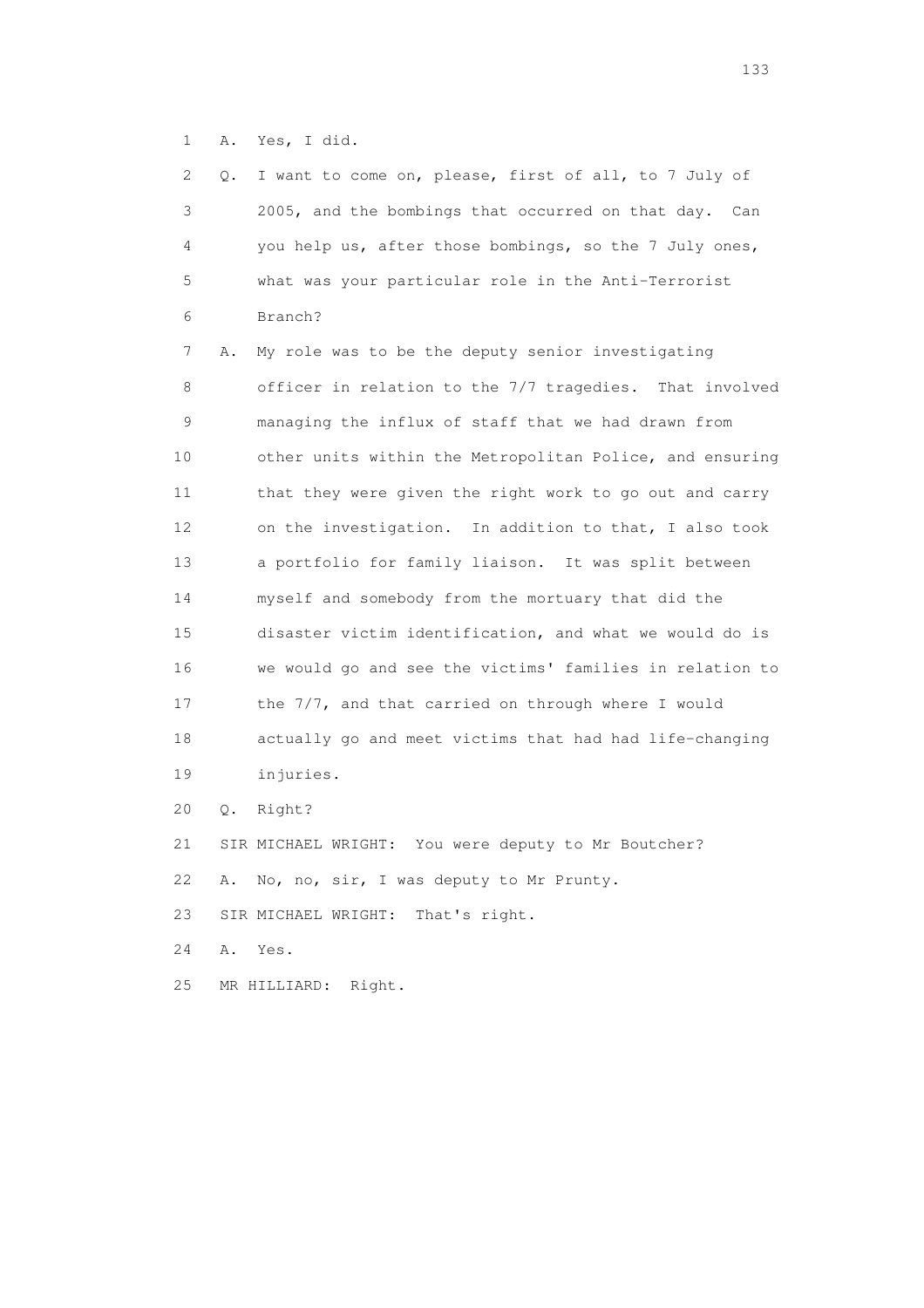1 A. Yes, I did.

2 Q. I want to come on, please, first of all, to 7 July of
3 2005, and the bombings that occurred on that day. Can
4 you help us, after those bombings, so the 7 July ones,
5 what was your particular role in the Anti-Terrorist
6 Branch?

7 A. My role was to be the deputy senior investigating
8 officer in relation to the 7/7 tragedies. That involved
9 managing the influx of staff that we had drawn from
10 other units within the Metropolitan Police, and ensuring
11 that they were given the right work to go out and carry
12 on the investigation. In addition to that, I also took
13 a portfolio for family liaison. It was split between
14 myself and somebody from the mortuary that did the
15 disaster victim identification, and what we would do is
16 we would go and see the victims' families in relation to
17 the 7/7, and that carried on through where I would
18 actually go and meet victims that had had life-changing
19 injuries.

20 Q. Right?

21 SIR MICHAEL WRIGHT: You were deputy to Mr Boutcher?

22 A. No, no, sir, I was deputy to Mr Prunty.

23 SIR MICHAEL WRIGHT: That's right.

24 A. Yes.

25 MR HILLIARD: Right.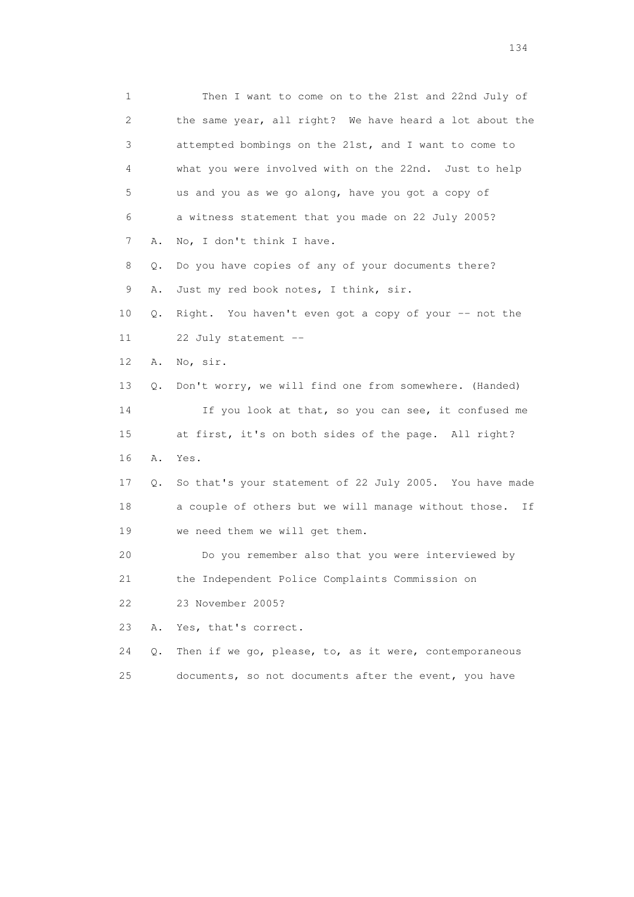1 Then I want to come on to the 21st and 22nd July of
2 the same year, all right? We have heard a lot about the
3 attempted bombings on the 21st, and I want to come to
4 what you were involved with on the 22nd. Just to help
5 us and you as we go along, have you got a copy of
6 a witness statement that you made on 22 July 2005?
7 A. No, I don't think I have.
8 Q. Do you have copies of any of your documents there?
9 A. Just my red book notes, I think, sir.
10 Q. Right. You haven't even got a copy of your -- not the
11 22 July statement --
12 A. No, sir.
13 Q. Don't worry, we will find one from somewhere. (Handed)
14 If you look at that, so you can see, it confused me
15 at first, it's on both sides of the page. All right?
16 A. Yes.
17 Q. So that's your statement of 22 July 2005. You have made
18 a couple of others but we will manage without those. If
19 we need them we will get them.
20 Do you remember also that you were interviewed by
21 the Independent Police Complaints Commission on
22 23 November 2005?
23 A. Yes, that's correct.
24 Q. Then if we go, please, to, as it were, contemporaneous
25 documents, so not documents after the event, you have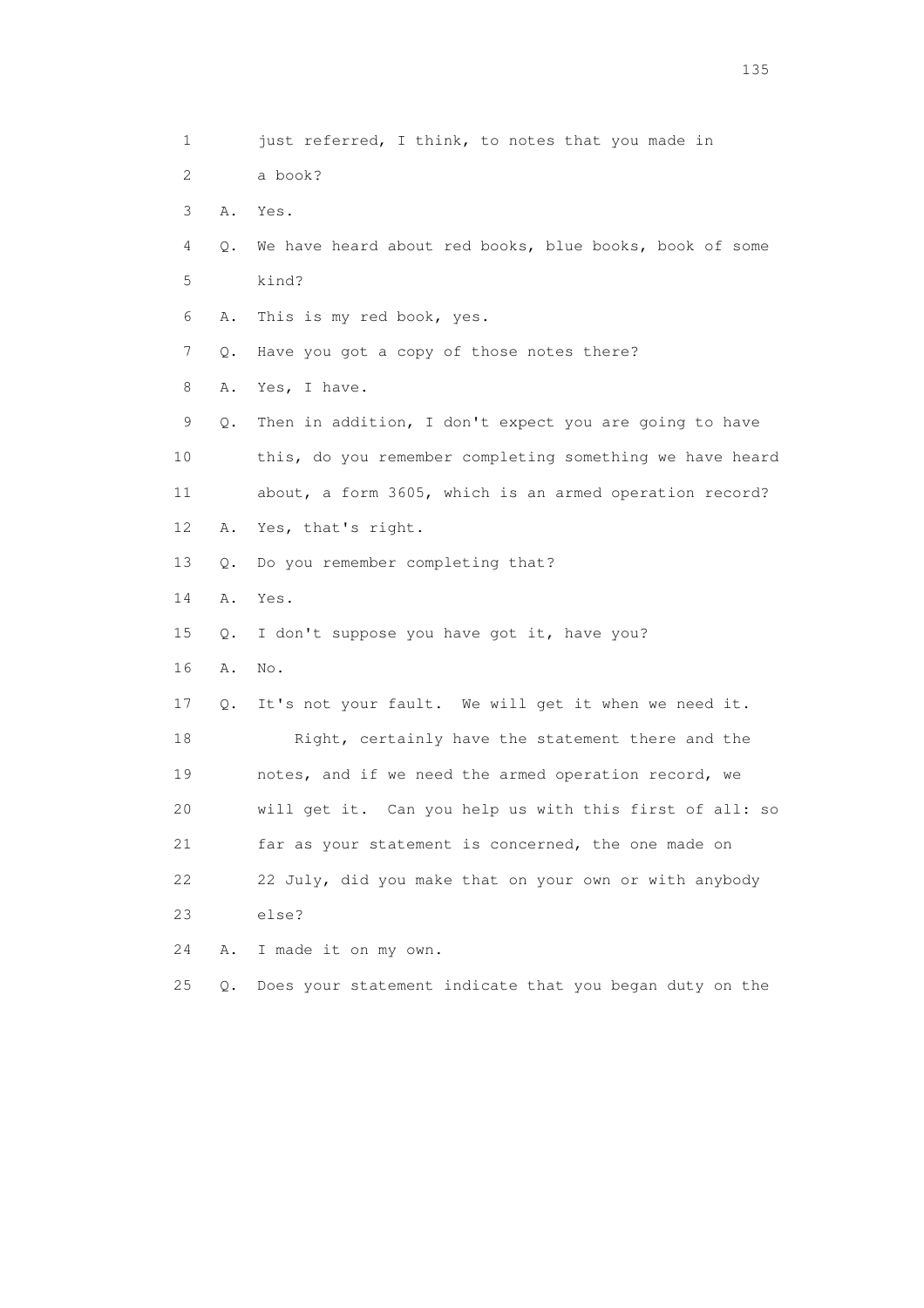1 just referred, I think, to notes that you made in

2 a book?

3 A. Yes.

4 Q. We have heard about red books, blue books, book of some

5 kind?

6 A. This is my red book, yes.

7 Q. Have you got a copy of those notes there?

8 A. Yes, I have.

9 Q. Then in addition, I don't expect you are going to have

10 this, do you remember completing something we have heard

11 about, a form 3605, which is an armed operation record?

12 A. Yes, that's right.

13 Q. Do you remember completing that?

14 A. Yes.

15 Q. I don't suppose you have got it, have you?

16 A. No.

17 Q. It's not your fault. We will get it when we need it.

18 Right, certainly have the statement there and the

19 notes, and if we need the armed operation record, we

20 will get it. Can you help us with this first of all: so

21 far as your statement is concerned, the one made on

22 22 July, did you make that on your own or with anybody

23 else?

24 A. I made it on my own.

25 Q. Does your statement indicate that you began duty on the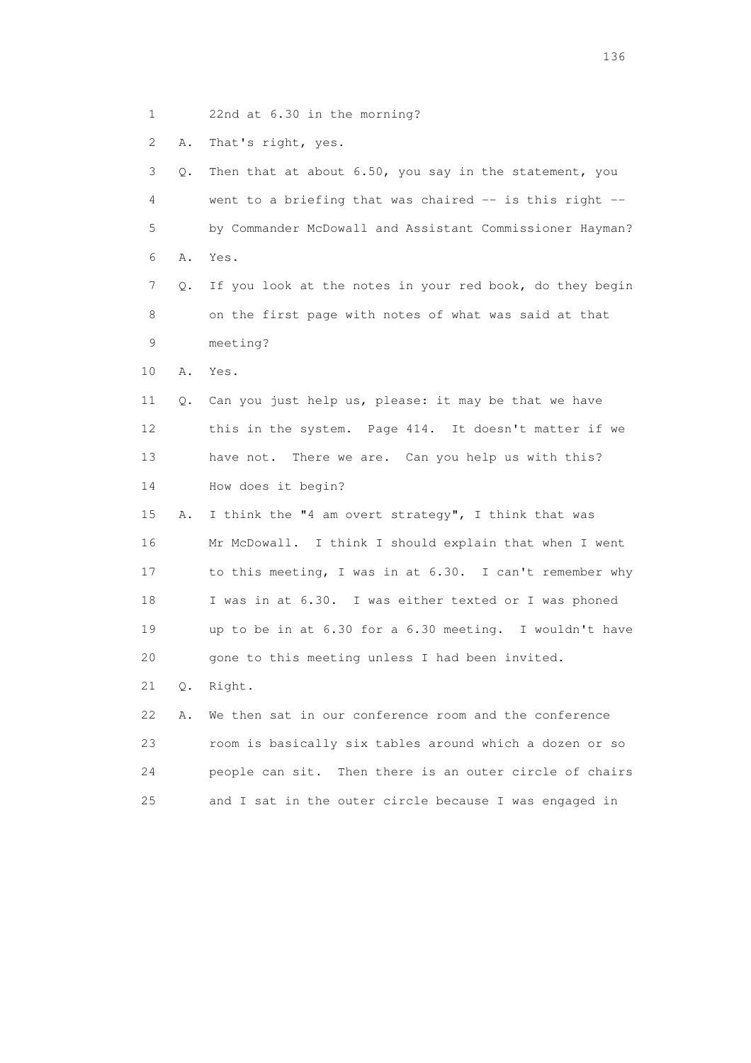1 22nd at 6.30 in the morning?

2 A. That's right, yes.

3 Q. Then that at about 6.50, you say in the statement, you

4 went to a briefing that was chaired -- is this right --

5 by Commander McDowall and Assistant Commissioner Hayman?

6 A. Yes.

7 Q. If you look at the notes in your red book, do they begin

8 on the first page with notes of what was said at that

9 meeting?

10 A. Yes.

11 Q. Can you just help us, please: it may be that we have

12 this in the system. Page 414. It doesn't matter if we

13 have not. There we are. Can you help us with this?

14 How does it begin?

15 A. I think the "4 am overt strategy", I think that was

16 Mr McDowall. I think I should explain that when I went

17 to this meeting, I was in at 6.30. I can't remember why

18 I was in at 6.30. I was either texted or I was phoned

19 up to be in at 6.30 for a 6.30 meeting. I wouldn't have

20 gone to this meeting unless I had been invited.

21 Q. Right.

22 A. We then sat in our conference room and the conference

23 room is basically six tables around which a dozen or so

24 people can sit. Then there is an outer circle of chairs

25 and I sat in the outer circle because I was engaged in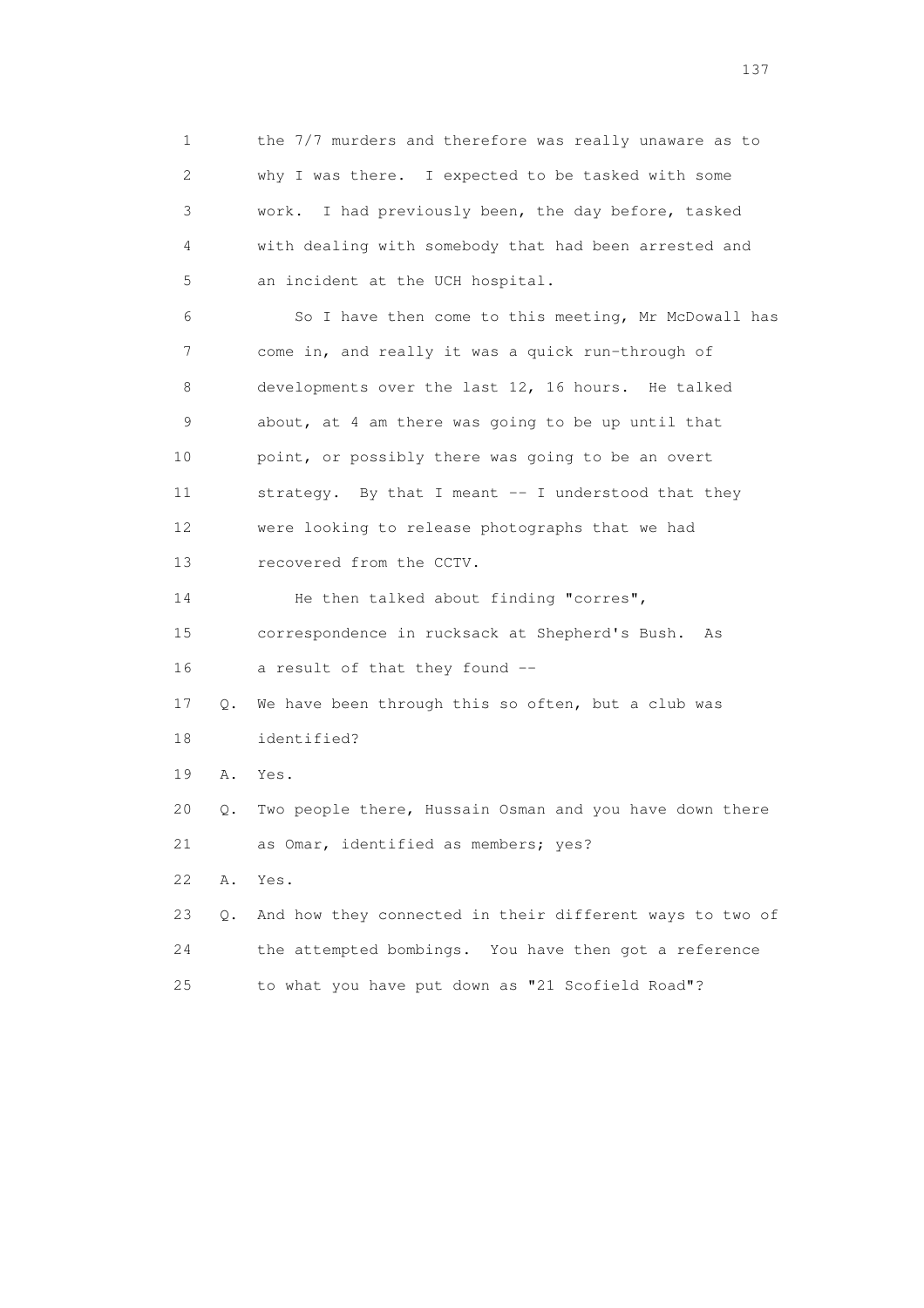1 the 7/7 murders and therefore was really unaware as to
2 why I was there. I expected to be tasked with some
3 work. I had previously been, the day before, tasked
4 with dealing with somebody that had been arrested and
5 an incident at the UCH hospital.

6 So I have then come to this meeting, Mr McDowall has
7 come in, and really it was a quick run-through of
8 developments over the last 12, 16 hours. He talked
9 about, at 4 am there was going to be up until that
10 point, or possibly there was going to be an overt
11 strategy. By that I meant -- I understood that they
12 were looking to release photographs that we had
13 recovered from the CCTV.

14 He then talked about finding "corres",
15 correspondence in rucksack at Shepherd's Bush. As
16 a result of that they found --

17 Q. We have been through this so often, but a club was
18 identified?

19 A. Yes.

20 Q. Two people there, Hussain Osman and you have down there
21 as Omar, identified as members; yes?

22 A. Yes.

23 Q. And how they connected in their different ways to two of
24 the attempted bombings. You have then got a reference
25 to what you have put down as "21 Scofield Road"?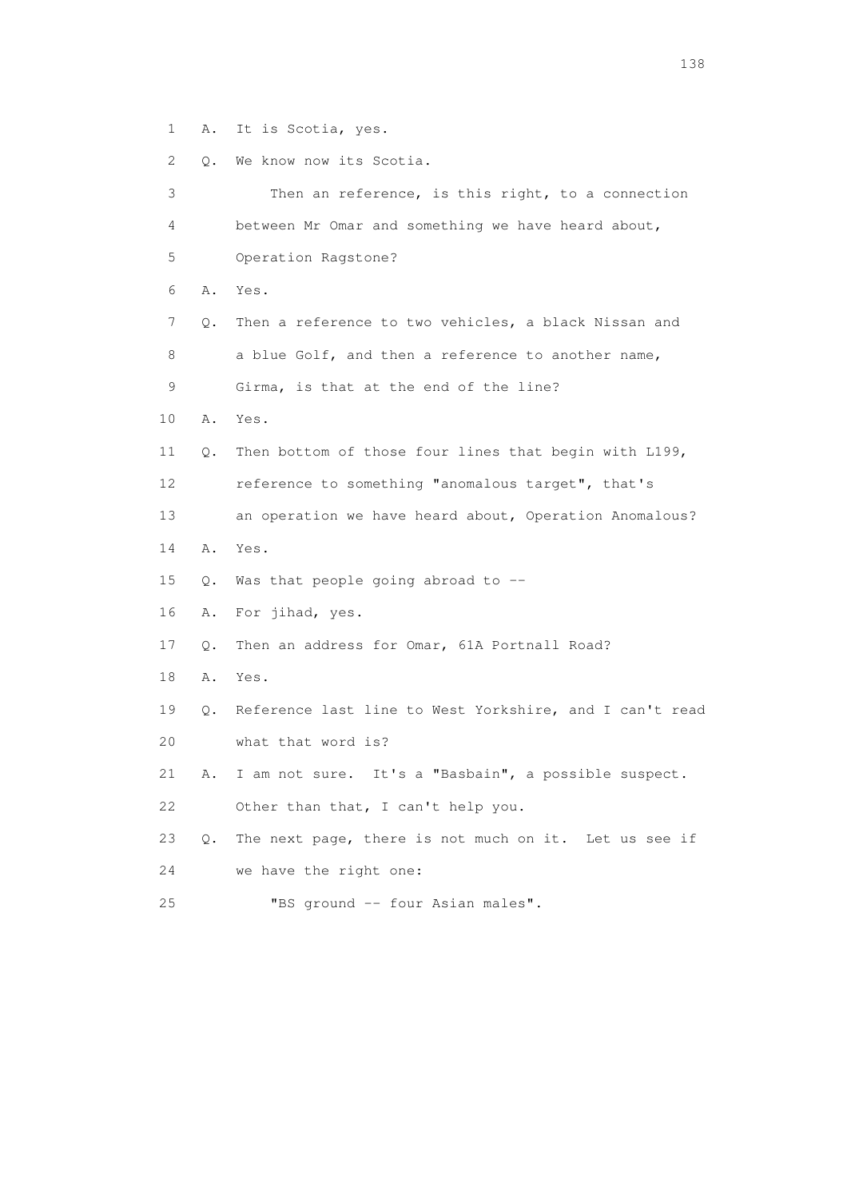1 A. It is Scotia, yes.

2 Q. We know now its Scotia.

3 Then an reference, is this right, to a connection

4 between Mr Omar and something we have heard about,

5 Operation Ragstone?

6 A. Yes.

7 Q. Then a reference to two vehicles, a black Nissan and

8 a blue Golf, and then a reference to another name,

9 Girma, is that at the end of the line?

10 A. Yes.

11 Q. Then bottom of those four lines that begin with L199,

12 reference to something "anomalous target", that's

13 an operation we have heard about, Operation Anomalous?

14 A. Yes.

15 Q. Was that people going abroad to --

16 A. For jihad, yes.

17 Q. Then an address for Omar, 61A Portnall Road?

18 A. Yes.

19 Q. Reference last line to West Yorkshire, and I can't read

20 what that word is?

21 A. I am not sure. It's a "Basbain", a possible suspect.

22 Other than that, I can't help you.

23 Q. The next page, there is not much on it. Let us see if

24 we have the right one:

25 "BS ground -- four Asian males".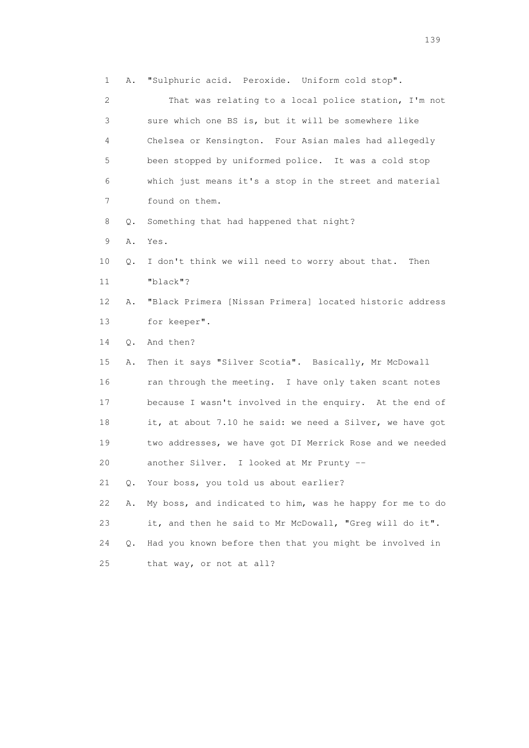1 A. "Sulphuric acid. Peroxide. Uniform cold stop".

2 That was relating to a local police station, I'm not

3 sure which one BS is, but it will be somewhere like

4 Chelsea or Kensington. Four Asian males had allegedly

5 been stopped by uniformed police. It was a cold stop

6 which just means it's a stop in the street and material

7 found on them.

8 Q. Something that had happened that night?

9 A. Yes.

10 Q. I don't think we will need to worry about that. Then

11 "black"?

12 A. "Black Primera [Nissan Primera] located historic address

13 for keeper".

14 Q. And then?

15 A. Then it says "Silver Scotia". Basically, Mr McDowall

16 ran through the meeting. I have only taken scant notes

17 because I wasn't involved in the enquiry. At the end of

18 it, at about 7.10 he said: we need a Silver, we have got

19 two addresses, we have got DI Merrick Rose and we needed

20 another Silver. I looked at Mr Prunty --

21 Q. Your boss, you told us about earlier?

22 A. My boss, and indicated to him, was he happy for me to do

23 it, and then he said to Mr McDowall, "Greg will do it".

24 Q. Had you known before then that you might be involved in

25 that way, or not at all?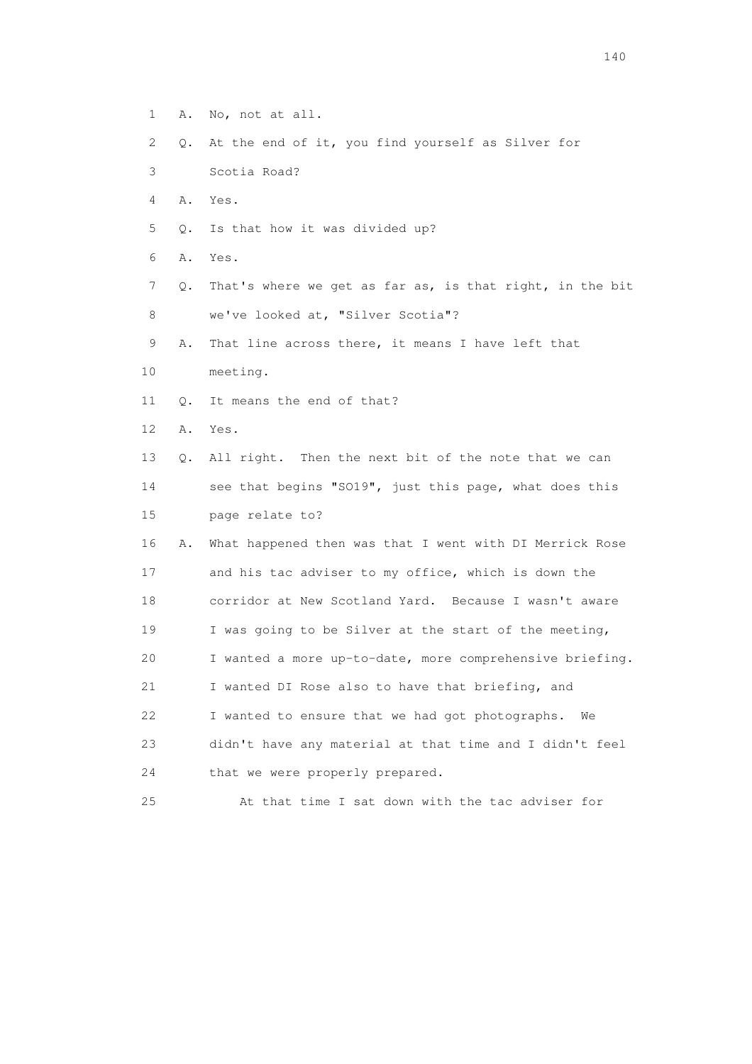1 A. No, not at all.

2 Q. At the end of it, you find yourself as Silver for

3 Scotia Road?

4 A. Yes.

5 Q. Is that how it was divided up?

6 A. Yes.

7 Q. That's where we get as far as, is that right, in the bit

8 we've looked at, "Silver Scotia"?

9 A. That line across there, it means I have left that

10 meeting.

11 Q. It means the end of that?

12 A. Yes.

13 Q. All right. Then the next bit of the note that we can

14 see that begins "SO19", just this page, what does this

15 page relate to?

16 A. What happened then was that I went with DI Merrick Rose

17 and his tac adviser to my office, which is down the

18 corridor at New Scotland Yard. Because I wasn't aware

19 I was going to be Silver at the start of the meeting,

20 I wanted a more up-to-date, more comprehensive briefing.

21 I wanted DI Rose also to have that briefing, and

22 I wanted to ensure that we had got photographs. We

23 didn't have any material at that time and I didn't feel

24 that we were properly prepared.

25 At that time I sat down with the tac adviser for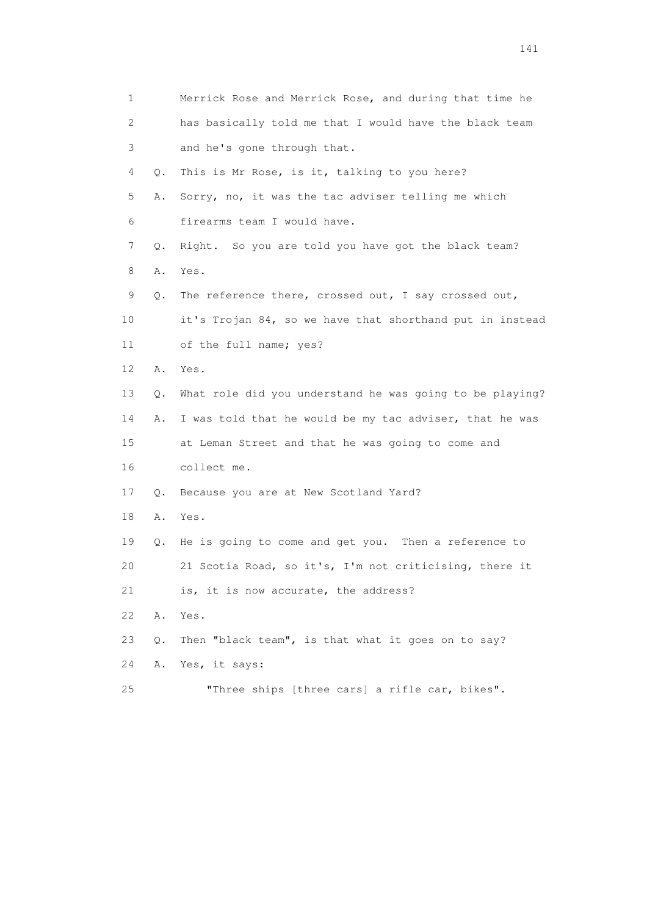1 Merrick Rose and Merrick Rose, and during that time he
2 has basically told me that I would have the black team
3 and he's gone through that.
4 Q. This is Mr Rose, is it, talking to you here?
5 A. Sorry, no, it was the tac adviser telling me which
6 firearms team I would have.
7 Q. Right. So you are told you have got the black team?
8 A. Yes.
9 Q. The reference there, crossed out, I say crossed out,
10 it's Trojan 84, so we have that shorthand put in instead
11 of the full name; yes?
12 A. Yes.
13 Q. What role did you understand he was going to be playing?
14 A. I was told that he would be my tac adviser, that he was
15 at Leman Street and that he was going to come and
16 collect me.
17 Q. Because you are at New Scotland Yard?
18 A. Yes.
19 Q. He is going to come and get you. Then a reference to
20 21 Scotia Road, so it's, I'm not criticising, there it
21 is, it is now accurate, the address?
22 A. Yes.
23 Q. Then "black team", is that what it goes on to say?
24 A. Yes, it says:
25 "Three ships [three cars] a rifle car, bikes".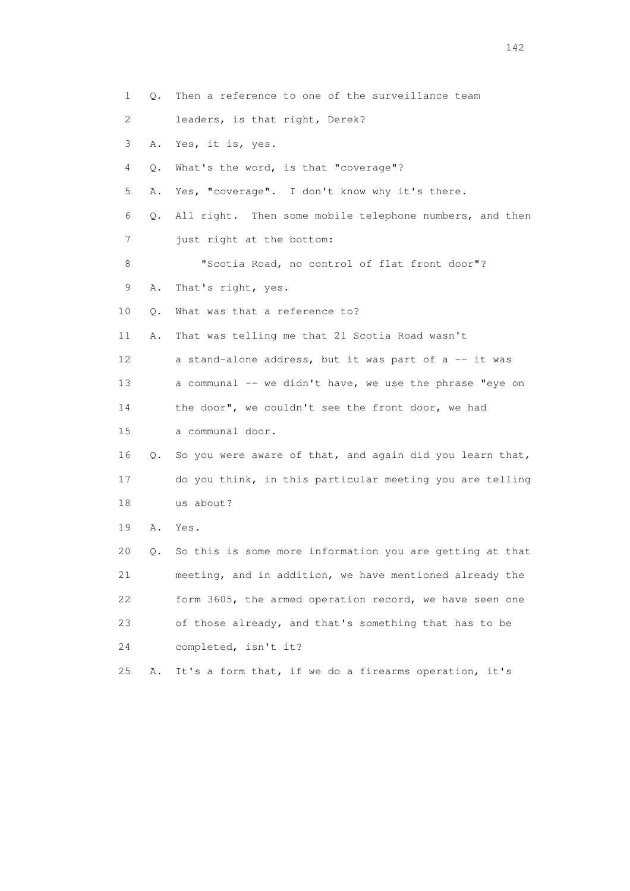1 Q. Then a reference to one of the surveillance team
2 leaders, is that right, Derek?
3 A. Yes, it is, yes.
4 Q. What's the word, is that "coverage"?
5 A. Yes, "coverage". I don't know why it's there.
6 Q. All right. Then some mobile telephone numbers, and then
7 just right at the bottom:
8 "Scotia Road, no control of flat front door"?
9 A. That's right, yes.
10 Q. What was that a reference to?
11 A. That was telling me that 21 Scotia Road wasn't
12 a stand-alone address, but it was part of a -- it was
13 a communal -- we didn't have, we use the phrase "eye on
14 the door", we couldn't see the front door, we had
15 a communal door.
16 Q. So you were aware of that, and again did you learn that,
17 do you think, in this particular meeting you are telling
18 us about?
19 A. Yes.
20 Q. So this is some more information you are getting at that
21 meeting, and in addition, we have mentioned already the
22 form 3605, the armed operation record, we have seen one
23 of those already, and that's something that has to be
24 completed, isn't it?
25 A. It's a form that, if we do a firearms operation, it's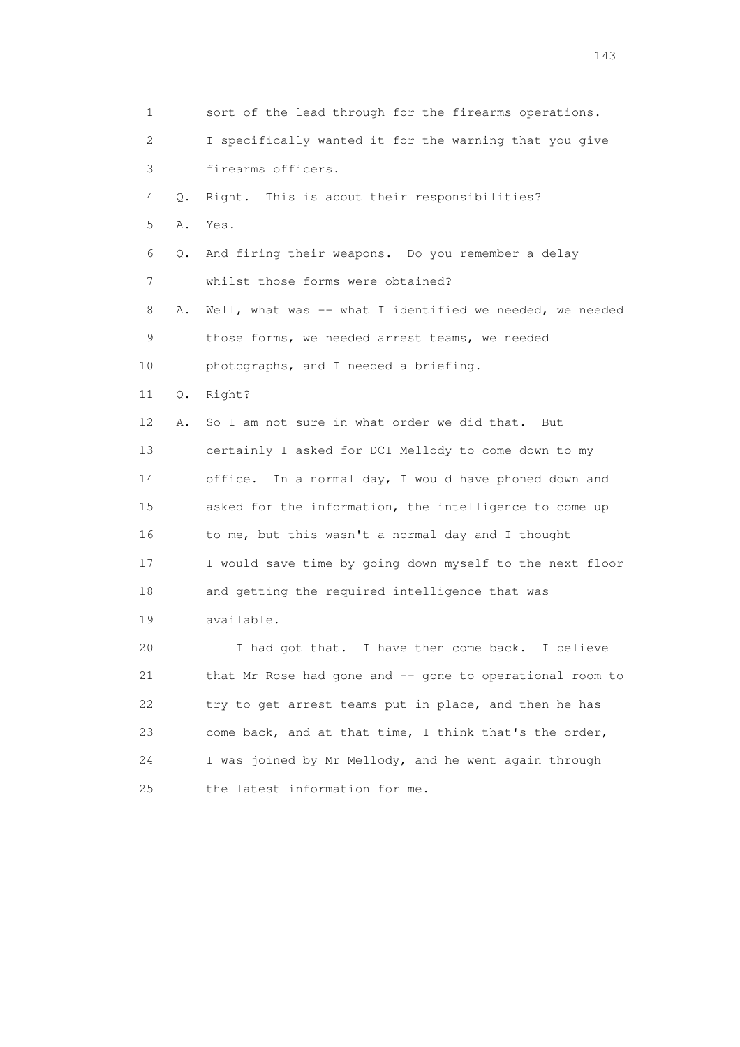1 sort of the lead through for the firearms operations.
2 I specifically wanted it for the warning that you give
3 firearms officers.
4 Q. Right. This is about their responsibilities?
5 A. Yes.
6 Q. And firing their weapons. Do you remember a delay
7 whilst those forms were obtained?
8 A. Well, what was -- what I identified we needed, we needed
9 those forms, we needed arrest teams, we needed
10 photographs, and I needed a briefing.
11 Q. Right?
12 A. So I am not sure in what order we did that. But
13 certainly I asked for DCI Mellody to come down to my
14 office. In a normal day, I would have phoned down and
15 asked for the information, the intelligence to come up
16 to me, but this wasn't a normal day and I thought
17 I would save time by going down myself to the next floor
18 and getting the required intelligence that was
19 available.
20 I had got that. I have then come back. I believe
21 that Mr Rose had gone and -- gone to operational room to
22 try to get arrest teams put in place, and then he has
23 come back, and at that time, I think that's the order,
24 I was joined by Mr Mellody, and he went again through
25 the latest information for me.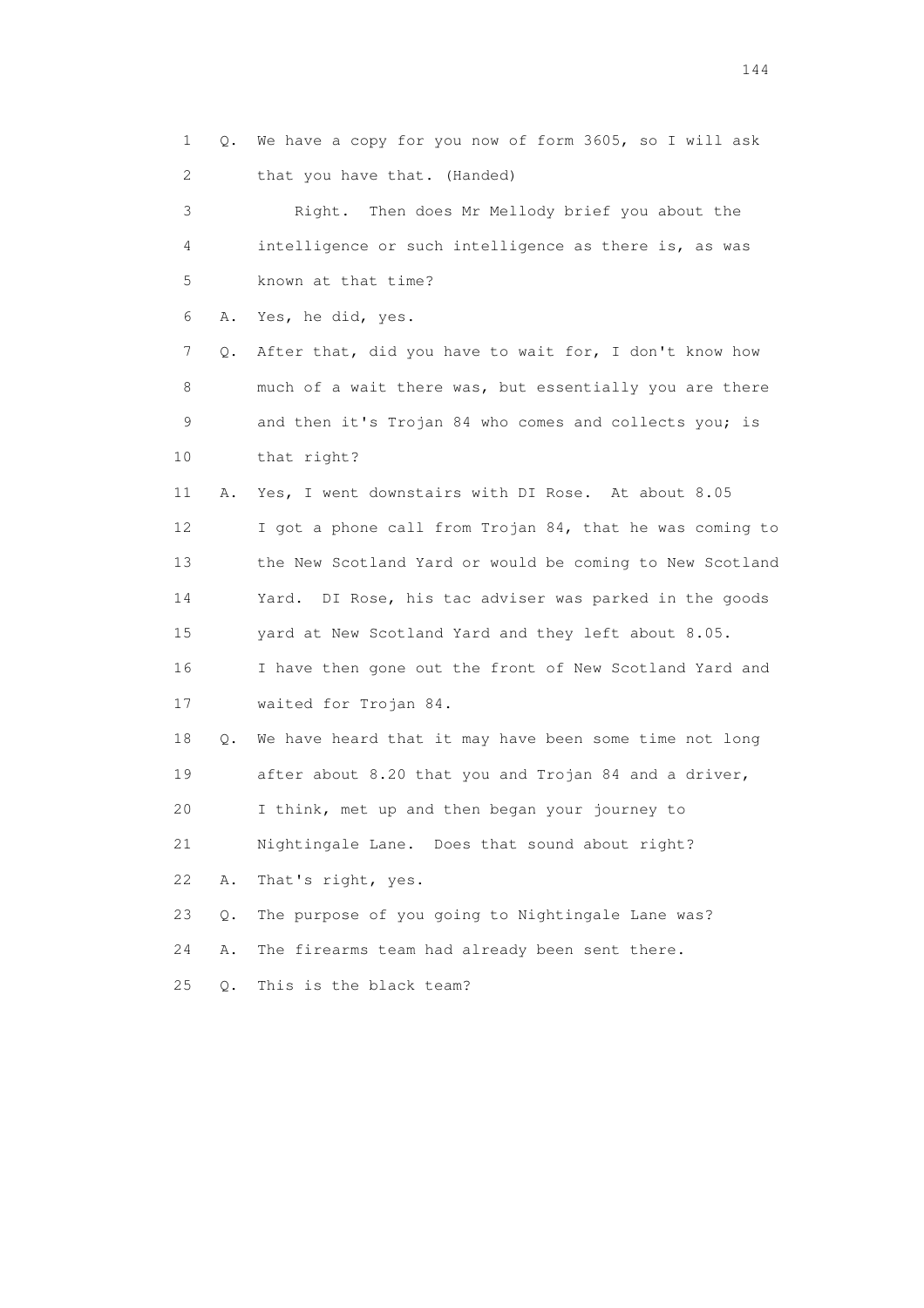1 Q. We have a copy for you now of form 3605, so I will ask
2 that you have that. (Handed)
3 Right. Then does Mr Mellody brief you about the
4 intelligence or such intelligence as there is, as was
5 known at that time?
6 A. Yes, he did, yes.
7 Q. After that, did you have to wait for, I don't know how
8 much of a wait there was, but essentially you are there
9 and then it's Trojan 84 who comes and collects you; is
10 that right?
11 A. Yes, I went downstairs with DI Rose. At about 8.05
12 I got a phone call from Trojan 84, that he was coming to
13 the New Scotland Yard or would be coming to New Scotland
14 Yard. DI Rose, his tac adviser was parked in the goods
15 yard at New Scotland Yard and they left about 8.05.
16 I have then gone out the front of New Scotland Yard and
17 waited for Trojan 84.
18 Q. We have heard that it may have been some time not long
19 after about 8.20 that you and Trojan 84 and a driver,
20 I think, met up and then began your journey to
21 Nightingale Lane. Does that sound about right?
22 A. That's right, yes.
23 Q. The purpose of you going to Nightingale Lane was?
24 A. The firearms team had already been sent there.
25 Q. This is the black team?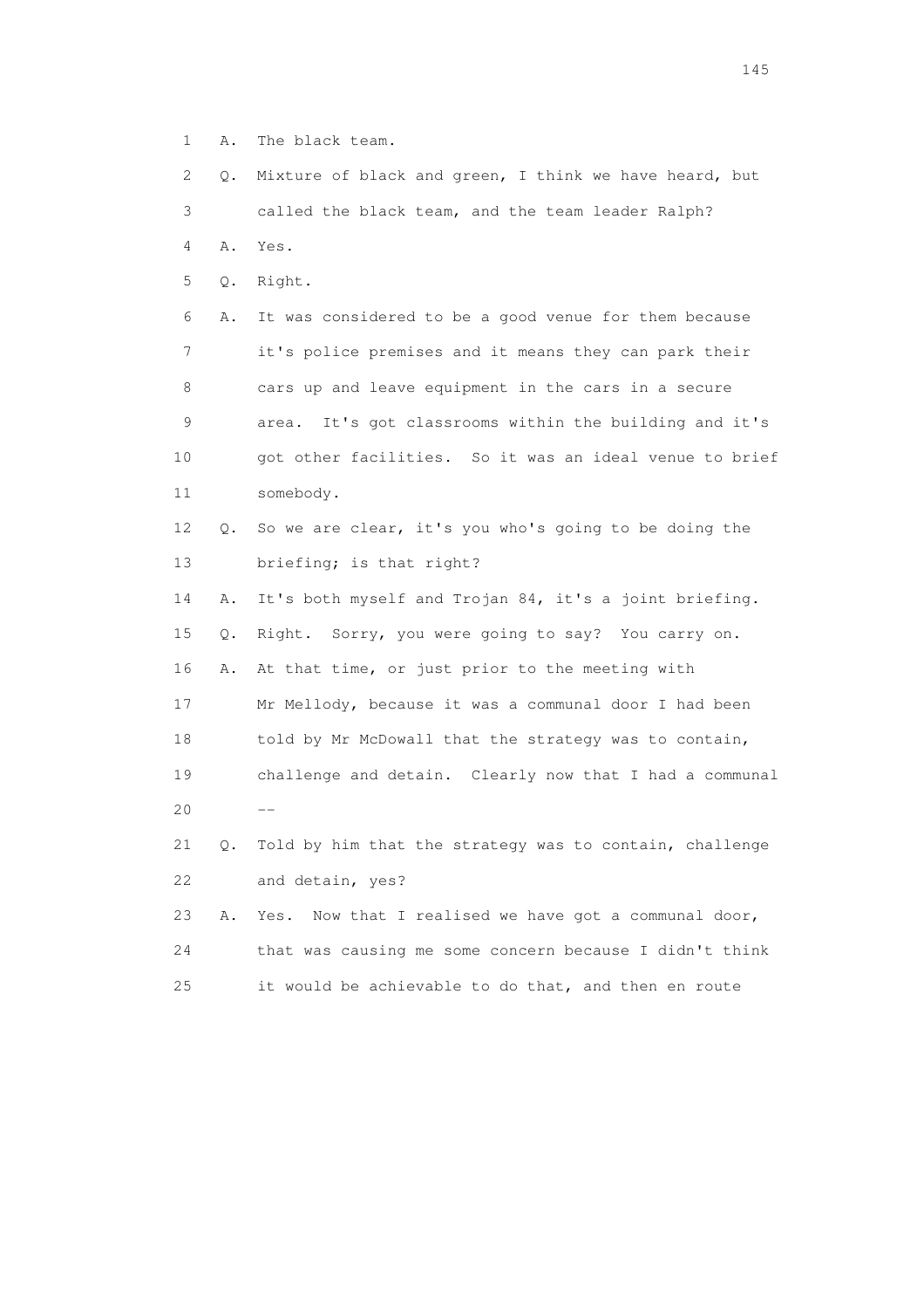1 A. The black team.

2 Q. Mixture of black and green, I think we have heard, but

3 called the black team, and the team leader Ralph?

4 A. Yes.

5 Q. Right.

6 A. It was considered to be a good venue for them because

7 it's police premises and it means they can park their

8 cars up and leave equipment in the cars in a secure

9 area. It's got classrooms within the building and it's

10 got other facilities. So it was an ideal venue to brief

11 somebody.

12 Q. So we are clear, it's you who's going to be doing the

13 briefing; is that right?

14 A. It's both myself and Trojan 84, it's a joint briefing.

15 Q. Right. Sorry, you were going to say? You carry on.

16 A. At that time, or just prior to the meeting with

17 Mr Mellody, because it was a communal door I had been

18 told by Mr McDowall that the strategy was to contain,

19 challenge and detain. Clearly now that I had a communal

20 --

21 Q. Told by him that the strategy was to contain, challenge

22 and detain, yes?

23 A. Yes. Now that I realised we have got a communal door,

24 that was causing me some concern because I didn't think

25 it would be achievable to do that, and then en route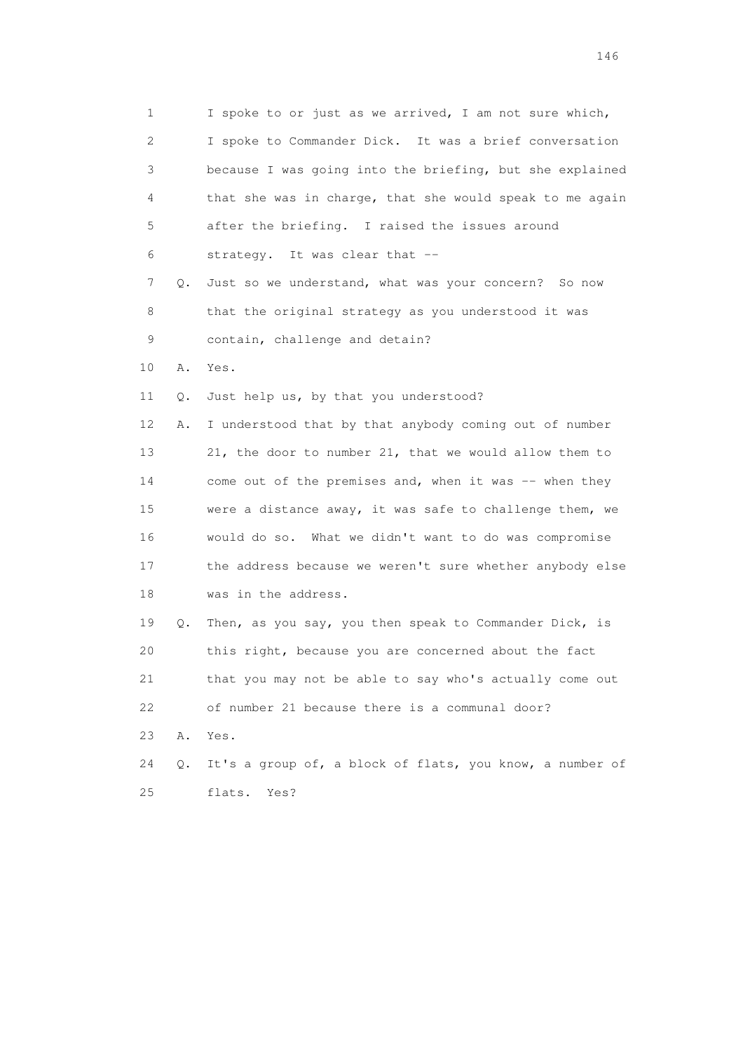1 I spoke to or just as we arrived, I am not sure which,
2 I spoke to Commander Dick. It was a brief conversation
3 because I was going into the briefing, but she explained
4 that she was in charge, that she would speak to me again
5 after the briefing. I raised the issues around
6 strategy. It was clear that --
7 Q. Just so we understand, what was your concern? So now
8 that the original strategy as you understood it was
9 contain, challenge and detain?
10 A. Yes.
11 Q. Just help us, by that you understood?
12 A. I understood that by that anybody coming out of number
13 21, the door to number 21, that we would allow them to
14 come out of the premises and, when it was -- when they
15 were a distance away, it was safe to challenge them, we
16 would do so. What we didn't want to do was compromise
17 the address because we weren't sure whether anybody else
18 was in the address.
19 Q. Then, as you say, you then speak to Commander Dick, is
20 this right, because you are concerned about the fact
21 that you may not be able to say who's actually come out
22 of number 21 because there is a communal door?
23 A. Yes.
24 Q. It's a group of, a block of flats, you know, a number of
25 flats. Yes?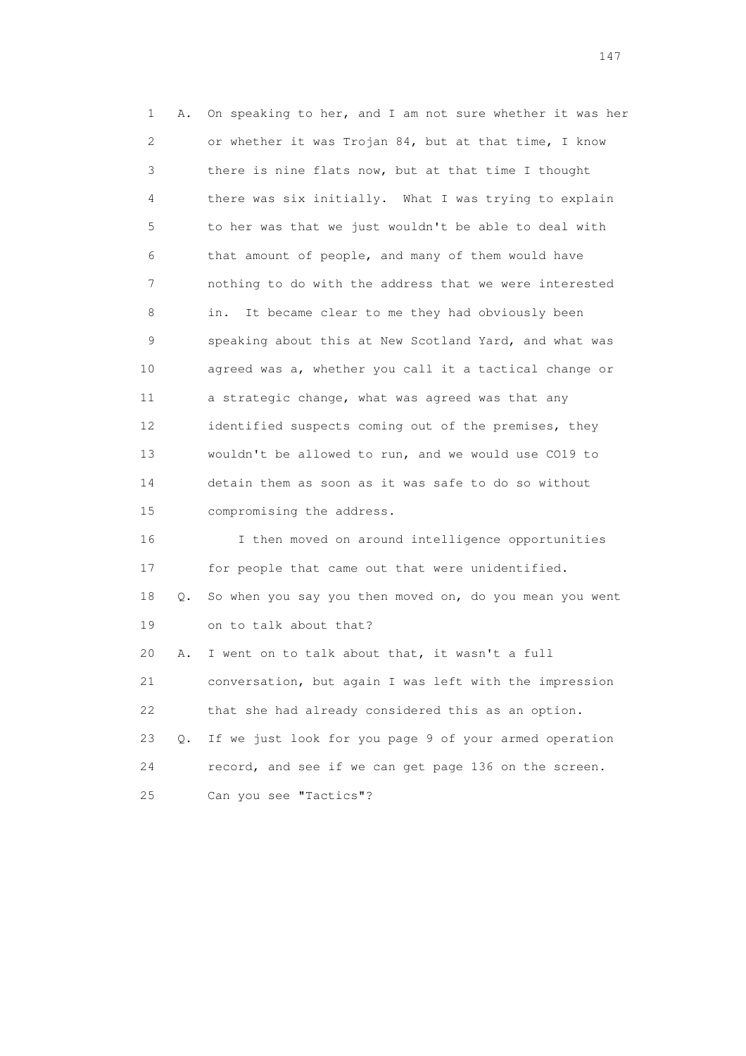1 A. On speaking to her, and I am not sure whether it was her
2 or whether it was Trojan 84, but at that time, I know
3 there is nine flats now, but at that time I thought
4 there was six initially. What I was trying to explain
5 to her was that we just wouldn't be able to deal with
6 that amount of people, and many of them would have
7 nothing to do with the address that we were interested
8 in. It became clear to me they had obviously been
9 speaking about this at New Scotland Yard, and what was
10 agreed was a, whether you call it a tactical change or
11 a strategic change, what was agreed was that any
12 identified suspects coming out of the premises, they
13 wouldn't be allowed to run, and we would use CO19 to
14 detain them as soon as it was safe to do so without
15 compromising the address.

16 I then moved on around intelligence opportunities
17 for people that came out that were unidentified.

18 Q. So when you say you then moved on, do you mean you went
19 on to talk about that?

20 A. I went on to talk about that, it wasn't a full
21 conversation, but again I was left with the impression
22 that she had already considered this as an option.

23 Q. If we just look for you page 9 of your armed operation
24 record, and see if we can get page 136 on the screen.
25 Can you see "Tactics"?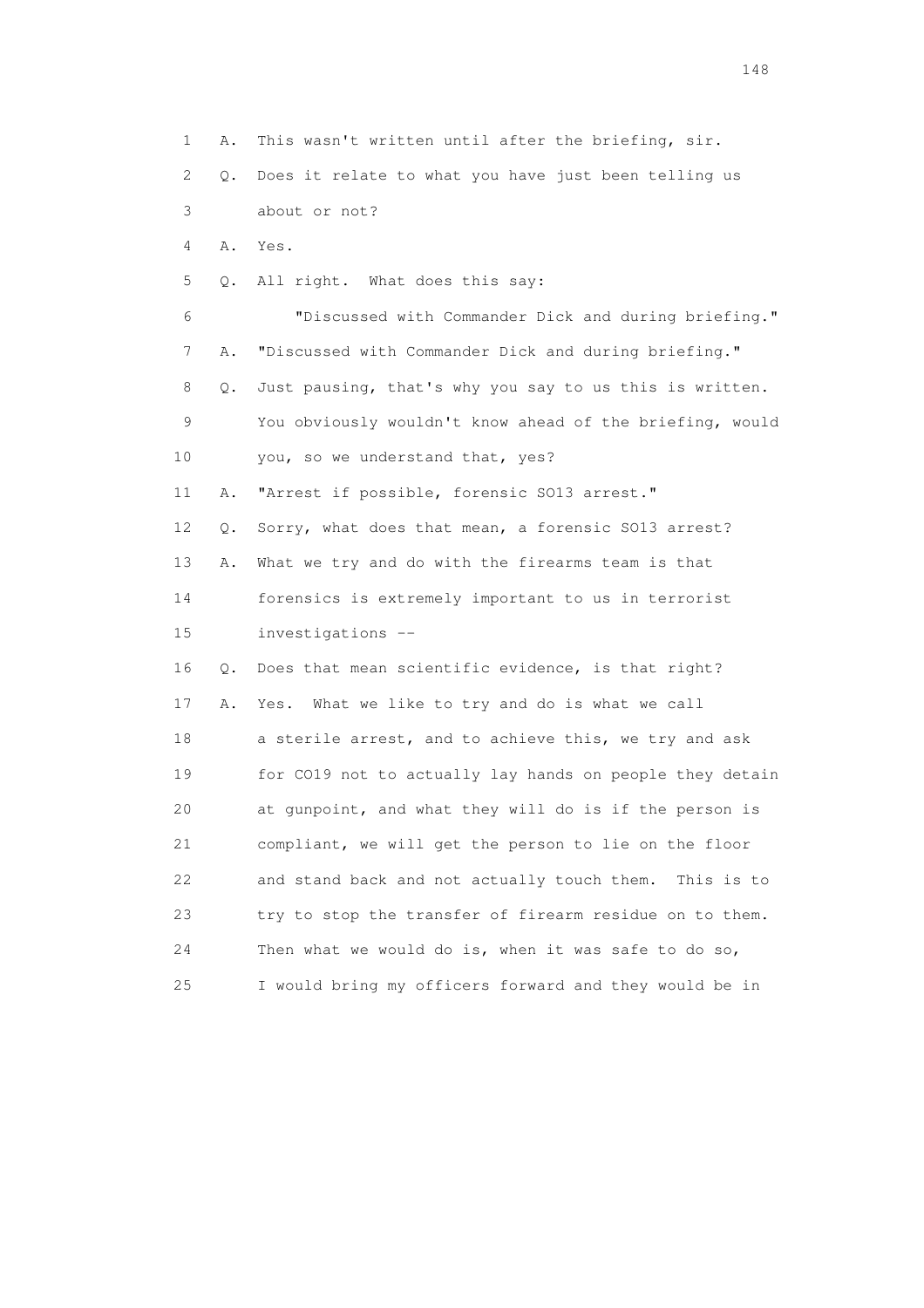1 A. This wasn't written until after the briefing, sir.

2 Q. Does it relate to what you have just been telling us

3 about or not?

4 A. Yes.

5 Q. All right. What does this say:

6 "Discussed with Commander Dick and during briefing."

7 A. "Discussed with Commander Dick and during briefing."

8 Q. Just pausing, that's why you say to us this is written.

9 You obviously wouldn't know ahead of the briefing, would

10 you, so we understand that, yes?

11 A. "Arrest if possible, forensic SO13 arrest."

12 Q. Sorry, what does that mean, a forensic SO13 arrest?

13 A. What we try and do with the firearms team is that

14 forensics is extremely important to us in terrorist

15 investigations --

16 Q. Does that mean scientific evidence, is that right?

17 A. Yes. What we like to try and do is what we call

18 a sterile arrest, and to achieve this, we try and ask

19 for CO19 not to actually lay hands on people they detain

20 at gunpoint, and what they will do is if the person is

21 compliant, we will get the person to lie on the floor

22 and stand back and not actually touch them. This is to

23 try to stop the transfer of firearm residue on to them.

24 Then what we would do is, when it was safe to do so,

25 I would bring my officers forward and they would be in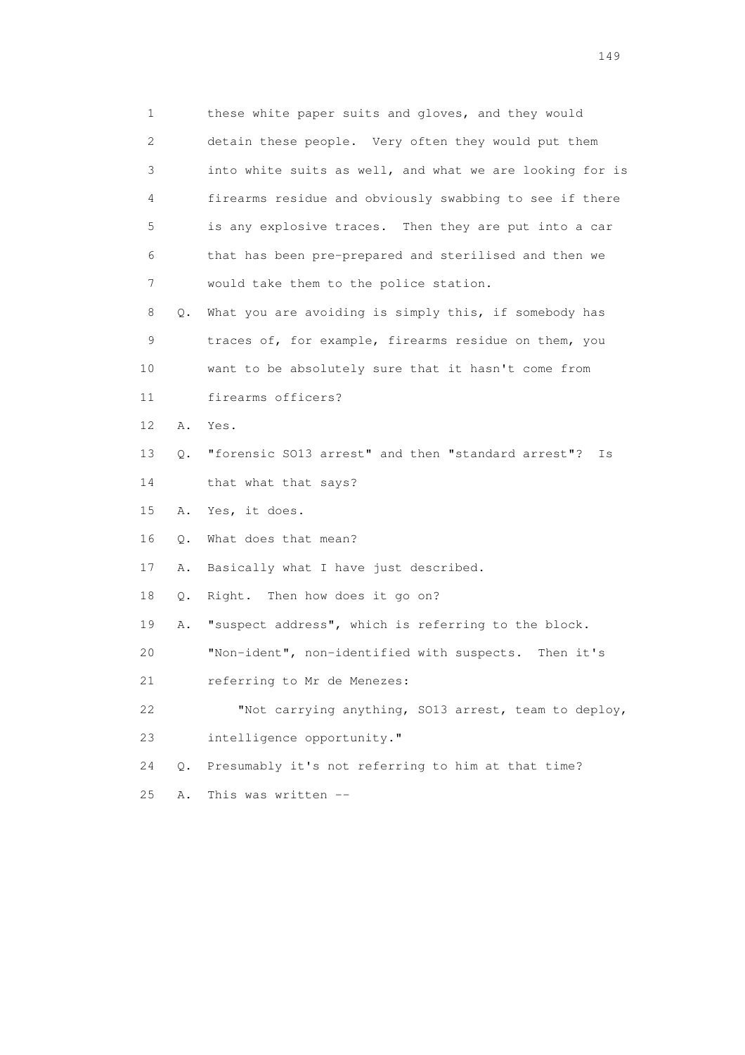1 these white paper suits and gloves, and they would
2 detain these people. Very often they would put them
3 into white suits as well, and what we are looking for is
4 firearms residue and obviously swabbing to see if there
5 is any explosive traces. Then they are put into a car
6 that has been pre-prepared and sterilised and then we
7 would take them to the police station.

8 Q. What you are avoiding is simply this, if somebody has
9 traces of, for example, firearms residue on them, you
10 want to be absolutely sure that it hasn't come from
11 firearms officers?

12 A. Yes.

13 Q. "forensic SO13 arrest" and then "standard arrest"? Is
14 that what that says?

15 A. Yes, it does.

16 Q. What does that mean?

17 A. Basically what I have just described.

18 Q. Right. Then how does it go on?

19 A. "suspect address", which is referring to the block.
20 "Non-ident", non-identified with suspects. Then it's
21 referring to Mr de Menezes:

22 "Not carrying anything, SO13 arrest, team to deploy,
23 intelligence opportunity."

24 Q. Presumably it's not referring to him at that time?

25 A. This was written --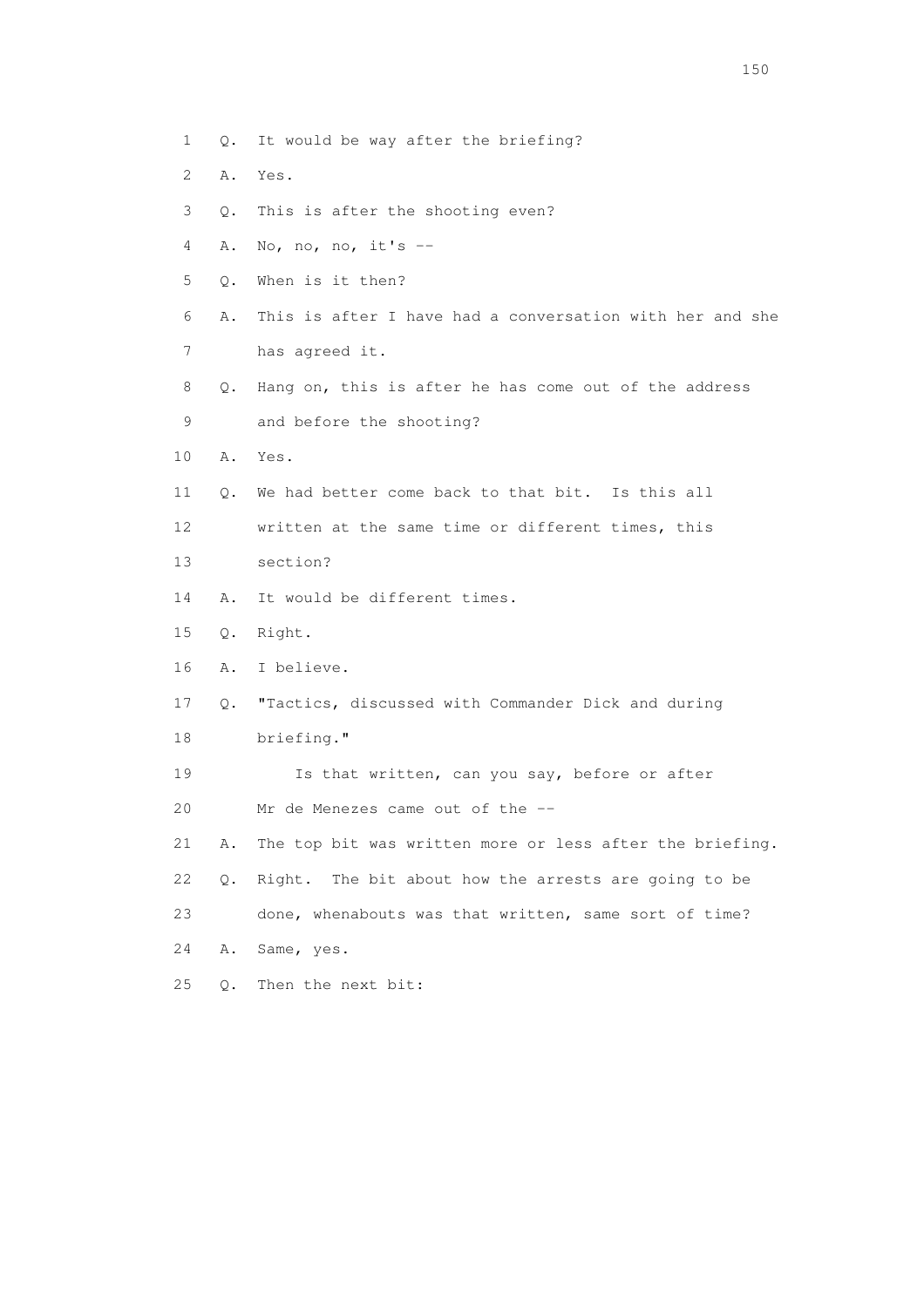1 Q. It would be way after the briefing?

2 A. Yes.

3 Q. This is after the shooting even?

4 A. No, no, no, it's --

5 Q. When is it then?

6 A. This is after I have had a conversation with her and she

7 has agreed it.

8 Q. Hang on, this is after he has come out of the address

9 and before the shooting?

10 A. Yes.

11 Q. We had better come back to that bit. Is this all

12 written at the same time or different times, this

13 section?

14 A. It would be different times.

15 Q. Right.

16 A. I believe.

17 Q. "Tactics, discussed with Commander Dick and during

18 briefing."

19 Is that written, can you say, before or after

20 Mr de Menezes came out of the --

21 A. The top bit was written more or less after the briefing.

22 Q. Right. The bit about how the arrests are going to be

23 done, whenabouts was that written, same sort of time?

24 A. Same, yes.

25 Q. Then the next bit: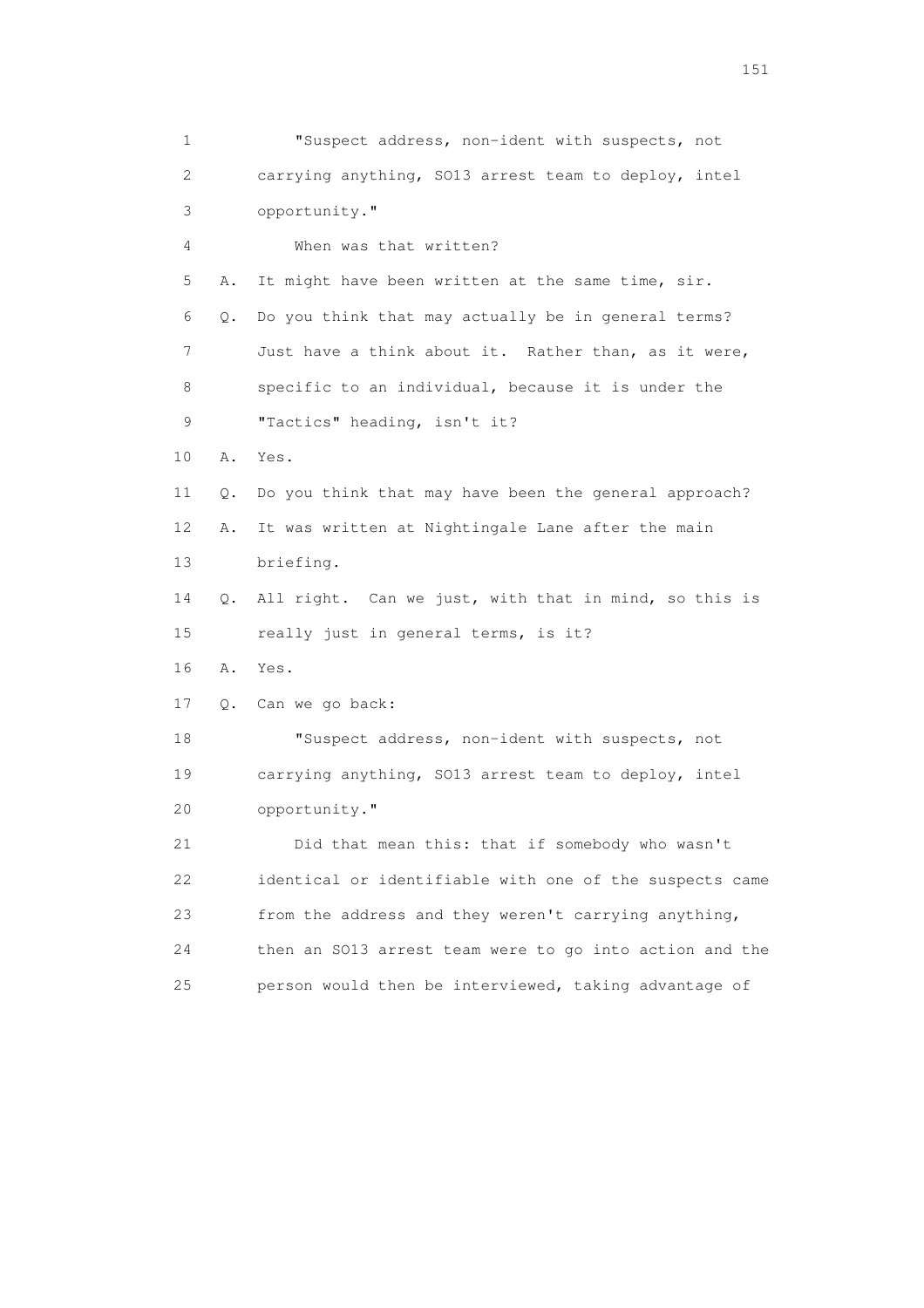1 "Suspect address, non-ident with suspects, not
2 carrying anything, SO13 arrest team to deploy, intel
3 opportunity."
4 When was that written?
5 A. It might have been written at the same time, sir.
6 Q. Do you think that may actually be in general terms?
7 Just have a think about it. Rather than, as it were,
8 specific to an individual, because it is under the
9 "Tactics" heading, isn't it?
10 A. Yes.
11 Q. Do you think that may have been the general approach?
12 A. It was written at Nightingale Lane after the main
13 briefing.
14 Q. All right. Can we just, with that in mind, so this is
15 really just in general terms, is it?
16 A. Yes.
17 Q. Can we go back:
18 "Suspect address, non-ident with suspects, not
19 carrying anything, SO13 arrest team to deploy, intel
20 opportunity."
21 Did that mean this: that if somebody who wasn't
22 identical or identifiable with one of the suspects came
23 from the address and they weren't carrying anything,
24 then an SO13 arrest team were to go into action and the
25 person would then be interviewed, taking advantage of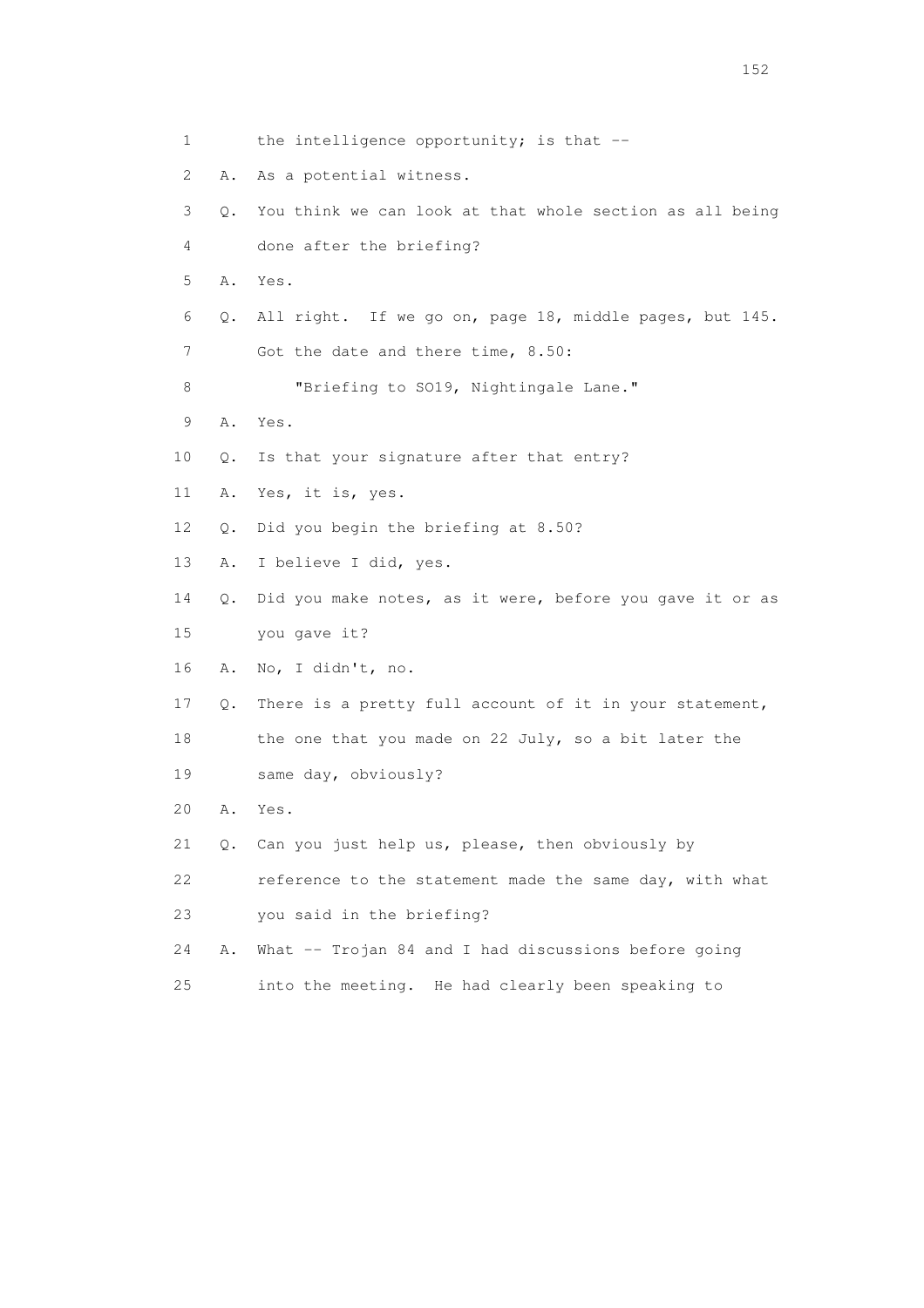1 the intelligence opportunity; is that --

2 A. As a potential witness.

3 Q. You think we can look at that whole section as all being

4 done after the briefing?

5 A. Yes.

6 Q. All right. If we go on, page 18, middle pages, but 145.

7 Got the date and there time, 8.50:

8 "Briefing to SO19, Nightingale Lane."

9 A. Yes.

10 Q. Is that your signature after that entry?

11 A. Yes, it is, yes.

12 Q. Did you begin the briefing at 8.50?

13 A. I believe I did, yes.

14 Q. Did you make notes, as it were, before you gave it or as

15 you gave it?

16 A. No, I didn't, no.

17 Q. There is a pretty full account of it in your statement,

18 the one that you made on 22 July, so a bit later the

19 same day, obviously?

20 A. Yes.

21 Q. Can you just help us, please, then obviously by

22 reference to the statement made the same day, with what

23 you said in the briefing?

24 A. What -- Trojan 84 and I had discussions before going

25 into the meeting. He had clearly been speaking to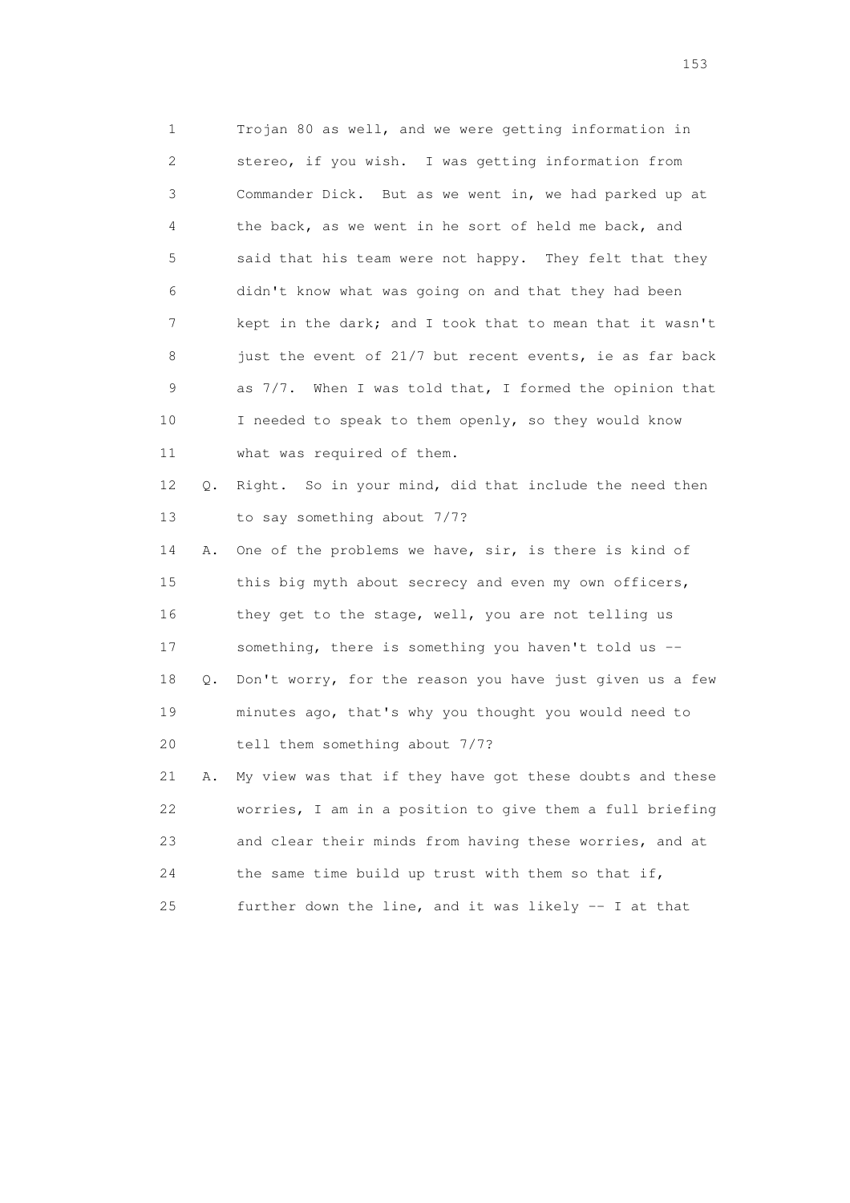1 Trojan 80 as well, and we were getting information in
2 stereo, if you wish. I was getting information from
3 Commander Dick. But as we went in, we had parked up at
4 the back, as we went in he sort of held me back, and
5 said that his team were not happy. They felt that they
6 didn't know what was going on and that they had been
7 kept in the dark; and I took that to mean that it wasn't
8 just the event of 21/7 but recent events, ie as far back
9 as 7/7. When I was told that, I formed the opinion that
10 I needed to speak to them openly, so they would know
11 what was required of them.

12 Q. Right. So in your mind, did that include the need then
13 to say something about 7/7?

14 A. One of the problems we have, sir, is there is kind of
15 this big myth about secrecy and even my own officers,
16 they get to the stage, well, you are not telling us
17 something, there is something you haven't told us --

18 Q. Don't worry, for the reason you have just given us a few
19 minutes ago, that's why you thought you would need to
20 tell them something about 7/7?

21 A. My view was that if they have got these doubts and these
22 worries, I am in a position to give them a full briefing
23 and clear their minds from having these worries, and at
24 the same time build up trust with them so that if,
25 further down the line, and it was likely -- I at that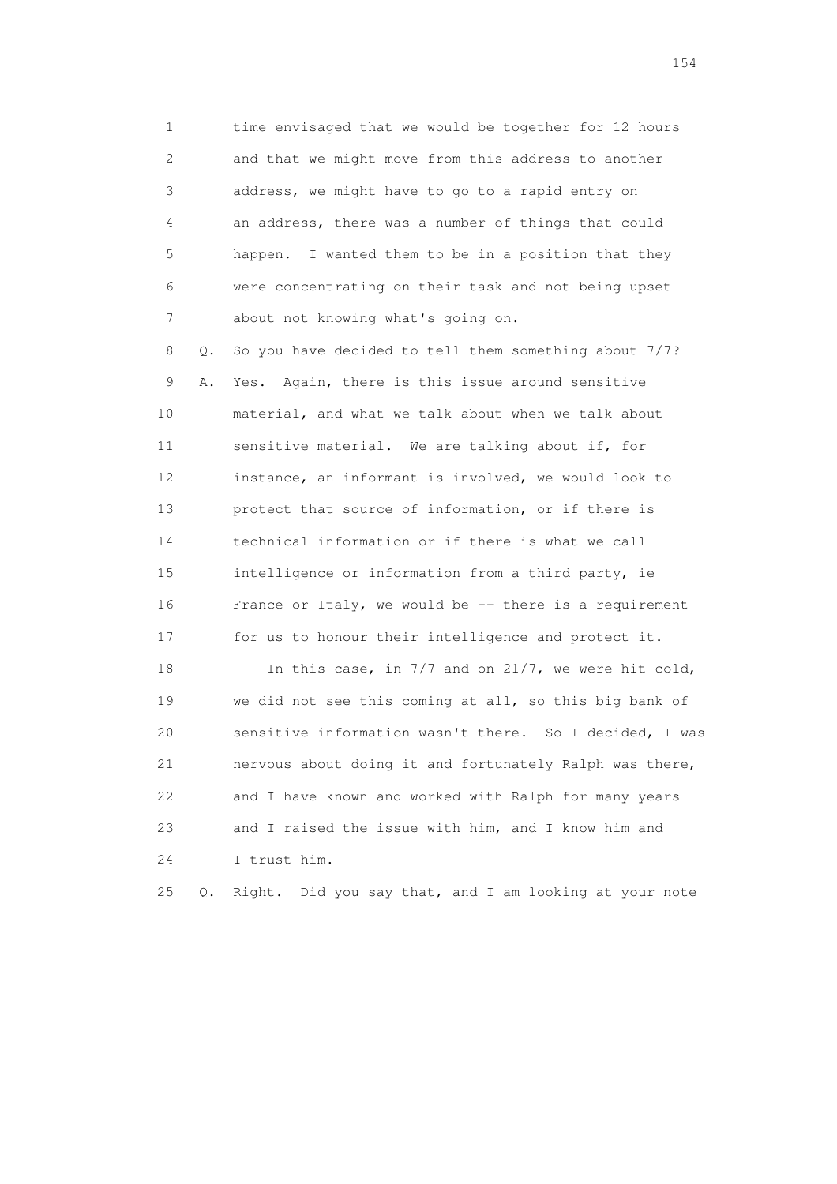1 time envisaged that we would be together for 12 hours
2 and that we might move from this address to another
3 address, we might have to go to a rapid entry on
4 an address, there was a number of things that could
5 happen. I wanted them to be in a position that they
6 were concentrating on their task and not being upset
7 about not knowing what's going on.

8 Q. So you have decided to tell them something about 7/7?

9 A. Yes. Again, there is this issue around sensitive
10 material, and what we talk about when we talk about
11 sensitive material. We are talking about if, for
12 instance, an informant is involved, we would look to
13 protect that source of information, or if there is
14 technical information or if there is what we call
15 intelligence or information from a third party, ie
16 France or Italy, we would be -- there is a requirement
17 for us to honour their intelligence and protect it.

18 In this case, in 7/7 and on 21/7, we were hit cold,
19 we did not see this coming at all, so this big bank of
20 sensitive information wasn't there. So I decided, I was
21 nervous about doing it and fortunately Ralph was there,
22 and I have known and worked with Ralph for many years
23 and I raised the issue with him, and I know him and
24 I trust him.

25 Q. Right. Did you say that, and I am looking at your note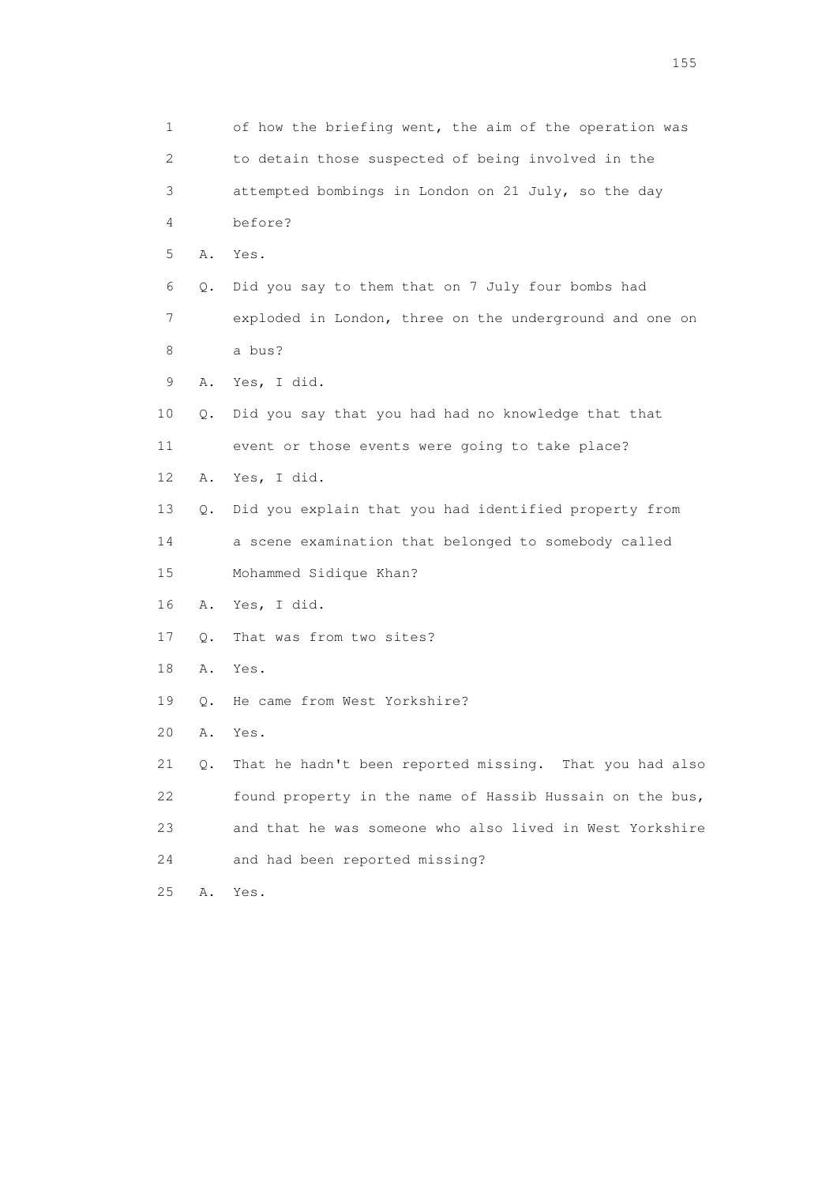1 of how the briefing went, the aim of the operation was
2 to detain those suspected of being involved in the
3 attempted bombings in London on 21 July, so the day
4 before?

5 A. Yes.

6 Q. Did you say to them that on 7 July four bombs had
7 exploded in London, three on the underground and one on
8 a bus?

9 A. Yes, I did.

10 Q. Did you say that you had had no knowledge that that
11 event or those events were going to take place?

12 A. Yes, I did.

13 Q. Did you explain that you had identified property from
14 a scene examination that belonged to somebody called
15 Mohammed Sidique Khan?

16 A. Yes, I did.

17 Q. That was from two sites?

18 A. Yes.

19 Q. He came from West Yorkshire?

20 A. Yes.

21 Q. That he hadn't been reported missing. That you had also
22 found property in the name of Hassib Hussain on the bus,
23 and that he was someone who also lived in West Yorkshire
24 and had been reported missing?

25 A. Yes.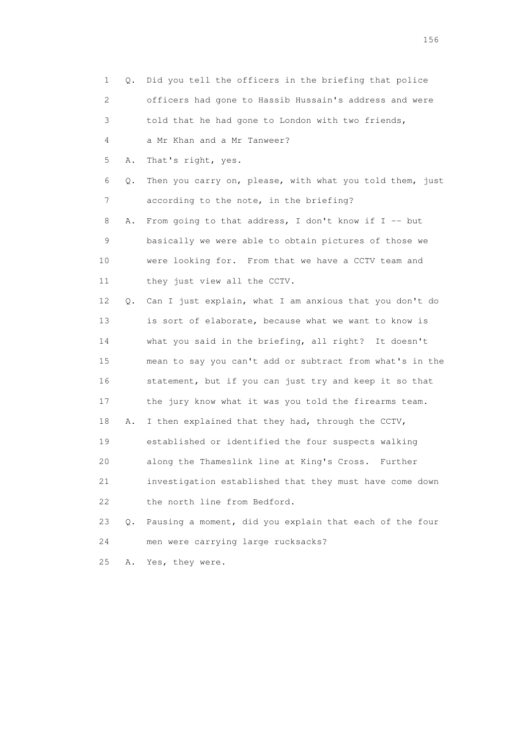1 Q. Did you tell the officers in the briefing that police
2 officers had gone to Hassib Hussain's address and were
3 told that he had gone to London with two friends,
4 a Mr Khan and a Mr Tanweer?
5 A. That's right, yes.
6 Q. Then you carry on, please, with what you told them, just
7 according to the note, in the briefing?
8 A. From going to that address, I don't know if I -- but
9 basically we were able to obtain pictures of those we
10 were looking for. From that we have a CCTV team and
11 they just view all the CCTV.
12 Q. Can I just explain, what I am anxious that you don't do
13 is sort of elaborate, because what we want to know is
14 what you said in the briefing, all right? It doesn't
15 mean to say you can't add or subtract from what's in the
16 statement, but if you can just try and keep it so that
17 the jury know what it was you told the firearms team.
18 A. I then explained that they had, through the CCTV,
19 established or identified the four suspects walking
20 along the Thameslink line at King's Cross. Further
21 investigation established that they must have come down
22 the north line from Bedford.
23 Q. Pausing a moment, did you explain that each of the four
24 men were carrying large rucksacks?
25 A. Yes, they were.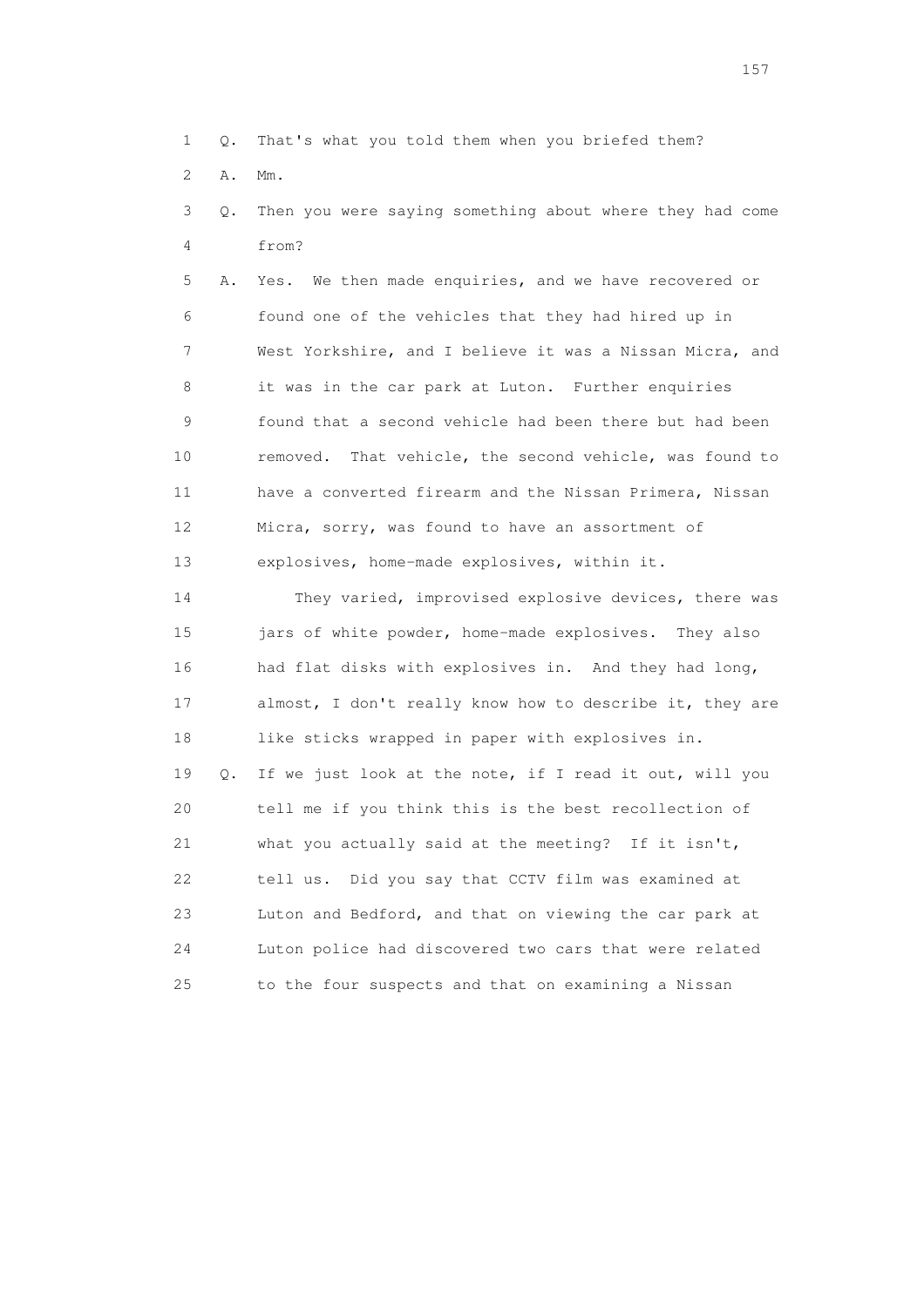1 Q. That's what you told them when you briefed them?

2 A. Mm.

3 Q. Then you were saying something about where they had come
4 from?

5 A. Yes. We then made enquiries, and we have recovered or
6 found one of the vehicles that they had hired up in
7 West Yorkshire, and I believe it was a Nissan Micra, and
8 it was in the car park at Luton. Further enquiries
9 found that a second vehicle had been there but had been
10 removed. That vehicle, the second vehicle, was found to
11 have a converted firearm and the Nissan Primera, Nissan
12 Micra, sorry, was found to have an assortment of
13 explosives, home-made explosives, within it.

14 They varied, improvised explosive devices, there was
15 jars of white powder, home-made explosives. They also
16 had flat disks with explosives in. And they had long,
17 almost, I don't really know how to describe it, they are
18 like sticks wrapped in paper with explosives in.

19 Q. If we just look at the note, if I read it out, will you
20 tell me if you think this is the best recollection of
21 what you actually said at the meeting? If it isn't,
22 tell us. Did you say that CCTV film was examined at
23 Luton and Bedford, and that on viewing the car park at
24 Luton police had discovered two cars that were related
25 to the four suspects and that on examining a Nissan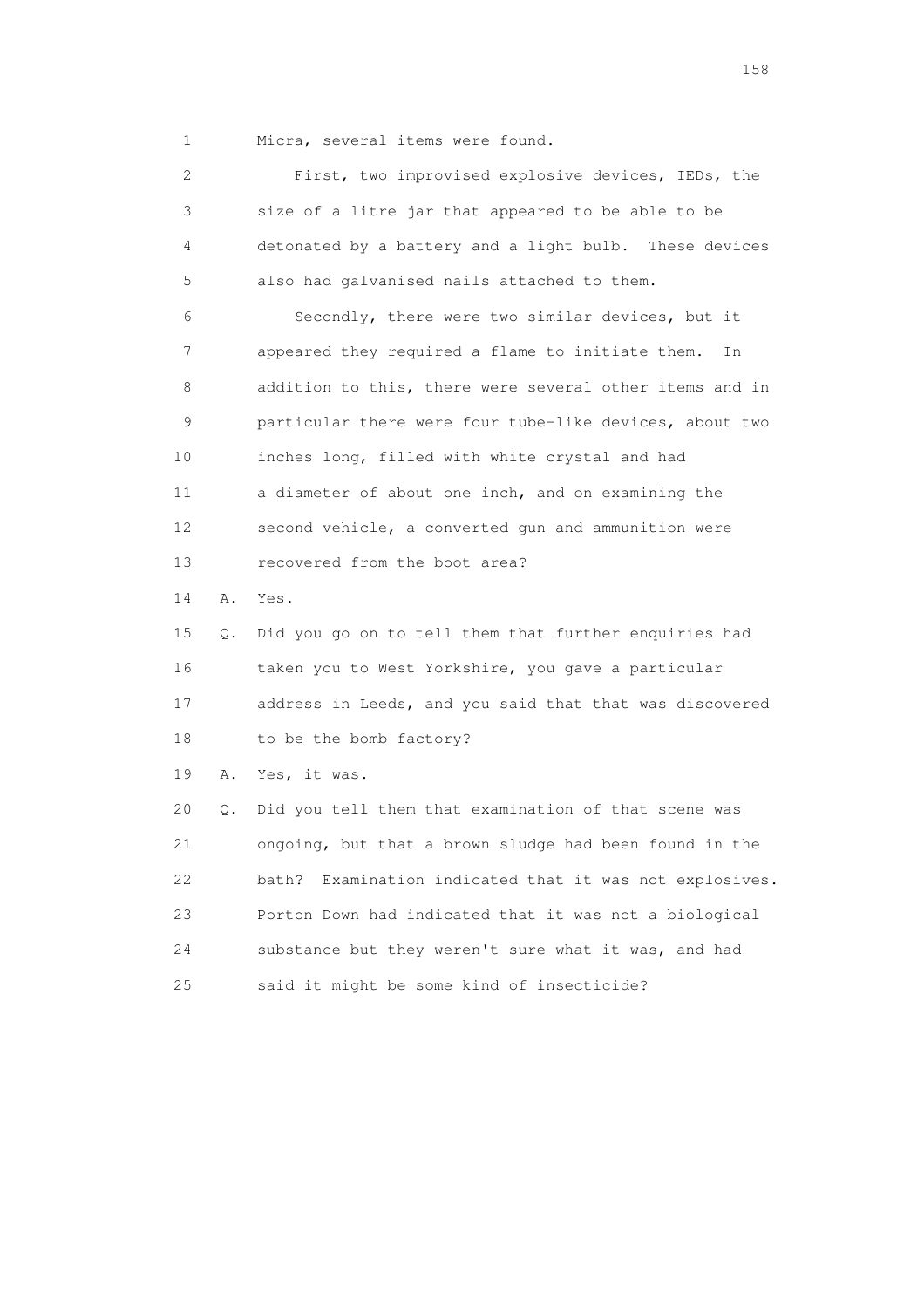1 Micra, several items were found.

2 First, two improvised explosive devices, IEDs, the
3 size of a litre jar that appeared to be able to be
4 detonated by a battery and a light bulb. These devices
5 also had galvanised nails attached to them.

6 Secondly, there were two similar devices, but it
7 appeared they required a flame to initiate them. In
8 addition to this, there were several other items and in
9 particular there were four tube-like devices, about two
10 inches long, filled with white crystal and had
11 a diameter of about one inch, and on examining the
12 second vehicle, a converted gun and ammunition were
13 recovered from the boot area?

14 A. Yes.

15 Q. Did you go on to tell them that further enquiries had
16 taken you to West Yorkshire, you gave a particular
17 address in Leeds, and you said that that was discovered
18 to be the bomb factory?

19 A. Yes, it was.

20 Q. Did you tell them that examination of that scene was
21 ongoing, but that a brown sludge had been found in the
22 bath? Examination indicated that it was not explosives.
23 Porton Down had indicated that it was not a biological
24 substance but they weren't sure what it was, and had
25 said it might be some kind of insecticide?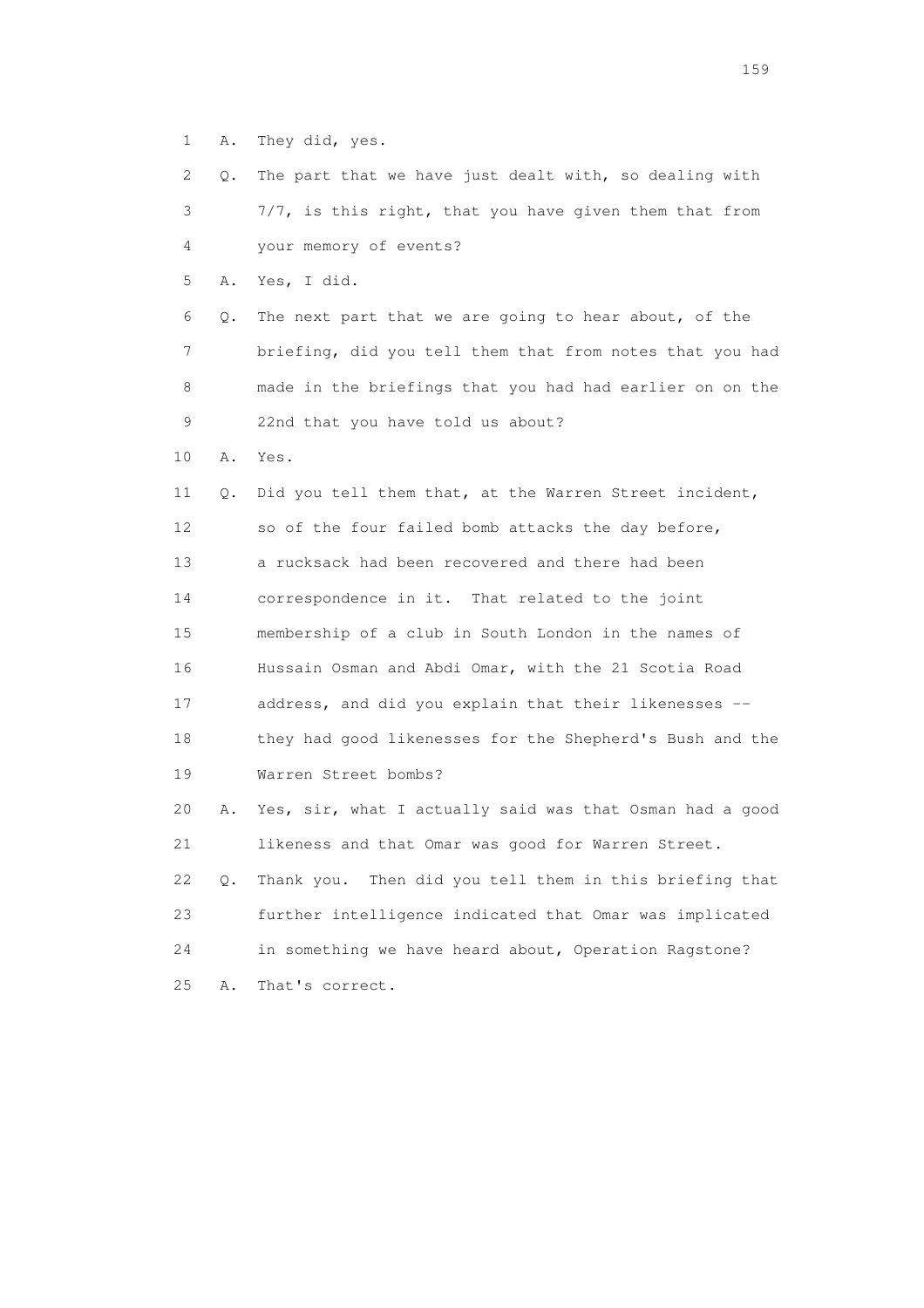1 A. They did, yes.

2 Q. The part that we have just dealt with, so dealing with

3 7/7, is this right, that you have given them that from

4 your memory of events?

5 A. Yes, I did.

6 Q. The next part that we are going to hear about, of the

7 briefing, did you tell them that from notes that you had

8 made in the briefings that you had had earlier on on the

9 22nd that you have told us about?

10 A. Yes.

11 Q. Did you tell them that, at the Warren Street incident,

12 so of the four failed bomb attacks the day before,

13 a rucksack had been recovered and there had been

14 correspondence in it. That related to the joint

15 membership of a club in South London in the names of

16 Hussain Osman and Abdi Omar, with the 21 Scotia Road

17 address, and did you explain that their likenesses --

18 they had good likenesses for the Shepherd's Bush and the

19 Warren Street bombs?

20 A. Yes, sir, what I actually said was that Osman had a good

21 likeness and that Omar was good for Warren Street.

22 Q. Thank you. Then did you tell them in this briefing that

23 further intelligence indicated that Omar was implicated

24 in something we have heard about, Operation Ragstone?

25 A. That's correct.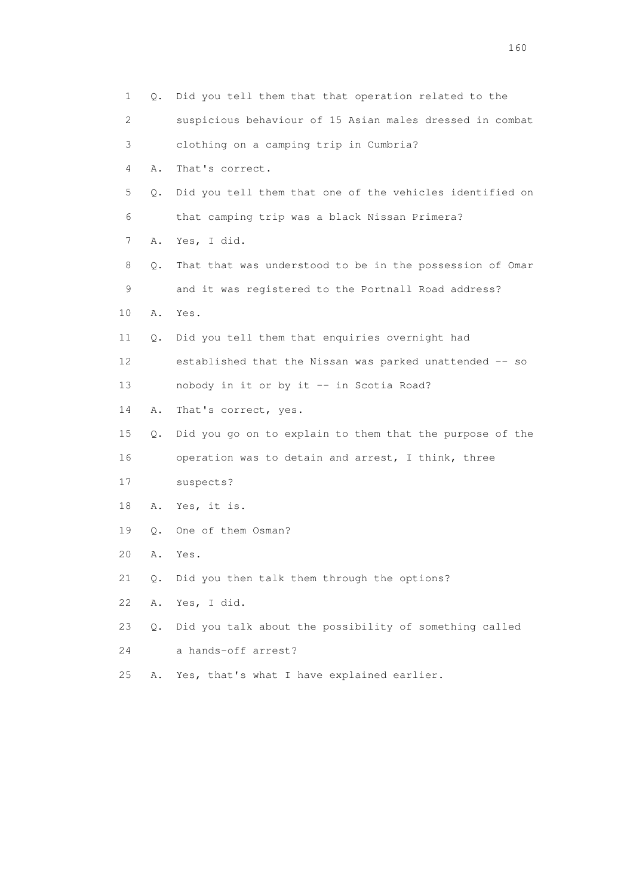1 Q. Did you tell them that that operation related to the
2 suspicious behaviour of 15 Asian males dressed in combat
3 clothing on a camping trip in Cumbria?
4 A. That's correct.
5 Q. Did you tell them that one of the vehicles identified on
6 that camping trip was a black Nissan Primera?
7 A. Yes, I did.
8 Q. That that was understood to be in the possession of Omar
9 and it was registered to the Portnall Road address?
10 A. Yes.
11 Q. Did you tell them that enquiries overnight had
12 established that the Nissan was parked unattended -- so
13 nobody in it or by it -- in Scotia Road?
14 A. That's correct, yes.
15 Q. Did you go on to explain to them that the purpose of the
16 operation was to detain and arrest, I think, three
17 suspects?
18 A. Yes, it is.
19 Q. One of them Osman?
20 A. Yes.
21 Q. Did you then talk them through the options?
22 A. Yes, I did.
23 Q. Did you talk about the possibility of something called
24 a hands-off arrest?
25 A. Yes, that's what I have explained earlier.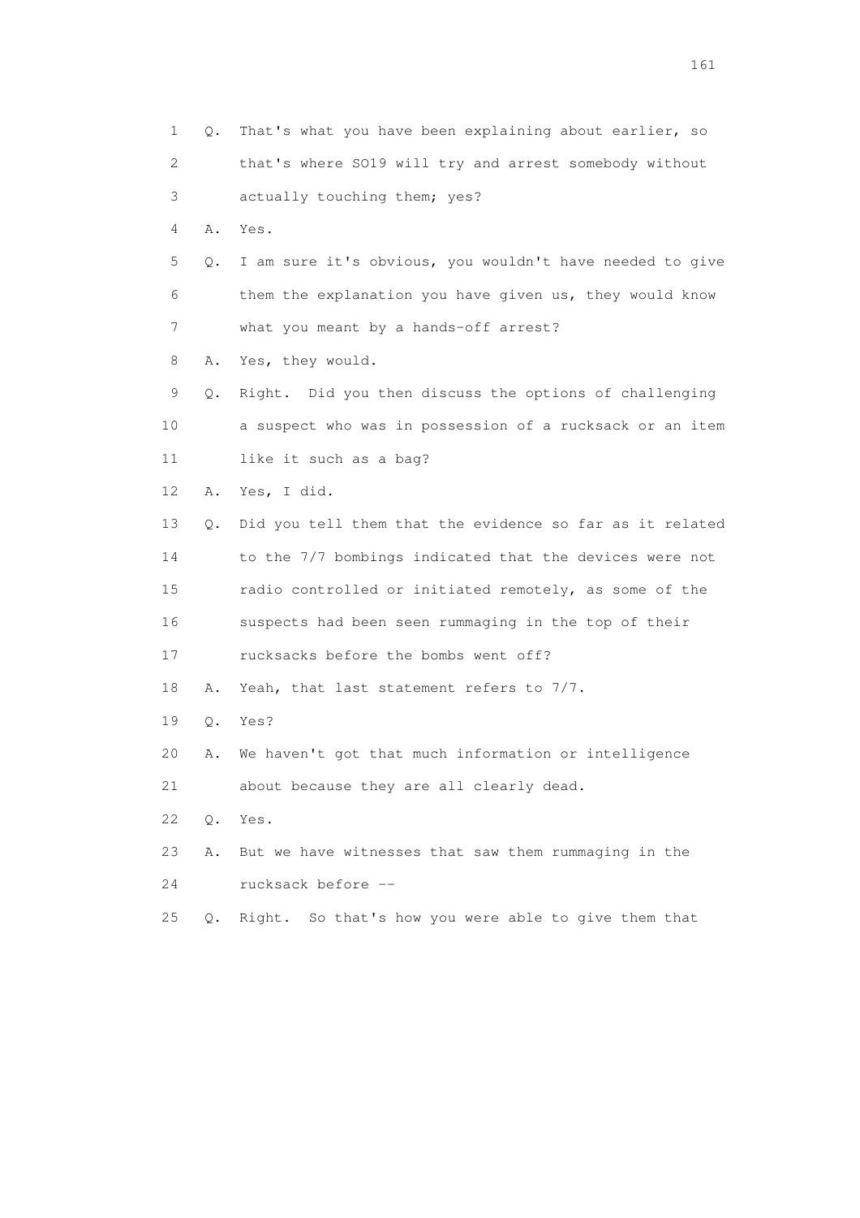1 Q. That's what you have been explaining about earlier, so
2 that's where SO19 will try and arrest somebody without
3 actually touching them; yes?
4 A. Yes.
5 Q. I am sure it's obvious, you wouldn't have needed to give
6 them the explanation you have given us, they would know
7 what you meant by a hands-off arrest?
8 A. Yes, they would.
9 Q. Right. Did you then discuss the options of challenging
10 a suspect who was in possession of a rucksack or an item
11 like it such as a bag?
12 A. Yes, I did.
13 Q. Did you tell them that the evidence so far as it related
14 to the 7/7 bombings indicated that the devices were not
15 radio controlled or initiated remotely, as some of the
16 suspects had been seen rummaging in the top of their
17 rucksacks before the bombs went off?
18 A. Yeah, that last statement refers to 7/7.
19 Q. Yes?
20 A. We haven't got that much information or intelligence
21 about because they are all clearly dead.
22 Q. Yes.
23 A. But we have witnesses that saw them rummaging in the
24 rucksack before --
25 Q. Right. So that's how you were able to give them that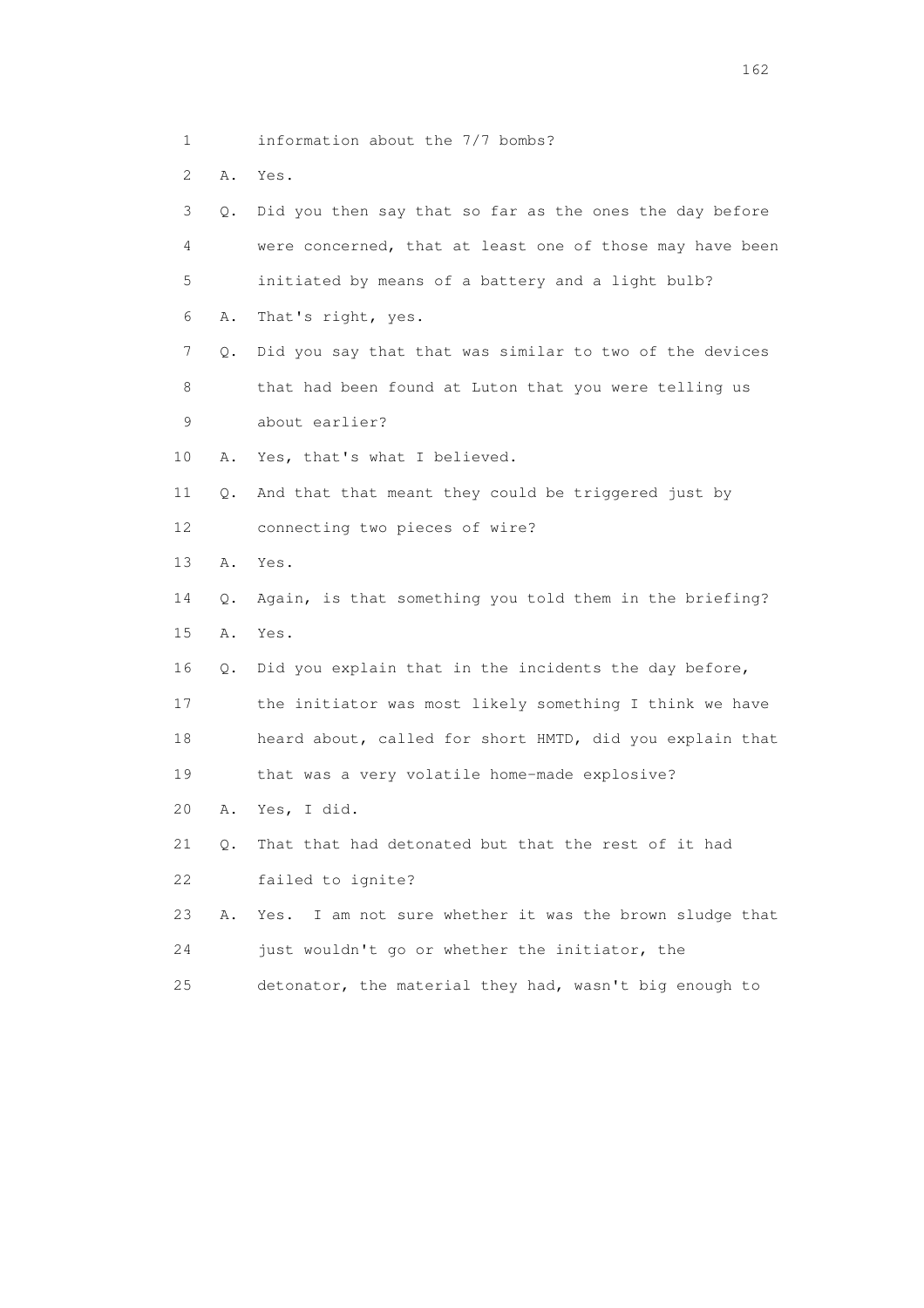1 information about the 7/7 bombs?

2 A. Yes.

3 Q. Did you then say that so far as the ones the day before

4 were concerned, that at least one of those may have been

5 initiated by means of a battery and a light bulb?

6 A. That's right, yes.

7 Q. Did you say that that was similar to two of the devices

8 that had been found at Luton that you were telling us

9 about earlier?

10 A. Yes, that's what I believed.

11 Q. And that that meant they could be triggered just by

12 connecting two pieces of wire?

13 A. Yes.

14 Q. Again, is that something you told them in the briefing?

15 A. Yes.

16 Q. Did you explain that in the incidents the day before,

17 the initiator was most likely something I think we have

18 heard about, called for short HMTD, did you explain that

19 that was a very volatile home-made explosive?

20 A. Yes, I did.

21 Q. That that had detonated but that the rest of it had

22 failed to ignite?

23 A. Yes. I am not sure whether it was the brown sludge that

24 just wouldn't go or whether the initiator, the

25 detonator, the material they had, wasn't big enough to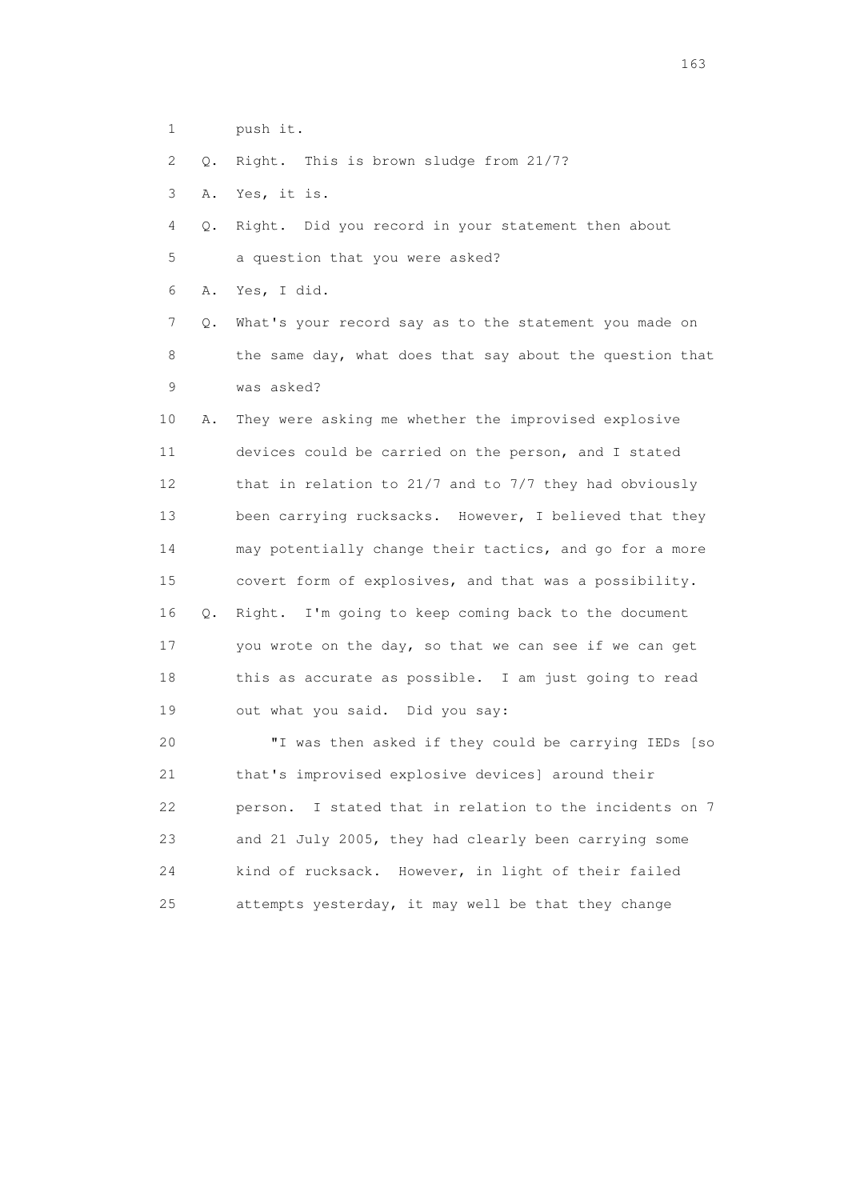1 push it.

2 Q. Right. This is brown sludge from 21/7?

3 A. Yes, it is.

4 Q. Right. Did you record in your statement then about

5 a question that you were asked?

6 A. Yes, I did.

7 Q. What's your record say as to the statement you made on

8 the same day, what does that say about the question that

9 was asked?

10 A. They were asking me whether the improvised explosive

11 devices could be carried on the person, and I stated

12 that in relation to 21/7 and to 7/7 they had obviously

13 been carrying rucksacks. However, I believed that they

14 may potentially change their tactics, and go for a more

15 covert form of explosives, and that was a possibility.

16 Q. Right. I'm going to keep coming back to the document

17 you wrote on the day, so that we can see if we can get

18 this as accurate as possible. I am just going to read

19 out what you said. Did you say:

20 "I was then asked if they could be carrying IEDs [so

21 that's improvised explosive devices] around their

22 person. I stated that in relation to the incidents on 7

23 and 21 July 2005, they had clearly been carrying some

24 kind of rucksack. However, in light of their failed

25 attempts yesterday, it may well be that they change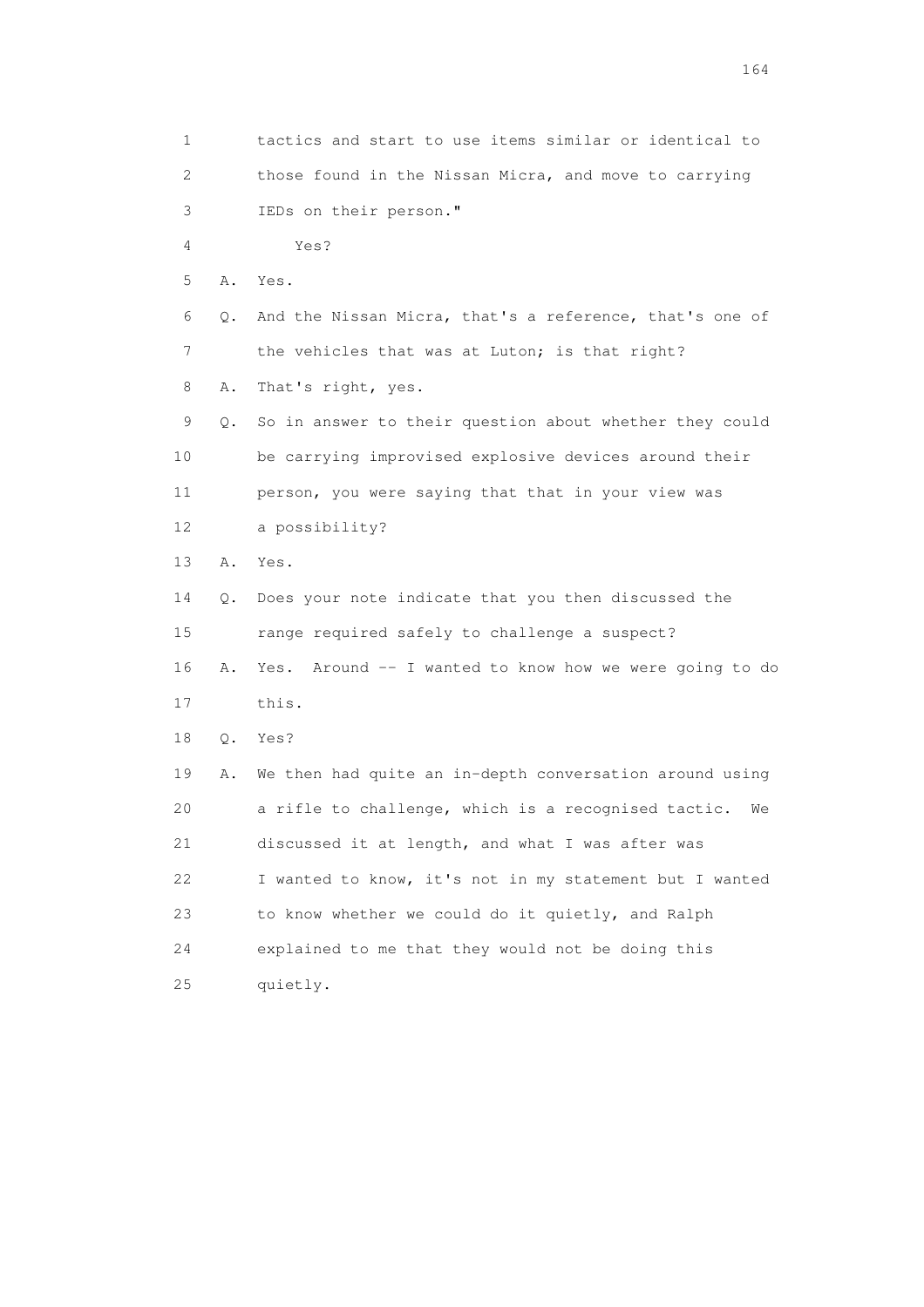1 tactics and start to use items similar or identical to
2 those found in the Nissan Micra, and move to carrying
3 IEDs on their person."
4 Yes?
5 A. Yes.
6 Q. And the Nissan Micra, that's a reference, that's one of
7 the vehicles that was at Luton; is that right?
8 A. That's right, yes.
9 Q. So in answer to their question about whether they could
10 be carrying improvised explosive devices around their
11 person, you were saying that that in your view was
12 a possibility?
13 A. Yes.
14 Q. Does your note indicate that you then discussed the
15 range required safely to challenge a suspect?
16 A. Yes. Around -- I wanted to know how we were going to do
17 this.
18 Q. Yes?
19 A. We then had quite an in-depth conversation around using
20 a rifle to challenge, which is a recognised tactic. We
21 discussed it at length, and what I was after was
22 I wanted to know, it's not in my statement but I wanted
23 to know whether we could do it quietly, and Ralph
24 explained to me that they would not be doing this
25 quietly.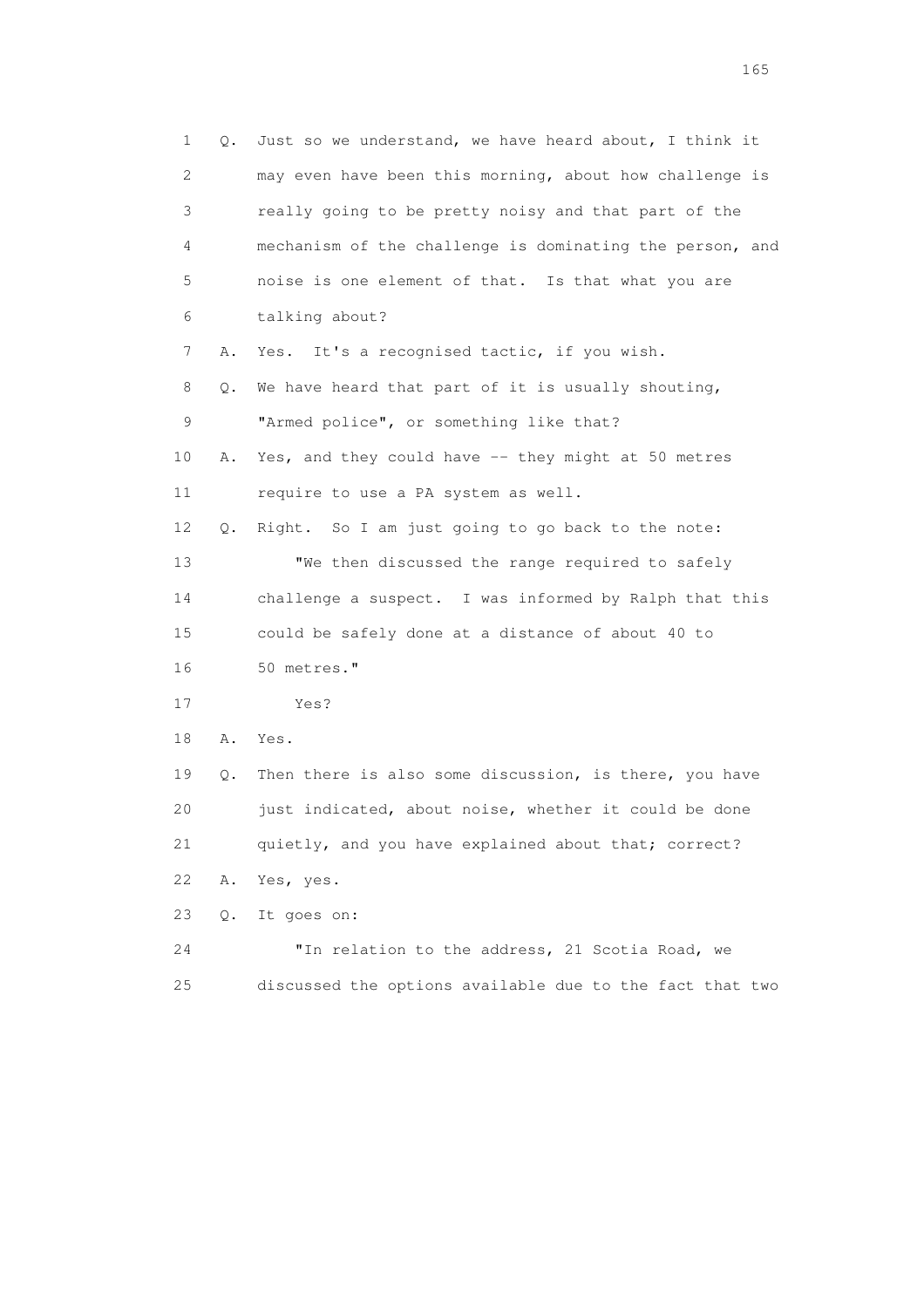1 Q. Just so we understand, we have heard about, I think it
2 may even have been this morning, about how challenge is
3 really going to be pretty noisy and that part of the
4 mechanism of the challenge is dominating the person, and
5 noise is one element of that. Is that what you are
6 talking about?
7 A. Yes. It's a recognised tactic, if you wish.
8 Q. We have heard that part of it is usually shouting,
9 "Armed police", or something like that?
10 A. Yes, and they could have -- they might at 50 metres
11 require to use a PA system as well.
12 Q. Right. So I am just going to go back to the note:
13 "We then discussed the range required to safely
14 challenge a suspect. I was informed by Ralph that this
15 could be safely done at a distance of about 40 to
16 50 metres."
17 Yes?
18 A. Yes.
19 Q. Then there is also some discussion, is there, you have
20 just indicated, about noise, whether it could be done
21 quietly, and you have explained about that; correct?
22 A. Yes, yes.
23 Q. It goes on:
24 "In relation to the address, 21 Scotia Road, we
25 discussed the options available due to the fact that two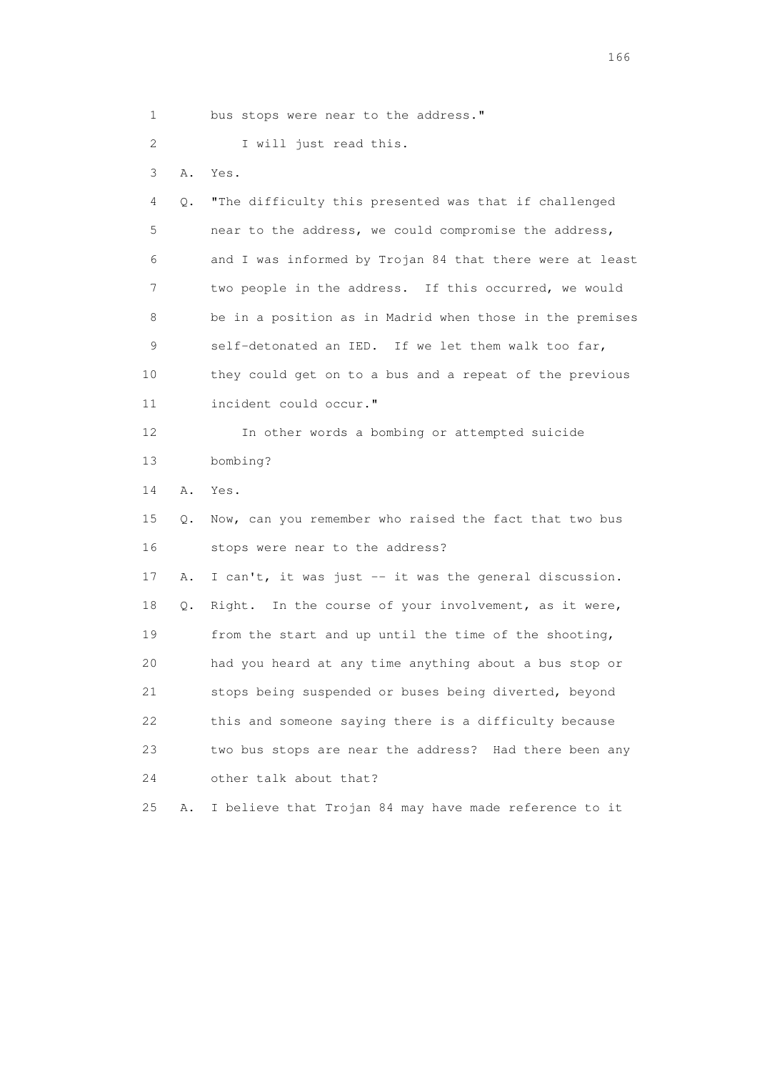1 bus stops were near to the address."

2 I will just read this.

3 A. Yes.

4 Q. "The difficulty this presented was that if challenged

5 near to the address, we could compromise the address,

6 and I was informed by Trojan 84 that there were at least

7 two people in the address. If this occurred, we would

8 be in a position as in Madrid when those in the premises

9 self-detonated an IED. If we let them walk too far,

10 they could get on to a bus and a repeat of the previous

11 incident could occur."

12 In other words a bombing or attempted suicide

13 bombing?

14 A. Yes.

15 Q. Now, can you remember who raised the fact that two bus

16 stops were near to the address?

17 A. I can't, it was just -- it was the general discussion.

18 Q. Right. In the course of your involvement, as it were,

19 from the start and up until the time of the shooting,

20 had you heard at any time anything about a bus stop or

21 stops being suspended or buses being diverted, beyond

22 this and someone saying there is a difficulty because

23 two bus stops are near the address? Had there been any

24 other talk about that?

25 A. I believe that Trojan 84 may have made reference to it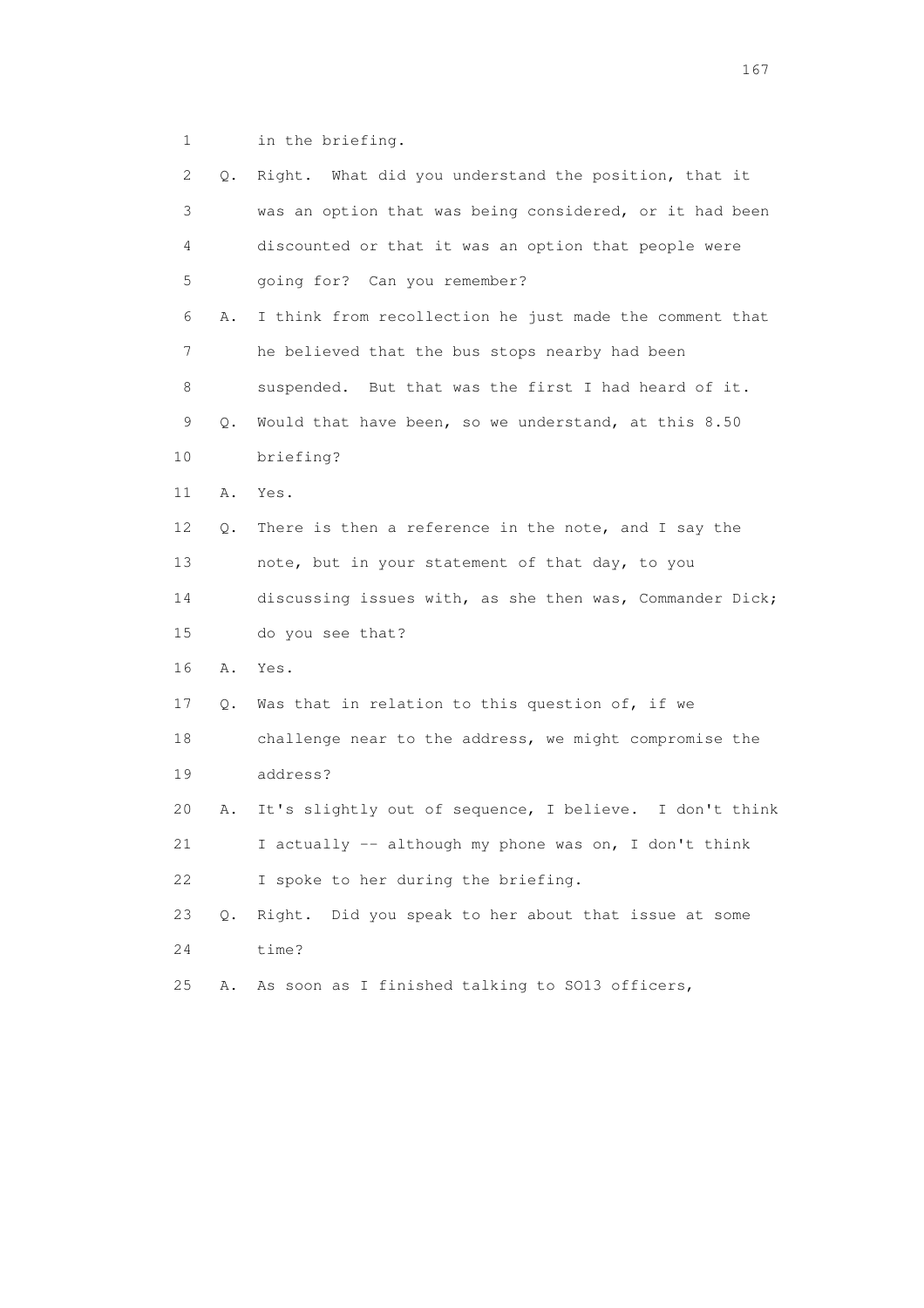1 in the briefing.

2 Q. Right. What did you understand the position, that it

3 was an option that was being considered, or it had been

4 discounted or that it was an option that people were

5 going for? Can you remember?

6 A. I think from recollection he just made the comment that

7 he believed that the bus stops nearby had been

8 suspended. But that was the first I had heard of it.

9 Q. Would that have been, so we understand, at this 8.50

10 briefing?

11 A. Yes.

12 Q. There is then a reference in the note, and I say the

13 note, but in your statement of that day, to you

14 discussing issues with, as she then was, Commander Dick;

15 do you see that?

16 A. Yes.

17 Q. Was that in relation to this question of, if we

18 challenge near to the address, we might compromise the

19 address?

20 A. It's slightly out of sequence, I believe. I don't think

21 I actually -- although my phone was on, I don't think

22 I spoke to her during the briefing.

23 Q. Right. Did you speak to her about that issue at some

24 time?

25 A. As soon as I finished talking to SO13 officers,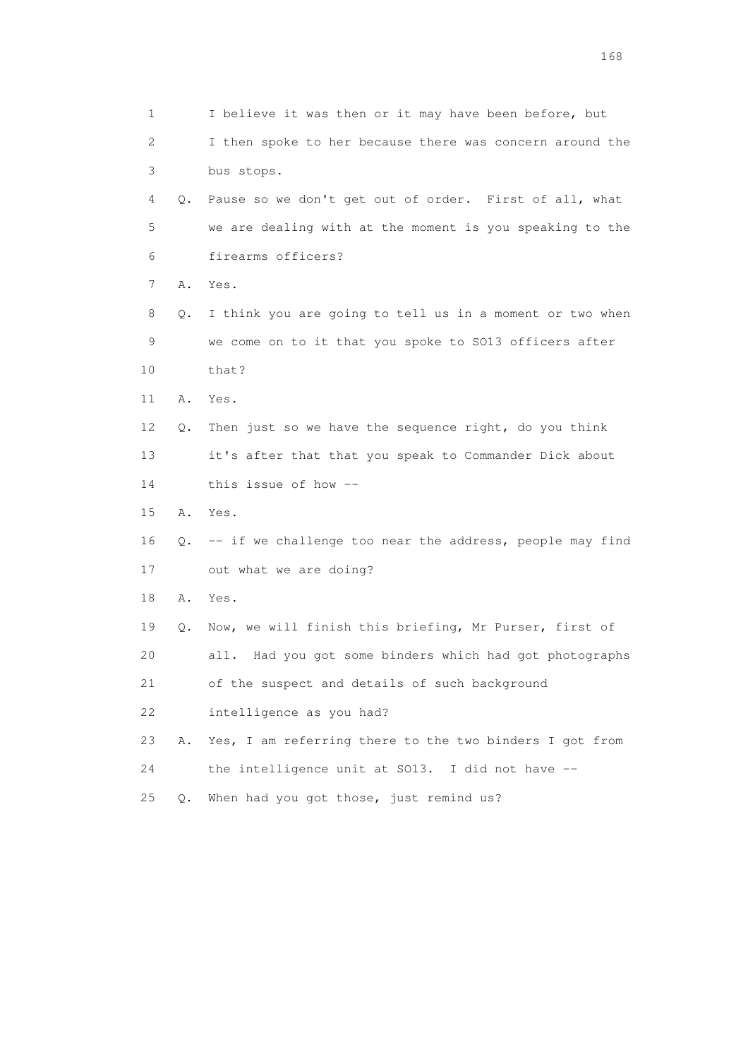1 I believe it was then or it may have been before, but
2 I then spoke to her because there was concern around the
3 bus stops.
4 Q. Pause so we don't get out of order. First of all, what
5 we are dealing with at the moment is you speaking to the
6 firearms officers?
7 A. Yes.
8 Q. I think you are going to tell us in a moment or two when
9 we come on to it that you spoke to SO13 officers after
10 that?
11 A. Yes.
12 Q. Then just so we have the sequence right, do you think
13 it's after that that you speak to Commander Dick about
14 this issue of how --
15 A. Yes.
16 Q. -- if we challenge too near the address, people may find
17 out what we are doing?
18 A. Yes.
19 Q. Now, we will finish this briefing, Mr Purser, first of
20 all. Had you got some binders which had got photographs
21 of the suspect and details of such background
22 intelligence as you had?
23 A. Yes, I am referring there to the two binders I got from
24 the intelligence unit at SO13. I did not have --
25 Q. When had you got those, just remind us?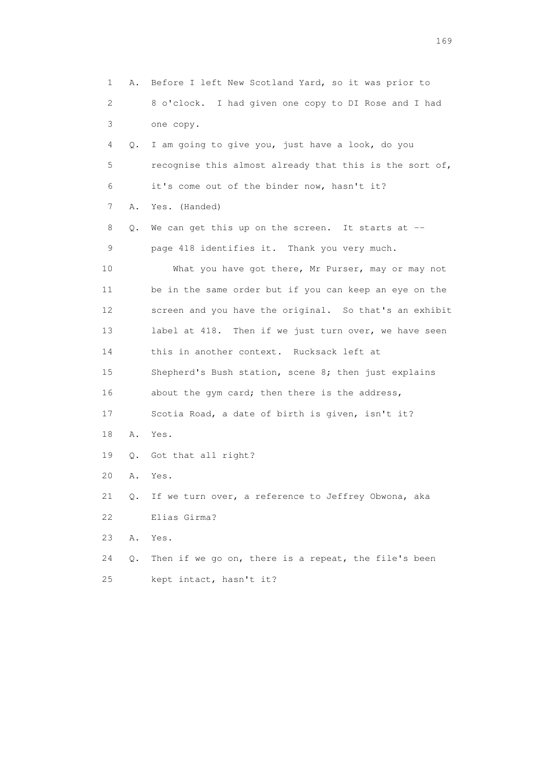1 A. Before I left New Scotland Yard, so it was prior to
2 8 o'clock. I had given one copy to DI Rose and I had
3 one copy.
4 Q. I am going to give you, just have a look, do you
5 recognise this almost already that this is the sort of,
6 it's come out of the binder now, hasn't it?
7 A. Yes. (Handed)
8 Q. We can get this up on the screen. It starts at --
9 page 418 identifies it. Thank you very much.
10 What you have got there, Mr Purser, may or may not
11 be in the same order but if you can keep an eye on the
12 screen and you have the original. So that's an exhibit
13 label at 418. Then if we just turn over, we have seen
14 this in another context. Rucksack left at
15 Shepherd's Bush station, scene 8; then just explains
16 about the gym card; then there is the address,
17 Scotia Road, a date of birth is given, isn't it?
18 A. Yes.
19 Q. Got that all right?
20 A. Yes.
21 Q. If we turn over, a reference to Jeffrey Obwona, aka
22 Elias Girma?
23 A. Yes.
24 Q. Then if we go on, there is a repeat, the file's been
25 kept intact, hasn't it?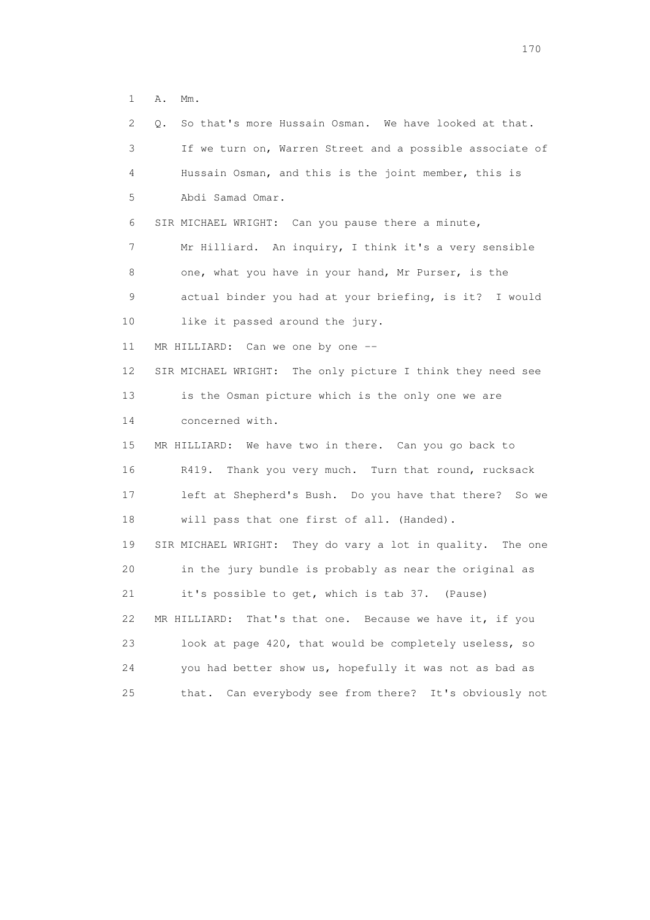1 A. Mm.

2 Q. So that's more Hussain Osman. We have looked at that.

3 If we turn on, Warren Street and a possible associate of

4 Hussain Osman, and this is the joint member, this is

5 Abdi Samad Omar.

6 SIR MICHAEL WRIGHT: Can you pause there a minute,

7 Mr Hilliard. An inquiry, I think it's a very sensible

8 one, what you have in your hand, Mr Purser, is the

9 actual binder you had at your briefing, is it? I would

10 like it passed around the jury.

11 MR HILLIARD: Can we one by one --

12 SIR MICHAEL WRIGHT: The only picture I think they need see

13 is the Osman picture which is the only one we are

14 concerned with.

15 MR HILLIARD: We have two in there. Can you go back to

16 R419. Thank you very much. Turn that round, rucksack

17 left at Shepherd's Bush. Do you have that there? So we

18 will pass that one first of all. (Handed).

19 SIR MICHAEL WRIGHT: They do vary a lot in quality. The one

20 in the jury bundle is probably as near the original as

21 it's possible to get, which is tab 37. (Pause)

22 MR HILLIARD: That's that one. Because we have it, if you

23 look at page 420, that would be completely useless, so

24 you had better show us, hopefully it was not as bad as

25 that. Can everybody see from there? It's obviously not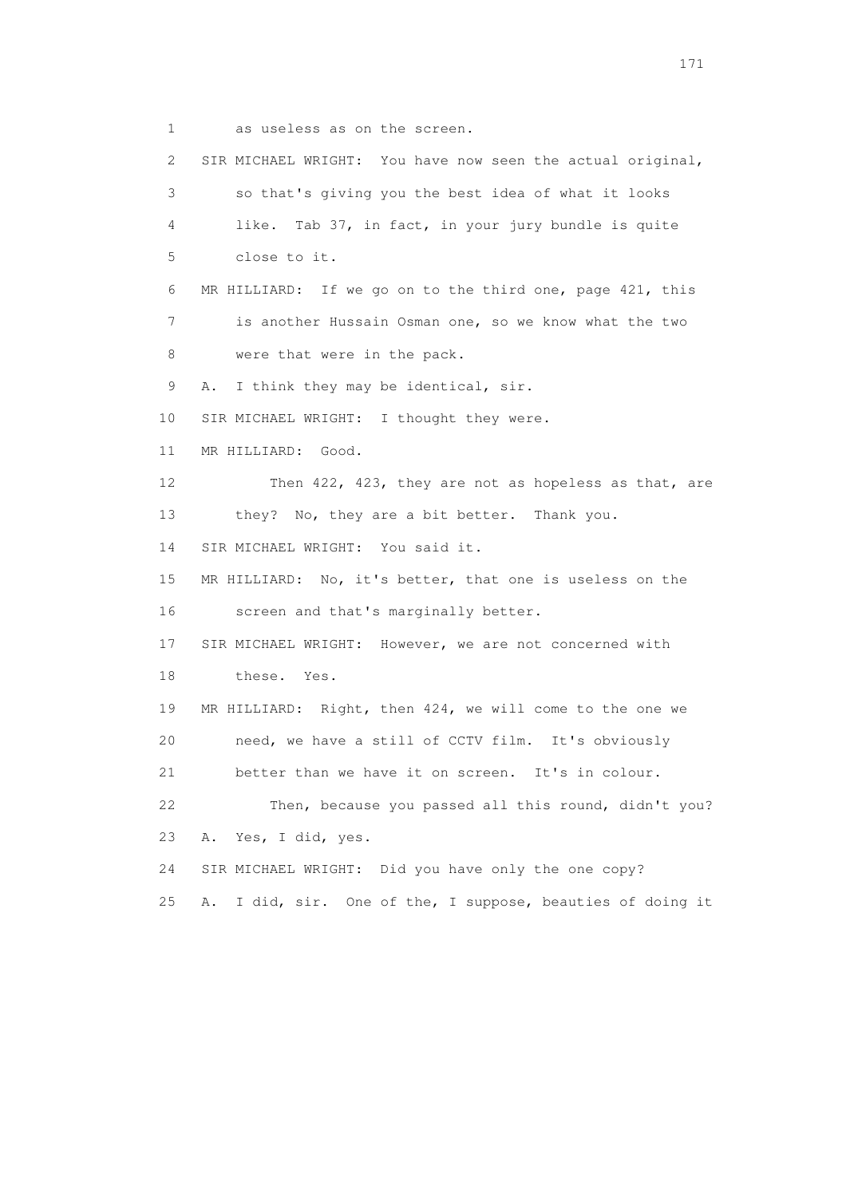1 as useless as on the screen.

2 SIR MICHAEL WRIGHT: You have now seen the actual original,

3 so that's giving you the best idea of what it looks

4 like. Tab 37, in fact, in your jury bundle is quite

5 close to it.

6 MR HILLIARD: If we go on to the third one, page 421, this

7 is another Hussain Osman one, so we know what the two

8 were that were in the pack.

9 A. I think they may be identical, sir.

10 SIR MICHAEL WRIGHT: I thought they were.

11 MR HILLIARD: Good.

12 Then 422, 423, they are not as hopeless as that, are

13 they? No, they are a bit better. Thank you.

14 SIR MICHAEL WRIGHT: You said it.

15 MR HILLIARD: No, it's better, that one is useless on the

16 screen and that's marginally better.

17 SIR MICHAEL WRIGHT: However, we are not concerned with

18 these. Yes.

19 MR HILLIARD: Right, then 424, we will come to the one we

20 need, we have a still of CCTV film. It's obviously

21 better than we have it on screen. It's in colour.

22 Then, because you passed all this round, didn't you?

23 A. Yes, I did, yes.

24 SIR MICHAEL WRIGHT: Did you have only the one copy?

25 A. I did, sir. One of the, I suppose, beauties of doing it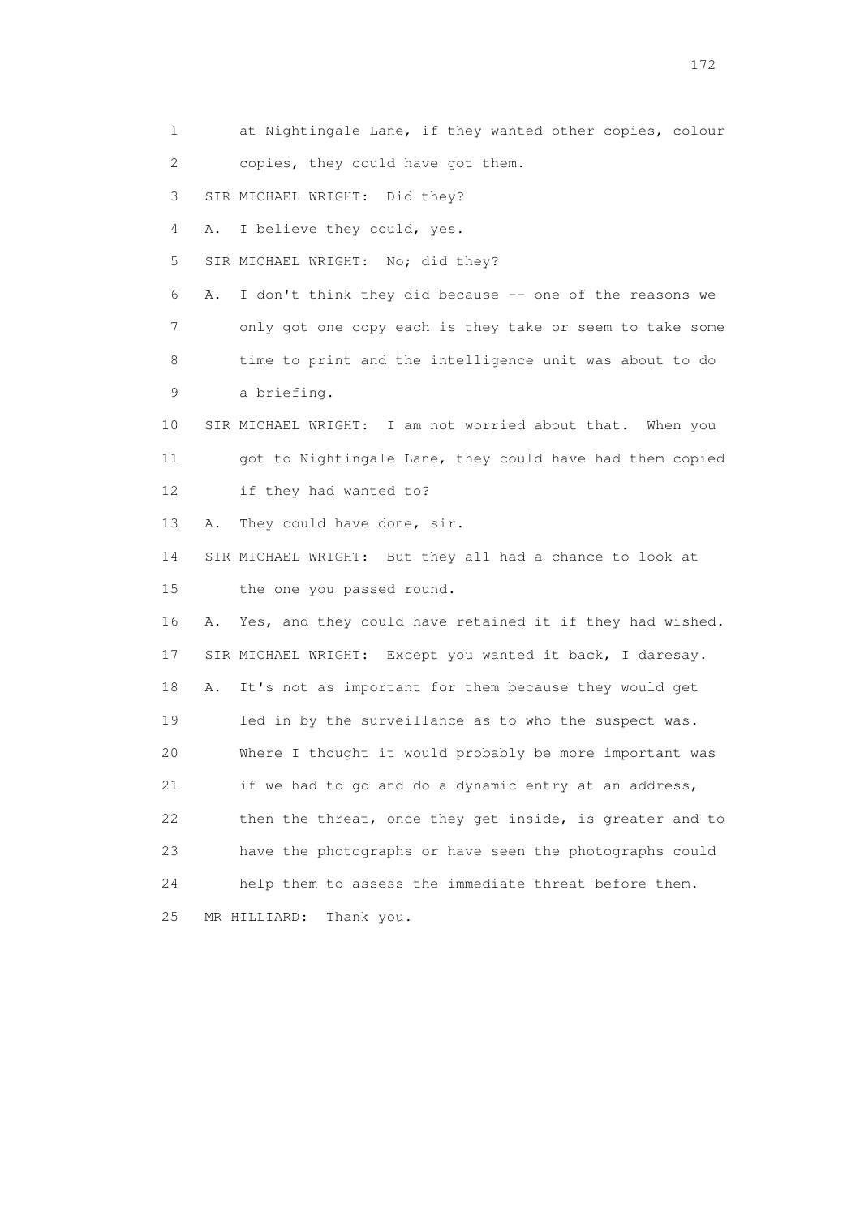1 at Nightingale Lane, if they wanted other copies, colour
2 copies, they could have got them.
3 SIR MICHAEL WRIGHT: Did they?
4 A. I believe they could, yes.
5 SIR MICHAEL WRIGHT: No; did they?
6 A. I don't think they did because -- one of the reasons we
7 only got one copy each is they take or seem to take some
8 time to print and the intelligence unit was about to do
9 a briefing.
10 SIR MICHAEL WRIGHT: I am not worried about that. When you
11 got to Nightingale Lane, they could have had them copied
12 if they had wanted to?
13 A. They could have done, sir.
14 SIR MICHAEL WRIGHT: But they all had a chance to look at
15 the one you passed round.
16 A. Yes, and they could have retained it if they had wished.
17 SIR MICHAEL WRIGHT: Except you wanted it back, I daresay.
18 A. It's not as important for them because they would get
19 led in by the surveillance as to who the suspect was.
20 Where I thought it would probably be more important was
21 if we had to go and do a dynamic entry at an address,
22 then the threat, once they get inside, is greater and to
23 have the photographs or have seen the photographs could
24 help them to assess the immediate threat before them.
25 MR HILLIARD: Thank you.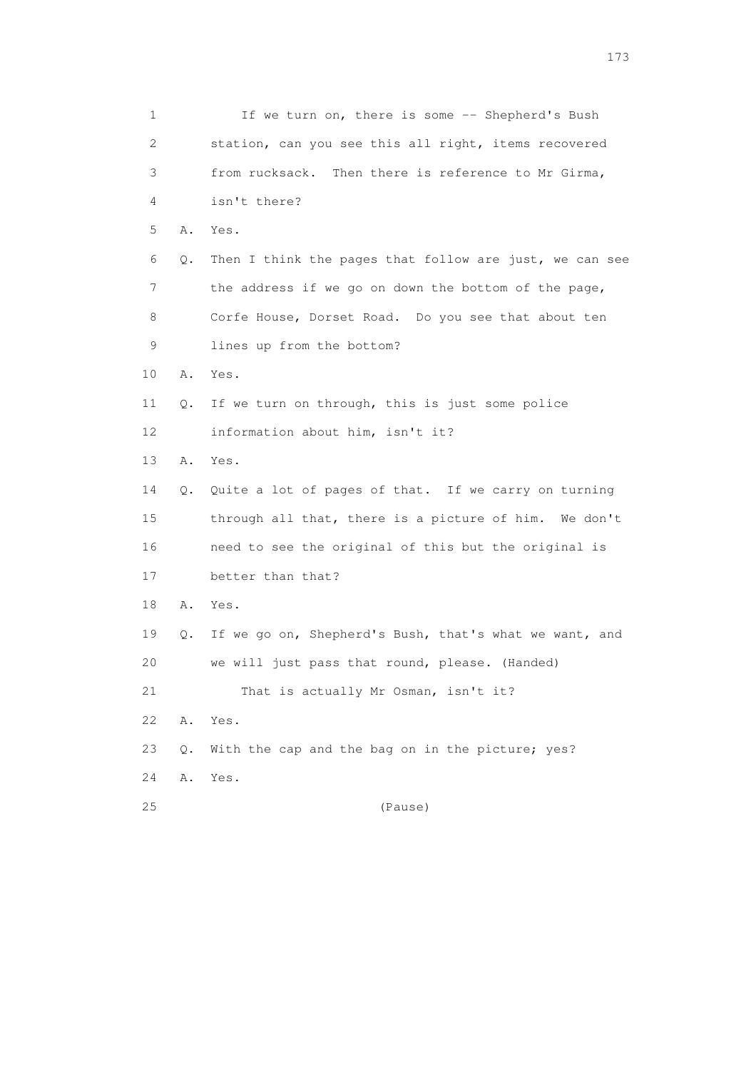1 If we turn on, there is some -- Shepherd's Bush
2 station, can you see this all right, items recovered
3 from rucksack. Then there is reference to Mr Girma,
4 isn't there?
5 A. Yes.
6 Q. Then I think the pages that follow are just, we can see
7 the address if we go on down the bottom of the page,
8 Corfe House, Dorset Road. Do you see that about ten
9 lines up from the bottom?
10 A. Yes.
11 Q. If we turn on through, this is just some police
12 information about him, isn't it?
13 A. Yes.
14 Q. Quite a lot of pages of that. If we carry on turning
15 through all that, there is a picture of him. We don't
16 need to see the original of this but the original is
17 better than that?
18 A. Yes.
19 Q. If we go on, Shepherd's Bush, that's what we want, and
20 we will just pass that round, please. (Handed)
21 That is actually Mr Osman, isn't it?
22 A. Yes.
23 Q. With the cap and the bag on in the picture; yes?
24 A. Yes.
25 (Pause)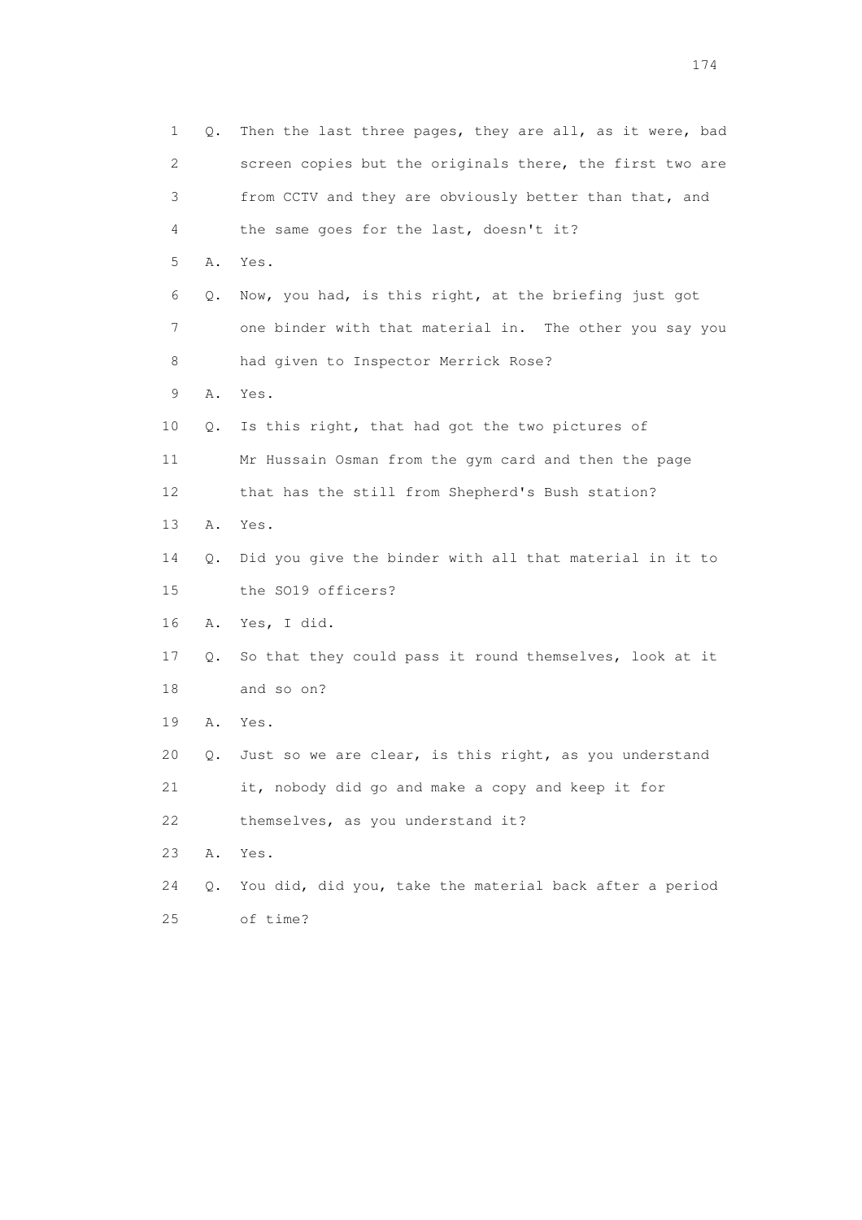1 Q. Then the last three pages, they are all, as it were, bad
2 screen copies but the originals there, the first two are
3 from CCTV and they are obviously better than that, and
4 the same goes for the last, doesn't it?
5 A. Yes.
6 Q. Now, you had, is this right, at the briefing just got
7 one binder with that material in. The other you say you
8 had given to Inspector Merrick Rose?
9 A. Yes.
10 Q. Is this right, that had got the two pictures of
11 Mr Hussain Osman from the gym card and then the page
12 that has the still from Shepherd's Bush station?
13 A. Yes.
14 Q. Did you give the binder with all that material in it to
15 the SO19 officers?
16 A. Yes, I did.
17 Q. So that they could pass it round themselves, look at it
18 and so on?
19 A. Yes.
20 Q. Just so we are clear, is this right, as you understand
21 it, nobody did go and make a copy and keep it for
22 themselves, as you understand it?
23 A. Yes.
24 Q. You did, did you, take the material back after a period
25 of time?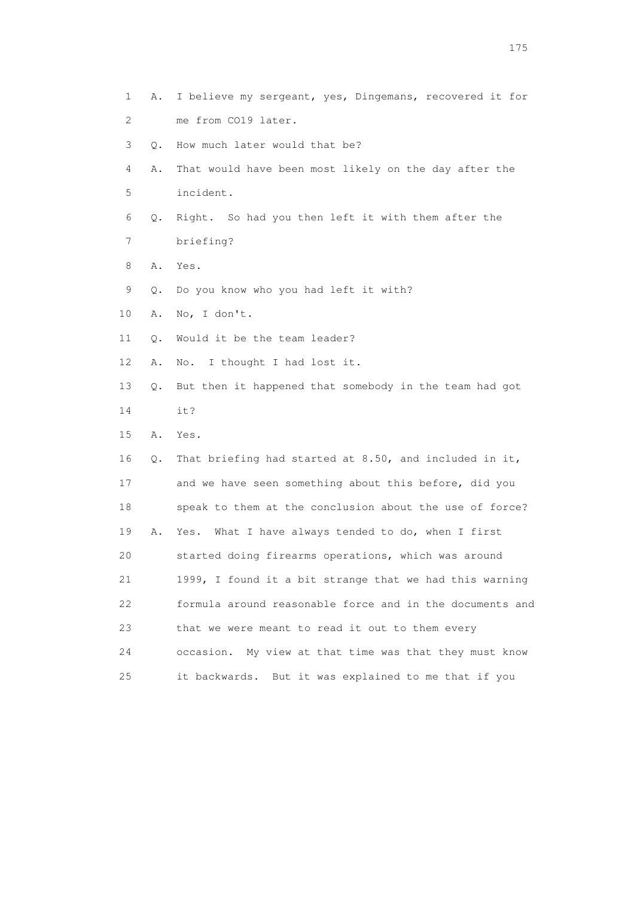1 A. I believe my sergeant, yes, Dingemans, recovered it for
2 me from CO19 later.
3 Q. How much later would that be?
4 A. That would have been most likely on the day after the
5 incident.
6 Q. Right. So had you then left it with them after the
7 briefing?
8 A. Yes.
9 Q. Do you know who you had left it with?
10 A. No, I don't.
11 Q. Would it be the team leader?
12 A. No. I thought I had lost it.
13 Q. But then it happened that somebody in the team had got
14 it?
15 A. Yes.
16 Q. That briefing had started at 8.50, and included in it,
17 and we have seen something about this before, did you
18 speak to them at the conclusion about the use of force?
19 A. Yes. What I have always tended to do, when I first
20 started doing firearms operations, which was around
21 1999, I found it a bit strange that we had this warning
22 formula around reasonable force and in the documents and
23 that we were meant to read it out to them every
24 occasion. My view at that time was that they must know
25 it backwards. But it was explained to me that if you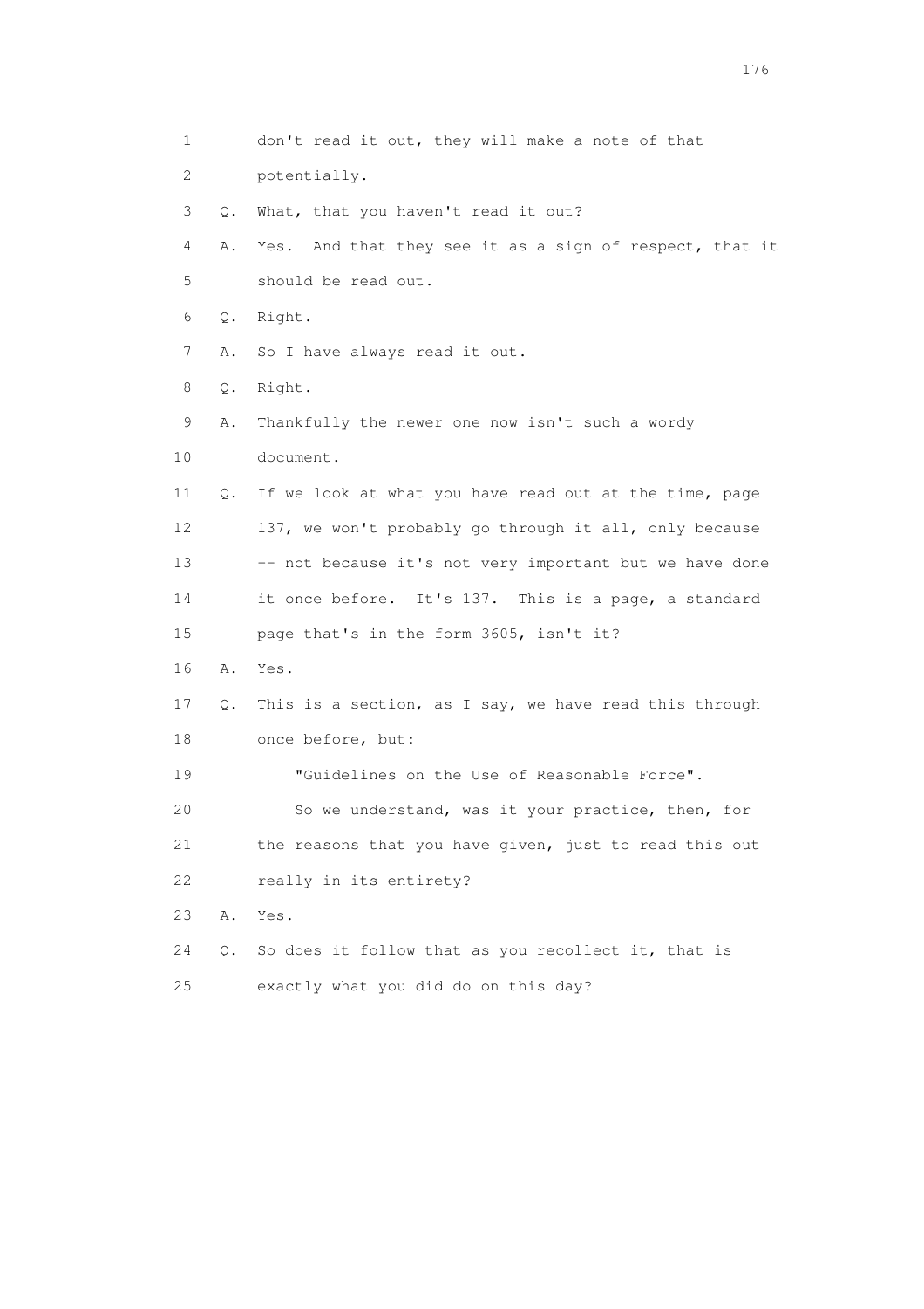1 don't read it out, they will make a note of that
2 potentially.
3 Q. What, that you haven't read it out?
4 A. Yes. And that they see it as a sign of respect, that it
5 should be read out.
6 Q. Right.
7 A. So I have always read it out.
8 Q. Right.
9 A. Thankfully the newer one now isn't such a wordy
10 document.
11 Q. If we look at what you have read out at the time, page
12 137, we won't probably go through it all, only because
13 -- not because it's not very important but we have done
14 it once before. It's 137. This is a page, a standard
15 page that's in the form 3605, isn't it?
16 A. Yes.
17 Q. This is a section, as I say, we have read this through
18 once before, but:
19 "Guidelines on the Use of Reasonable Force".
20 So we understand, was it your practice, then, for
21 the reasons that you have given, just to read this out
22 really in its entirety?
23 A. Yes.
24 Q. So does it follow that as you recollect it, that is
25 exactly what you did do on this day?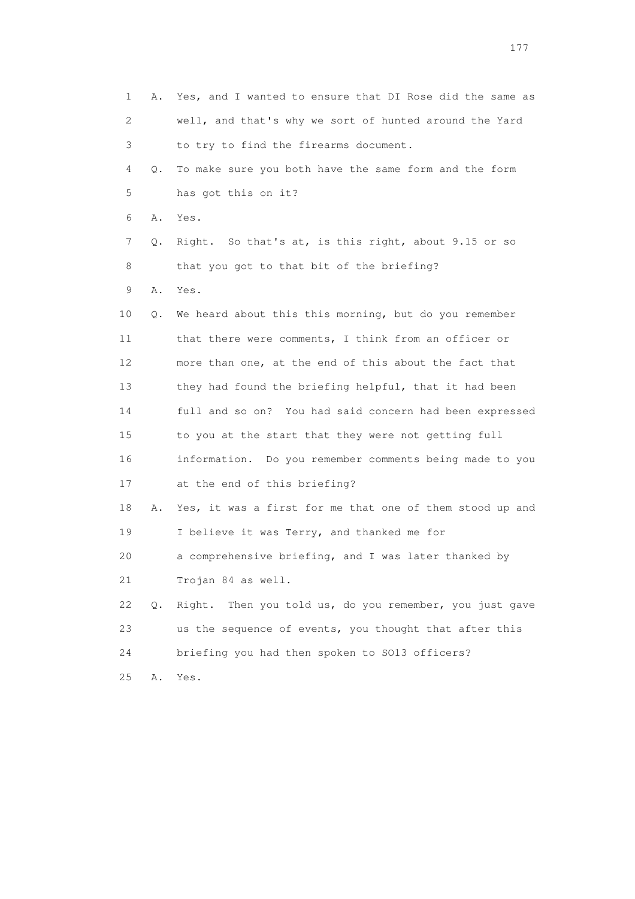1 A. Yes, and I wanted to ensure that DI Rose did the same as
2 well, and that's why we sort of hunted around the Yard
3 to try to find the firearms document.
4 Q. To make sure you both have the same form and the form
5 has got this on it?
6 A. Yes.
7 Q. Right. So that's at, is this right, about 9.15 or so
8 that you got to that bit of the briefing?
9 A. Yes.
10 Q. We heard about this this morning, but do you remember
11 that there were comments, I think from an officer or
12 more than one, at the end of this about the fact that
13 they had found the briefing helpful, that it had been
14 full and so on? You had said concern had been expressed
15 to you at the start that they were not getting full
16 information. Do you remember comments being made to you
17 at the end of this briefing?
18 A. Yes, it was a first for me that one of them stood up and
19 I believe it was Terry, and thanked me for
20 a comprehensive briefing, and I was later thanked by
21 Trojan 84 as well.
22 Q. Right. Then you told us, do you remember, you just gave
23 us the sequence of events, you thought that after this
24 briefing you had then spoken to SO13 officers?
25 A. Yes.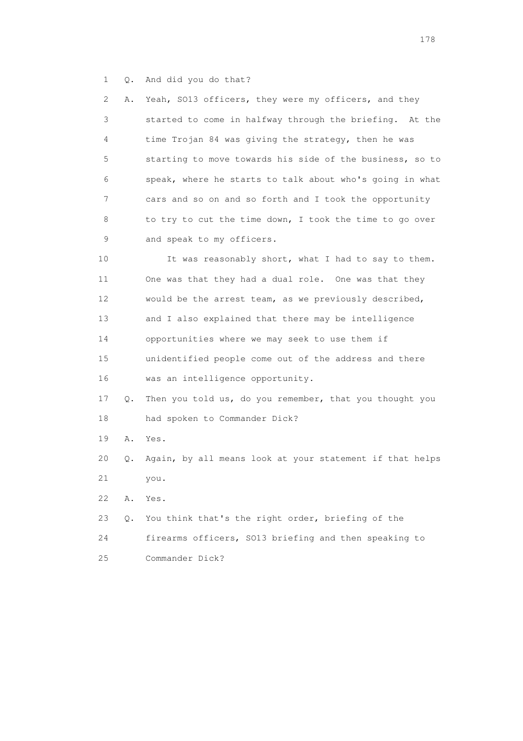1 Q. And did you do that?

2 A. Yeah, SO13 officers, they were my officers, and they
3 started to come in halfway through the briefing. At the
4 time Trojan 84 was giving the strategy, then he was
5 starting to move towards his side of the business, so to
6 speak, where he starts to talk about who's going in what
7 cars and so on and so forth and I took the opportunity
8 to try to cut the time down, I took the time to go over
9 and speak to my officers.

10 It was reasonably short, what I had to say to them.
11 One was that they had a dual role. One was that they
12 would be the arrest team, as we previously described,
13 and I also explained that there may be intelligence
14 opportunities where we may seek to use them if
15 unidentified people come out of the address and there
16 was an intelligence opportunity.

17 Q. Then you told us, do you remember, that you thought you
18 had spoken to Commander Dick?

19 A. Yes.

20 Q. Again, by all means look at your statement if that helps
21 you.

22 A. Yes.

23 Q. You think that's the right order, briefing of the
24 firearms officers, SO13 briefing and then speaking to
25 Commander Dick?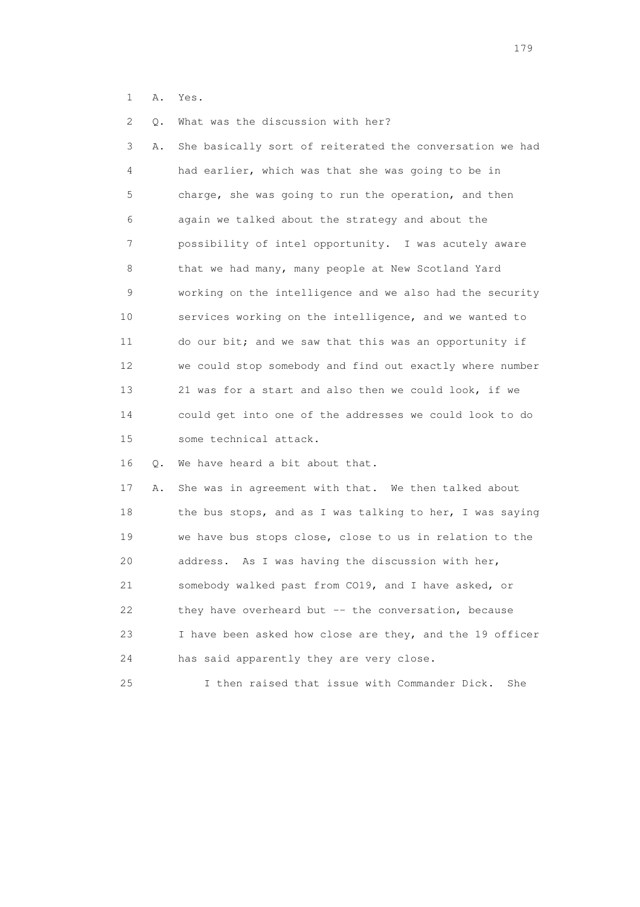1 A. Yes.

2 Q. What was the discussion with her?

3 A. She basically sort of reiterated the conversation we had
4 had earlier, which was that she was going to be in
5 charge, she was going to run the operation, and then
6 again we talked about the strategy and about the
7 possibility of intel opportunity. I was acutely aware
8 that we had many, many people at New Scotland Yard
9 working on the intelligence and we also had the security
10 services working on the intelligence, and we wanted to
11 do our bit; and we saw that this was an opportunity if
12 we could stop somebody and find out exactly where number
13 21 was for a start and also then we could look, if we
14 could get into one of the addresses we could look to do
15 some technical attack.

16 Q. We have heard a bit about that.

17 A. She was in agreement with that. We then talked about
18 the bus stops, and as I was talking to her, I was saying
19 we have bus stops close, close to us in relation to the
20 address. As I was having the discussion with her,
21 somebody walked past from CO19, and I have asked, or
22 they have overheard but -- the conversation, because
23 I have been asked how close are they, and the 19 officer
24 has said apparently they are very close.

25 I then raised that issue with Commander Dick. She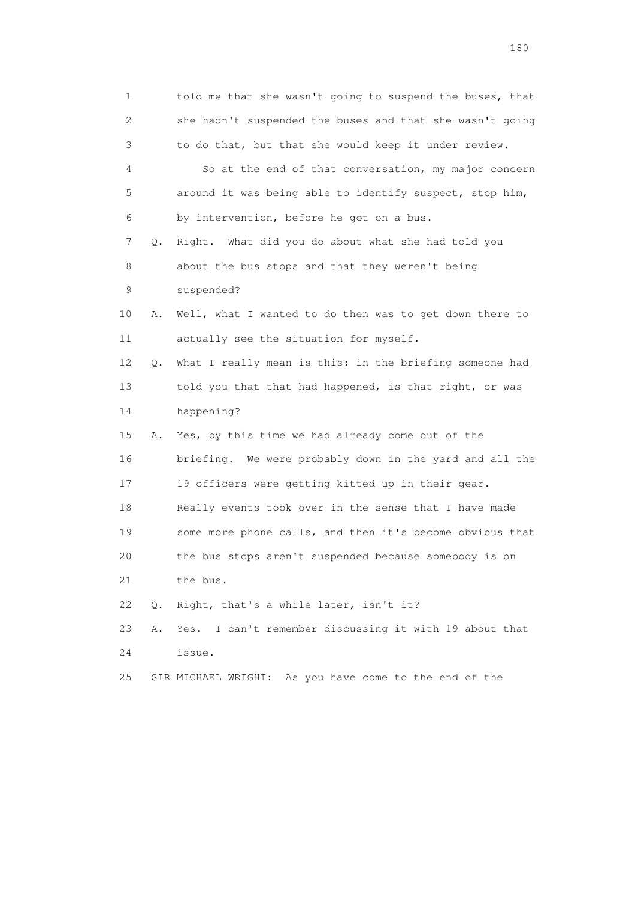1 told me that she wasn't going to suspend the buses, that
2 she hadn't suspended the buses and that she wasn't going
3 to do that, but that she would keep it under review.
4 So at the end of that conversation, my major concern
5 around it was being able to identify suspect, stop him,
6 by intervention, before he got on a bus.
7 Q. Right. What did you do about what she had told you
8 about the bus stops and that they weren't being
9 suspended?
10 A. Well, what I wanted to do then was to get down there to
11 actually see the situation for myself.
12 Q. What I really mean is this: in the briefing someone had
13 told you that that had happened, is that right, or was
14 happening?
15 A. Yes, by this time we had already come out of the
16 briefing. We were probably down in the yard and all the
17 19 officers were getting kitted up in their gear.
18 Really events took over in the sense that I have made
19 some more phone calls, and then it's become obvious that
20 the bus stops aren't suspended because somebody is on
21 the bus.
22 Q. Right, that's a while later, isn't it?
23 A. Yes. I can't remember discussing it with 19 about that
24 issue.
25 SIR MICHAEL WRIGHT: As you have come to the end of the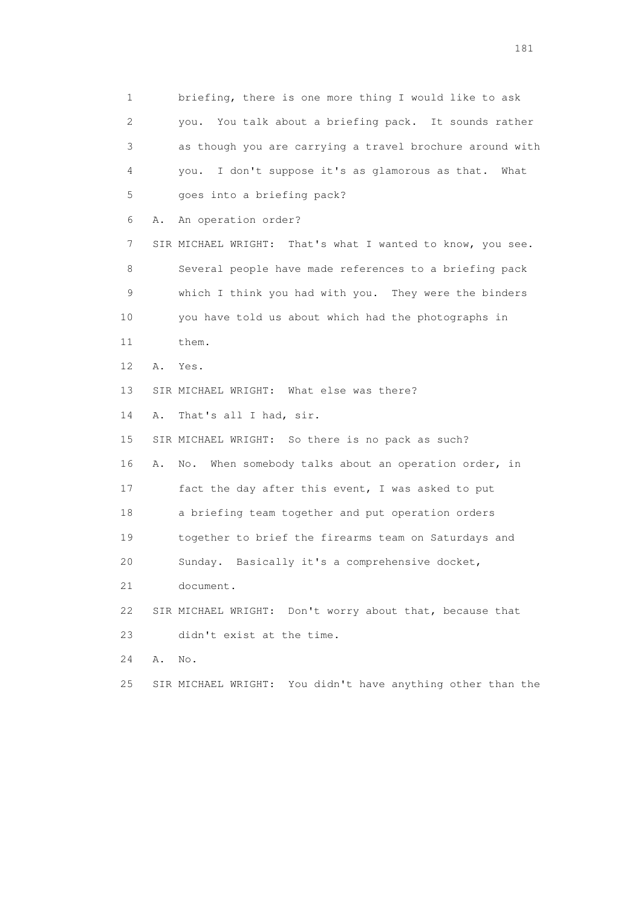1 briefing, there is one more thing I would like to ask
2 you. You talk about a briefing pack. It sounds rather
3 as though you are carrying a travel brochure around with
4 you. I don't suppose it's as glamorous as that. What
5 goes into a briefing pack?

6 A. An operation order?

7 SIR MICHAEL WRIGHT: That's what I wanted to know, you see.
8 Several people have made references to a briefing pack
9 which I think you had with you. They were the binders
10 you have told us about which had the photographs in
11 them.

12 A. Yes.

13 SIR MICHAEL WRIGHT: What else was there?

14 A. That's all I had, sir.

15 SIR MICHAEL WRIGHT: So there is no pack as such?

16 A. No. When somebody talks about an operation order, in
17 fact the day after this event, I was asked to put
18 a briefing team together and put operation orders
19 together to brief the firearms team on Saturdays and
20 Sunday. Basically it's a comprehensive docket,
21 document.

22 SIR MICHAEL WRIGHT: Don't worry about that, because that
23 didn't exist at the time.

24 A. No.

25 SIR MICHAEL WRIGHT: You didn't have anything other than the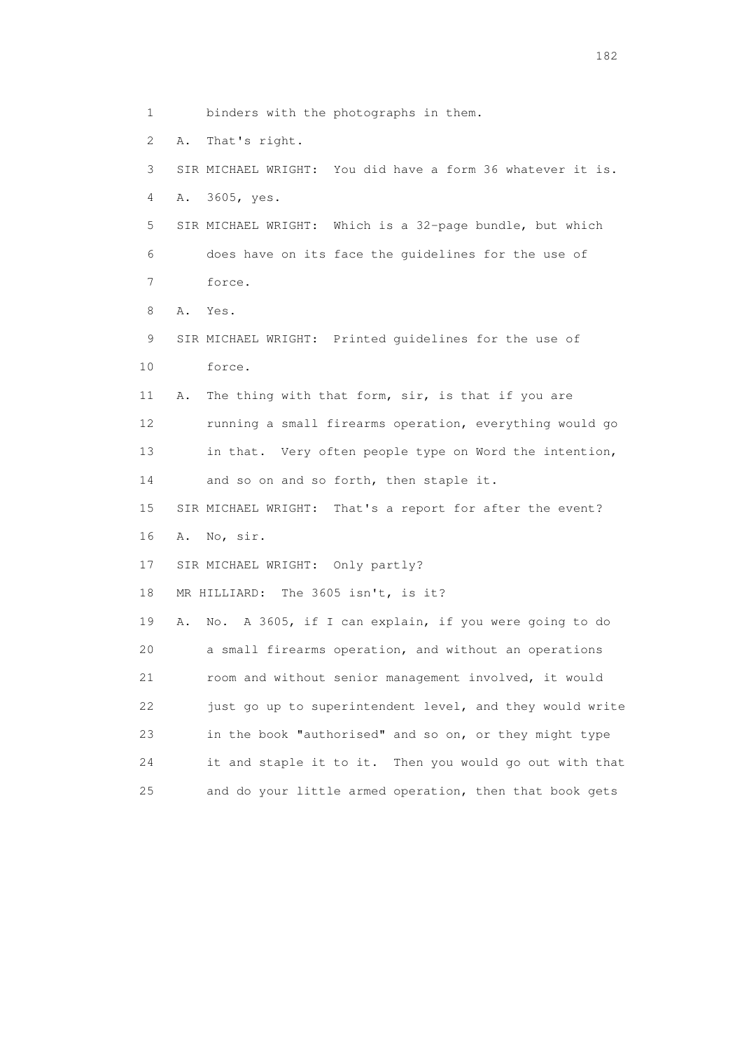1 binders with the photographs in them.

2 A. That's right.

3 SIR MICHAEL WRIGHT: You did have a form 36 whatever it is.

4 A. 3605, yes.

5 SIR MICHAEL WRIGHT: Which is a 32-page bundle, but which

6 does have on its face the guidelines for the use of

7 force.

8 A. Yes.

9 SIR MICHAEL WRIGHT: Printed guidelines for the use of

10 force.

11 A. The thing with that form, sir, is that if you are

12 running a small firearms operation, everything would go

13 in that. Very often people type on Word the intention,

14 and so on and so forth, then staple it.

15 SIR MICHAEL WRIGHT: That's a report for after the event?

16 A. No, sir.

17 SIR MICHAEL WRIGHT: Only partly?

18 MR HILLIARD: The 3605 isn't, is it?

19 A. No. A 3605, if I can explain, if you were going to do

20 a small firearms operation, and without an operations

21 room and without senior management involved, it would

22 just go up to superintendent level, and they would write

23 in the book "authorised" and so on, or they might type

24 it and staple it to it. Then you would go out with that

25 and do your little armed operation, then that book gets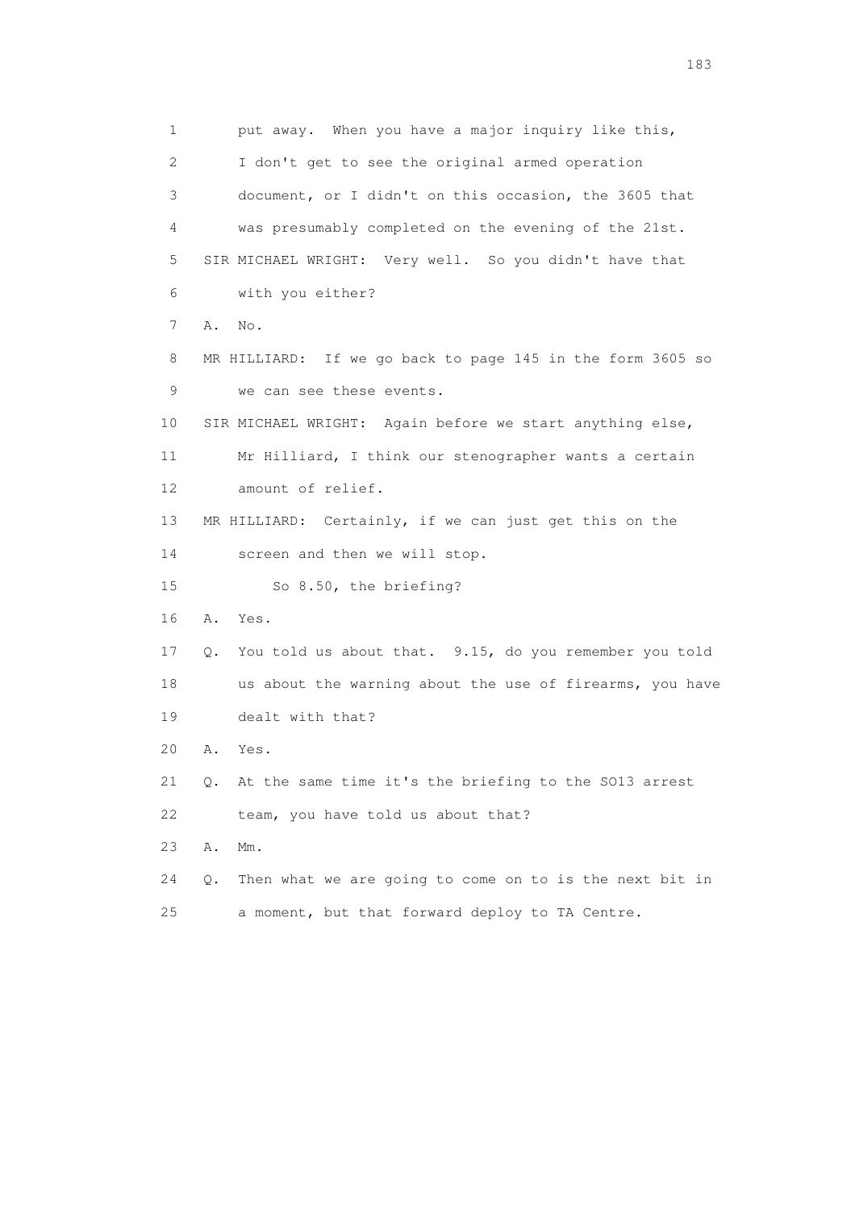1 put away. When you have a major inquiry like this,
2 I don't get to see the original armed operation
3 document, or I didn't on this occasion, the 3605 that
4 was presumably completed on the evening of the 21st.
5 SIR MICHAEL WRIGHT: Very well. So you didn't have that
6 with you either?
7 A. No.
8 MR HILLIARD: If we go back to page 145 in the form 3605 so
9 we can see these events.
10 SIR MICHAEL WRIGHT: Again before we start anything else,
11 Mr Hilliard, I think our stenographer wants a certain
12 amount of relief.
13 MR HILLIARD: Certainly, if we can just get this on the
14 screen and then we will stop.
15 So 8.50, the briefing?
16 A. Yes.
17 Q. You told us about that. 9.15, do you remember you told
18 us about the warning about the use of firearms, you have
19 dealt with that?
20 A. Yes.
21 Q. At the same time it's the briefing to the SO13 arrest
22 team, you have told us about that?
23 A. Mm.
24 Q. Then what we are going to come on to is the next bit in
25 a moment, but that forward deploy to TA Centre.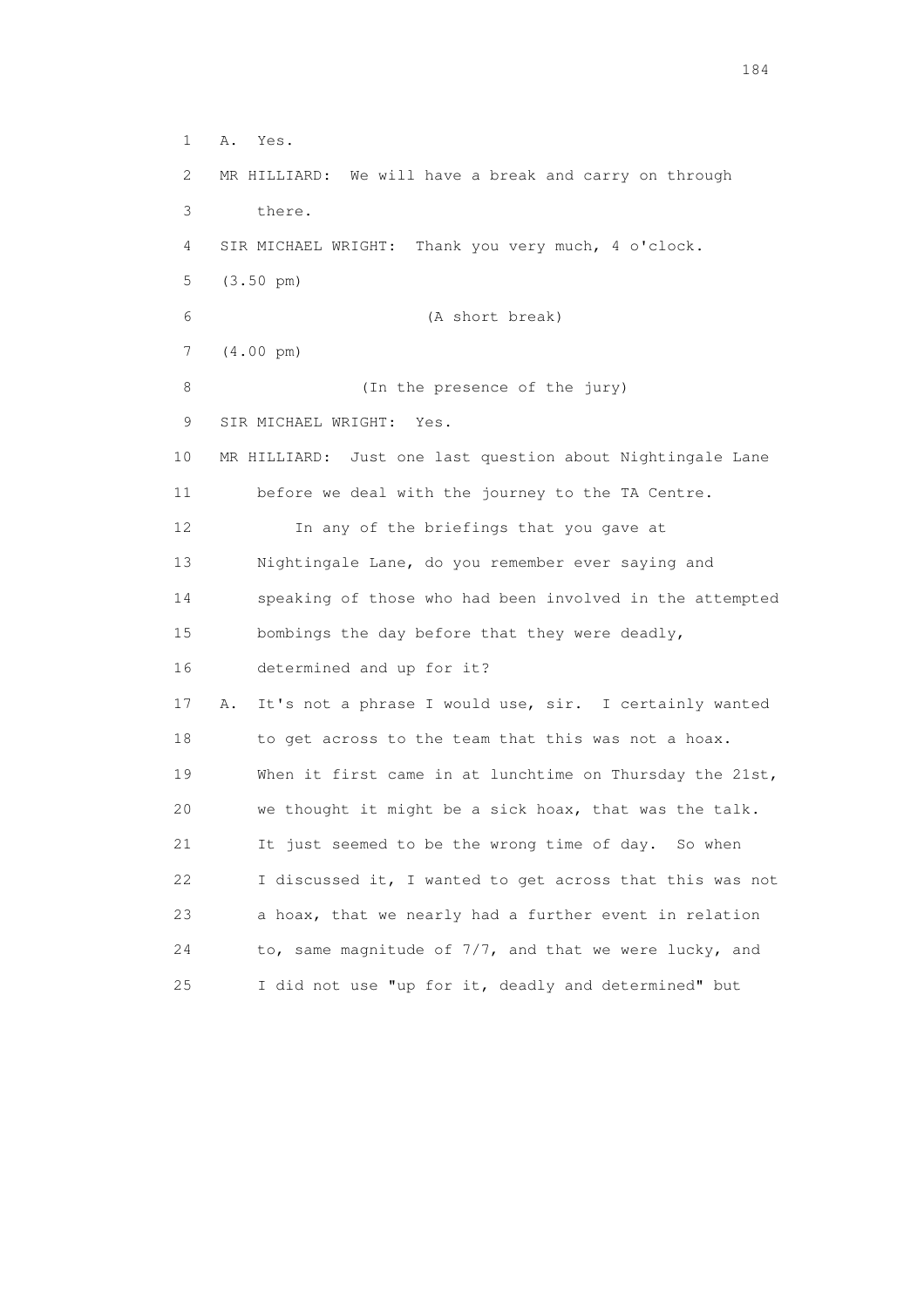1 A. Yes.

2 MR HILLIARD: We will have a break and carry on through

3 there.

4 SIR MICHAEL WRIGHT: Thank you very much, 4 o'clock.

5 (3.50 pm)

6 (A short break)

7 (4.00 pm)

8 (In the presence of the jury)

9 SIR MICHAEL WRIGHT: Yes.

10 MR HILLIARD: Just one last question about Nightingale Lane

11 before we deal with the journey to the TA Centre.

12 In any of the briefings that you gave at

13 Nightingale Lane, do you remember ever saying and

14 speaking of those who had been involved in the attempted

15 bombings the day before that they were deadly,

16 determined and up for it?

17 A. It's not a phrase I would use, sir. I certainly wanted

18 to get across to the team that this was not a hoax.

19 When it first came in at lunchtime on Thursday the 21st,

20 we thought it might be a sick hoax, that was the talk.

21 It just seemed to be the wrong time of day. So when

22 I discussed it, I wanted to get across that this was not

23 a hoax, that we nearly had a further event in relation

24 to, same magnitude of 7/7, and that we were lucky, and

25 I did not use "up for it, deadly and determined" but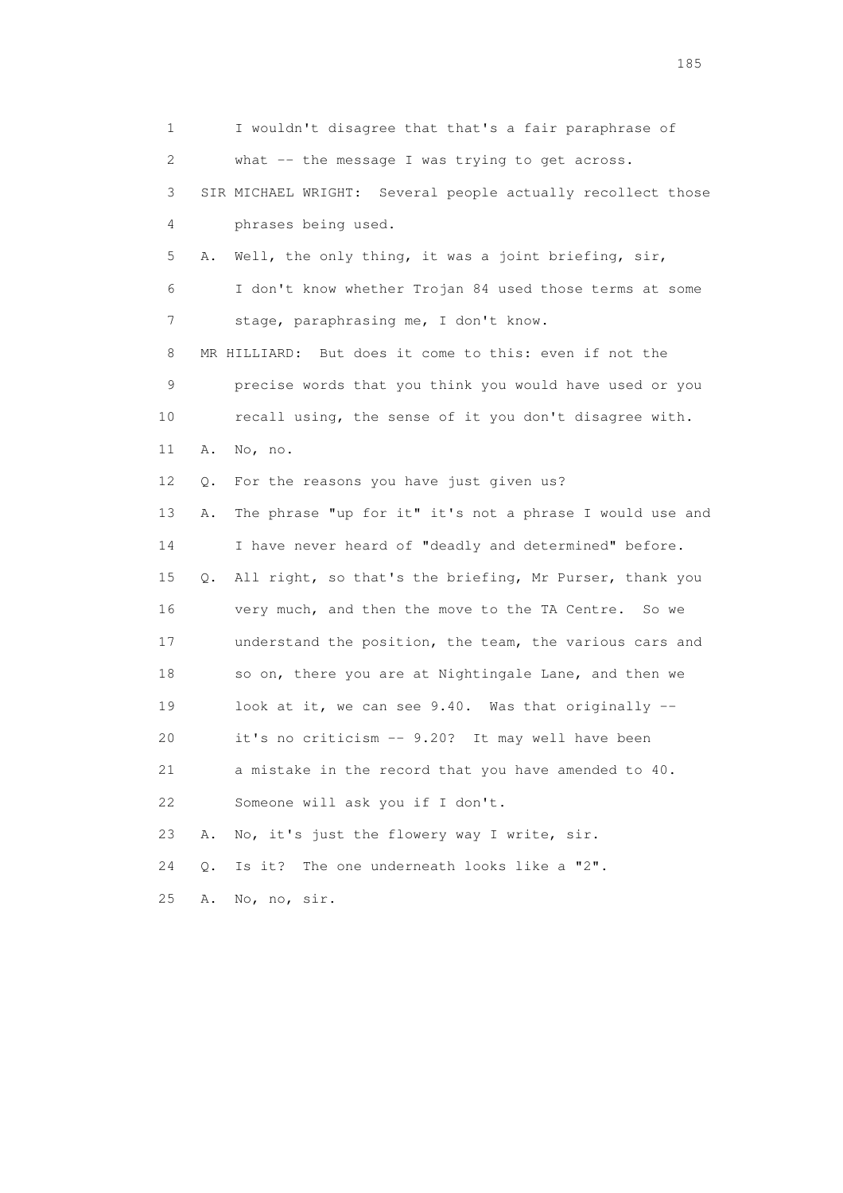1 I wouldn't disagree that that's a fair paraphrase of
2 what -- the message I was trying to get across.
3 SIR MICHAEL WRIGHT: Several people actually recollect those
4 phrases being used.
5 A. Well, the only thing, it was a joint briefing, sir,
6 I don't know whether Trojan 84 used those terms at some
7 stage, paraphrasing me, I don't know.
8 MR HILLIARD: But does it come to this: even if not the
9 precise words that you think you would have used or you
10 recall using, the sense of it you don't disagree with.
11 A. No, no.
12 Q. For the reasons you have just given us?
13 A. The phrase "up for it" it's not a phrase I would use and
14 I have never heard of "deadly and determined" before.
15 Q. All right, so that's the briefing, Mr Purser, thank you
16 very much, and then the move to the TA Centre. So we
17 understand the position, the team, the various cars and
18 so on, there you are at Nightingale Lane, and then we
19 look at it, we can see 9.40. Was that originally --
20 it's no criticism -- 9.20? It may well have been
21 a mistake in the record that you have amended to 40.
22 Someone will ask you if I don't.
23 A. No, it's just the flowery way I write, sir.
24 Q. Is it? The one underneath looks like a "2".
25 A. No, no, sir.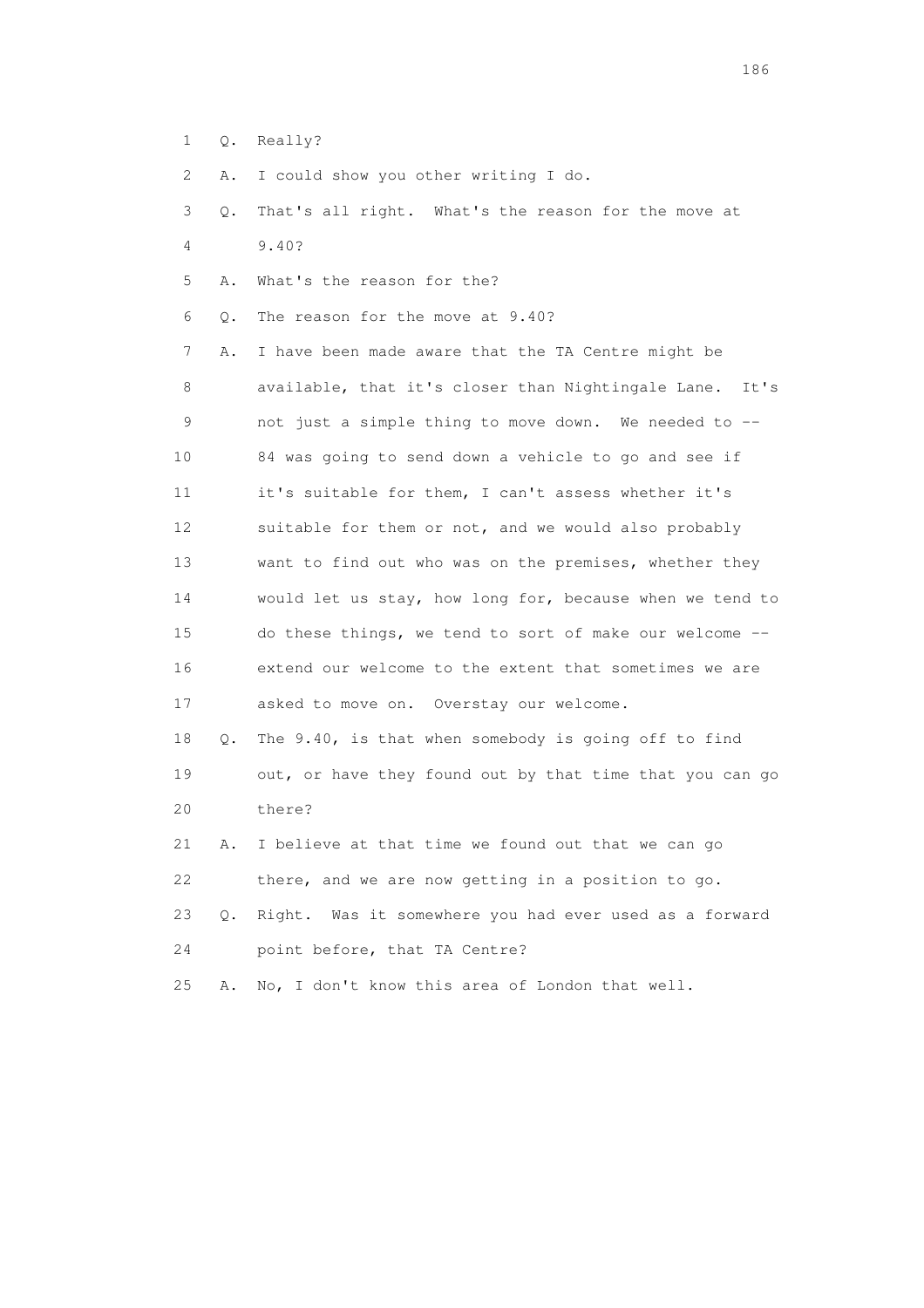1 Q. Really?

2 A. I could show you other writing I do.

3 Q. That's all right. What's the reason for the move at

4 9.40?

5 A. What's the reason for the?

6 Q. The reason for the move at 9.40?

7 A. I have been made aware that the TA Centre might be

8 available, that it's closer than Nightingale Lane. It's

9 not just a simple thing to move down. We needed to --

10 84 was going to send down a vehicle to go and see if

11 it's suitable for them, I can't assess whether it's

12 suitable for them or not, and we would also probably

13 want to find out who was on the premises, whether they

14 would let us stay, how long for, because when we tend to

15 do these things, we tend to sort of make our welcome --

16 extend our welcome to the extent that sometimes we are

17 asked to move on. Overstay our welcome.

18 Q. The 9.40, is that when somebody is going off to find

19 out, or have they found out by that time that you can go

20 there?

21 A. I believe at that time we found out that we can go

22 there, and we are now getting in a position to go.

23 Q. Right. Was it somewhere you had ever used as a forward

24 point before, that TA Centre?

25 A. No, I don't know this area of London that well.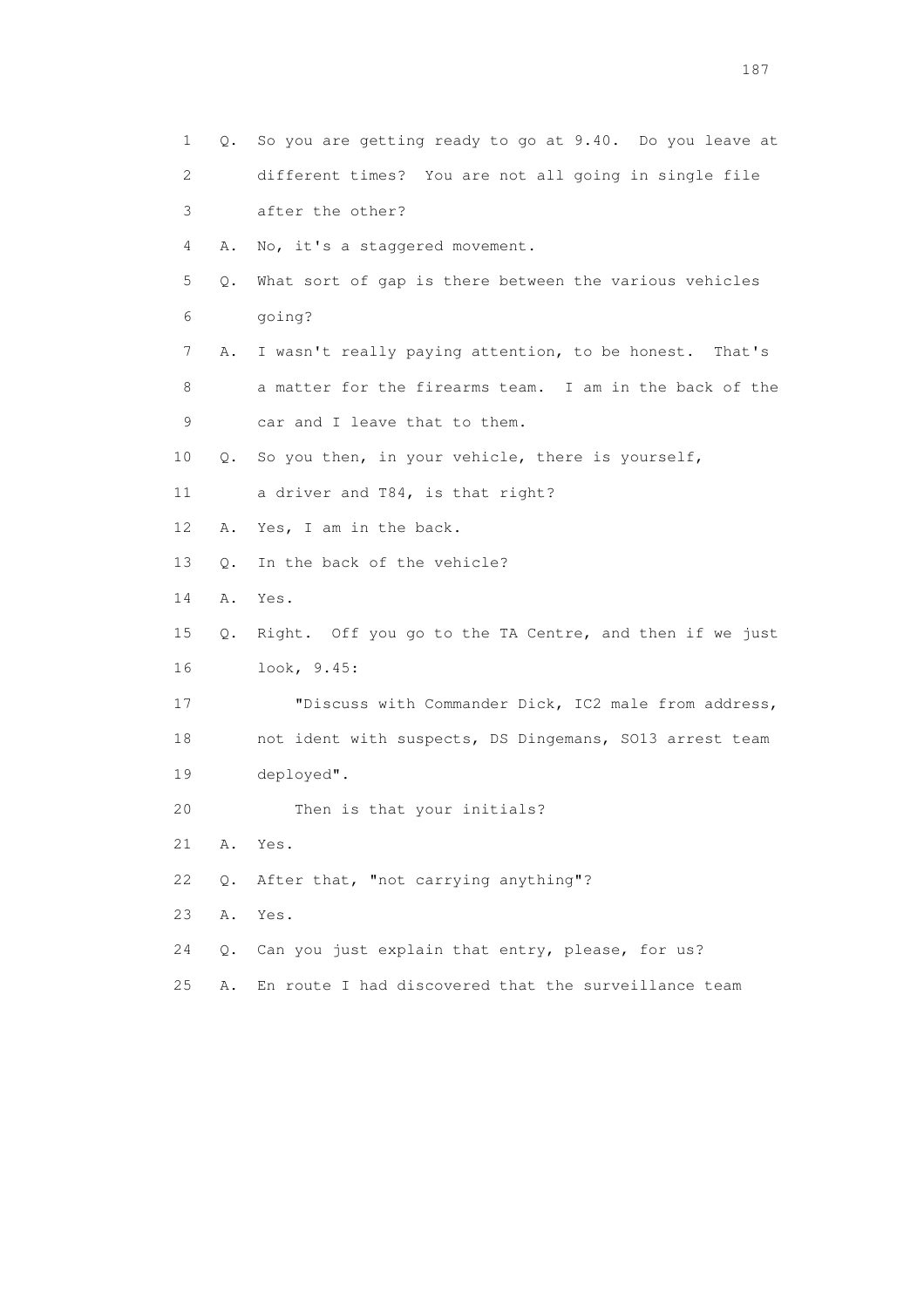1 Q. So you are getting ready to go at 9.40. Do you leave at
2 different times? You are not all going in single file
3 after the other?
4 A. No, it's a staggered movement.
5 Q. What sort of gap is there between the various vehicles
6 going?
7 A. I wasn't really paying attention, to be honest. That's
8 a matter for the firearms team. I am in the back of the
9 car and I leave that to them.
10 Q. So you then, in your vehicle, there is yourself,
11 a driver and T84, is that right?
12 A. Yes, I am in the back.
13 Q. In the back of the vehicle?
14 A. Yes.
15 Q. Right. Off you go to the TA Centre, and then if we just
16 look, 9.45:
17 "Discuss with Commander Dick, IC2 male from address,
18 not ident with suspects, DS Dingemans, SO13 arrest team
19 deployed".
20 Then is that your initials?
21 A. Yes.
22 Q. After that, "not carrying anything"?
23 A. Yes.
24 Q. Can you just explain that entry, please, for us?
25 A. En route I had discovered that the surveillance team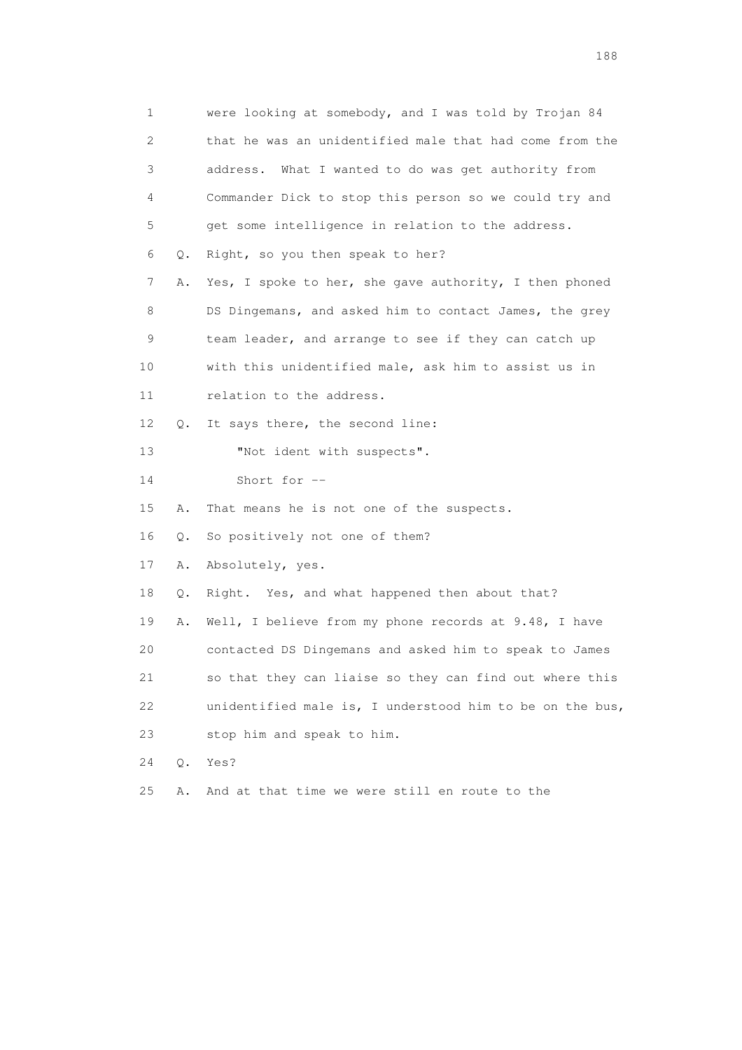1 were looking at somebody, and I was told by Trojan 84
2 that he was an unidentified male that had come from the
3 address. What I wanted to do was get authority from
4 Commander Dick to stop this person so we could try and
5 get some intelligence in relation to the address.
6 Q. Right, so you then speak to her?
7 A. Yes, I spoke to her, she gave authority, I then phoned
8 DS Dingemans, and asked him to contact James, the grey
9 team leader, and arrange to see if they can catch up
10 with this unidentified male, ask him to assist us in
11 relation to the address.
12 Q. It says there, the second line:
13 "Not ident with suspects".
14 Short for --
15 A. That means he is not one of the suspects.
16 Q. So positively not one of them?
17 A. Absolutely, yes.
18 Q. Right. Yes, and what happened then about that?
19 A. Well, I believe from my phone records at 9.48, I have
20 contacted DS Dingemans and asked him to speak to James
21 so that they can liaise so they can find out where this
22 unidentified male is, I understood him to be on the bus,
23 stop him and speak to him.
24 Q. Yes?
25 A. And at that time we were still en route to the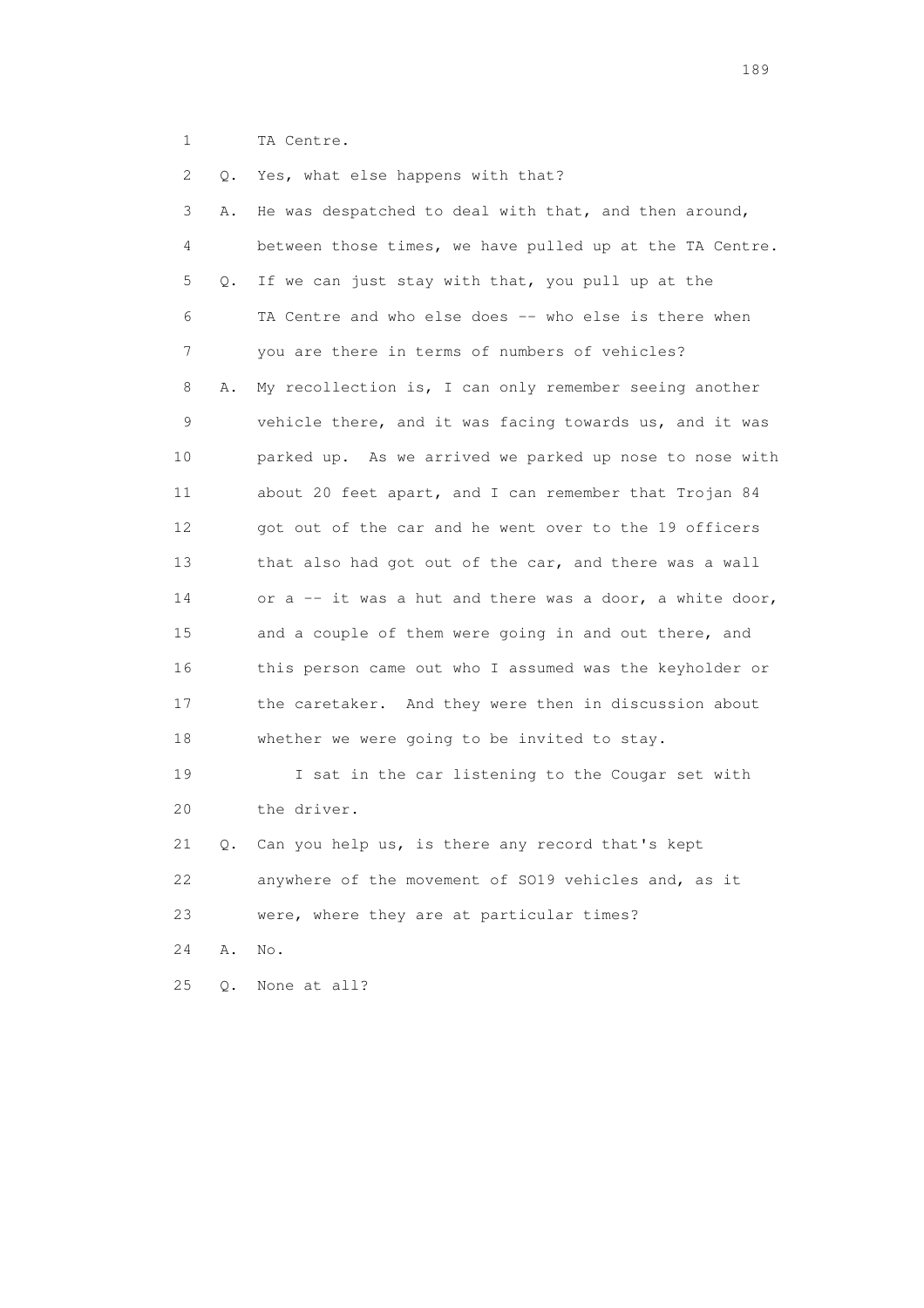1 TA Centre.

2 Q. Yes, what else happens with that?

3 A. He was despatched to deal with that, and then around,

4 between those times, we have pulled up at the TA Centre.

5 Q. If we can just stay with that, you pull up at the

6 TA Centre and who else does -- who else is there when

7 you are there in terms of numbers of vehicles?

8 A. My recollection is, I can only remember seeing another

9 vehicle there, and it was facing towards us, and it was

10 parked up. As we arrived we parked up nose to nose with

11 about 20 feet apart, and I can remember that Trojan 84

12 got out of the car and he went over to the 19 officers

13 that also had got out of the car, and there was a wall

14 or a -- it was a hut and there was a door, a white door,

15 and a couple of them were going in and out there, and

16 this person came out who I assumed was the keyholder or

17 the caretaker. And they were then in discussion about

18 whether we were going to be invited to stay.

19 I sat in the car listening to the Cougar set with

20 the driver.

21 Q. Can you help us, is there any record that's kept

22 anywhere of the movement of SO19 vehicles and, as it

23 were, where they are at particular times?

24 A. No.

25 Q. None at all?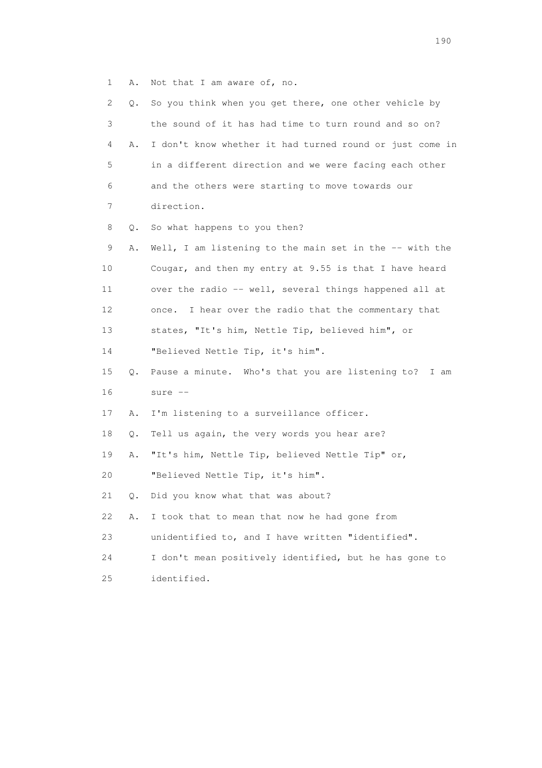1 A. Not that I am aware of, no.

2 Q. So you think when you get there, one other vehicle by

3 the sound of it has had time to turn round and so on?

4 A. I don't know whether it had turned round or just come in

5 in a different direction and we were facing each other

6 and the others were starting to move towards our

7 direction.

8 Q. So what happens to you then?

9 A. Well, I am listening to the main set in the -- with the

10 Cougar, and then my entry at 9.55 is that I have heard

11 over the radio -- well, several things happened all at

12 once. I hear over the radio that the commentary that

13 states, "It's him, Nettle Tip, believed him", or

14 "Believed Nettle Tip, it's him".

15 Q. Pause a minute. Who's that you are listening to? I am

16 sure --

17 A. I'm listening to a surveillance officer.

18 Q. Tell us again, the very words you hear are?

19 A. "It's him, Nettle Tip, believed Nettle Tip" or,

20 "Believed Nettle Tip, it's him".

21 Q. Did you know what that was about?

22 A. I took that to mean that now he had gone from

23 unidentified to, and I have written "identified".

24 I don't mean positively identified, but he has gone to

25 identified.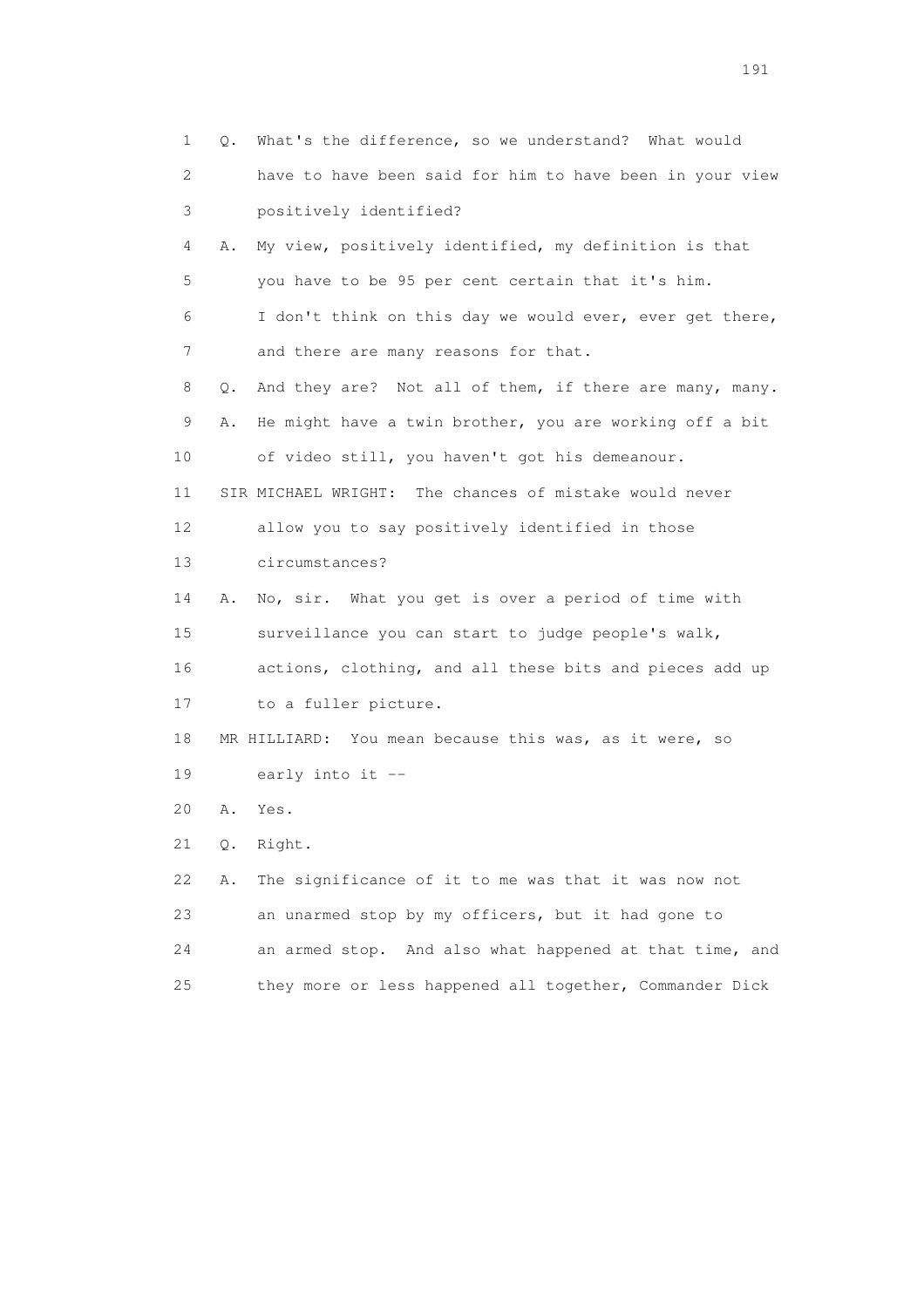1 Q. What's the difference, so we understand? What would
2 have to have been said for him to have been in your view
3 positively identified?
4 A. My view, positively identified, my definition is that
5 you have to be 95 per cent certain that it's him.
6 I don't think on this day we would ever, ever get there,
7 and there are many reasons for that.
8 Q. And they are? Not all of them, if there are many, many.
9 A. He might have a twin brother, you are working off a bit
10 of video still, you haven't got his demeanour.
11 SIR MICHAEL WRIGHT: The chances of mistake would never
12 allow you to say positively identified in those
13 circumstances?
14 A. No, sir. What you get is over a period of time with
15 surveillance you can start to judge people's walk,
16 actions, clothing, and all these bits and pieces add up
17 to a fuller picture.
18 MR HILLIARD: You mean because this was, as it were, so
19 early into it --
20 A. Yes.
21 Q. Right.
22 A. The significance of it to me was that it was now not
23 an unarmed stop by my officers, but it had gone to
24 an armed stop. And also what happened at that time, and
25 they more or less happened all together, Commander Dick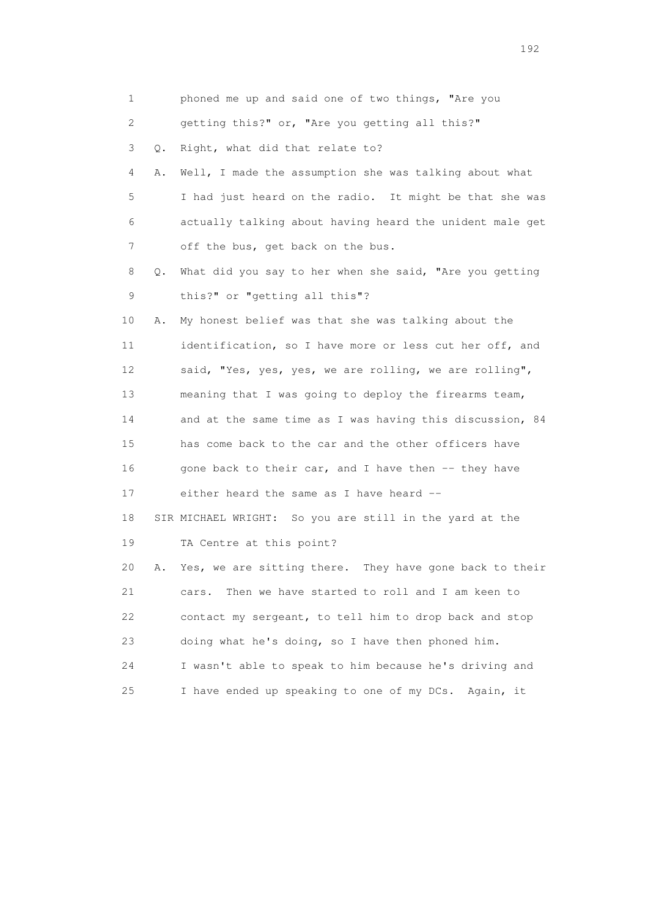1 phoned me up and said one of two things, "Are you
2 getting this?" or, "Are you getting all this?"
3 Q. Right, what did that relate to?
4 A. Well, I made the assumption she was talking about what
5 I had just heard on the radio. It might be that she was
6 actually talking about having heard the unident male get
7 off the bus, get back on the bus.
8 Q. What did you say to her when she said, "Are you getting
9 this?" or "getting all this"?
10 A. My honest belief was that she was talking about the
11 identification, so I have more or less cut her off, and
12 said, "Yes, yes, yes, we are rolling, we are rolling",
13 meaning that I was going to deploy the firearms team,
14 and at the same time as I was having this discussion, 84
15 has come back to the car and the other officers have
16 gone back to their car, and I have then -- they have
17 either heard the same as I have heard --
18 SIR MICHAEL WRIGHT: So you are still in the yard at the
19 TA Centre at this point?
20 A. Yes, we are sitting there. They have gone back to their
21 cars. Then we have started to roll and I am keen to
22 contact my sergeant, to tell him to drop back and stop
23 doing what he's doing, so I have then phoned him.
24 I wasn't able to speak to him because he's driving and
25 I have ended up speaking to one of my DCs. Again, it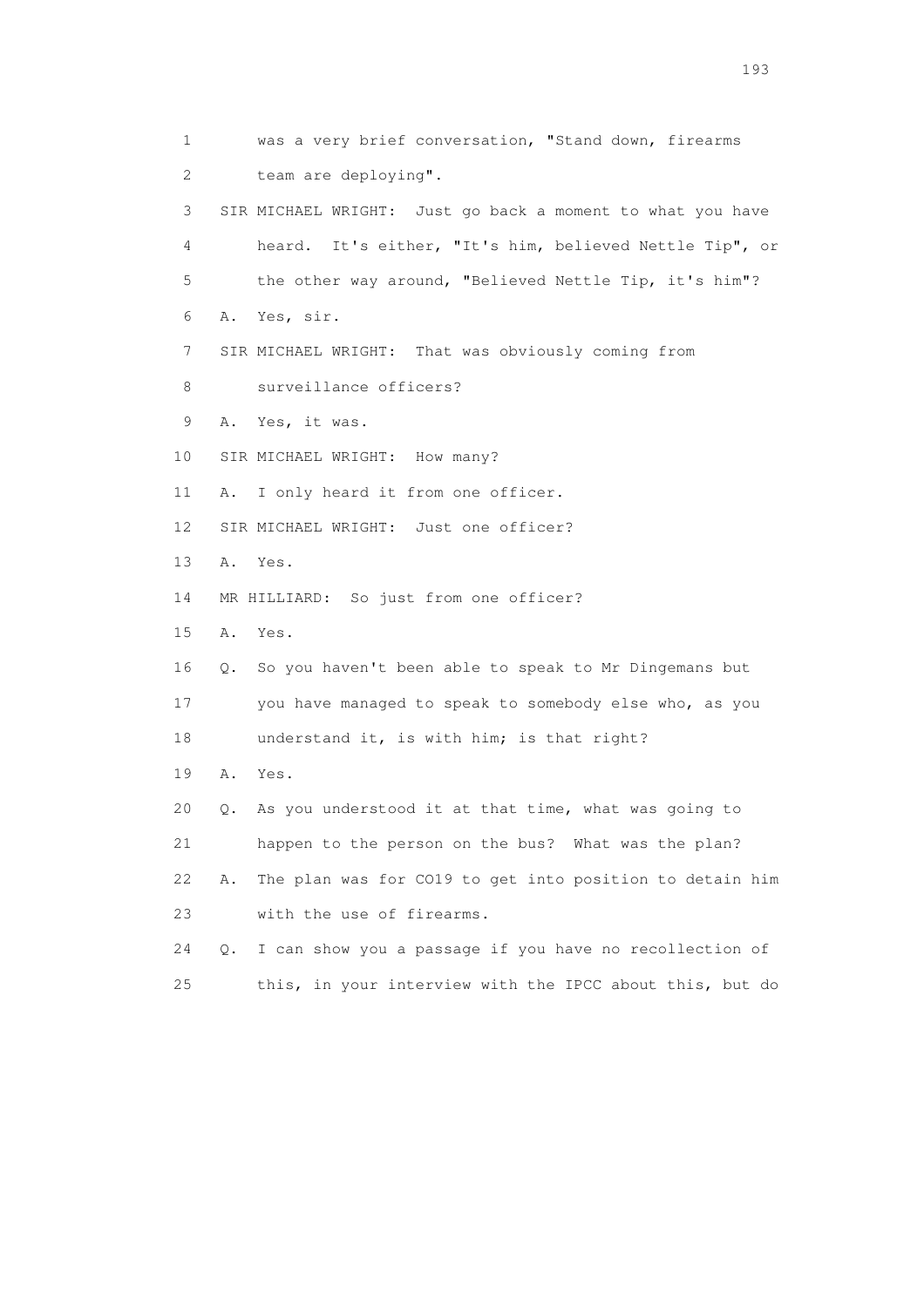1 was a very brief conversation, "Stand down, firearms
2 team are deploying".
3 SIR MICHAEL WRIGHT: Just go back a moment to what you have
4 heard. It's either, "It's him, believed Nettle Tip", or
5 the other way around, "Believed Nettle Tip, it's him"?
6 A. Yes, sir.
7 SIR MICHAEL WRIGHT: That was obviously coming from
8 surveillance officers?
9 A. Yes, it was.
10 SIR MICHAEL WRIGHT: How many?
11 A. I only heard it from one officer.
12 SIR MICHAEL WRIGHT: Just one officer?
13 A. Yes.
14 MR HILLIARD: So just from one officer?
15 A. Yes.
16 Q. So you haven't been able to speak to Mr Dingemans but
17 you have managed to speak to somebody else who, as you
18 understand it, is with him; is that right?
19 A. Yes.
20 Q. As you understood it at that time, what was going to
21 happen to the person on the bus? What was the plan?
22 A. The plan was for CO19 to get into position to detain him
23 with the use of firearms.
24 Q. I can show you a passage if you have no recollection of
25 this, in your interview with the IPCC about this, but do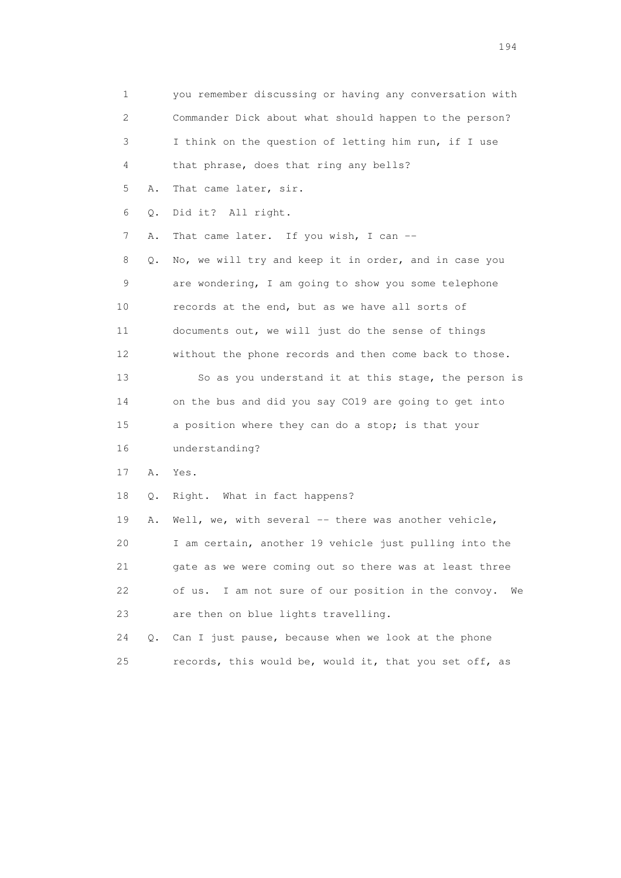1 you remember discussing or having any conversation with
2 Commander Dick about what should happen to the person?
3 I think on the question of letting him run, if I use
4 that phrase, does that ring any bells?
5 A. That came later, sir.
6 Q. Did it? All right.
7 A. That came later. If you wish, I can --
8 Q. No, we will try and keep it in order, and in case you
9 are wondering, I am going to show you some telephone
10 records at the end, but as we have all sorts of
11 documents out, we will just do the sense of things
12 without the phone records and then come back to those.
13 So as you understand it at this stage, the person is
14 on the bus and did you say CO19 are going to get into
15 a position where they can do a stop; is that your
16 understanding?
17 A. Yes.
18 Q. Right. What in fact happens?
19 A. Well, we, with several -- there was another vehicle,
20 I am certain, another 19 vehicle just pulling into the
21 gate as we were coming out so there was at least three
22 of us. I am not sure of our position in the convoy. We
23 are then on blue lights travelling.
24 Q. Can I just pause, because when we look at the phone
25 records, this would be, would it, that you set off, as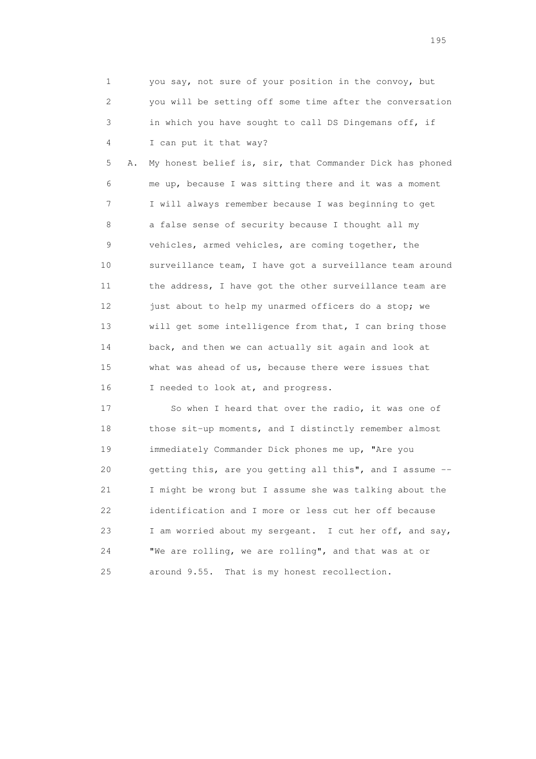1 you say, not sure of your position in the convoy, but
2 you will be setting off some time after the conversation
3 in which you have sought to call DS Dingemans off, if
4 I can put it that way?

5 A. My honest belief is, sir, that Commander Dick has phoned
6 me up, because I was sitting there and it was a moment
7 I will always remember because I was beginning to get
8 a false sense of security because I thought all my
9 vehicles, armed vehicles, are coming together, the
10 surveillance team, I have got a surveillance team around
11 the address, I have got the other surveillance team are
12 just about to help my unarmed officers do a stop; we
13 will get some intelligence from that, I can bring those
14 back, and then we can actually sit again and look at
15 what was ahead of us, because there were issues that
16 I needed to look at, and progress.

17 So when I heard that over the radio, it was one of
18 those sit-up moments, and I distinctly remember almost
19 immediately Commander Dick phones me up, "Are you
20 getting this, are you getting all this", and I assume --
21 I might be wrong but I assume she was talking about the
22 identification and I more or less cut her off because
23 I am worried about my sergeant. I cut her off, and say,
24 "We are rolling, we are rolling", and that was at or
25 around 9.55. That is my honest recollection.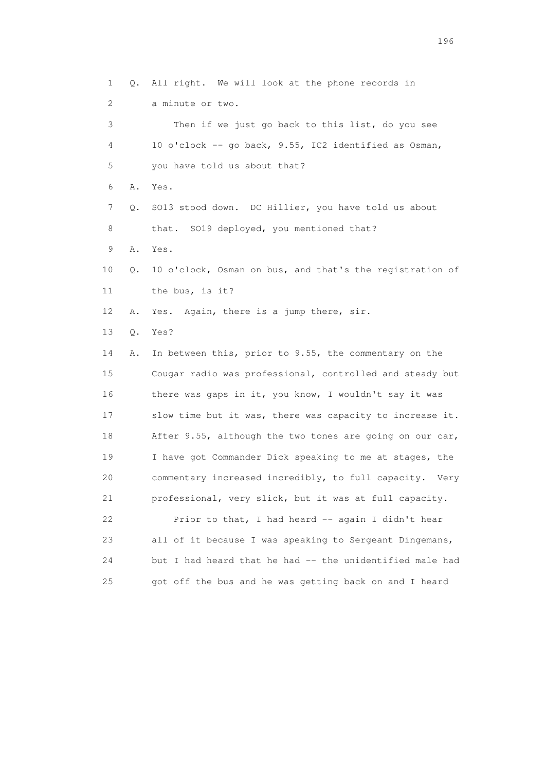1 Q. All right. We will look at the phone records in
2 a minute or two.
3 Then if we just go back to this list, do you see
4 10 o'clock -- go back, 9.55, IC2 identified as Osman,
5 you have told us about that?
6 A. Yes.
7 Q. SO13 stood down. DC Hillier, you have told us about
8 that. SO19 deployed, you mentioned that?
9 A. Yes.
10 Q. 10 o'clock, Osman on bus, and that's the registration of
11 the bus, is it?
12 A. Yes. Again, there is a jump there, sir.
13 Q. Yes?
14 A. In between this, prior to 9.55, the commentary on the
15 Cougar radio was professional, controlled and steady but
16 there was gaps in it, you know, I wouldn't say it was
17 slow time but it was, there was capacity to increase it.
18 After 9.55, although the two tones are going on our car,
19 I have got Commander Dick speaking to me at stages, the
20 commentary increased incredibly, to full capacity. Very
21 professional, very slick, but it was at full capacity.
22 Prior to that, I had heard -- again I didn't hear
23 all of it because I was speaking to Sergeant Dingemans,
24 but I had heard that he had -- the unidentified male had
25 got off the bus and he was getting back on and I heard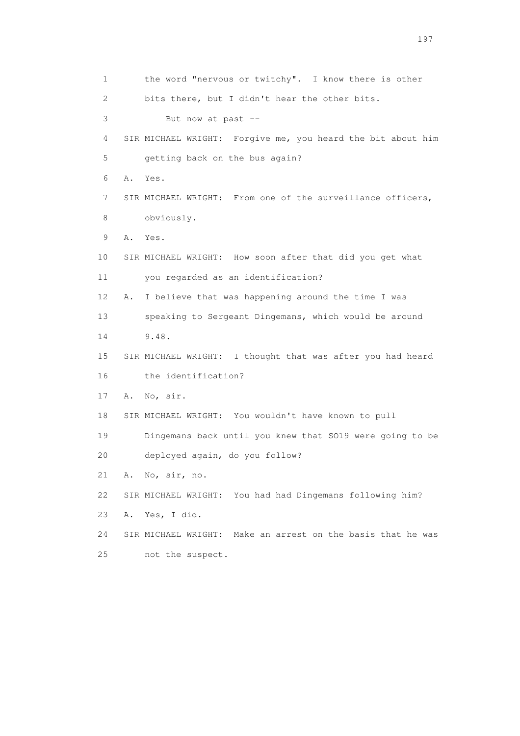1 the word "nervous or twitchy". I know there is other
2 bits there, but I didn't hear the other bits.
3 But now at past --
4 SIR MICHAEL WRIGHT: Forgive me, you heard the bit about him
5 getting back on the bus again?
6 A. Yes.
7 SIR MICHAEL WRIGHT: From one of the surveillance officers,
8 obviously.
9 A. Yes.
10 SIR MICHAEL WRIGHT: How soon after that did you get what
11 you regarded as an identification?
12 A. I believe that was happening around the time I was
13 speaking to Sergeant Dingemans, which would be around
14 9.48.
15 SIR MICHAEL WRIGHT: I thought that was after you had heard
16 the identification?
17 A. No, sir.
18 SIR MICHAEL WRIGHT: You wouldn't have known to pull
19 Dingemans back until you knew that SO19 were going to be
20 deployed again, do you follow?
21 A. No, sir, no.
22 SIR MICHAEL WRIGHT: You had had Dingemans following him?
23 A. Yes, I did.
24 SIR MICHAEL WRIGHT: Make an arrest on the basis that he was
25 not the suspect.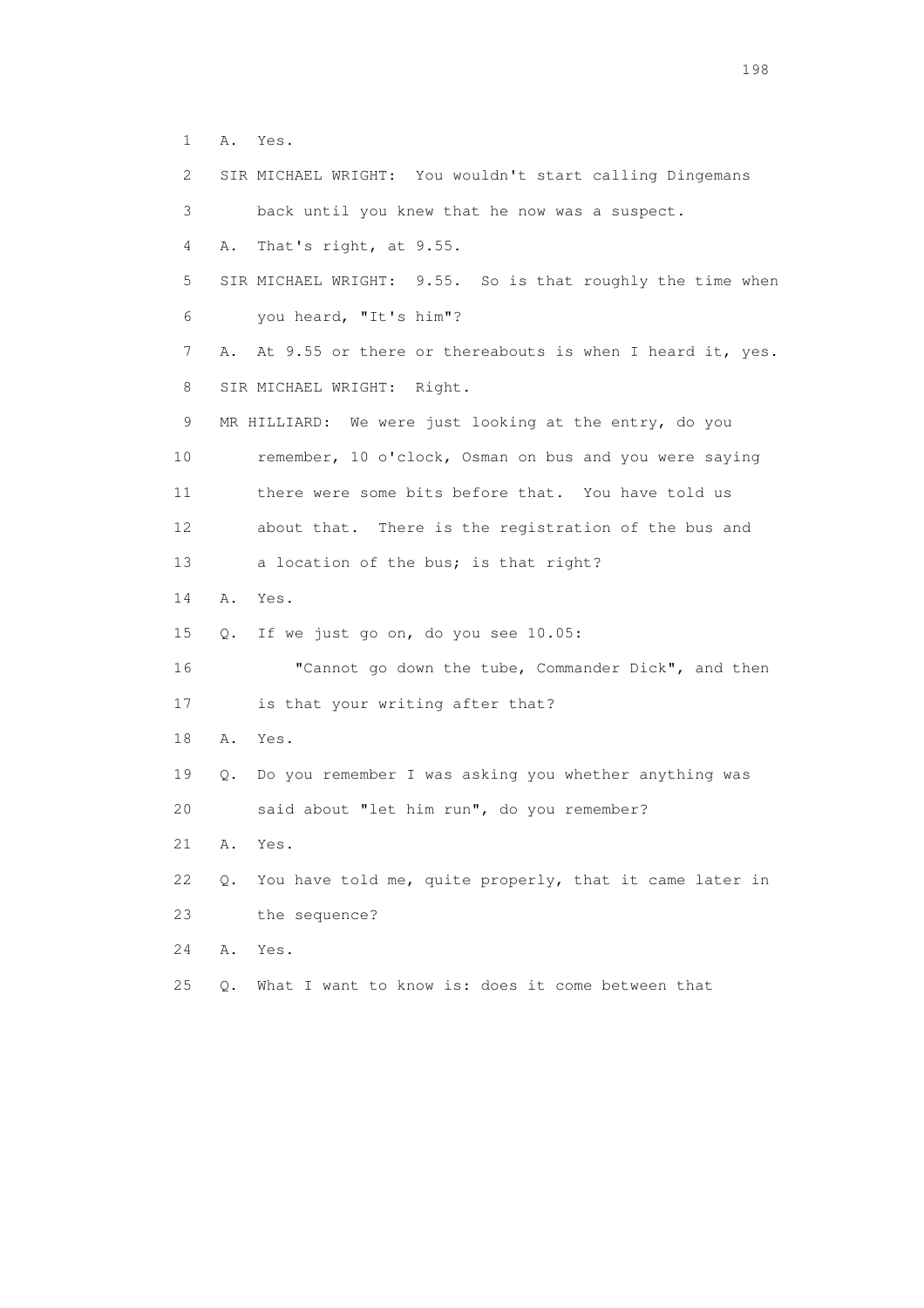1 A. Yes.

2 SIR MICHAEL WRIGHT: You wouldn't start calling Dingemans

3 back until you knew that he now was a suspect.

4 A. That's right, at 9.55.

5 SIR MICHAEL WRIGHT: 9.55. So is that roughly the time when

6 you heard, "It's him"?

7 A. At 9.55 or there or thereabouts is when I heard it, yes.

8 SIR MICHAEL WRIGHT: Right.

9 MR HILLIARD: We were just looking at the entry, do you

10 remember, 10 o'clock, Osman on bus and you were saying

11 there were some bits before that. You have told us

12 about that. There is the registration of the bus and

13 a location of the bus; is that right?

14 A. Yes.

15 Q. If we just go on, do you see 10.05:

16 "Cannot go down the tube, Commander Dick", and then

17 is that your writing after that?

18 A. Yes.

19 Q. Do you remember I was asking you whether anything was

20 said about "let him run", do you remember?

21 A. Yes.

22 Q. You have told me, quite properly, that it came later in

23 the sequence?

24 A. Yes.

25 Q. What I want to know is: does it come between that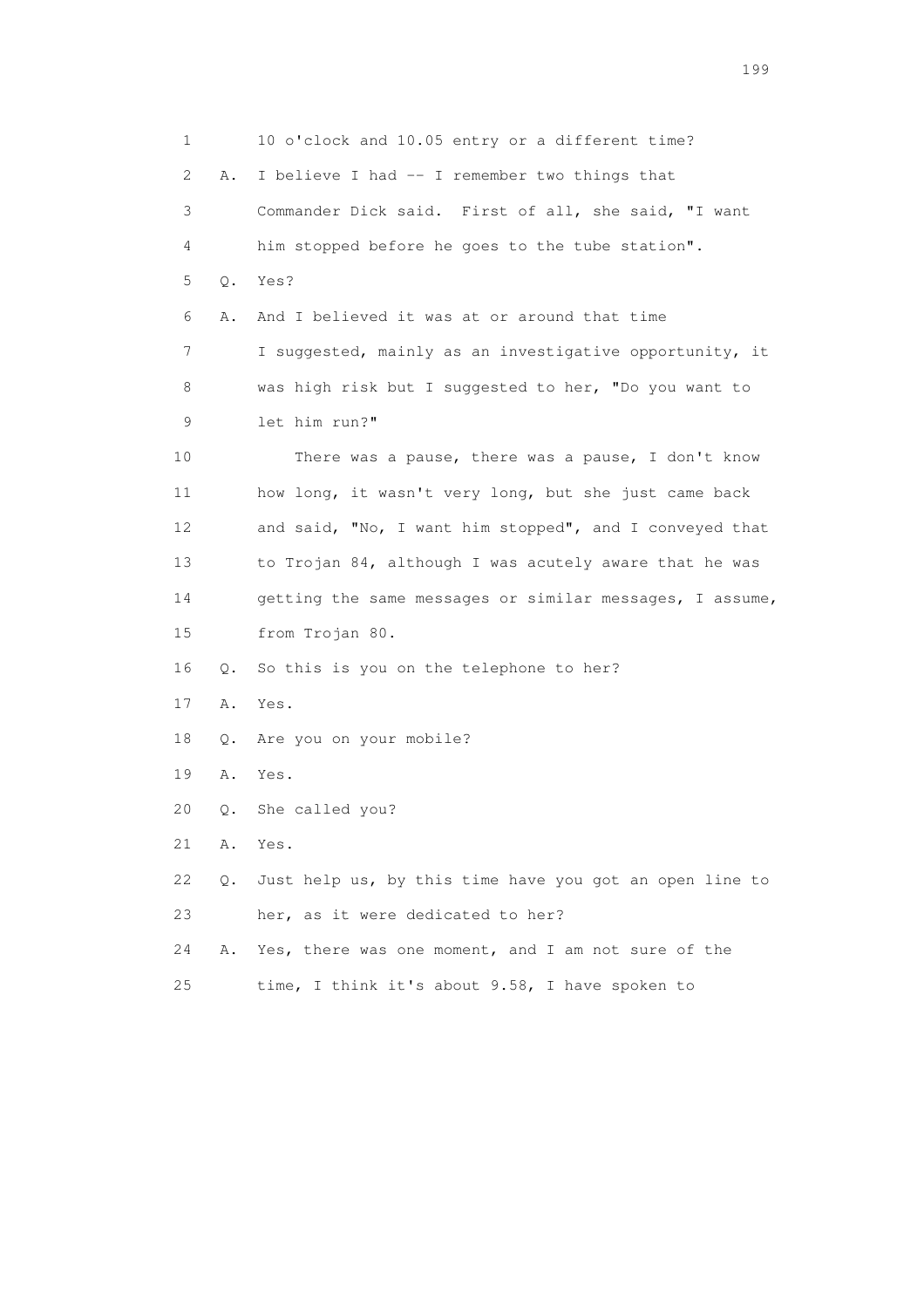1 10 o'clock and 10.05 entry or a different time?

2 A. I believe I had -- I remember two things that

3 Commander Dick said. First of all, she said, "I want

4 him stopped before he goes to the tube station".

5 Q. Yes?

6 A. And I believed it was at or around that time

7 I suggested, mainly as an investigative opportunity, it

8 was high risk but I suggested to her, "Do you want to

9 let him run?"

10 There was a pause, there was a pause, I don't know

11 how long, it wasn't very long, but she just came back

12 and said, "No, I want him stopped", and I conveyed that

13 to Trojan 84, although I was acutely aware that he was

14 getting the same messages or similar messages, I assume,

15 from Trojan 80.

16 Q. So this is you on the telephone to her?

17 A. Yes.

18 Q. Are you on your mobile?

19 A. Yes.

20 Q. She called you?

21 A. Yes.

22 Q. Just help us, by this time have you got an open line to

23 her, as it were dedicated to her?

24 A. Yes, there was one moment, and I am not sure of the

25 time, I think it's about 9.58, I have spoken to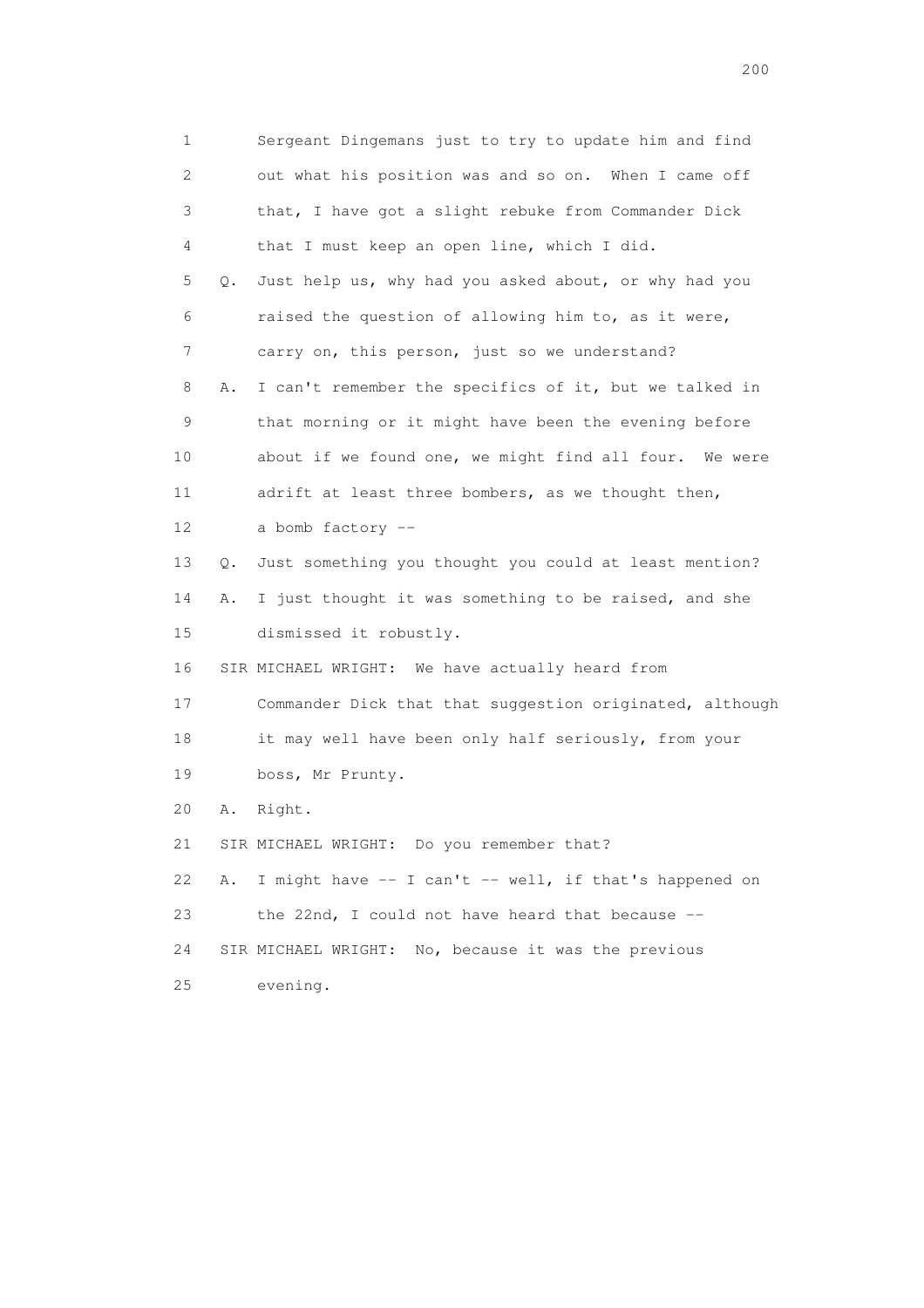1 Sergeant Dingemans just to try to update him and find
2 out what his position was and so on. When I came off
3 that, I have got a slight rebuke from Commander Dick
4 that I must keep an open line, which I did.
5 Q. Just help us, why had you asked about, or why had you
6 raised the question of allowing him to, as it were,
7 carry on, this person, just so we understand?
8 A. I can't remember the specifics of it, but we talked in
9 that morning or it might have been the evening before
10 about if we found one, we might find all four. We were
11 adrift at least three bombers, as we thought then,
12 a bomb factory --
13 Q. Just something you thought you could at least mention?
14 A. I just thought it was something to be raised, and she
15 dismissed it robustly.
16 SIR MICHAEL WRIGHT: We have actually heard from
17 Commander Dick that that suggestion originated, although
18 it may well have been only half seriously, from your
19 boss, Mr Prunty.
20 A. Right.
21 SIR MICHAEL WRIGHT: Do you remember that?
22 A. I might have -- I can't -- well, if that's happened on
23 the 22nd, I could not have heard that because --
24 SIR MICHAEL WRIGHT: No, because it was the previous
25 evening.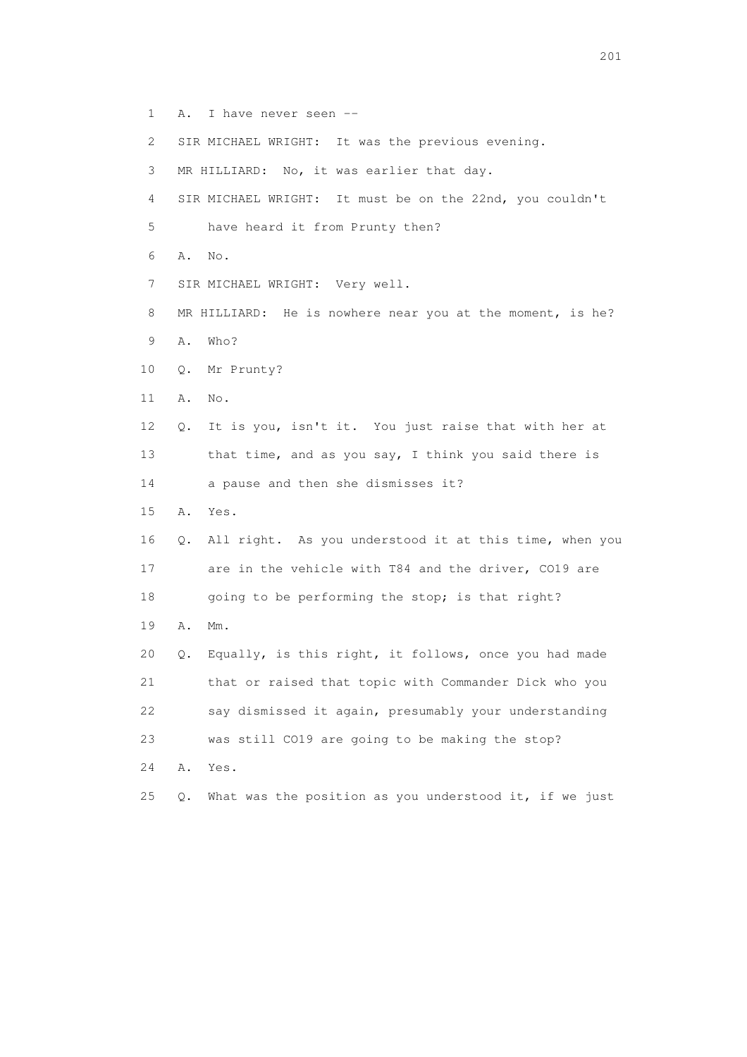1 A. I have never seen --

2 SIR MICHAEL WRIGHT: It was the previous evening.

3 MR HILLIARD: No, it was earlier that day.

4 SIR MICHAEL WRIGHT: It must be on the 22nd, you couldn't

5 have heard it from Prunty then?

6 A. No.

7 SIR MICHAEL WRIGHT: Very well.

8 MR HILLIARD: He is nowhere near you at the moment, is he?

9 A. Who?

10 Q. Mr Prunty?

11 A. No.

12 Q. It is you, isn't it. You just raise that with her at

13 that time, and as you say, I think you said there is

14 a pause and then she dismisses it?

15 A. Yes.

16 Q. All right. As you understood it at this time, when you

17 are in the vehicle with T84 and the driver, CO19 are

18 going to be performing the stop; is that right?

19 A. Mm.

20 Q. Equally, is this right, it follows, once you had made

21 that or raised that topic with Commander Dick who you

22 say dismissed it again, presumably your understanding

23 was still CO19 are going to be making the stop?

24 A. Yes.

25 Q. What was the position as you understood it, if we just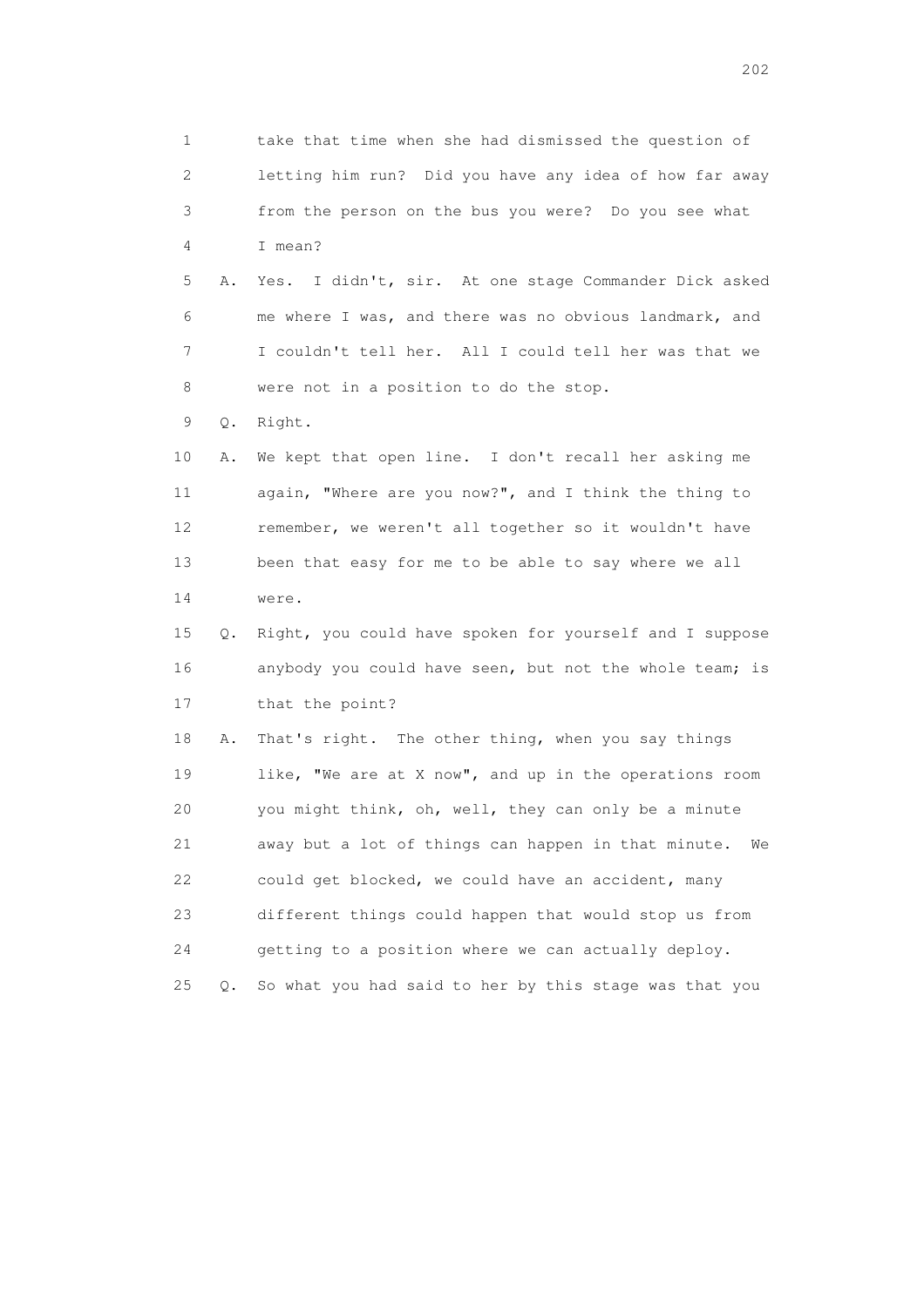1 take that time when she had dismissed the question of
2 letting him run? Did you have any idea of how far away
3 from the person on the bus you were? Do you see what
4 I mean?

5 A. Yes. I didn't, sir. At one stage Commander Dick asked
6 me where I was, and there was no obvious landmark, and
7 I couldn't tell her. All I could tell her was that we
8 were not in a position to do the stop.

9 Q. Right.

10 A. We kept that open line. I don't recall her asking me
11 again, "Where are you now?", and I think the thing to
12 remember, we weren't all together so it wouldn't have
13 been that easy for me to be able to say where we all
14 were.

15 Q. Right, you could have spoken for yourself and I suppose
16 anybody you could have seen, but not the whole team; is
17 that the point?

18 A. That's right. The other thing, when you say things
19 like, "We are at X now", and up in the operations room
20 you might think, oh, well, they can only be a minute
21 away but a lot of things can happen in that minute. We
22 could get blocked, we could have an accident, many
23 different things could happen that would stop us from
24 getting to a position where we can actually deploy.

25 Q. So what you had said to her by this stage was that you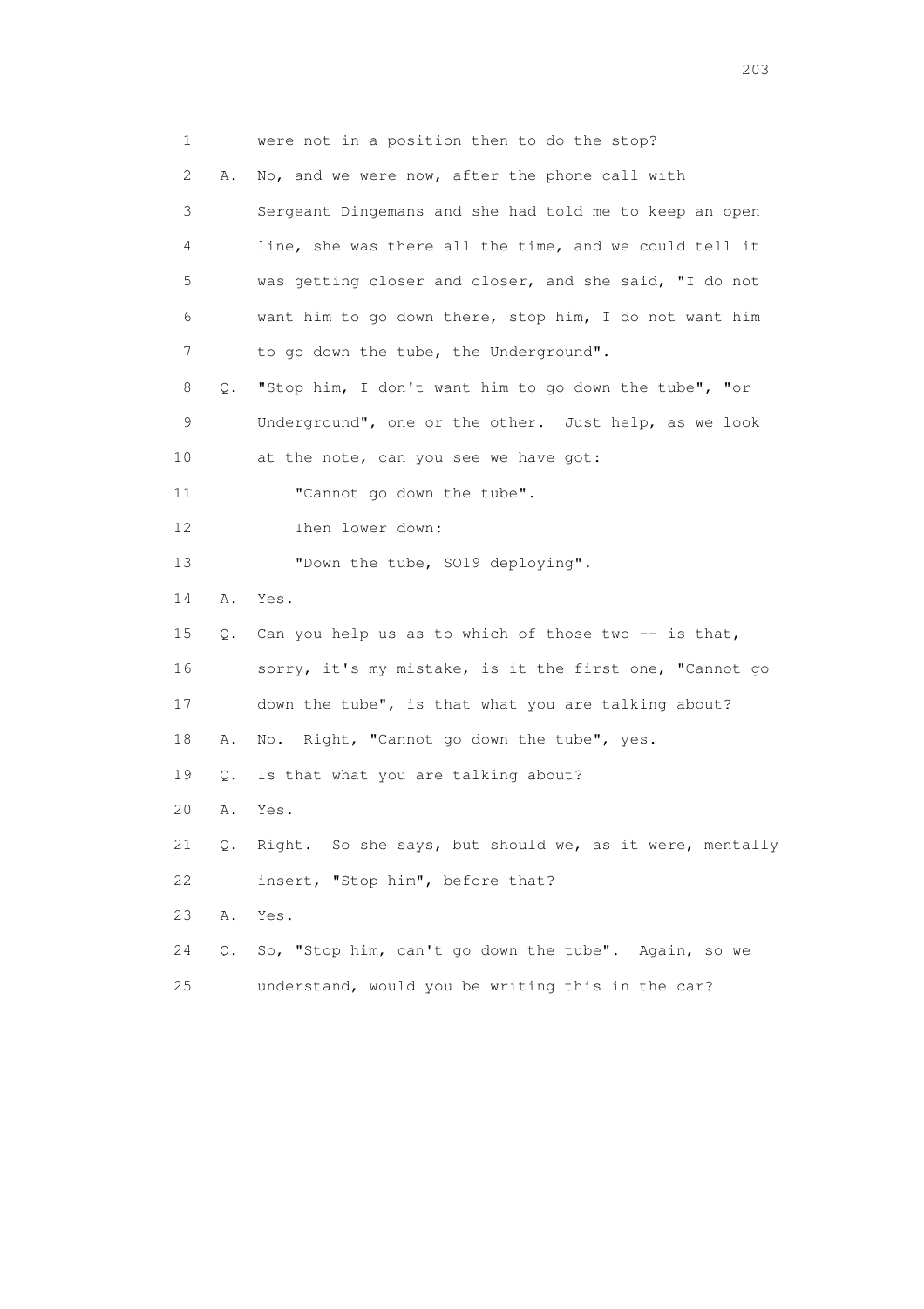1 were not in a position then to do the stop?

2 A. No, and we were now, after the phone call with

3 Sergeant Dingemans and she had told me to keep an open

4 line, she was there all the time, and we could tell it

5 was getting closer and closer, and she said, "I do not

6 want him to go down there, stop him, I do not want him

7 to go down the tube, the Underground".

8 Q. "Stop him, I don't want him to go down the tube", "or

9 Underground", one or the other. Just help, as we look

10 at the note, can you see we have got:

11 "Cannot go down the tube".

12 Then lower down:

13 "Down the tube, SO19 deploying".

14 A. Yes.

15 Q. Can you help us as to which of those two -- is that,

16 sorry, it's my mistake, is it the first one, "Cannot go

17 down the tube", is that what you are talking about?

18 A. No. Right, "Cannot go down the tube", yes.

19 Q. Is that what you are talking about?

20 A. Yes.

21 Q. Right. So she says, but should we, as it were, mentally

22 insert, "Stop him", before that?

23 A. Yes.

24 Q. So, "Stop him, can't go down the tube". Again, so we

25 understand, would you be writing this in the car?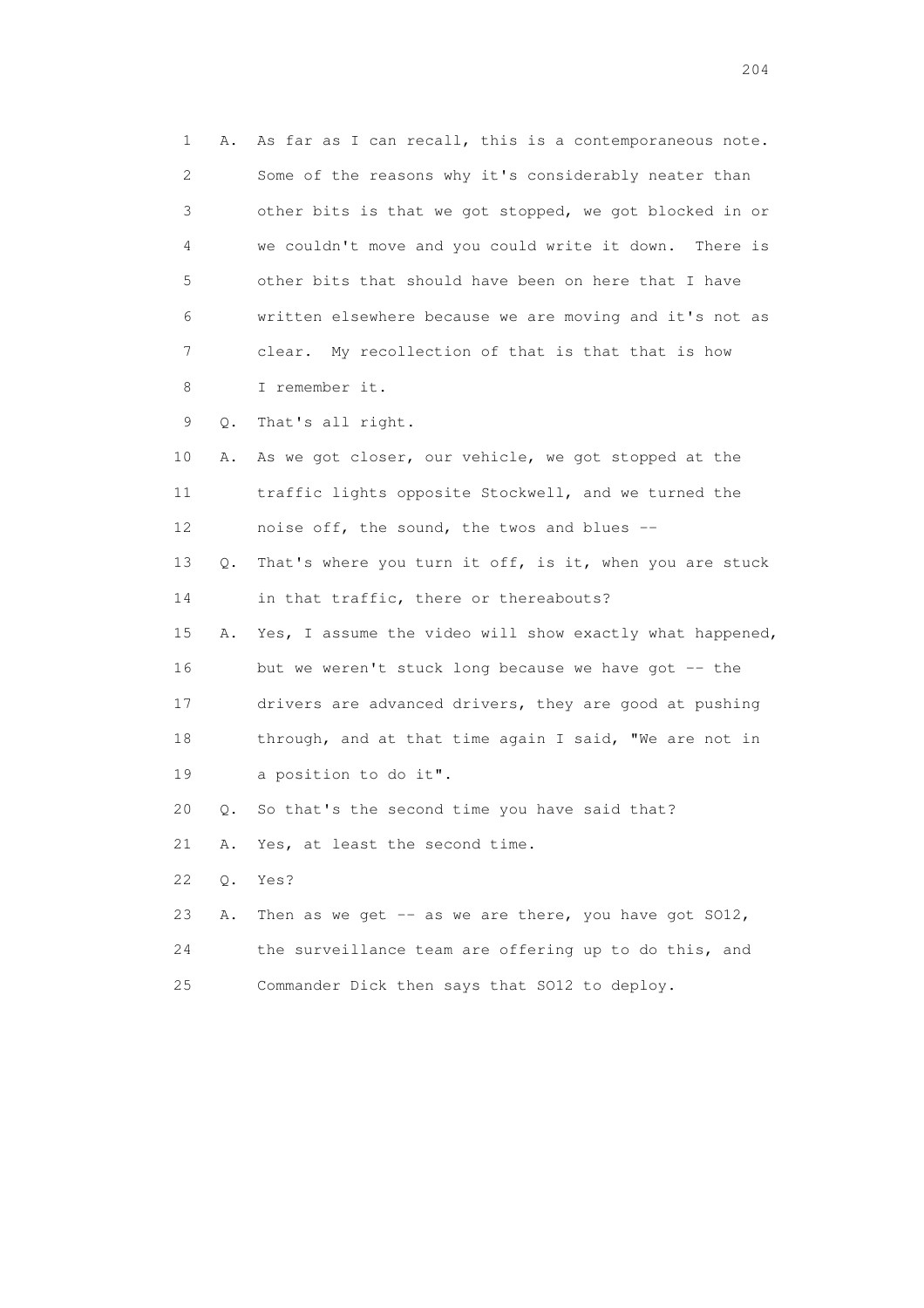1 A. As far as I can recall, this is a contemporaneous note.
2 Some of the reasons why it's considerably neater than
3 other bits is that we got stopped, we got blocked in or
4 we couldn't move and you could write it down. There is
5 other bits that should have been on here that I have
6 written elsewhere because we are moving and it's not as
7 clear. My recollection of that is that that is how
8 I remember it.

9 Q. That's all right.

10 A. As we got closer, our vehicle, we got stopped at the
11 traffic lights opposite Stockwell, and we turned the
12 noise off, the sound, the twos and blues --

13 Q. That's where you turn it off, is it, when you are stuck
14 in that traffic, there or thereabouts?

15 A. Yes, I assume the video will show exactly what happened,
16 but we weren't stuck long because we have got -- the
17 drivers are advanced drivers, they are good at pushing
18 through, and at that time again I said, "We are not in
19 a position to do it".

20 Q. So that's the second time you have said that?

21 A. Yes, at least the second time.

22 Q. Yes?

23 A. Then as we get -- as we are there, you have got SO12,
24 the surveillance team are offering up to do this, and
25 Commander Dick then says that SO12 to deploy.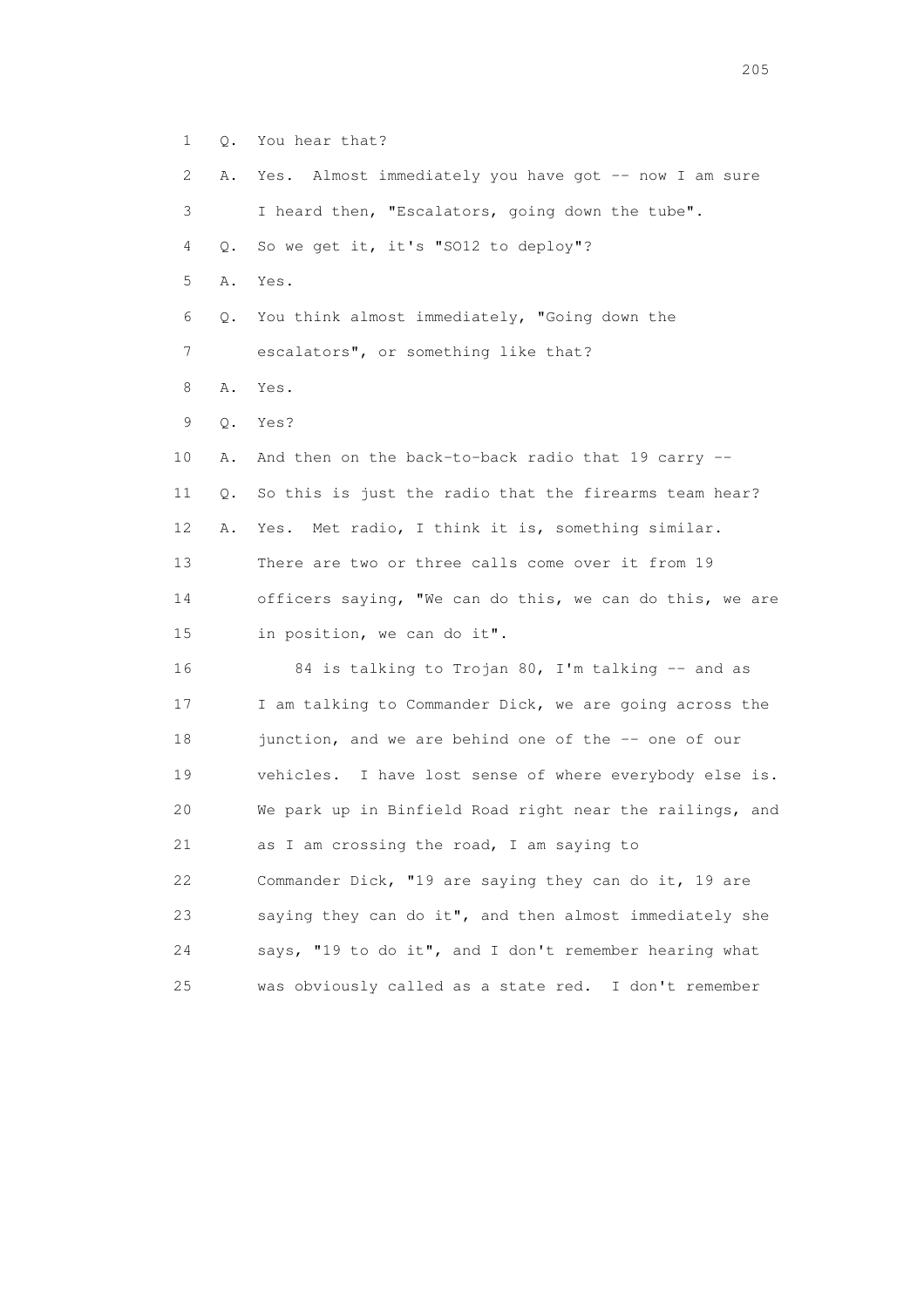1 Q. You hear that?

2 A. Yes. Almost immediately you have got -- now I am sure

3 I heard then, "Escalators, going down the tube".

4 Q. So we get it, it's "SO12 to deploy"?

5 A. Yes.

6 Q. You think almost immediately, "Going down the

7 escalators", or something like that?

8 A. Yes.

9 Q. Yes?

10 A. And then on the back-to-back radio that 19 carry --

11 Q. So this is just the radio that the firearms team hear?

12 A. Yes. Met radio, I think it is, something similar.

13 There are two or three calls come over it from 19

14 officers saying, "We can do this, we can do this, we are

15 in position, we can do it".

16 84 is talking to Trojan 80, I'm talking -- and as

17 I am talking to Commander Dick, we are going across the

18 junction, and we are behind one of the -- one of our

19 vehicles. I have lost sense of where everybody else is.

20 We park up in Binfield Road right near the railings, and

21 as I am crossing the road, I am saying to

22 Commander Dick, "19 are saying they can do it, 19 are

23 saying they can do it", and then almost immediately she

24 says, "19 to do it", and I don't remember hearing what

25 was obviously called as a state red. I don't remember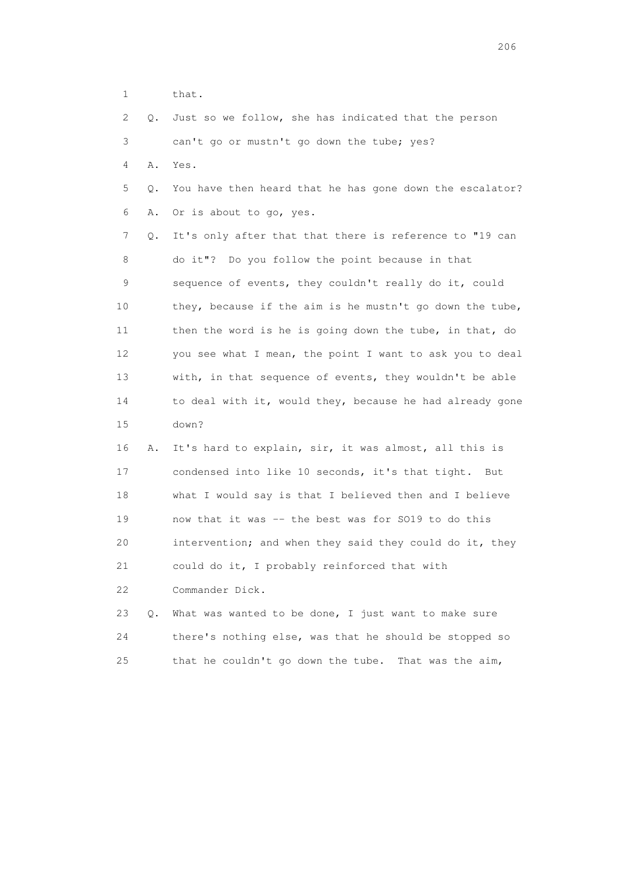1 that.

2 Q. Just so we follow, she has indicated that the person

3 can't go or mustn't go down the tube; yes?

4 A. Yes.

5 Q. You have then heard that he has gone down the escalator?

6 A. Or is about to go, yes.

7 Q. It's only after that that there is reference to "19 can

8 do it"? Do you follow the point because in that

9 sequence of events, they couldn't really do it, could

10 they, because if the aim is he mustn't go down the tube,

11 then the word is he is going down the tube, in that, do

12 you see what I mean, the point I want to ask you to deal

13 with, in that sequence of events, they wouldn't be able

14 to deal with it, would they, because he had already gone

15 down?

16 A. It's hard to explain, sir, it was almost, all this is

17 condensed into like 10 seconds, it's that tight. But

18 what I would say is that I believed then and I believe

19 now that it was -- the best was for SO19 to do this

20 intervention; and when they said they could do it, they

21 could do it, I probably reinforced that with

22 Commander Dick.

23 Q. What was wanted to be done, I just want to make sure

24 there's nothing else, was that he should be stopped so

25 that he couldn't go down the tube. That was the aim,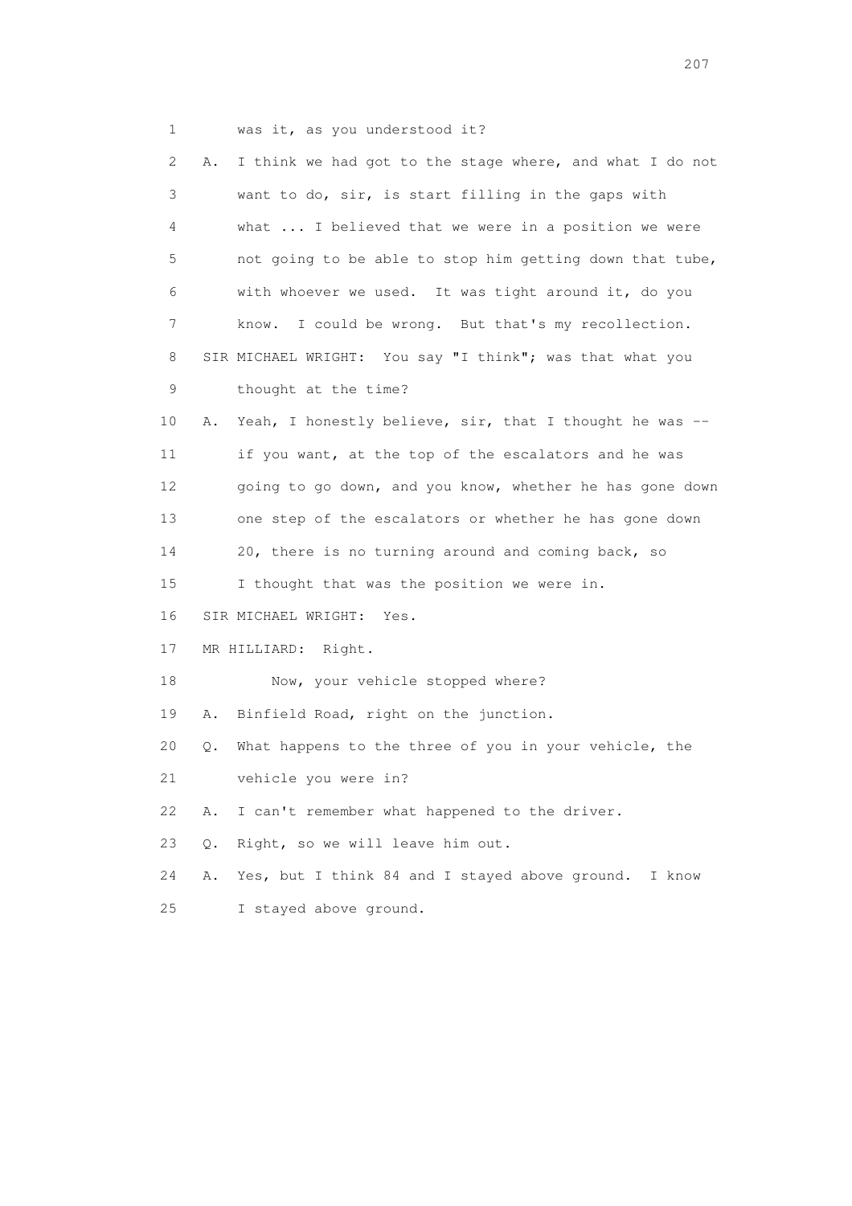1 was it, as you understood it?

2 A. I think we had got to the stage where, and what I do not

3 want to do, sir, is start filling in the gaps with

4 what ... I believed that we were in a position we were

5 not going to be able to stop him getting down that tube,

6 with whoever we used. It was tight around it, do you

7 know. I could be wrong. But that's my recollection.

8 SIR MICHAEL WRIGHT: You say "I think"; was that what you

9 thought at the time?

10 A. Yeah, I honestly believe, sir, that I thought he was --

11 if you want, at the top of the escalators and he was

12 going to go down, and you know, whether he has gone down

13 one step of the escalators or whether he has gone down

14 20, there is no turning around and coming back, so

15 I thought that was the position we were in.

16 SIR MICHAEL WRIGHT: Yes.

17 MR HILLIARD: Right.

18 Now, your vehicle stopped where?

19 A. Binfield Road, right on the junction.

20 Q. What happens to the three of you in your vehicle, the

21 vehicle you were in?

22 A. I can't remember what happened to the driver.

23 Q. Right, so we will leave him out.

24 A. Yes, but I think 84 and I stayed above ground. I know

25 I stayed above ground.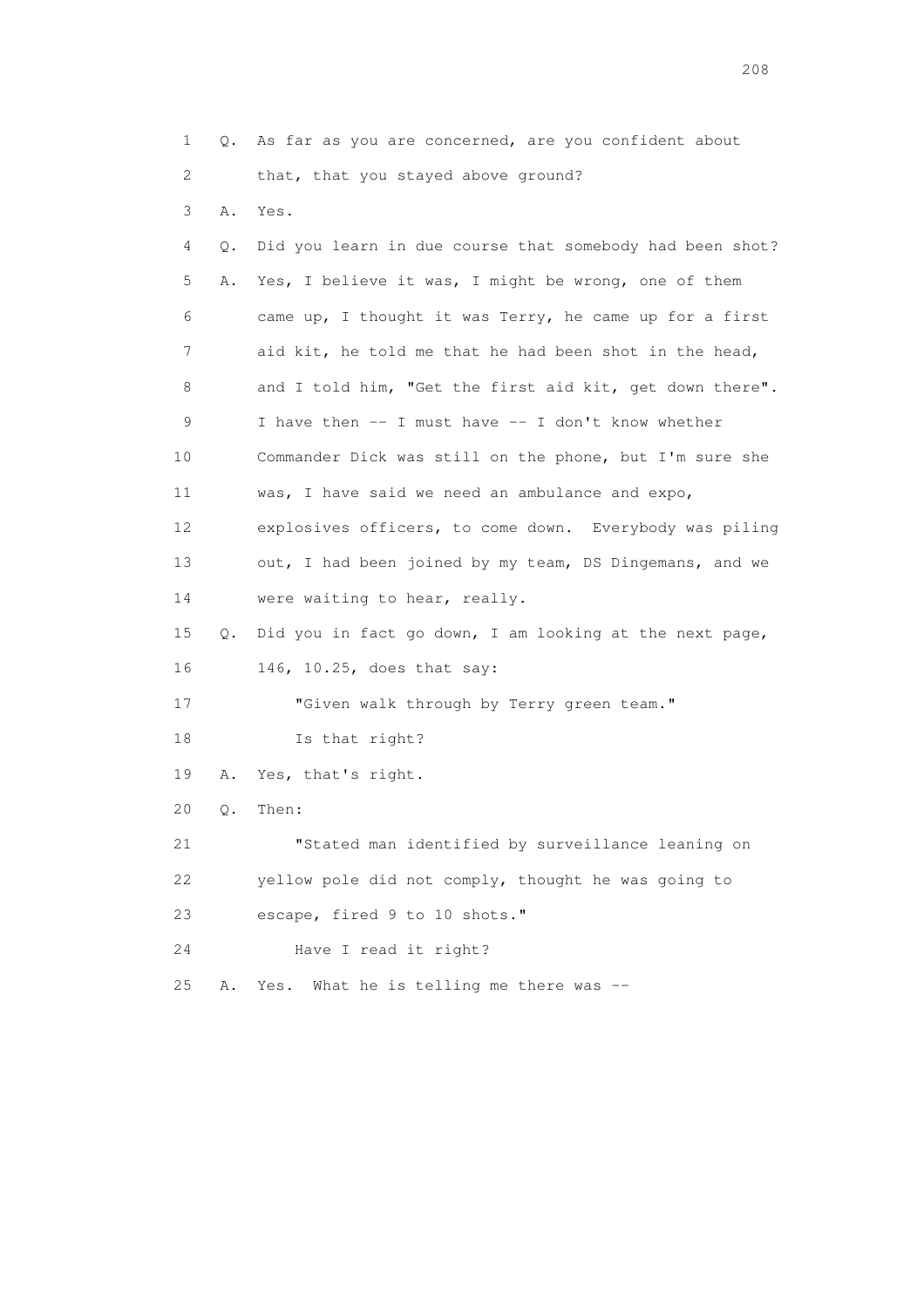1 Q. As far as you are concerned, are you confident about

2 that, that you stayed above ground?

3 A. Yes.

4 Q. Did you learn in due course that somebody had been shot?

5 A. Yes, I believe it was, I might be wrong, one of them

6 came up, I thought it was Terry, he came up for a first

7 aid kit, he told me that he had been shot in the head,

8 and I told him, "Get the first aid kit, get down there".

9 I have then -- I must have -- I don't know whether

10 Commander Dick was still on the phone, but I'm sure she

11 was, I have said we need an ambulance and expo,

12 explosives officers, to come down. Everybody was piling

13 out, I had been joined by my team, DS Dingemans, and we

14 were waiting to hear, really.

15 Q. Did you in fact go down, I am looking at the next page,

16 146, 10.25, does that say:

17 "Given walk through by Terry green team."

18 Is that right?

19 A. Yes, that's right.

20 Q. Then:

21 "Stated man identified by surveillance leaning on

22 yellow pole did not comply, thought he was going to

23 escape, fired 9 to 10 shots."

24 Have I read it right?

25 A. Yes. What he is telling me there was --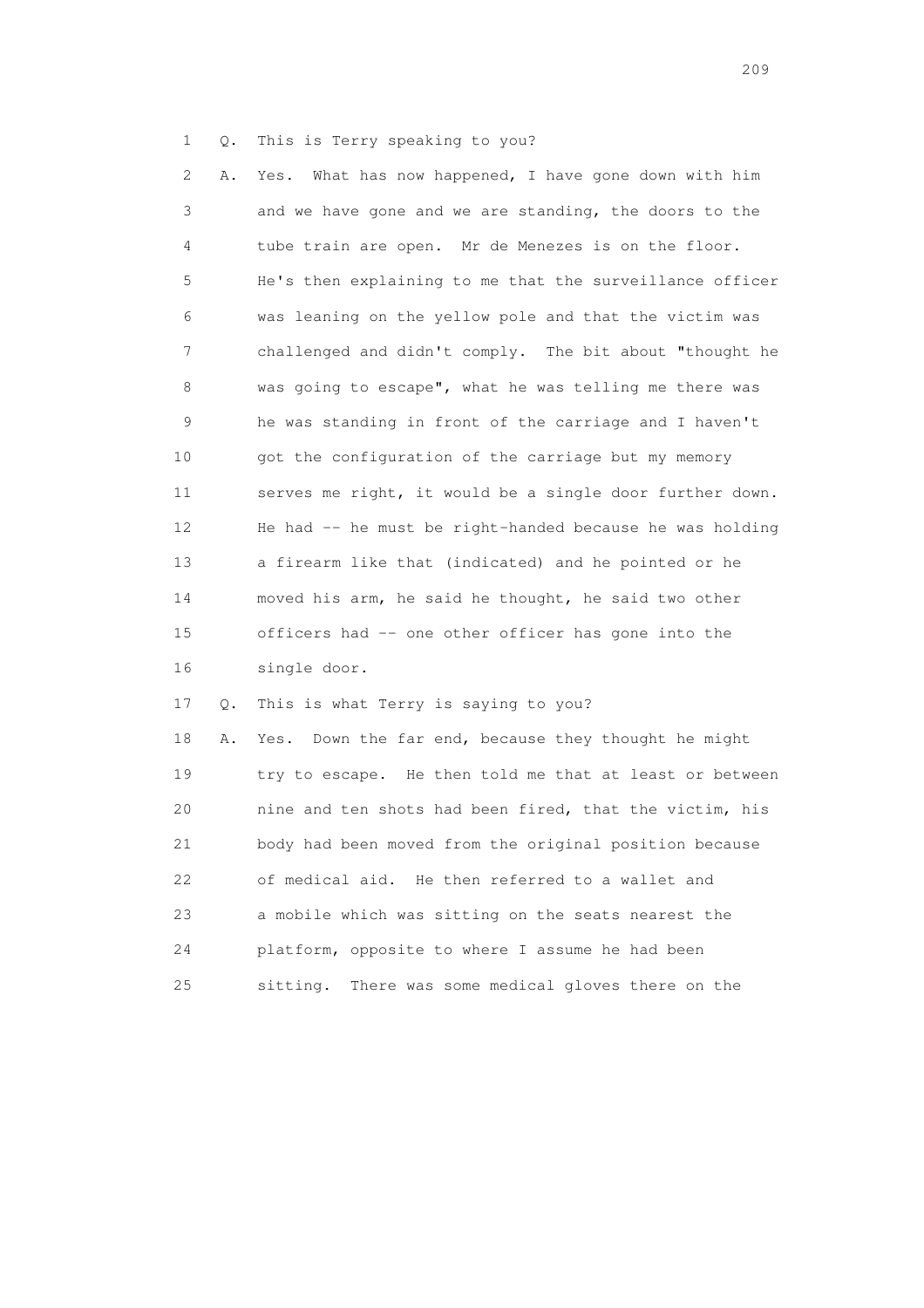1 Q. This is Terry speaking to you?

2 A. Yes. What has now happened, I have gone down with him
3 and we have gone and we are standing, the doors to the
4 tube train are open. Mr de Menezes is on the floor.
5 He's then explaining to me that the surveillance officer
6 was leaning on the yellow pole and that the victim was
7 challenged and didn't comply. The bit about "thought he
8 was going to escape", what he was telling me there was
9 he was standing in front of the carriage and I haven't
10 got the configuration of the carriage but my memory
11 serves me right, it would be a single door further down.
12 He had -- he must be right-handed because he was holding
13 a firearm like that (indicated) and he pointed or he
14 moved his arm, he said he thought, he said two other
15 officers had -- one other officer has gone into the
16 single door.

17 Q. This is what Terry is saying to you?

18 A. Yes. Down the far end, because they thought he might
19 try to escape. He then told me that at least or between
20 nine and ten shots had been fired, that the victim, his
21 body had been moved from the original position because
22 of medical aid. He then referred to a wallet and
23 a mobile which was sitting on the seats nearest the
24 platform, opposite to where I assume he had been
25 sitting. There was some medical gloves there on the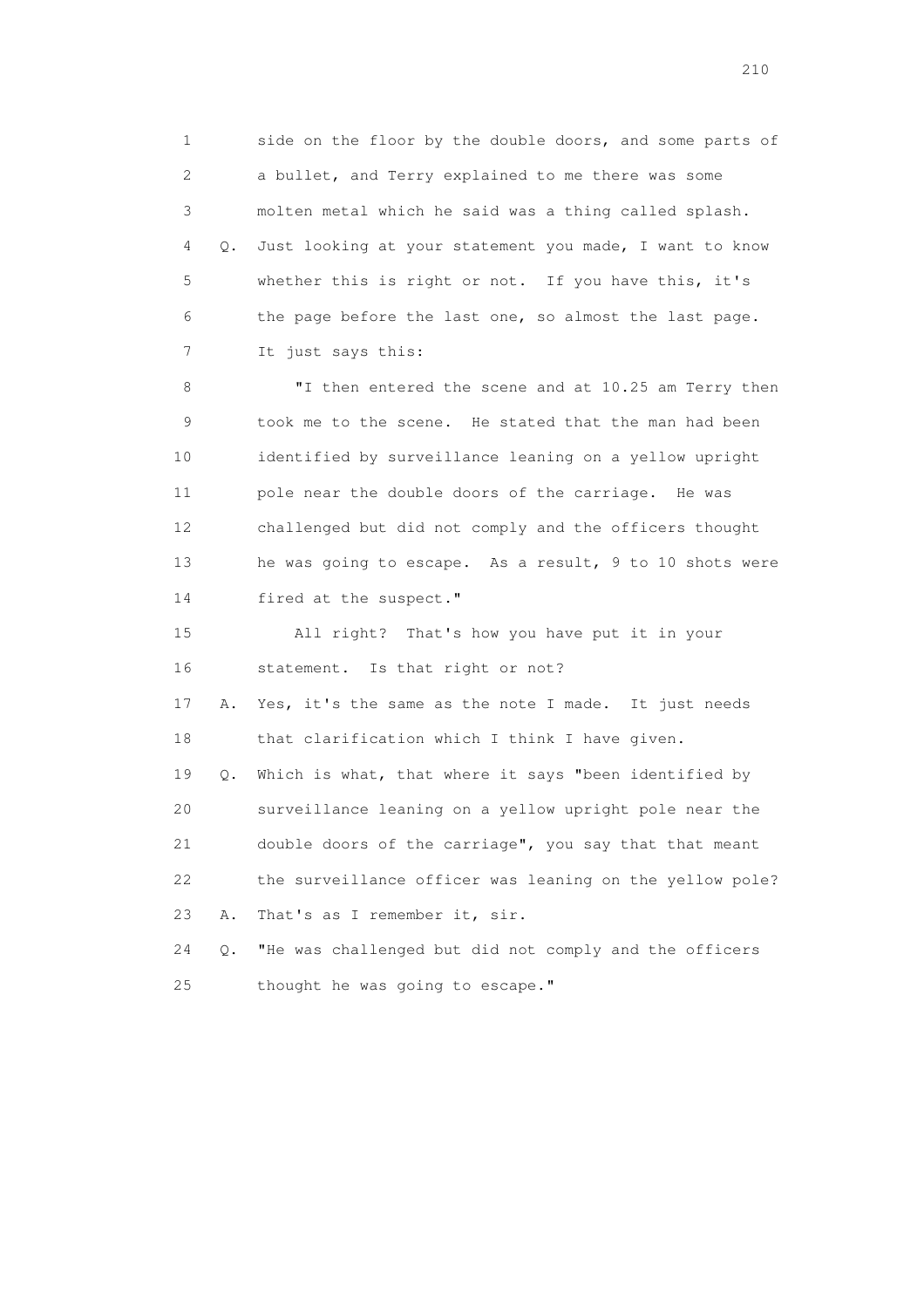1 side on the floor by the double doors, and some parts of
2 a bullet, and Terry explained to me there was some
3 molten metal which he said was a thing called splash.
4 Q. Just looking at your statement you made, I want to know
5 whether this is right or not. If you have this, it's
6 the page before the last one, so almost the last page.
7 It just says this:

8 "I then entered the scene and at 10.25 am Terry then
9 took me to the scene. He stated that the man had been
10 identified by surveillance leaning on a yellow upright
11 pole near the double doors of the carriage. He was
12 challenged but did not comply and the officers thought
13 he was going to escape. As a result, 9 to 10 shots were
14 fired at the suspect."

15 All right? That's how you have put it in your
16 statement. Is that right or not?
17 A. Yes, it's the same as the note I made. It just needs
18 that clarification which I think I have given.
19 Q. Which is what, that where it says "been identified by
20 surveillance leaning on a yellow upright pole near the
21 double doors of the carriage", you say that that meant
22 the surveillance officer was leaning on the yellow pole?
23 A. That's as I remember it, sir.
24 Q. "He was challenged but did not comply and the officers
25 thought he was going to escape."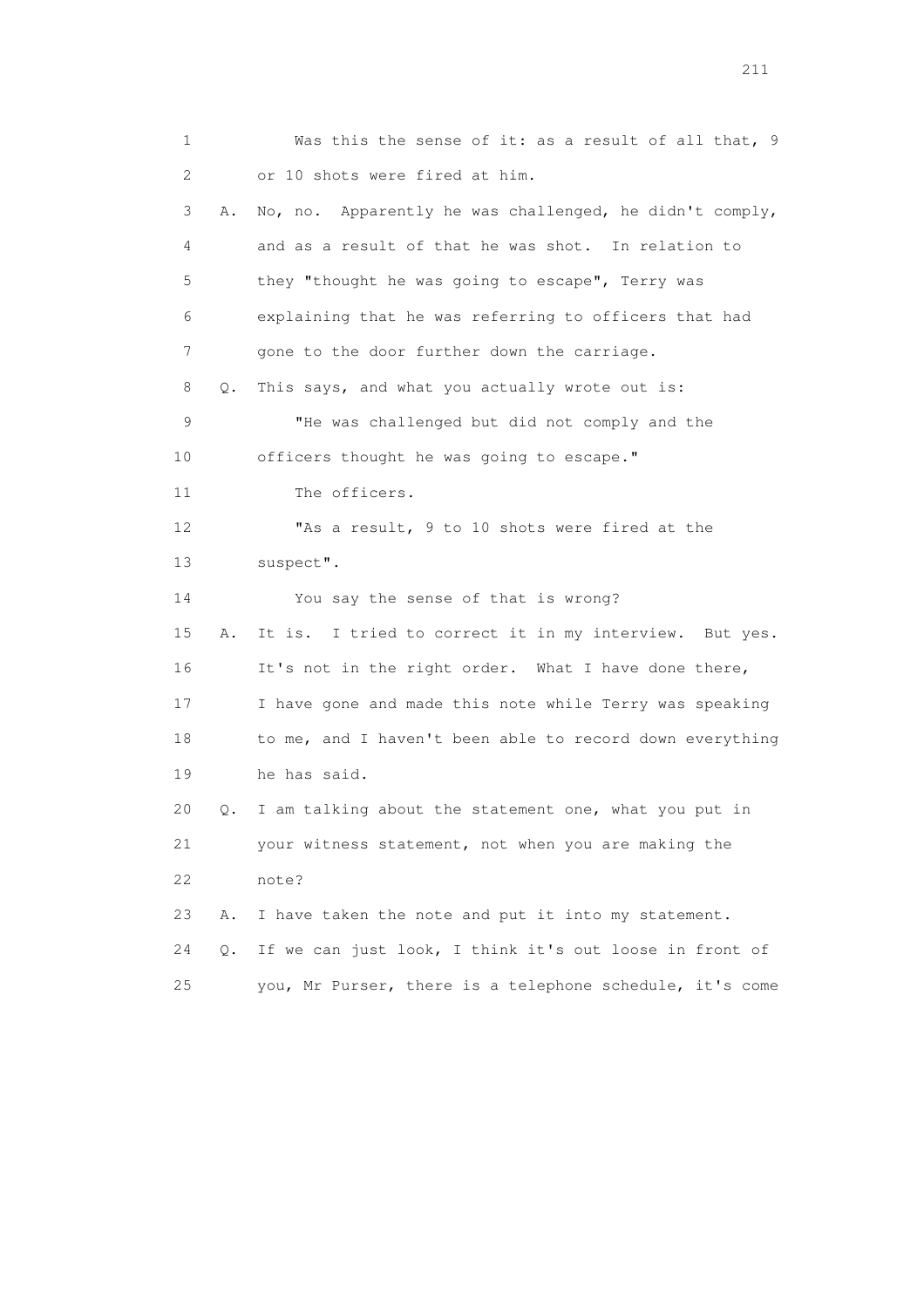1 Was this the sense of it: as a result of all that, 9
2 or 10 shots were fired at him.
3 A. No, no. Apparently he was challenged, he didn't comply,
4 and as a result of that he was shot. In relation to
5 they "thought he was going to escape", Terry was
6 explaining that he was referring to officers that had
7 gone to the door further down the carriage.
8 Q. This says, and what you actually wrote out is:
9 "He was challenged but did not comply and the
10 officers thought he was going to escape."
11 The officers.
12 "As a result, 9 to 10 shots were fired at the
13 suspect".
14 You say the sense of that is wrong?
15 A. It is. I tried to correct it in my interview. But yes.
16 It's not in the right order. What I have done there,
17 I have gone and made this note while Terry was speaking
18 to me, and I haven't been able to record down everything
19 he has said.
20 Q. I am talking about the statement one, what you put in
21 your witness statement, not when you are making the
22 note?
23 A. I have taken the note and put it into my statement.
24 Q. If we can just look, I think it's out loose in front of
25 you, Mr Purser, there is a telephone schedule, it's come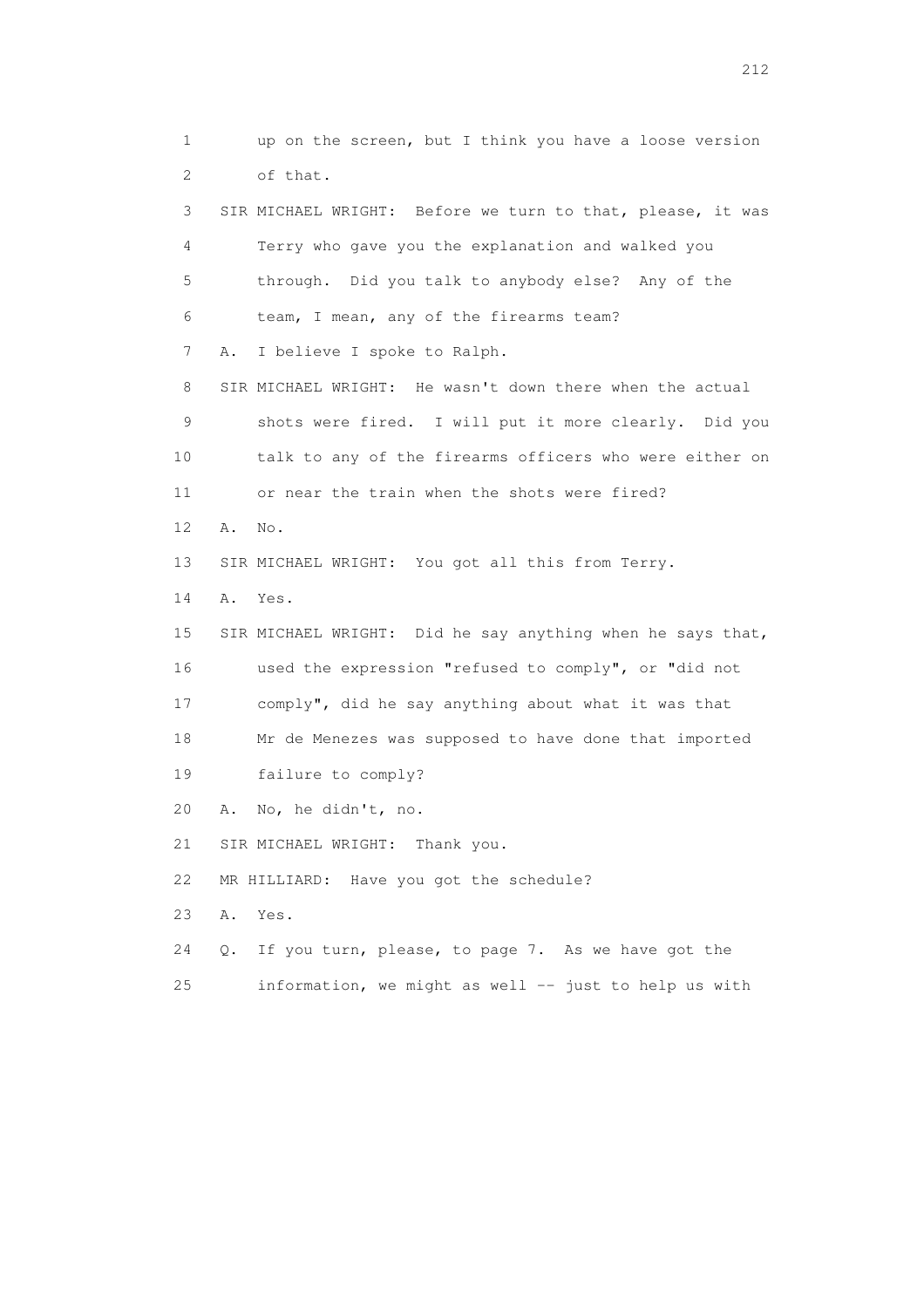1 up on the screen, but I think you have a loose version
2 of that.
3 SIR MICHAEL WRIGHT: Before we turn to that, please, it was
4 Terry who gave you the explanation and walked you
5 through. Did you talk to anybody else? Any of the
6 team, I mean, any of the firearms team?
7 A. I believe I spoke to Ralph.
8 SIR MICHAEL WRIGHT: He wasn't down there when the actual
9 shots were fired. I will put it more clearly. Did you
10 talk to any of the firearms officers who were either on
11 or near the train when the shots were fired?
12 A. No.
13 SIR MICHAEL WRIGHT: You got all this from Terry.
14 A. Yes.
15 SIR MICHAEL WRIGHT: Did he say anything when he says that,
16 used the expression "refused to comply", or "did not
17 comply", did he say anything about what it was that
18 Mr de Menezes was supposed to have done that imported
19 failure to comply?
20 A. No, he didn't, no.
21 SIR MICHAEL WRIGHT: Thank you.
22 MR HILLIARD: Have you got the schedule?
23 A. Yes.
24 Q. If you turn, please, to page 7. As we have got the
25 information, we might as well -- just to help us with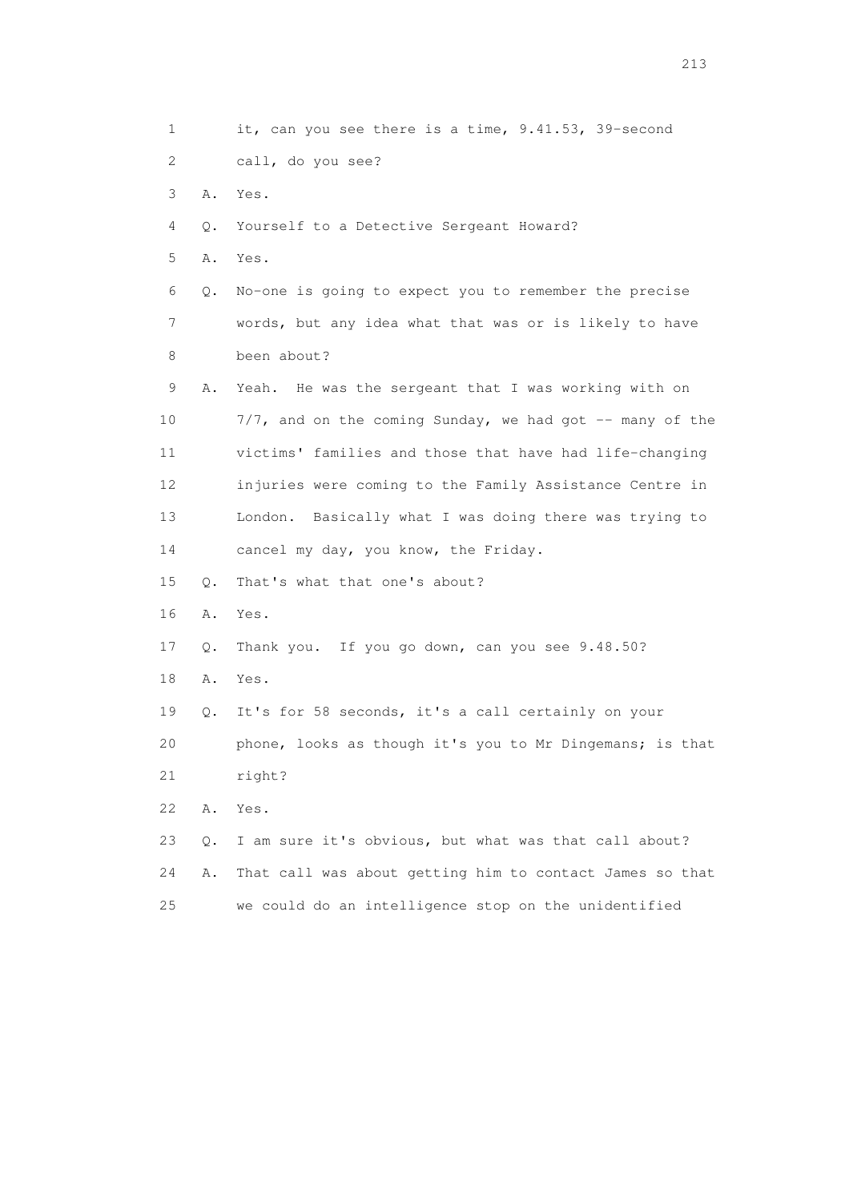1 it, can you see there is a time, 9.41.53, 39-second
2 call, do you see?
3 A. Yes.
4 Q. Yourself to a Detective Sergeant Howard?
5 A. Yes.
6 Q. No-one is going to expect you to remember the precise
7 words, but any idea what that was or is likely to have
8 been about?
9 A. Yeah. He was the sergeant that I was working with on
10 7/7, and on the coming Sunday, we had got -- many of the
11 victims' families and those that have had life-changing
12 injuries were coming to the Family Assistance Centre in
13 London. Basically what I was doing there was trying to
14 cancel my day, you know, the Friday.
15 Q. That's what that one's about?
16 A. Yes.
17 Q. Thank you. If you go down, can you see 9.48.50?
18 A. Yes.
19 Q. It's for 58 seconds, it's a call certainly on your
20 phone, looks as though it's you to Mr Dingemans; is that
21 right?
22 A. Yes.
23 Q. I am sure it's obvious, but what was that call about?
24 A. That call was about getting him to contact James so that
25 we could do an intelligence stop on the unidentified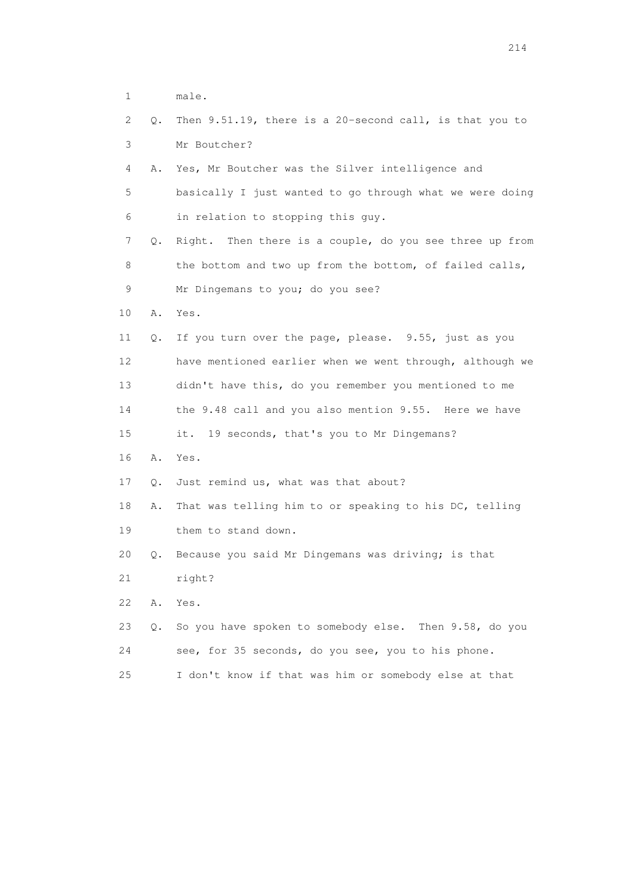1 male.

2 Q. Then 9.51.19, there is a 20-second call, is that you to

3 Mr Boutcher?

4 A. Yes, Mr Boutcher was the Silver intelligence and

5 basically I just wanted to go through what we were doing

6 in relation to stopping this guy.

7 Q. Right. Then there is a couple, do you see three up from

8 the bottom and two up from the bottom, of failed calls,

9 Mr Dingemans to you; do you see?

10 A. Yes.

11 Q. If you turn over the page, please. 9.55, just as you

12 have mentioned earlier when we went through, although we

13 didn't have this, do you remember you mentioned to me

14 the 9.48 call and you also mention 9.55. Here we have

15 it. 19 seconds, that's you to Mr Dingemans?

16 A. Yes.

17 Q. Just remind us, what was that about?

18 A. That was telling him to or speaking to his DC, telling

19 them to stand down.

20 Q. Because you said Mr Dingemans was driving; is that

21 right?

22 A. Yes.

23 Q. So you have spoken to somebody else. Then 9.58, do you

24 see, for 35 seconds, do you see, you to his phone.

25 I don't know if that was him or somebody else at that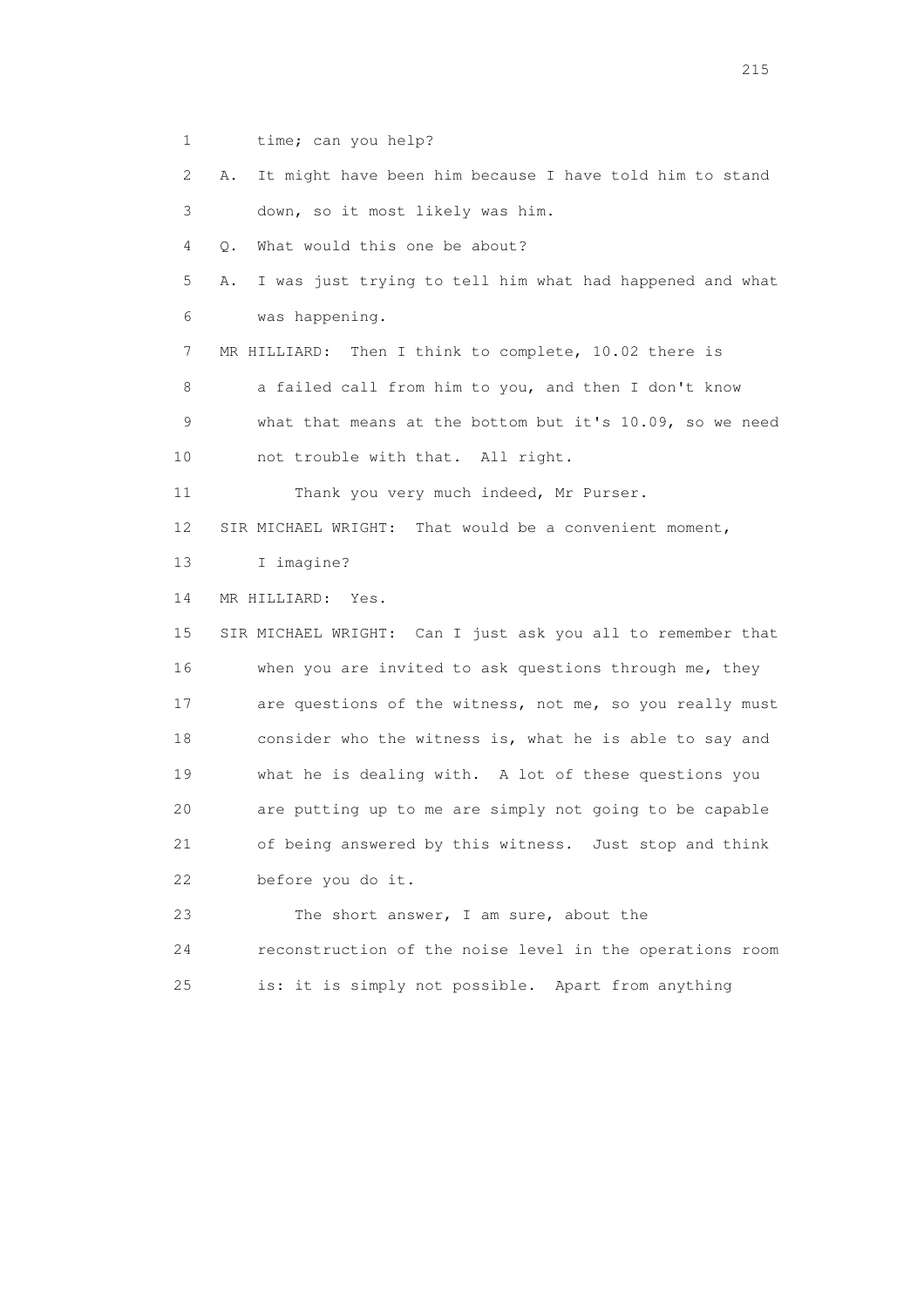1 time; can you help?

2 A. It might have been him because I have told him to stand

3 down, so it most likely was him.

4 Q. What would this one be about?

5 A. I was just trying to tell him what had happened and what

6 was happening.

7 MR HILLIARD: Then I think to complete, 10.02 there is

8 a failed call from him to you, and then I don't know

9 what that means at the bottom but it's 10.09, so we need

10 not trouble with that. All right.

11 Thank you very much indeed, Mr Purser.

12 SIR MICHAEL WRIGHT: That would be a convenient moment,

13 I imagine?

14 MR HILLIARD: Yes.

15 SIR MICHAEL WRIGHT: Can I just ask you all to remember that

16 when you are invited to ask questions through me, they

17 are questions of the witness, not me, so you really must

18 consider who the witness is, what he is able to say and

19 what he is dealing with. A lot of these questions you

20 are putting up to me are simply not going to be capable

21 of being answered by this witness. Just stop and think

22 before you do it.

23 The short answer, I am sure, about the

24 reconstruction of the noise level in the operations room

25 is: it is simply not possible. Apart from anything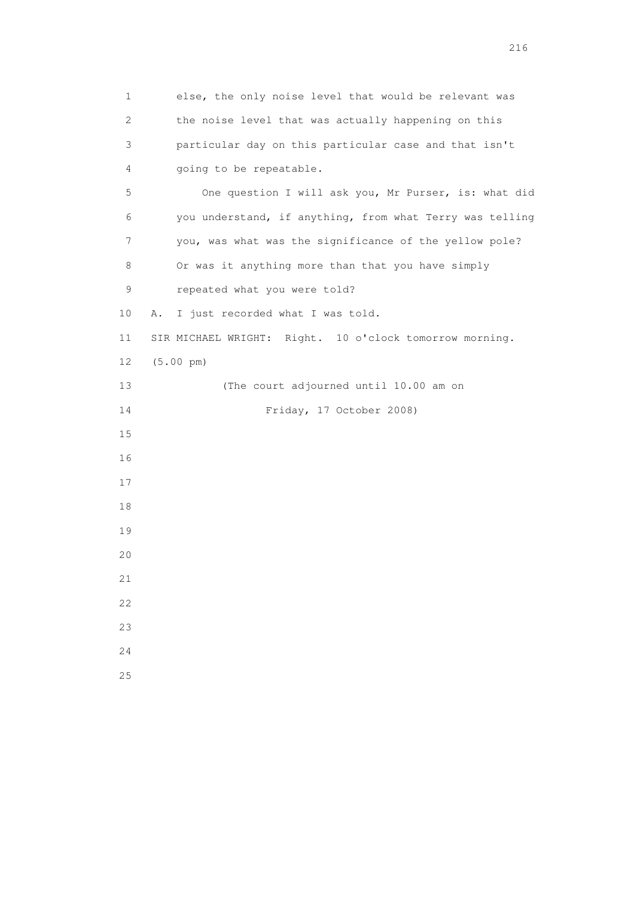else, the only noise level that would be relevant was the noise level that was actually happening on this particular day on this particular case and that isn't going to be repeatable.

One question I will ask you, Mr Purser, is: what did you understand, if anything, from what Terry was telling you, was what was the significance of the yellow pole? Or was it anything more than that you have simply repeated what you were told?

A. I just recorded what I was told.

SIR MICHAEL WRIGHT: Right. 10 o'clock tomorrow morning.

(5.00 pm)

(The court adjourned until 10.00 am on Friday, 17 October 2008)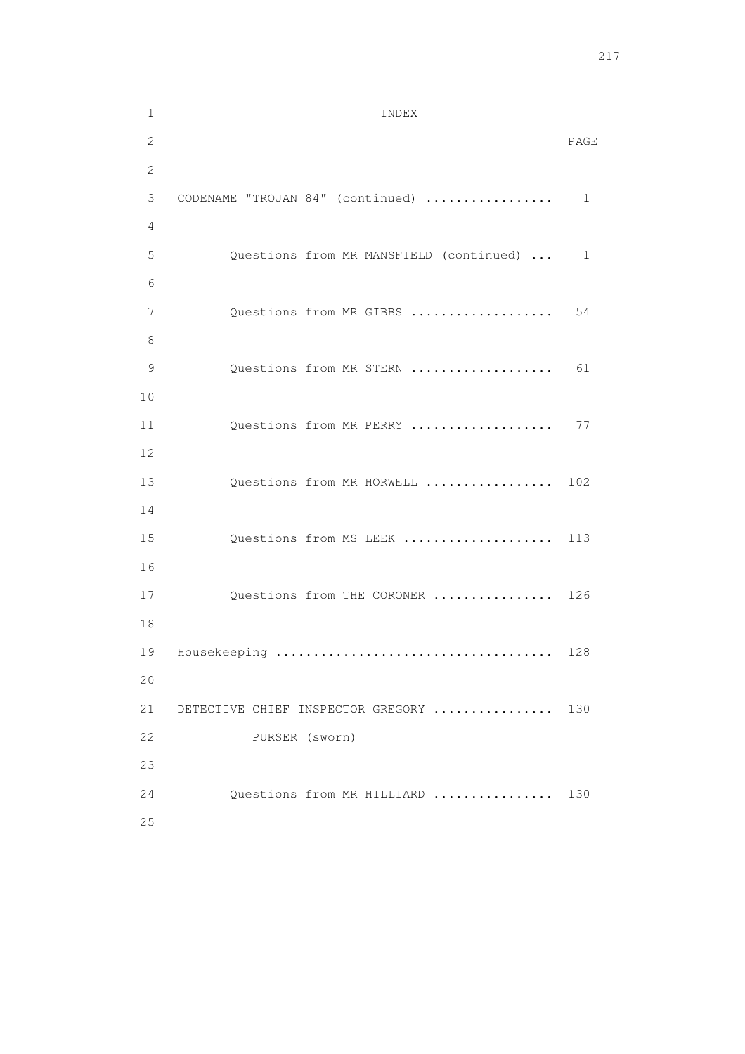# INDEX

| | PAGE |
|---|---|
| CODENAME "TROJAN 84" (continued) | 1 |
| Questions from MR MANSFIELD (continued) | 1 |
| Questions from MR GIBBS | 54 |
| Questions from MR STERN | 61 |
| Questions from MR PERRY | 77 |
| Questions from MR HORWELL | 102 |
| Questions from MS LEEK | 113 |
| Questions from THE CORONER | 126 |
| Housekeeping | 128 |
| DETECTIVE CHIEF INSPECTOR GREGORY PURSER (sworn) | 130 |
| Questions from MR HILLIARD | 130 |